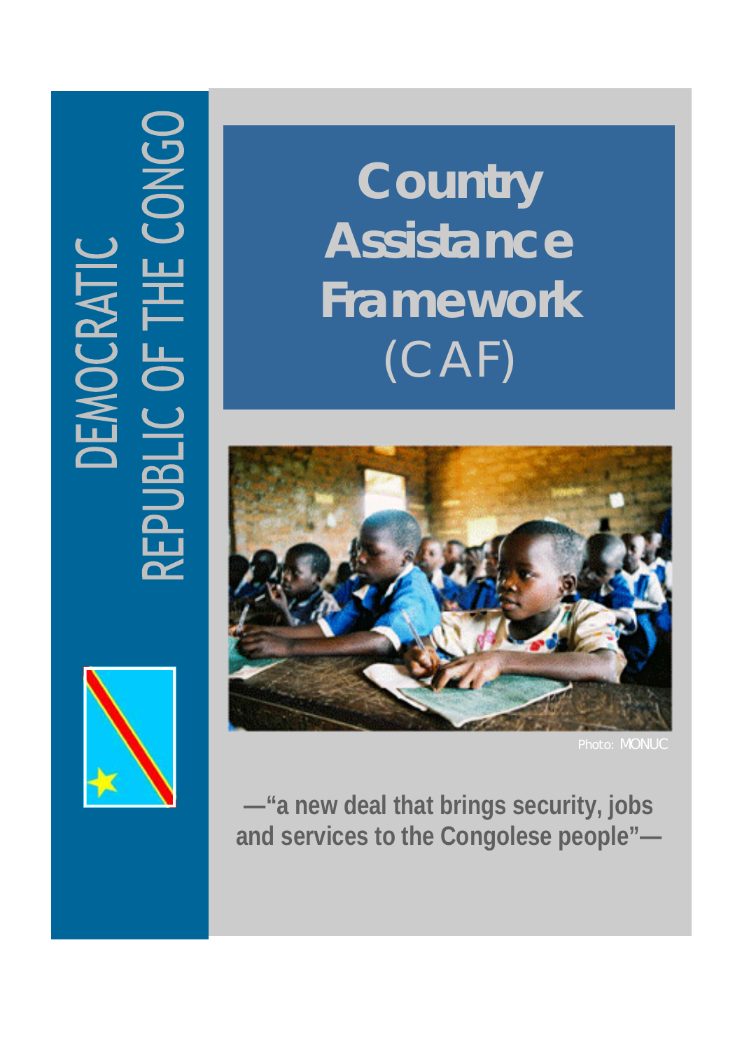DEMOCRATIC REPUBLIC OF THE CONGO

# Country Assistance Framework (CAF)

Photo: MONUC

**—"a new deal that brings security, jobs and services to the Congolese people"—**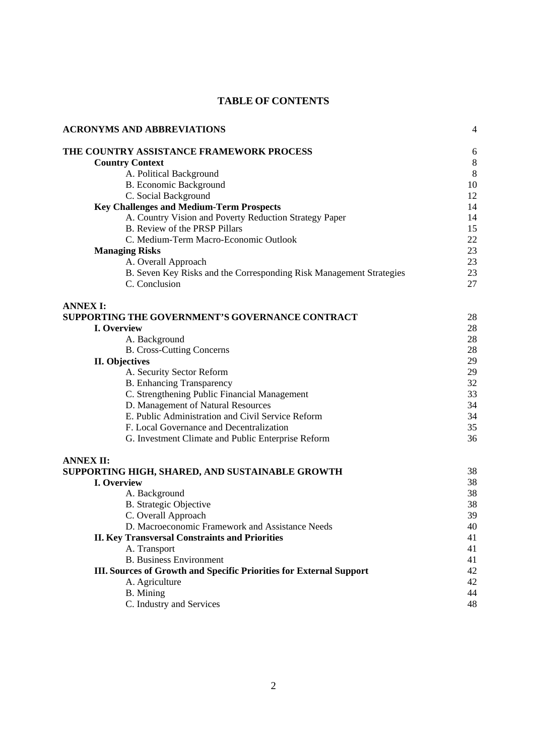# TABLE OF CONTENTS

| | |
|---|---|
| **ACRONYMS AND ABBREVIATIONS** | 4 |
| **THE COUNTRY ASSISTANCE FRAMEWORK PROCESS** | 6 |
| **Country Context** | 8 |
| A. Political Background | 8 |
| B. Economic Background | 10 |
| C. Social Background | 12 |
| **Key Challenges and Medium-Term Prospects** | 14 |
| A. Country Vision and Poverty Reduction Strategy Paper | 14 |
| B. Review of the PRSP Pillars | 15 |
| C. Medium-Term Macro-Economic Outlook | 22 |
| **Managing Risks** | 23 |
| A. Overall Approach | 23 |
| B. Seven Key Risks and the Corresponding Risk Management Strategies | 23 |
| C. Conclusion | 27 |
| **ANNEX I:** | |
| **SUPPORTING THE GOVERNMENT'S GOVERNANCE CONTRACT** | 28 |
| **I. Overview** | 28 |
| A. Background | 28 |
| B. Cross-Cutting Concerns | 28 |
| **II. Objectives** | 29 |
| A. Security Sector Reform | 29 |
| B. Enhancing Transparency | 32 |
| C. Strengthening Public Financial Management | 33 |
| D. Management of Natural Resources | 34 |
| E. Public Administration and Civil Service Reform | 34 |
| F. Local Governance and Decentralization | 35 |
| G. Investment Climate and Public Enterprise Reform | 36 |
| **ANNEX II:** | |
| **SUPPORTING HIGH, SHARED, AND SUSTAINABLE GROWTH** | 38 |
| **I. Overview** | 38 |
| A. Background | 38 |
| B. Strategic Objective | 38 |
| C. Overall Approach | 39 |
| D. Macroeconomic Framework and Assistance Needs | 40 |
| **II. Key Transversal Constraints and Priorities** | 41 |
| A. Transport | 41 |
| B. Business Environment | 41 |
| **III. Sources of Growth and Specific Priorities for External Support** | 42 |
| A. Agriculture | 42 |
| B. Mining | 44 |
| C. Industry and Services | 48 |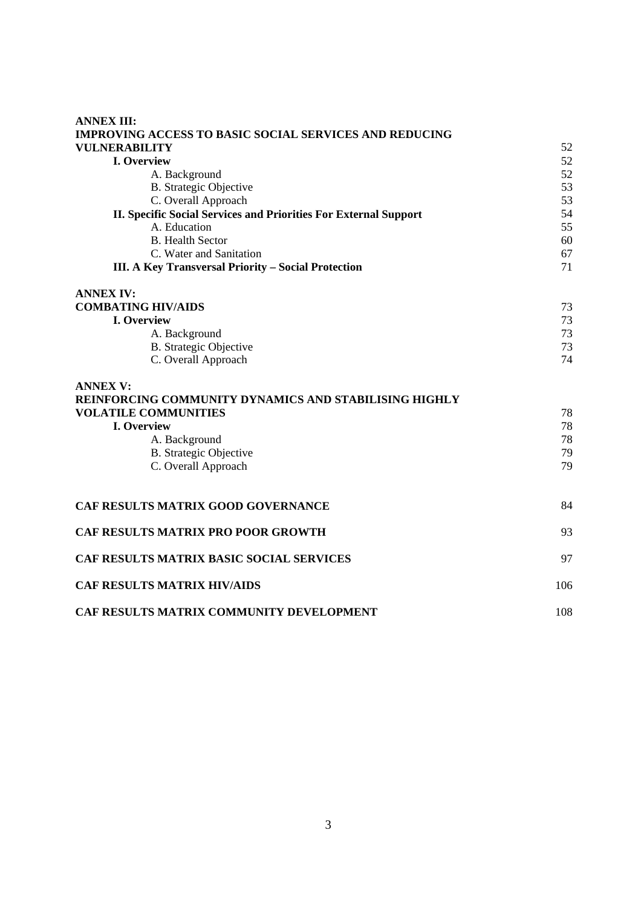**ANNEX III:**
**IMPROVING ACCESS TO BASIC SOCIAL SERVICES AND REDUCING VULNERABILITY** 52

- **I. Overview** 52
  - A. Background 52
  - B. Strategic Objective 53
  - C. Overall Approach 53
- **II. Specific Social Services and Priorities For External Support** 54
  - A. Education 55
  - B. Health Sector 60
  - C. Water and Sanitation 67
- **III. A Key Transversal Priority – Social Protection** 71

**ANNEX IV:**
**COMBATING HIV/AIDS** 73

- **I. Overview** 73
  - A. Background 73
  - B. Strategic Objective 73
  - C. Overall Approach 74

**ANNEX V:**
**REINFORCING COMMUNITY DYNAMICS AND STABILISING HIGHLY VOLATILE COMMUNITIES** 78

- **I. Overview** 78
  - A. Background 78
  - B. Strategic Objective 79
  - C. Overall Approach 79

**CAF RESULTS MATRIX GOOD GOVERNANCE** 84

**CAF RESULTS MATRIX PRO POOR GROWTH** 93

**CAF RESULTS MATRIX BASIC SOCIAL SERVICES** 97

**CAF RESULTS MATRIX HIV/AIDS** 106

**CAF RESULTS MATRIX COMMUNITY DEVELOPMENT** 108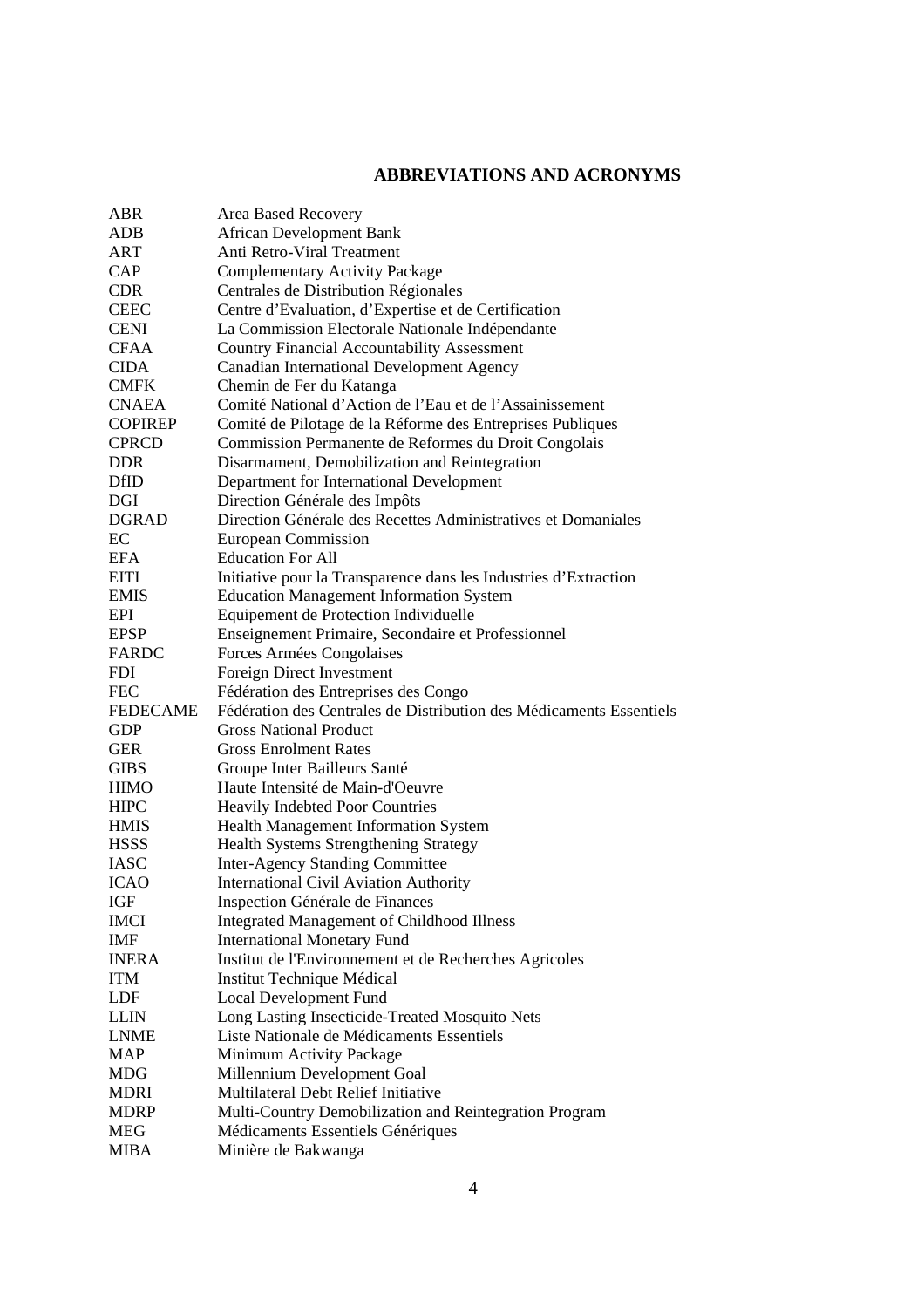## ABBREVIATIONS AND ACRONYMS

| | |
|---|---|
| ABR | Area Based Recovery |
| ADB | African Development Bank |
| ART | Anti Retro-Viral Treatment |
| CAP | Complementary Activity Package |
| CDR | Centrales de Distribution Régionales |
| CEEC | Centre d'Evaluation, d'Expertise et de Certification |
| CENI | La Commission Electorale Nationale Indépendante |
| CFAA | Country Financial Accountability Assessment |
| CIDA | Canadian International Development Agency |
| CMFK | Chemin de Fer du Katanga |
| CNAEA | Comité National d'Action de l'Eau et de l'Assainissement |
| COPIREP | Comité de Pilotage de la Réforme des Entreprises Publiques |
| CPRCD | Commission Permanente de Reformes du Droit Congolais |
| DDR | Disarmament, Demobilization and Reintegration |
| DfID | Department for International Development |
| DGI | Direction Générale des Impôts |
| DGRAD | Direction Générale des Recettes Administratives et Domaniales |
| EC | European Commission |
| EFA | Education For All |
| EITI | Initiative pour la Transparence dans les Industries d'Extraction |
| EMIS | Education Management Information System |
| EPI | Equipement de Protection Individuelle |
| EPSP | Enseignement Primaire, Secondaire et Professionnel |
| FARDC | Forces Armées Congolaises |
| FDI | Foreign Direct Investment |
| FEC | Fédération des Entreprises des Congo |
| FEDECAME | Fédération des Centrales de Distribution des Médicaments Essentiels |
| GDP | Gross National Product |
| GER | Gross Enrolment Rates |
| GIBS | Groupe Inter Bailleurs Santé |
| HIMO | Haute Intensité de Main-d'Oeuvre |
| HIPC | Heavily Indebted Poor Countries |
| HMIS | Health Management Information System |
| HSSS | Health Systems Strengthening Strategy |
| IASC | Inter-Agency Standing Committee |
| ICAO | International Civil Aviation Authority |
| IGF | Inspection Générale de Finances |
| IMCI | Integrated Management of Childhood Illness |
| IMF | International Monetary Fund |
| INERA | Institut de l'Environnement et de Recherches Agricoles |
| ITM | Institut Technique Médical |
| LDF | Local Development Fund |
| LLIN | Long Lasting Insecticide-Treated Mosquito Nets |
| LNME | Liste Nationale de Médicaments Essentiels |
| MAP | Minimum Activity Package |
| MDG | Millennium Development Goal |
| MDRI | Multilateral Debt Relief Initiative |
| MDRP | Multi-Country Demobilization and Reintegration Program |
| MEG | Médicaments Essentiels Génériques |
| MIBA | Minière de Bakwanga |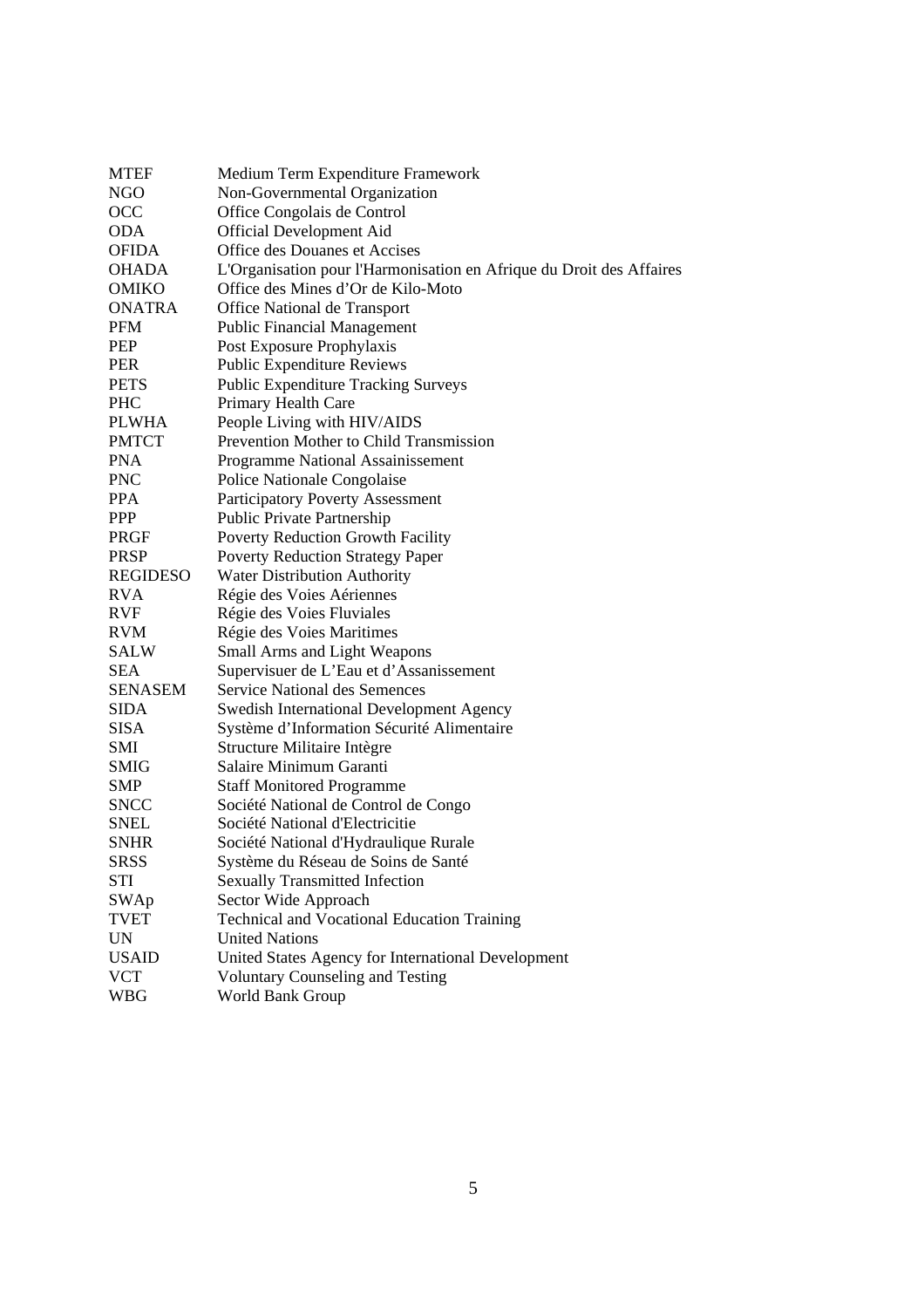| | |
|---|---|
| MTEF | Medium Term Expenditure Framework |
| NGO | Non-Governmental Organization |
| OCC | Office Congolais de Control |
| ODA | Official Development Aid |
| OFIDA | Office des Douanes et Accises |
| OHADA | L'Organisation pour l'Harmonisation en Afrique du Droit des Affaires |
| OMIKO | Office des Mines d'Or de Kilo-Moto |
| ONATRA | Office National de Transport |
| PFM | Public Financial Management |
| PEP | Post Exposure Prophylaxis |
| PER | Public Expenditure Reviews |
| PETS | Public Expenditure Tracking Surveys |
| PHC | Primary Health Care |
| PLWHA | People Living with HIV/AIDS |
| PMTCT | Prevention Mother to Child Transmission |
| PNA | Programme National Assainissement |
| PNC | Police Nationale Congolaise |
| PPA | Participatory Poverty Assessment |
| PPP | Public Private Partnership |
| PRGF | Poverty Reduction Growth Facility |
| PRSP | Poverty Reduction Strategy Paper |
| REGIDESO | Water Distribution Authority |
| RVA | Régie des Voies Aériennes |
| RVF | Régie des Voies Fluviales |
| RVM | Régie des Voies Maritimes |
| SALW | Small Arms and Light Weapons |
| SEA | Supervisuer de L'Eau et d'Assanissement |
| SENASEM | Service National des Semences |
| SIDA | Swedish International Development Agency |
| SISA | Système d'Information Sécurité Alimentaire |
| SMI | Structure Militaire Intègre |
| SMIG | Salaire Minimum Garanti |
| SMP | Staff Monitored Programme |
| SNCC | Société National de Control de Congo |
| SNEL | Société National d'Electricitie |
| SNHR | Société National d'Hydraulique Rurale |
| SRSS | Système du Réseau de Soins de Santé |
| STI | Sexually Transmitted Infection |
| SWAp | Sector Wide Approach |
| TVET | Technical and Vocational Education Training |
| UN | United Nations |
| USAID | United States Agency for International Development |
| VCT | Voluntary Counseling and Testing |
| WBG | World Bank Group |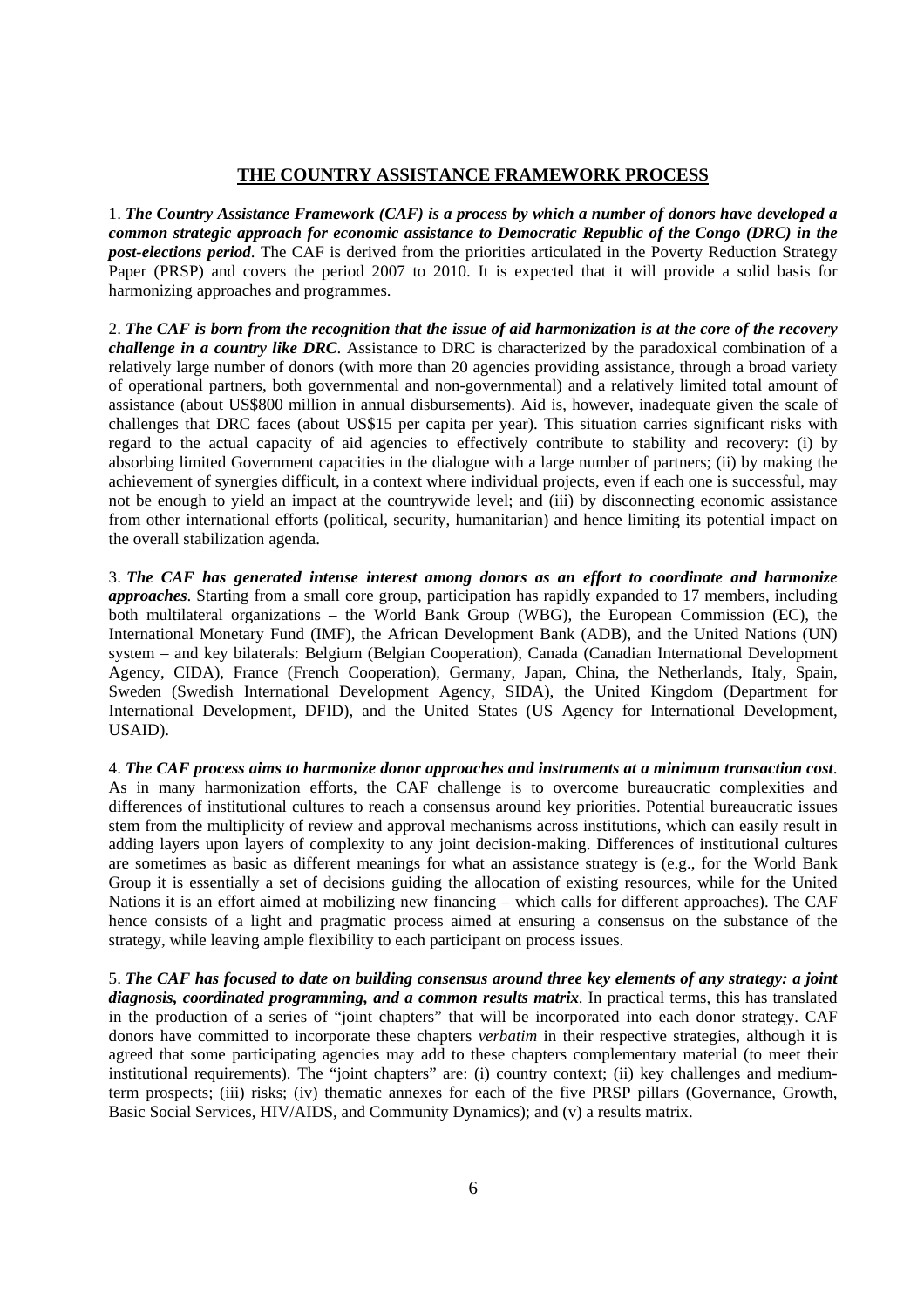## THE COUNTRY ASSISTANCE FRAMEWORK PROCESS

1. ***The Country Assistance Framework (CAF) is a process by which a number of donors have developed a common strategic approach for economic assistance to Democratic Republic of the Congo (DRC) in the post-elections period***. The CAF is derived from the priorities articulated in the Poverty Reduction Strategy Paper (PRSP) and covers the period 2007 to 2010. It is expected that it will provide a solid basis for harmonizing approaches and programmes.

2. ***The CAF is born from the recognition that the issue of aid harmonization is at the core of the recovery challenge in a country like DRC***. Assistance to DRC is characterized by the paradoxical combination of a relatively large number of donors (with more than 20 agencies providing assistance, through a broad variety of operational partners, both governmental and non-governmental) and a relatively limited total amount of assistance (about US$800 million in annual disbursements). Aid is, however, inadequate given the scale of challenges that DRC faces (about US$15 per capita per year). This situation carries significant risks with regard to the actual capacity of aid agencies to effectively contribute to stability and recovery: (i) by absorbing limited Government capacities in the dialogue with a large number of partners; (ii) by making the achievement of synergies difficult, in a context where individual projects, even if each one is successful, may not be enough to yield an impact at the countrywide level; and (iii) by disconnecting economic assistance from other international efforts (political, security, humanitarian) and hence limiting its potential impact on the overall stabilization agenda.

3. ***The CAF has generated intense interest among donors as an effort to coordinate and harmonize approaches***. Starting from a small core group, participation has rapidly expanded to 17 members, including both multilateral organizations – the World Bank Group (WBG), the European Commission (EC), the International Monetary Fund (IMF), the African Development Bank (ADB), and the United Nations (UN) system – and key bilaterals: Belgium (Belgian Cooperation), Canada (Canadian International Development Agency, CIDA), France (French Cooperation), Germany, Japan, China, the Netherlands, Italy, Spain, Sweden (Swedish International Development Agency, SIDA), the United Kingdom (Department for International Development, DFID), and the United States (US Agency for International Development, USAID).

4. ***The CAF process aims to harmonize donor approaches and instruments at a minimum transaction cost***. As in many harmonization efforts, the CAF challenge is to overcome bureaucratic complexities and differences of institutional cultures to reach a consensus around key priorities. Potential bureaucratic issues stem from the multiplicity of review and approval mechanisms across institutions, which can easily result in adding layers upon layers of complexity to any joint decision-making. Differences of institutional cultures are sometimes as basic as different meanings for what an assistance strategy is (e.g., for the World Bank Group it is essentially a set of decisions guiding the allocation of existing resources, while for the United Nations it is an effort aimed at mobilizing new financing – which calls for different approaches). The CAF hence consists of a light and pragmatic process aimed at ensuring a consensus on the substance of the strategy, while leaving ample flexibility to each participant on process issues.

5. ***The CAF has focused to date on building consensus around three key elements of any strategy: a joint diagnosis, coordinated programming, and a common results matrix***. In practical terms, this has translated in the production of a series of "joint chapters" that will be incorporated into each donor strategy. CAF donors have committed to incorporate these chapters *verbatim* in their respective strategies, although it is agreed that some participating agencies may add to these chapters complementary material (to meet their institutional requirements). The "joint chapters" are: (i) country context; (ii) key challenges and medium-term prospects; (iii) risks; (iv) thematic annexes for each of the five PRSP pillars (Governance, Growth, Basic Social Services, HIV/AIDS, and Community Dynamics); and (v) a results matrix.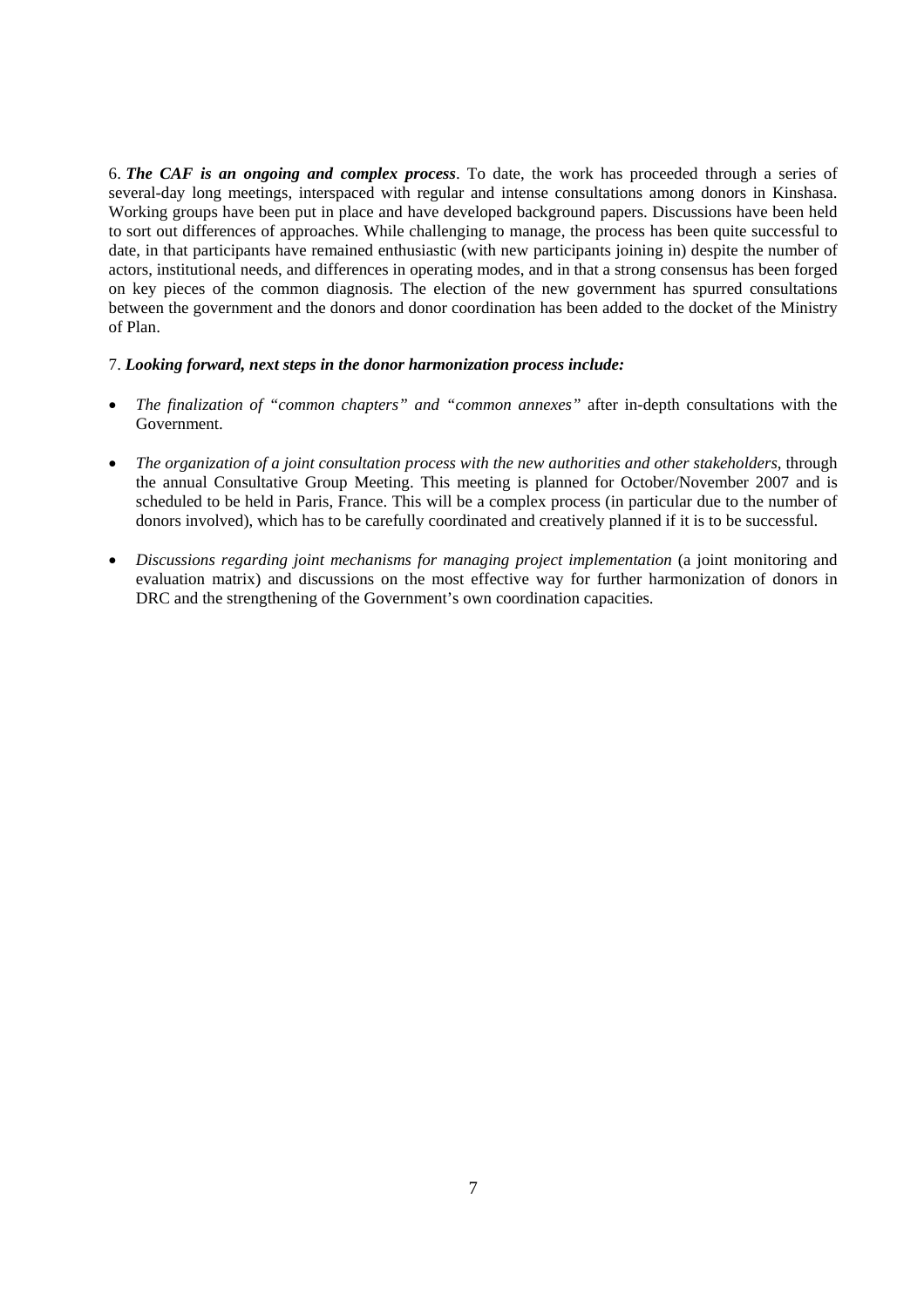6. ***The CAF is an ongoing and complex process***. To date, the work has proceeded through a series of several-day long meetings, interspaced with regular and intense consultations among donors in Kinshasa. Working groups have been put in place and have developed background papers. Discussions have been held to sort out differences of approaches. While challenging to manage, the process has been quite successful to date, in that participants have remained enthusiastic (with new participants joining in) despite the number of actors, institutional needs, and differences in operating modes, and in that a strong consensus has been forged on key pieces of the common diagnosis. The election of the new government has spurred consultations between the government and the donors and donor coordination has been added to the docket of the Ministry of Plan.

7. ***Looking forward, next steps in the donor harmonization process include:***

- *The finalization of "common chapters" and "common annexes"* after in-depth consultations with the Government.
- *The organization of a joint consultation process with the new authorities and other stakeholders*, through the annual Consultative Group Meeting. This meeting is planned for October/November 2007 and is scheduled to be held in Paris, France. This will be a complex process (in particular due to the number of donors involved), which has to be carefully coordinated and creatively planned if it is to be successful.
- *Discussions regarding joint mechanisms for managing project implementation* (a joint monitoring and evaluation matrix) and discussions on the most effective way for further harmonization of donors in DRC and the strengthening of the Government's own coordination capacities.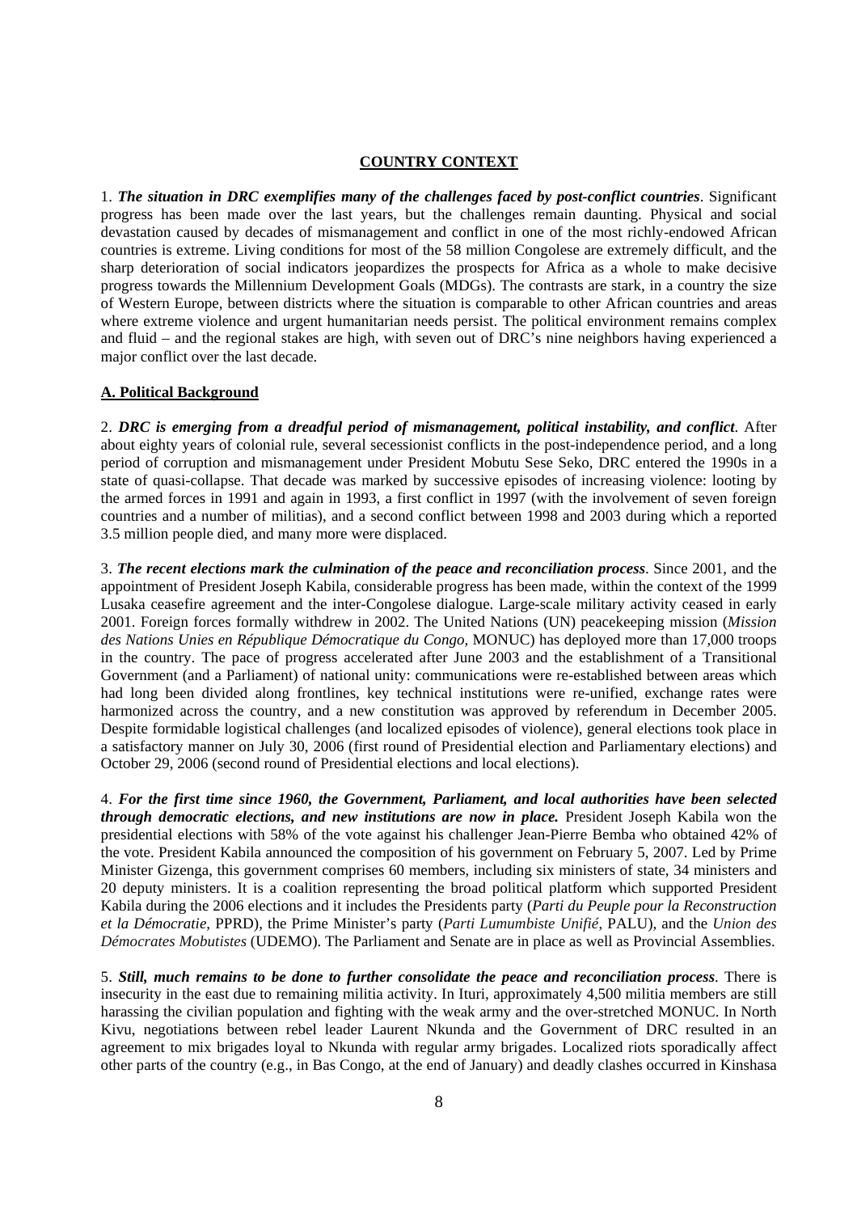## COUNTRY CONTEXT

1. ***The situation in DRC exemplifies many of the challenges faced by post-conflict countries***. Significant progress has been made over the last years, but the challenges remain daunting. Physical and social devastation caused by decades of mismanagement and conflict in one of the most richly-endowed African countries is extreme. Living conditions for most of the 58 million Congolese are extremely difficult, and the sharp deterioration of social indicators jeopardizes the prospects for Africa as a whole to make decisive progress towards the Millennium Development Goals (MDGs). The contrasts are stark, in a country the size of Western Europe, between districts where the situation is comparable to other African countries and areas where extreme violence and urgent humanitarian needs persist. The political environment remains complex and fluid – and the regional stakes are high, with seven out of DRC's nine neighbors having experienced a major conflict over the last decade.

### A. Political Background

2. ***DRC is emerging from a dreadful period of mismanagement, political instability, and conflict***. After about eighty years of colonial rule, several secessionist conflicts in the post-independence period, and a long period of corruption and mismanagement under President Mobutu Sese Seko, DRC entered the 1990s in a state of quasi-collapse. That decade was marked by successive episodes of increasing violence: looting by the armed forces in 1991 and again in 1993, a first conflict in 1997 (with the involvement of seven foreign countries and a number of militias), and a second conflict between 1998 and 2003 during which a reported 3.5 million people died, and many more were displaced.

3. ***The recent elections mark the culmination of the peace and reconciliation process***. Since 2001, and the appointment of President Joseph Kabila, considerable progress has been made, within the context of the 1999 Lusaka ceasefire agreement and the inter-Congolese dialogue. Large-scale military activity ceased in early 2001. Foreign forces formally withdrew in 2002. The United Nations (UN) peacekeeping mission (*Mission des Nations Unies en République Démocratique du Congo,* MONUC) has deployed more than 17,000 troops in the country. The pace of progress accelerated after June 2003 and the establishment of a Transitional Government (and a Parliament) of national unity: communications were re-established between areas which had long been divided along frontlines, key technical institutions were re-unified, exchange rates were harmonized across the country, and a new constitution was approved by referendum in December 2005. Despite formidable logistical challenges (and localized episodes of violence), general elections took place in a satisfactory manner on July 30, 2006 (first round of Presidential election and Parliamentary elections) and October 29, 2006 (second round of Presidential elections and local elections).

4. ***For the first time since 1960, the Government, Parliament, and local authorities have been selected through democratic elections, and new institutions are now in place.*** President Joseph Kabila won the presidential elections with 58% of the vote against his challenger Jean-Pierre Bemba who obtained 42% of the vote. President Kabila announced the composition of his government on February 5, 2007. Led by Prime Minister Gizenga, this government comprises 60 members, including six ministers of state, 34 ministers and 20 deputy ministers. It is a coalition representing the broad political platform which supported President Kabila during the 2006 elections and it includes the Presidents party (*Parti du Peuple pour la Reconstruction et la Démocratie*, PPRD), the Prime Minister's party (*Parti Lumumbiste Unifié,* PALU), and the *Union des Démocrates Mobutistes* (UDEMO). The Parliament and Senate are in place as well as Provincial Assemblies.

5. ***Still, much remains to be done to further consolidate the peace and reconciliation process***. There is insecurity in the east due to remaining militia activity. In Ituri, approximately 4,500 militia members are still harassing the civilian population and fighting with the weak army and the over-stretched MONUC. In North Kivu, negotiations between rebel leader Laurent Nkunda and the Government of DRC resulted in an agreement to mix brigades loyal to Nkunda with regular army brigades. Localized riots sporadically affect other parts of the country (e.g., in Bas Congo, at the end of January) and deadly clashes occurred in Kinshasa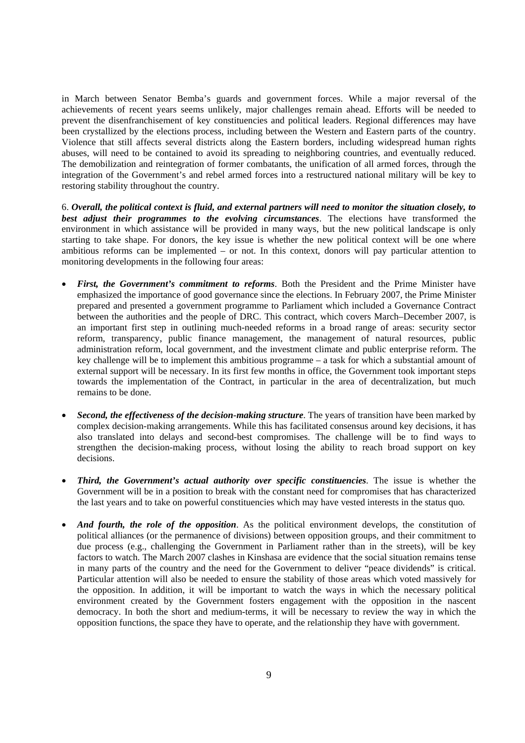in March between Senator Bemba's guards and government forces. While a major reversal of the achievements of recent years seems unlikely, major challenges remain ahead. Efforts will be needed to prevent the disenfranchisement of key constituencies and political leaders. Regional differences may have been crystallized by the elections process, including between the Western and Eastern parts of the country. Violence that still affects several districts along the Eastern borders, including widespread human rights abuses, will need to be contained to avoid its spreading to neighboring countries, and eventually reduced. The demobilization and reintegration of former combatants, the unification of all armed forces, through the integration of the Government's and rebel armed forces into a restructured national military will be key to restoring stability throughout the country.

6. ***Overall, the political context is fluid, and external partners will need to monitor the situation closely, to best adjust their programmes to the evolving circumstances***. The elections have transformed the environment in which assistance will be provided in many ways, but the new political landscape is only starting to take shape. For donors, the key issue is whether the new political context will be one where ambitious reforms can be implemented – or not. In this context, donors will pay particular attention to monitoring developments in the following four areas:

- ***First, the Government's commitment to reforms***. Both the President and the Prime Minister have emphasized the importance of good governance since the elections. In February 2007, the Prime Minister prepared and presented a government programme to Parliament which included a Governance Contract between the authorities and the people of DRC. This contract, which covers March–December 2007, is an important first step in outlining much-needed reforms in a broad range of areas: security sector reform, transparency, public finance management, the management of natural resources, public administration reform, local government, and the investment climate and public enterprise reform. The key challenge will be to implement this ambitious programme – a task for which a substantial amount of external support will be necessary. In its first few months in office, the Government took important steps towards the implementation of the Contract, in particular in the area of decentralization, but much remains to be done.

- ***Second, the effectiveness of the decision-making structure***. The years of transition have been marked by complex decision-making arrangements. While this has facilitated consensus around key decisions, it has also translated into delays and second-best compromises. The challenge will be to find ways to strengthen the decision-making process, without losing the ability to reach broad support on key decisions.

- ***Third, the Government's actual authority over specific constituencies***. The issue is whether the Government will be in a position to break with the constant need for compromises that has characterized the last years and to take on powerful constituencies which may have vested interests in the status quo.

- ***And fourth, the role of the opposition***. As the political environment develops, the constitution of political alliances (or the permanence of divisions) between opposition groups, and their commitment to due process (e.g., challenging the Government in Parliament rather than in the streets), will be key factors to watch. The March 2007 clashes in Kinshasa are evidence that the social situation remains tense in many parts of the country and the need for the Government to deliver "peace dividends" is critical. Particular attention will also be needed to ensure the stability of those areas which voted massively for the opposition. In addition, it will be important to watch the ways in which the necessary political environment created by the Government fosters engagement with the opposition in the nascent democracy. In both the short and medium-terms, it will be necessary to review the way in which the opposition functions, the space they have to operate, and the relationship they have with government.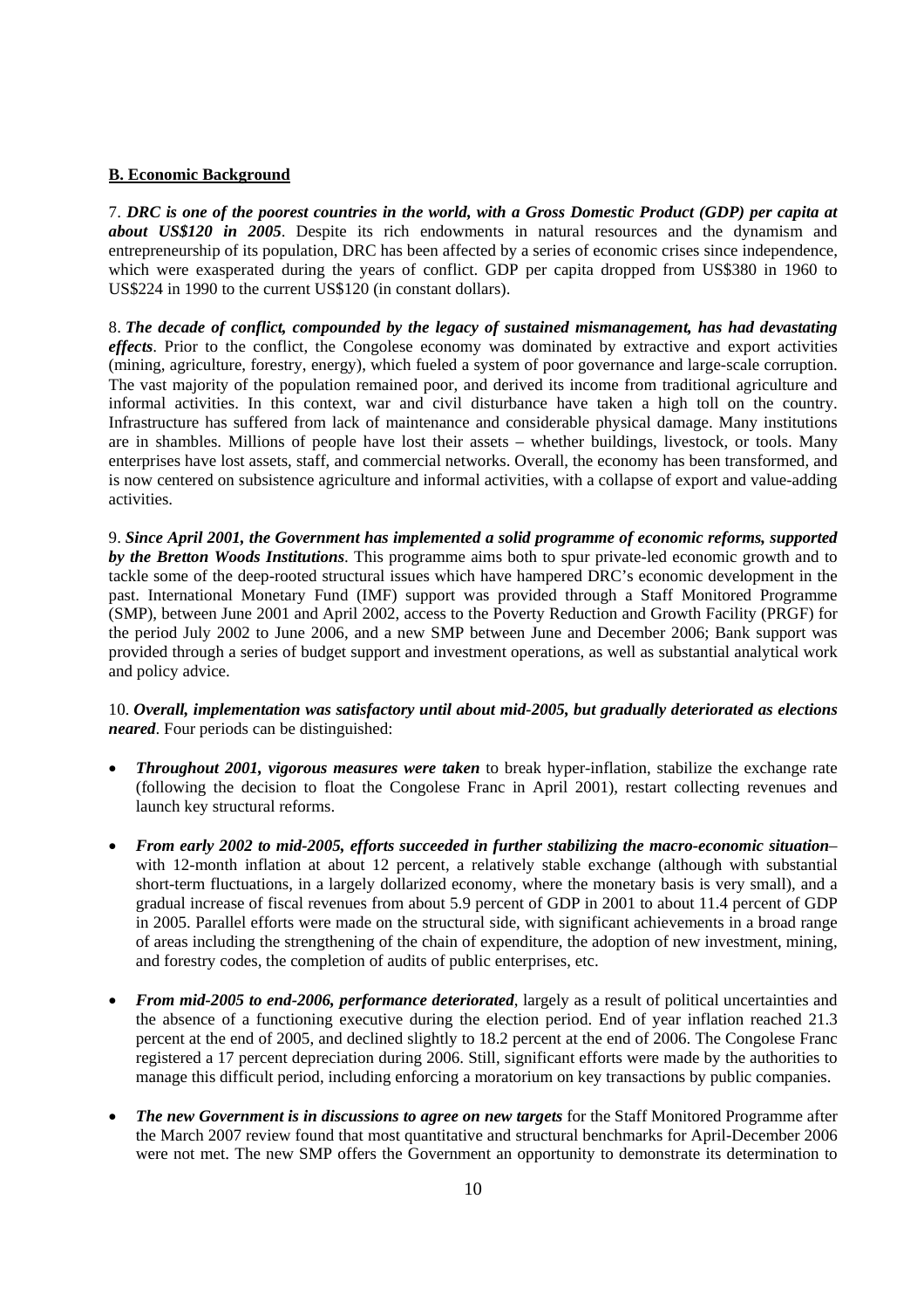**B. Economic Background**

7. ***DRC is one of the poorest countries in the world, with a Gross Domestic Product (GDP) per capita at about US$120 in 2005***. Despite its rich endowments in natural resources and the dynamism and entrepreneurship of its population, DRC has been affected by a series of economic crises since independence, which were exasperated during the years of conflict. GDP per capita dropped from US$380 in 1960 to US$224 in 1990 to the current US$120 (in constant dollars).

8. ***The decade of conflict, compounded by the legacy of sustained mismanagement, has had devastating effects***. Prior to the conflict, the Congolese economy was dominated by extractive and export activities (mining, agriculture, forestry, energy), which fueled a system of poor governance and large-scale corruption. The vast majority of the population remained poor, and derived its income from traditional agriculture and informal activities. In this context, war and civil disturbance have taken a high toll on the country. Infrastructure has suffered from lack of maintenance and considerable physical damage. Many institutions are in shambles. Millions of people have lost their assets – whether buildings, livestock, or tools. Many enterprises have lost assets, staff, and commercial networks. Overall, the economy has been transformed, and is now centered on subsistence agriculture and informal activities, with a collapse of export and value-adding activities.

9. ***Since April 2001, the Government has implemented a solid programme of economic reforms, supported by the Bretton Woods Institutions***. This programme aims both to spur private-led economic growth and to tackle some of the deep-rooted structural issues which have hampered DRC's economic development in the past. International Monetary Fund (IMF) support was provided through a Staff Monitored Programme (SMP), between June 2001 and April 2002, access to the Poverty Reduction and Growth Facility (PRGF) for the period July 2002 to June 2006, and a new SMP between June and December 2006; Bank support was provided through a series of budget support and investment operations, as well as substantial analytical work and policy advice.

10. ***Overall, implementation was satisfactory until about mid-2005, but gradually deteriorated as elections neared***. Four periods can be distinguished:

- ***Throughout 2001, vigorous measures were taken*** to break hyper-inflation, stabilize the exchange rate (following the decision to float the Congolese Franc in April 2001), restart collecting revenues and launch key structural reforms.

- ***From early 2002 to mid-2005, efforts succeeded in further stabilizing the macro-economic situation***– with 12-month inflation at about 12 percent, a relatively stable exchange (although with substantial short-term fluctuations, in a largely dollarized economy, where the monetary basis is very small), and a gradual increase of fiscal revenues from about 5.9 percent of GDP in 2001 to about 11.4 percent of GDP in 2005. Parallel efforts were made on the structural side, with significant achievements in a broad range of areas including the strengthening of the chain of expenditure, the adoption of new investment, mining, and forestry codes, the completion of audits of public enterprises, etc.

- ***From mid-2005 to end-2006, performance deteriorated***, largely as a result of political uncertainties and the absence of a functioning executive during the election period. End of year inflation reached 21.3 percent at the end of 2005, and declined slightly to 18.2 percent at the end of 2006. The Congolese Franc registered a 17 percent depreciation during 2006. Still, significant efforts were made by the authorities to manage this difficult period, including enforcing a moratorium on key transactions by public companies.

- ***The new Government is in discussions to agree on new targets*** for the Staff Monitored Programme after the March 2007 review found that most quantitative and structural benchmarks for April-December 2006 were not met. The new SMP offers the Government an opportunity to demonstrate its determination to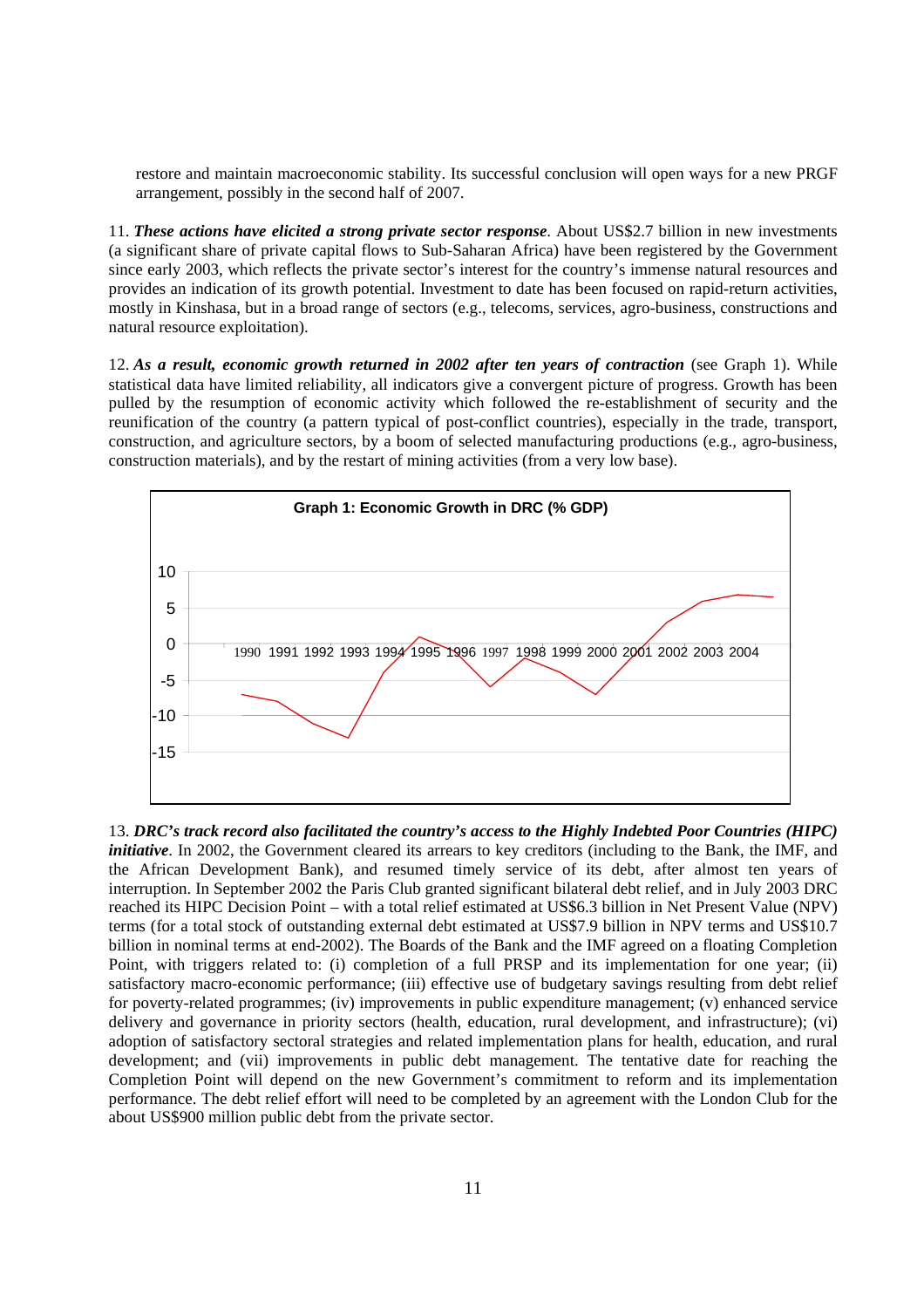restore and maintain macroeconomic stability. Its successful conclusion will open ways for a new PRGF arrangement, possibly in the second half of 2007.

11. ***These actions have elicited a strong private sector response***. About US$2.7 billion in new investments (a significant share of private capital flows to Sub-Saharan Africa) have been registered by the Government since early 2003, which reflects the private sector's interest for the country's immense natural resources and provides an indication of its growth potential. Investment to date has been focused on rapid-return activities, mostly in Kinshasa, but in a broad range of sectors (e.g., telecoms, services, agro-business, constructions and natural resource exploitation).

12. ***As a result, economic growth returned in 2002 after ten years of contraction*** (see Graph 1). While statistical data have limited reliability, all indicators give a convergent picture of progress. Growth has been pulled by the resumption of economic activity which followed the re-establishment of security and the reunification of the country (a pattern typical of post-conflict countries), especially in the trade, transport, construction, and agriculture sectors, by a boom of selected manufacturing productions (e.g., agro-business, construction materials), and by the restart of mining activities (from a very low base).

**Graph 1: Economic Growth in DRC (% GDP)**

13. ***DRC's track record also facilitated the country's access to the Highly Indebted Poor Countries (HIPC) initiative***. In 2002, the Government cleared its arrears to key creditors (including to the Bank, the IMF, and the African Development Bank), and resumed timely service of its debt, after almost ten years of interruption. In September 2002 the Paris Club granted significant bilateral debt relief, and in July 2003 DRC reached its HIPC Decision Point – with a total relief estimated at US$6.3 billion in Net Present Value (NPV) terms (for a total stock of outstanding external debt estimated at US$7.9 billion in NPV terms and US$10.7 billion in nominal terms at end-2002). The Boards of the Bank and the IMF agreed on a floating Completion Point, with triggers related to: (i) completion of a full PRSP and its implementation for one year; (ii) satisfactory macro-economic performance; (iii) effective use of budgetary savings resulting from debt relief for poverty-related programmes; (iv) improvements in public expenditure management; (v) enhanced service delivery and governance in priority sectors (health, education, rural development, and infrastructure); (vi) adoption of satisfactory sectoral strategies and related implementation plans for health, education, and rural development; and (vii) improvements in public debt management. The tentative date for reaching the Completion Point will depend on the new Government's commitment to reform and its implementation performance. The debt relief effort will need to be completed by an agreement with the London Club for the about US$900 million public debt from the private sector.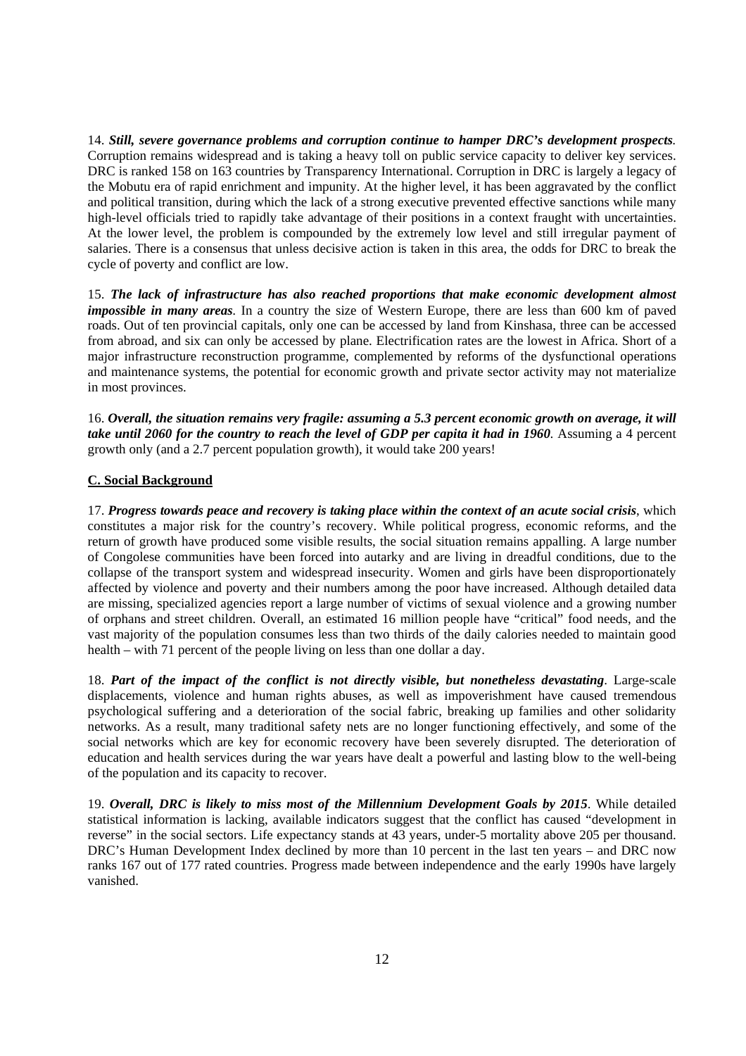14. ***Still, severe governance problems and corruption continue to hamper DRC's development prospects.*** Corruption remains widespread and is taking a heavy toll on public service capacity to deliver key services. DRC is ranked 158 on 163 countries by Transparency International. Corruption in DRC is largely a legacy of the Mobutu era of rapid enrichment and impunity. At the higher level, it has been aggravated by the conflict and political transition, during which the lack of a strong executive prevented effective sanctions while many high-level officials tried to rapidly take advantage of their positions in a context fraught with uncertainties. At the lower level, the problem is compounded by the extremely low level and still irregular payment of salaries. There is a consensus that unless decisive action is taken in this area, the odds for DRC to break the cycle of poverty and conflict are low.

15. ***The lack of infrastructure has also reached proportions that make economic development almost impossible in many areas.*** In a country the size of Western Europe, there are less than 600 km of paved roads. Out of ten provincial capitals, only one can be accessed by land from Kinshasa, three can be accessed from abroad, and six can only be accessed by plane. Electrification rates are the lowest in Africa. Short of a major infrastructure reconstruction programme, complemented by reforms of the dysfunctional operations and maintenance systems, the potential for economic growth and private sector activity may not materialize in most provinces.

16. ***Overall, the situation remains very fragile: assuming a 5.3 percent economic growth on average, it will take until 2060 for the country to reach the level of GDP per capita it had in 1960.*** Assuming a 4 percent growth only (and a 2.7 percent population growth), it would take 200 years!

### C. Social Background

17. ***Progress towards peace and recovery is taking place within the context of an acute social crisis***, which constitutes a major risk for the country's recovery. While political progress, economic reforms, and the return of growth have produced some visible results, the social situation remains appalling. A large number of Congolese communities have been forced into autarky and are living in dreadful conditions, due to the collapse of the transport system and widespread insecurity. Women and girls have been disproportionately affected by violence and poverty and their numbers among the poor have increased. Although detailed data are missing, specialized agencies report a large number of victims of sexual violence and a growing number of orphans and street children. Overall, an estimated 16 million people have "critical" food needs, and the vast majority of the population consumes less than two thirds of the daily calories needed to maintain good health – with 71 percent of the people living on less than one dollar a day.

18. ***Part of the impact of the conflict is not directly visible, but nonetheless devastating***. Large-scale displacements, violence and human rights abuses, as well as impoverishment have caused tremendous psychological suffering and a deterioration of the social fabric, breaking up families and other solidarity networks. As a result, many traditional safety nets are no longer functioning effectively, and some of the social networks which are key for economic recovery have been severely disrupted. The deterioration of education and health services during the war years have dealt a powerful and lasting blow to the well-being of the population and its capacity to recover.

19. ***Overall, DRC is likely to miss most of the Millennium Development Goals by 2015***. While detailed statistical information is lacking, available indicators suggest that the conflict has caused "development in reverse" in the social sectors. Life expectancy stands at 43 years, under-5 mortality above 205 per thousand. DRC's Human Development Index declined by more than 10 percent in the last ten years – and DRC now ranks 167 out of 177 rated countries. Progress made between independence and the early 1990s have largely vanished.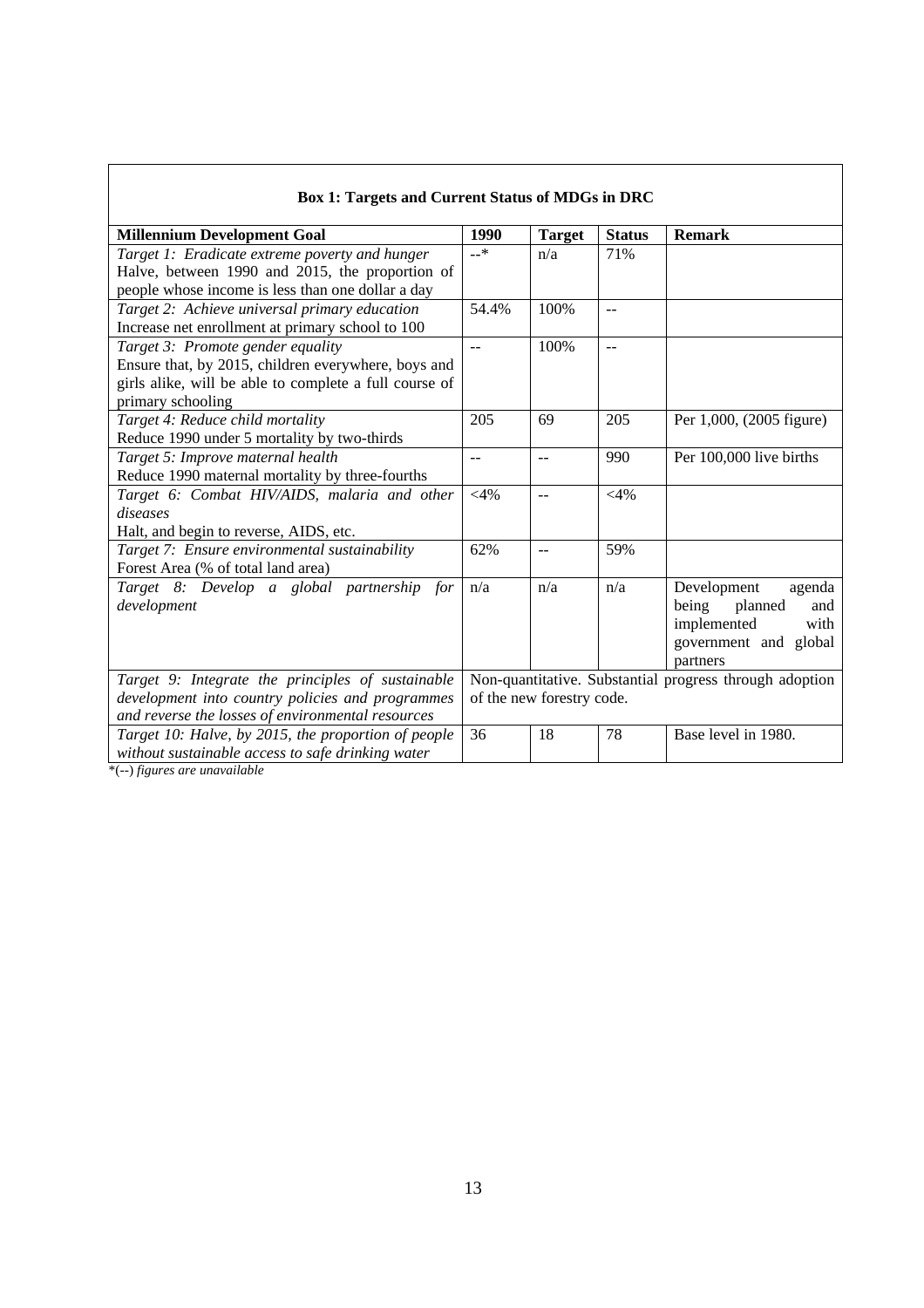**Box 1: Targets and Current Status of MDGs in DRC**

| Millennium Development Goal | 1990 | Target | Status | Remark |
|---|---|---|---|---|
| *Target 1: Eradicate extreme poverty and hunger* Halve, between 1990 and 2015, the proportion of people whose income is less than one dollar a day | --* | n/a | 71% | |
| *Target 2: Achieve universal primary education* Increase net enrollment at primary school to 100 | 54.4% | 100% | -- | |
| *Target 3: Promote gender equality* Ensure that, by 2015, children everywhere, boys and girls alike, will be able to complete a full course of primary schooling | -- | 100% | -- | |
| *Target 4: Reduce child mortality* Reduce 1990 under 5 mortality by two-thirds | 205 | 69 | 205 | Per 1,000, (2005 figure) |
| *Target 5: Improve maternal health* Reduce 1990 maternal mortality by three-fourths | -- | -- | 990 | Per 100,000 live births |
| *Target 6: Combat HIV/AIDS, malaria and other diseases* Halt, and begin to reverse, AIDS, etc. | <4% | -- | <4% | |
| *Target 7: Ensure environmental sustainability* Forest Area (% of total land area) | 62% | -- | 59% | |
| *Target 8: Develop a global partnership for development* | n/a | n/a | n/a | Development agenda being planned and implemented with government and global partners |
| *Target 9: Integrate the principles of sustainable development into country policies and programmes and reverse the losses of environmental resources* | Non-quantitative. Substantial progress through adoption of the new forestry code. | | | |
| *Target 10: Halve, by 2015, the proportion of people without sustainable access to safe drinking water* | 36 | 18 | 78 | Base level in 1980. |

*\*(--) figures are unavailable*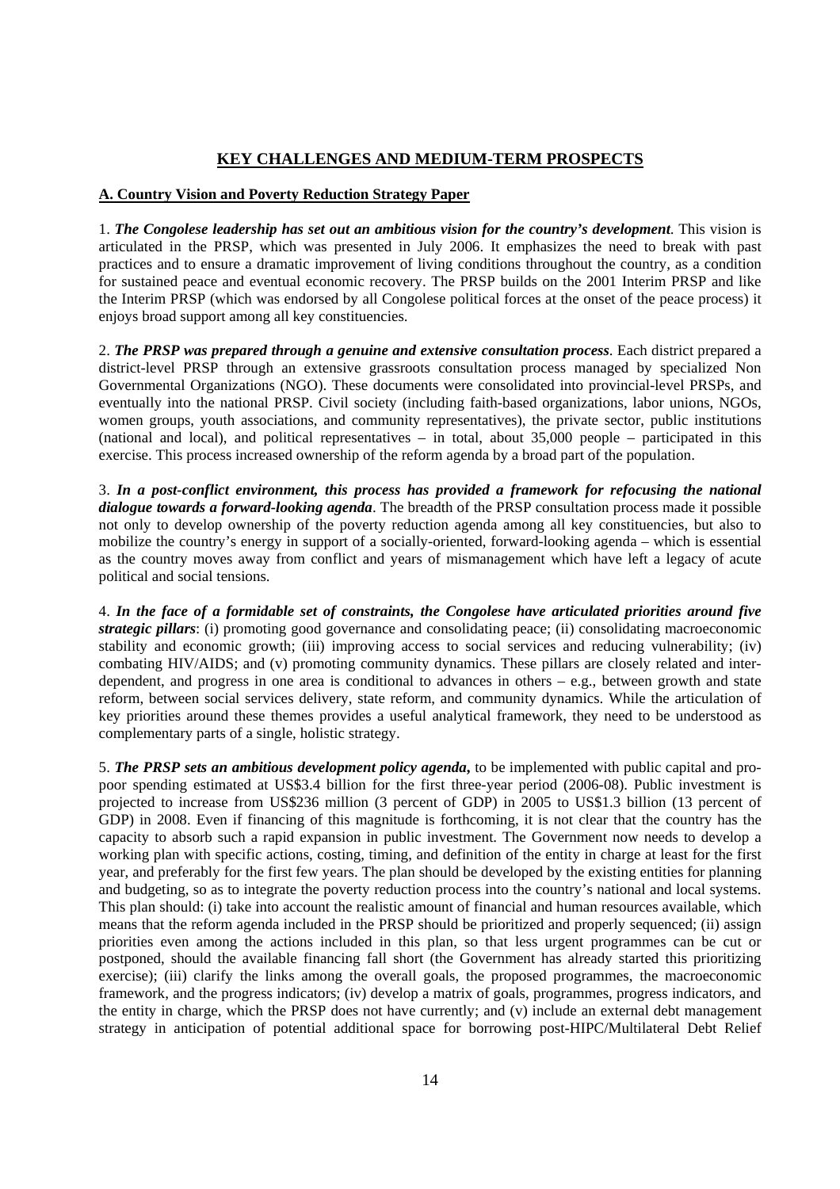## KEY CHALLENGES AND MEDIUM-TERM PROSPECTS

### A. Country Vision and Poverty Reduction Strategy Paper

1. ***The Congolese leadership has set out an ambitious vision for the country's development*.** This vision is articulated in the PRSP, which was presented in July 2006. It emphasizes the need to break with past practices and to ensure a dramatic improvement of living conditions throughout the country, as a condition for sustained peace and eventual economic recovery. The PRSP builds on the 2001 Interim PRSP and like the Interim PRSP (which was endorsed by all Congolese political forces at the onset of the peace process) it enjoys broad support among all key constituencies.

2. ***The PRSP was prepared through a genuine and extensive consultation process*.** Each district prepared a district-level PRSP through an extensive grassroots consultation process managed by specialized Non Governmental Organizations (NGO). These documents were consolidated into provincial-level PRSPs, and eventually into the national PRSP. Civil society (including faith-based organizations, labor unions, NGOs, women groups, youth associations, and community representatives), the private sector, public institutions (national and local), and political representatives – in total, about 35,000 people – participated in this exercise. This process increased ownership of the reform agenda by a broad part of the population.

3. ***In a post-conflict environment, this process has provided a framework for refocusing the national dialogue towards a forward-looking agenda*.** The breadth of the PRSP consultation process made it possible not only to develop ownership of the poverty reduction agenda among all key constituencies, but also to mobilize the country's energy in support of a socially-oriented, forward-looking agenda – which is essential as the country moves away from conflict and years of mismanagement which have left a legacy of acute political and social tensions.

4. ***In the face of a formidable set of constraints, the Congolese have articulated priorities around five strategic pillars*:** (i) promoting good governance and consolidating peace; (ii) consolidating macroeconomic stability and economic growth; (iii) improving access to social services and reducing vulnerability; (iv) combating HIV/AIDS; and (v) promoting community dynamics. These pillars are closely related and inter-dependent, and progress in one area is conditional to advances in others – e.g., between growth and state reform, between social services delivery, state reform, and community dynamics. While the articulation of key priorities around these themes provides a useful analytical framework, they need to be understood as complementary parts of a single, holistic strategy.

5. ***The PRSP sets an ambitious development policy agenda*,** to be implemented with public capital and pro-poor spending estimated at US$3.4 billion for the first three-year period (2006-08). Public investment is projected to increase from US$236 million (3 percent of GDP) in 2005 to US$1.3 billion (13 percent of GDP) in 2008. Even if financing of this magnitude is forthcoming, it is not clear that the country has the capacity to absorb such a rapid expansion in public investment. The Government now needs to develop a working plan with specific actions, costing, timing, and definition of the entity in charge at least for the first year, and preferably for the first few years. The plan should be developed by the existing entities for planning and budgeting, so as to integrate the poverty reduction process into the country's national and local systems. This plan should: (i) take into account the realistic amount of financial and human resources available, which means that the reform agenda included in the PRSP should be prioritized and properly sequenced; (ii) assign priorities even among the actions included in this plan, so that less urgent programmes can be cut or postponed, should the available financing fall short (the Government has already started this prioritizing exercise); (iii) clarify the links among the overall goals, the proposed programmes, the macroeconomic framework, and the progress indicators; (iv) develop a matrix of goals, programmes, progress indicators, and the entity in charge, which the PRSP does not have currently; and (v) include an external debt management strategy in anticipation of potential additional space for borrowing post-HIPC/Multilateral Debt Relief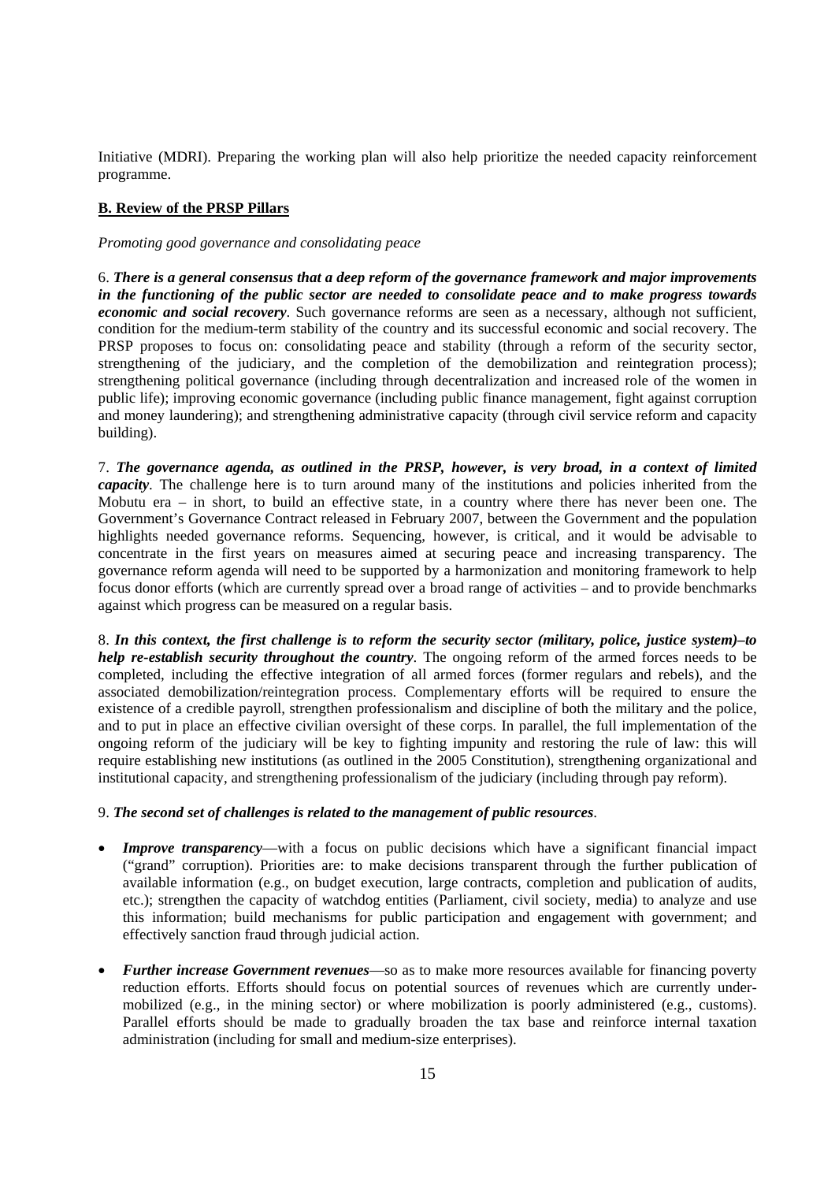Initiative (MDRI). Preparing the working plan will also help prioritize the needed capacity reinforcement programme.

**B. Review of the PRSP Pillars**

*Promoting good governance and consolidating peace*

6. ***There is a general consensus that a deep reform of the governance framework and major improvements in the functioning of the public sector are needed to consolidate peace and to make progress towards economic and social recovery***. Such governance reforms are seen as a necessary, although not sufficient, condition for the medium-term stability of the country and its successful economic and social recovery. The PRSP proposes to focus on: consolidating peace and stability (through a reform of the security sector, strengthening of the judiciary, and the completion of the demobilization and reintegration process); strengthening political governance (including through decentralization and increased role of the women in public life); improving economic governance (including public finance management, fight against corruption and money laundering); and strengthening administrative capacity (through civil service reform and capacity building).

7. ***The governance agenda, as outlined in the PRSP, however, is very broad, in a context of limited capacity***. The challenge here is to turn around many of the institutions and policies inherited from the Mobutu era – in short, to build an effective state, in a country where there has never been one. The Government's Governance Contract released in February 2007, between the Government and the population highlights needed governance reforms. Sequencing, however, is critical, and it would be advisable to concentrate in the first years on measures aimed at securing peace and increasing transparency. The governance reform agenda will need to be supported by a harmonization and monitoring framework to help focus donor efforts (which are currently spread over a broad range of activities – and to provide benchmarks against which progress can be measured on a regular basis.

8. ***In this context, the first challenge is to reform the security sector (military, police, justice system)–to help re-establish security throughout the country***. The ongoing reform of the armed forces needs to be completed, including the effective integration of all armed forces (former regulars and rebels), and the associated demobilization/reintegration process. Complementary efforts will be required to ensure the existence of a credible payroll, strengthen professionalism and discipline of both the military and the police, and to put in place an effective civilian oversight of these corps. In parallel, the full implementation of the ongoing reform of the judiciary will be key to fighting impunity and restoring the rule of law: this will require establishing new institutions (as outlined in the 2005 Constitution), strengthening organizational and institutional capacity, and strengthening professionalism of the judiciary (including through pay reform).

9. ***The second set of challenges is related to the management of public resources***.

- ***Improve transparency***—with a focus on public decisions which have a significant financial impact ("grand" corruption). Priorities are: to make decisions transparent through the further publication of available information (e.g., on budget execution, large contracts, completion and publication of audits, etc.); strengthen the capacity of watchdog entities (Parliament, civil society, media) to analyze and use this information; build mechanisms for public participation and engagement with government; and effectively sanction fraud through judicial action.

- ***Further increase Government revenues***—so as to make more resources available for financing poverty reduction efforts. Efforts should focus on potential sources of revenues which are currently under-mobilized (e.g., in the mining sector) or where mobilization is poorly administered (e.g., customs). Parallel efforts should be made to gradually broaden the tax base and reinforce internal taxation administration (including for small and medium-size enterprises).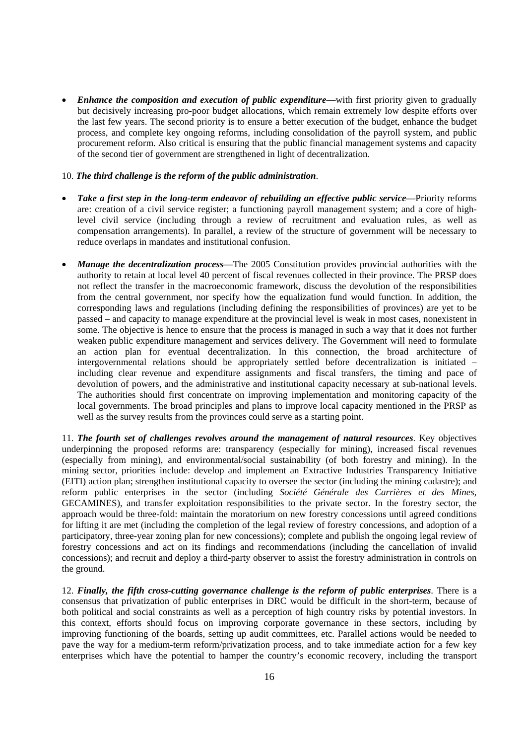- ***Enhance the composition and execution of public expenditure***—with first priority given to gradually but decisively increasing pro-poor budget allocations, which remain extremely low despite efforts over the last few years. The second priority is to ensure a better execution of the budget, enhance the budget process, and complete key ongoing reforms, including consolidation of the payroll system, and public procurement reform. Also critical is ensuring that the public financial management systems and capacity of the second tier of government are strengthened in light of decentralization.

10. ***The third challenge is the reform of the public administration***.

- ***Take a first step in the long-term endeavor of rebuilding an effective public service—***Priority reforms are: creation of a civil service register; a functioning payroll management system; and a core of high-level civil service (including through a review of recruitment and evaluation rules, as well as compensation arrangements). In parallel, a review of the structure of government will be necessary to reduce overlaps in mandates and institutional confusion.

- ***Manage the decentralization process—***The 2005 Constitution provides provincial authorities with the authority to retain at local level 40 percent of fiscal revenues collected in their province. The PRSP does not reflect the transfer in the macroeconomic framework, discuss the devolution of the responsibilities from the central government, nor specify how the equalization fund would function. In addition, the corresponding laws and regulations (including defining the responsibilities of provinces) are yet to be passed – and capacity to manage expenditure at the provincial level is weak in most cases, nonexistent in some. The objective is hence to ensure that the process is managed in such a way that it does not further weaken public expenditure management and services delivery. The Government will need to formulate an action plan for eventual decentralization. In this connection, the broad architecture of intergovernmental relations should be appropriately settled before decentralization is initiated – including clear revenue and expenditure assignments and fiscal transfers, the timing and pace of devolution of powers, and the administrative and institutional capacity necessary at sub-national levels. The authorities should first concentrate on improving implementation and monitoring capacity of the local governments. The broad principles and plans to improve local capacity mentioned in the PRSP as well as the survey results from the provinces could serve as a starting point.

11. ***The fourth set of challenges revolves around the management of natural resources***. Key objectives underpinning the proposed reforms are: transparency (especially for mining), increased fiscal revenues (especially from mining), and environmental/social sustainability (of both forestry and mining). In the mining sector, priorities include: develop and implement an Extractive Industries Transparency Initiative (EITI) action plan; strengthen institutional capacity to oversee the sector (including the mining cadastre); and reform public enterprises in the sector (including *Société Générale des Carrières et des Mines*, GECAMINES), and transfer exploitation responsibilities to the private sector. In the forestry sector, the approach would be three-fold: maintain the moratorium on new forestry concessions until agreed conditions for lifting it are met (including the completion of the legal review of forestry concessions, and adoption of a participatory, three-year zoning plan for new concessions); complete and publish the ongoing legal review of forestry concessions and act on its findings and recommendations (including the cancellation of invalid concessions); and recruit and deploy a third-party observer to assist the forestry administration in controls on the ground.

12. ***Finally, the fifth cross-cutting governance challenge is the reform of public enterprises***. There is a consensus that privatization of public enterprises in DRC would be difficult in the short-term, because of both political and social constraints as well as a perception of high country risks by potential investors. In this context, efforts should focus on improving corporate governance in these sectors, including by improving functioning of the boards, setting up audit committees, etc. Parallel actions would be needed to pave the way for a medium-term reform/privatization process, and to take immediate action for a few key enterprises which have the potential to hamper the country's economic recovery, including the transport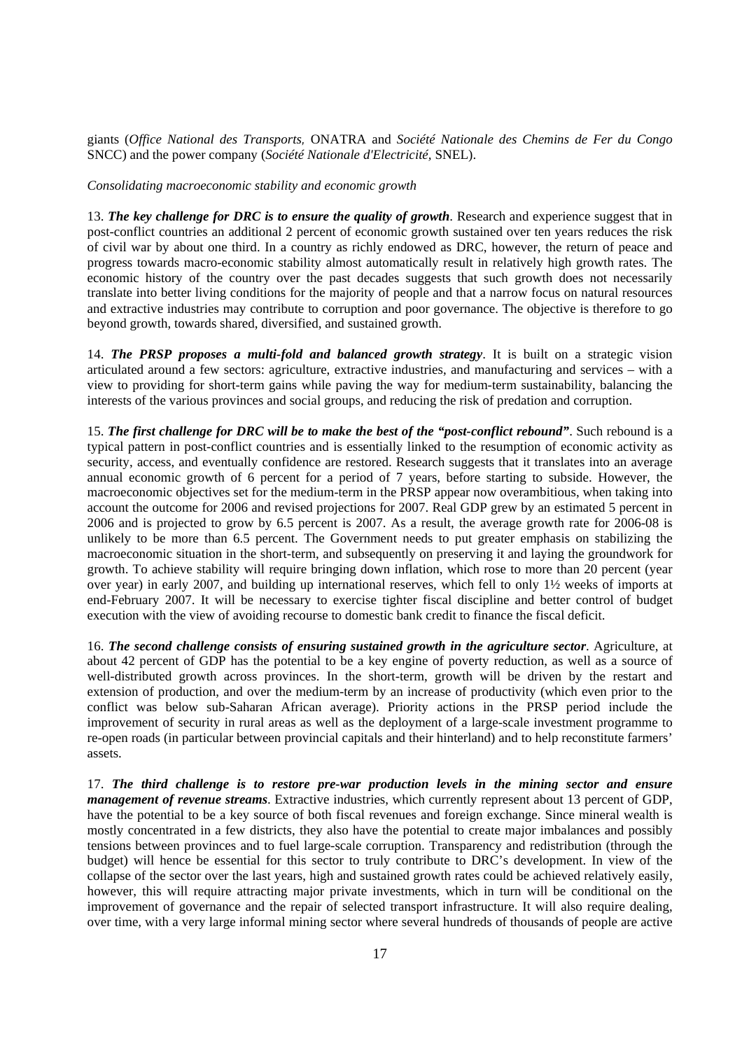giants (*Office National des Transports,* ONATRA and *Société Nationale des Chemins de Fer du Congo* SNCC) and the power company (*Société Nationale d'Electricité*, SNEL).

*Consolidating macroeconomic stability and economic growth*

13. ***The key challenge for DRC is to ensure the quality of growth***. Research and experience suggest that in post-conflict countries an additional 2 percent of economic growth sustained over ten years reduces the risk of civil war by about one third. In a country as richly endowed as DRC, however, the return of peace and progress towards macro-economic stability almost automatically result in relatively high growth rates. The economic history of the country over the past decades suggests that such growth does not necessarily translate into better living conditions for the majority of people and that a narrow focus on natural resources and extractive industries may contribute to corruption and poor governance. The objective is therefore to go beyond growth, towards shared, diversified, and sustained growth.

14. ***The PRSP proposes a multi-fold and balanced growth strategy***. It is built on a strategic vision articulated around a few sectors: agriculture, extractive industries, and manufacturing and services – with a view to providing for short-term gains while paving the way for medium-term sustainability, balancing the interests of the various provinces and social groups, and reducing the risk of predation and corruption.

15. ***The first challenge for DRC will be to make the best of the "post-conflict rebound"***. Such rebound is a typical pattern in post-conflict countries and is essentially linked to the resumption of economic activity as security, access, and eventually confidence are restored. Research suggests that it translates into an average annual economic growth of 6 percent for a period of 7 years, before starting to subside. However, the macroeconomic objectives set for the medium-term in the PRSP appear now overambitious, when taking into account the outcome for 2006 and revised projections for 2007. Real GDP grew by an estimated 5 percent in 2006 and is projected to grow by 6.5 percent is 2007. As a result, the average growth rate for 2006-08 is unlikely to be more than 6.5 percent. The Government needs to put greater emphasis on stabilizing the macroeconomic situation in the short-term, and subsequently on preserving it and laying the groundwork for growth. To achieve stability will require bringing down inflation, which rose to more than 20 percent (year over year) in early 2007, and building up international reserves, which fell to only 1½ weeks of imports at end-February 2007. It will be necessary to exercise tighter fiscal discipline and better control of budget execution with the view of avoiding recourse to domestic bank credit to finance the fiscal deficit.

16. ***The second challenge consists of ensuring sustained growth in the agriculture sector***. Agriculture, at about 42 percent of GDP has the potential to be a key engine of poverty reduction, as well as a source of well-distributed growth across provinces. In the short-term, growth will be driven by the restart and extension of production, and over the medium-term by an increase of productivity (which even prior to the conflict was below sub-Saharan African average). Priority actions in the PRSP period include the improvement of security in rural areas as well as the deployment of a large-scale investment programme to re-open roads (in particular between provincial capitals and their hinterland) and to help reconstitute farmers' assets.

17. ***The third challenge is to restore pre-war production levels in the mining sector and ensure management of revenue streams***. Extractive industries, which currently represent about 13 percent of GDP, have the potential to be a key source of both fiscal revenues and foreign exchange. Since mineral wealth is mostly concentrated in a few districts, they also have the potential to create major imbalances and possibly tensions between provinces and to fuel large-scale corruption. Transparency and redistribution (through the budget) will hence be essential for this sector to truly contribute to DRC's development. In view of the collapse of the sector over the last years, high and sustained growth rates could be achieved relatively easily, however, this will require attracting major private investments, which in turn will be conditional on the improvement of governance and the repair of selected transport infrastructure. It will also require dealing, over time, with a very large informal mining sector where several hundreds of thousands of people are active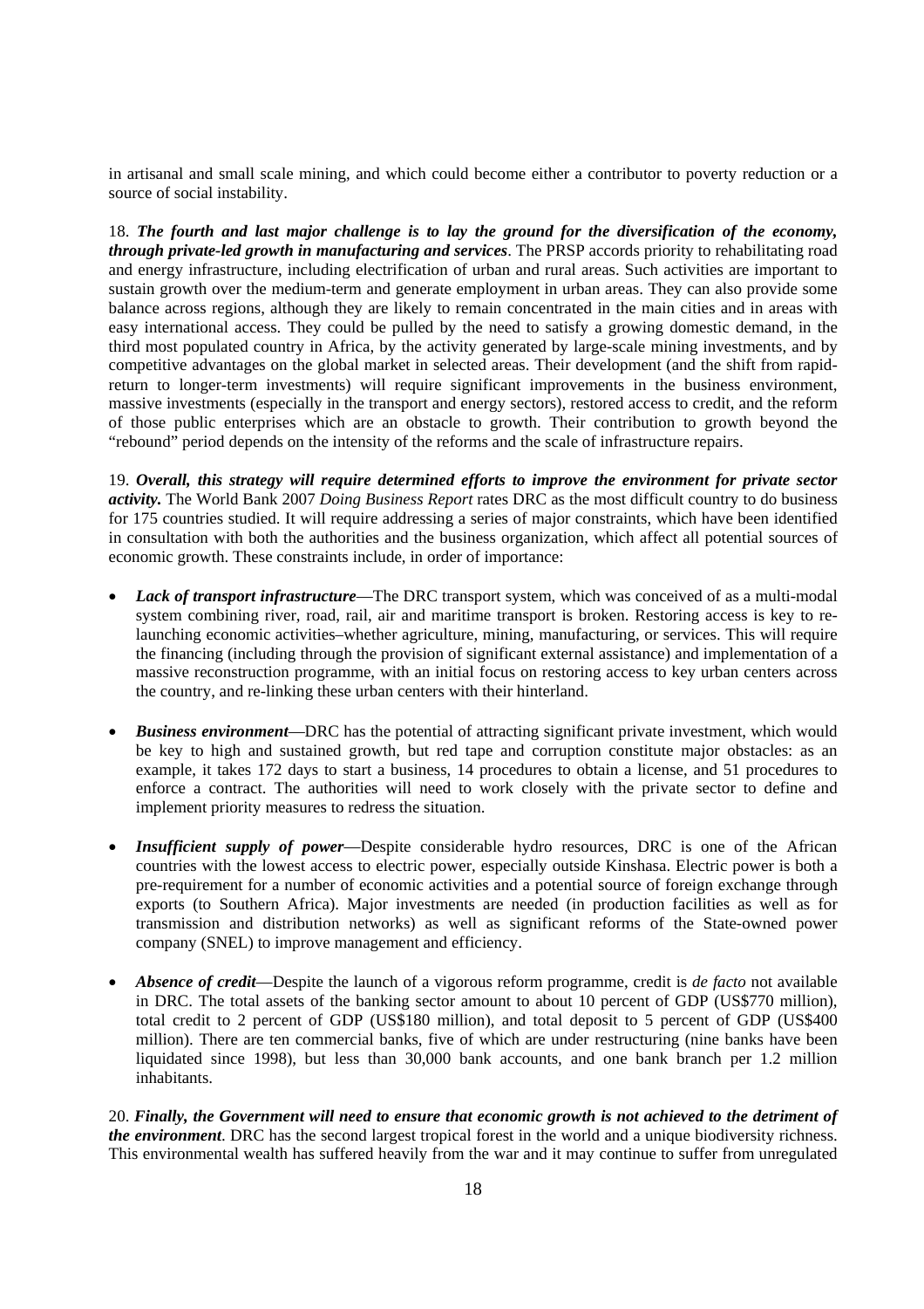in artisanal and small scale mining, and which could become either a contributor to poverty reduction or a source of social instability.

18. ***The fourth and last major challenge is to lay the ground for the diversification of the economy, through private-led growth in manufacturing and services***. The PRSP accords priority to rehabilitating road and energy infrastructure, including electrification of urban and rural areas. Such activities are important to sustain growth over the medium-term and generate employment in urban areas. They can also provide some balance across regions, although they are likely to remain concentrated in the main cities and in areas with easy international access. They could be pulled by the need to satisfy a growing domestic demand, in the third most populated country in Africa, by the activity generated by large-scale mining investments, and by competitive advantages on the global market in selected areas. Their development (and the shift from rapid-return to longer-term investments) will require significant improvements in the business environment, massive investments (especially in the transport and energy sectors), restored access to credit, and the reform of those public enterprises which are an obstacle to growth. Their contribution to growth beyond the "rebound" period depends on the intensity of the reforms and the scale of infrastructure repairs.

19. ***Overall, this strategy will require determined efforts to improve the environment for private sector activity.*** The World Bank 2007 *Doing Business Report* rates DRC as the most difficult country to do business for 175 countries studied. It will require addressing a series of major constraints, which have been identified in consultation with both the authorities and the business organization, which affect all potential sources of economic growth. These constraints include, in order of importance:

- ***Lack of transport infrastructure***—The DRC transport system, which was conceived of as a multi-modal system combining river, road, rail, air and maritime transport is broken. Restoring access is key to re-launching economic activities–whether agriculture, mining, manufacturing, or services. This will require the financing (including through the provision of significant external assistance) and implementation of a massive reconstruction programme, with an initial focus on restoring access to key urban centers across the country, and re-linking these urban centers with their hinterland.

- ***Business environment***—DRC has the potential of attracting significant private investment, which would be key to high and sustained growth, but red tape and corruption constitute major obstacles: as an example, it takes 172 days to start a business, 14 procedures to obtain a license, and 51 procedures to enforce a contract. The authorities will need to work closely with the private sector to define and implement priority measures to redress the situation.

- ***Insufficient supply of power***—Despite considerable hydro resources, DRC is one of the African countries with the lowest access to electric power, especially outside Kinshasa. Electric power is both a pre-requirement for a number of economic activities and a potential source of foreign exchange through exports (to Southern Africa). Major investments are needed (in production facilities as well as for transmission and distribution networks) as well as significant reforms of the State-owned power company (SNEL) to improve management and efficiency.

- ***Absence of credit***—Despite the launch of a vigorous reform programme, credit is *de facto* not available in DRC. The total assets of the banking sector amount to about 10 percent of GDP (US$770 million), total credit to 2 percent of GDP (US$180 million), and total deposit to 5 percent of GDP (US$400 million). There are ten commercial banks, five of which are under restructuring (nine banks have been liquidated since 1998), but less than 30,000 bank accounts, and one bank branch per 1.2 million inhabitants.

20. ***Finally, the Government will need to ensure that economic growth is not achieved to the detriment of the environment***. DRC has the second largest tropical forest in the world and a unique biodiversity richness. This environmental wealth has suffered heavily from the war and it may continue to suffer from unregulated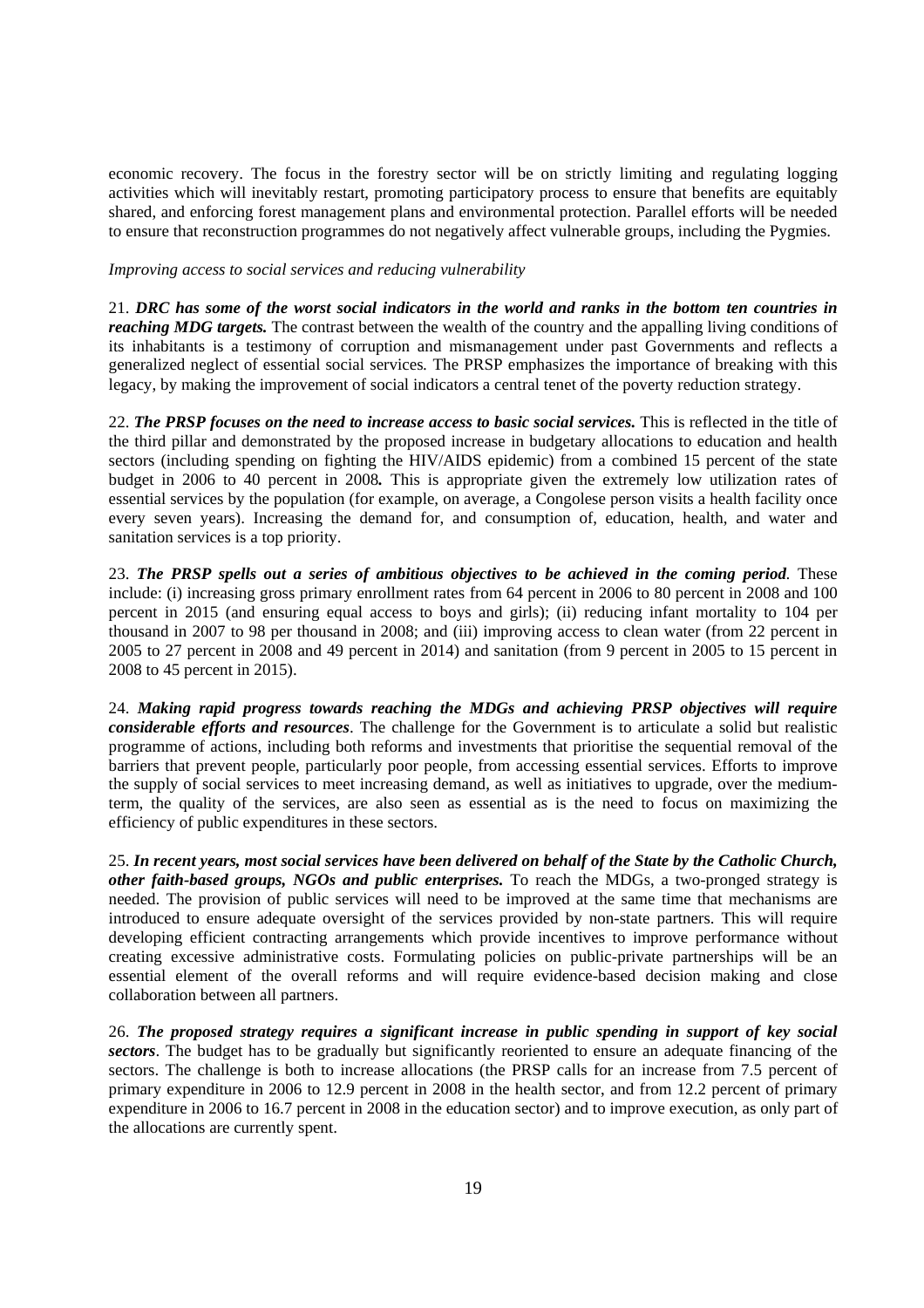economic recovery. The focus in the forestry sector will be on strictly limiting and regulating logging activities which will inevitably restart, promoting participatory process to ensure that benefits are equitably shared, and enforcing forest management plans and environmental protection. Parallel efforts will be needed to ensure that reconstruction programmes do not negatively affect vulnerable groups, including the Pygmies.

*Improving access to social services and reducing vulnerability*

21. ***DRC has some of the worst social indicators in the world and ranks in the bottom ten countries in reaching MDG targets.*** The contrast between the wealth of the country and the appalling living conditions of its inhabitants is a testimony of corruption and mismanagement under past Governments and reflects a generalized neglect of essential social services*.* The PRSP emphasizes the importance of breaking with this legacy, by making the improvement of social indicators a central tenet of the poverty reduction strategy.

22. ***The PRSP focuses on the need to increase access to basic social services.*** This is reflected in the title of the third pillar and demonstrated by the proposed increase in budgetary allocations to education and health sectors (including spending on fighting the HIV/AIDS epidemic) from a combined 15 percent of the state budget in 2006 to 40 percent in 2008***.*** This is appropriate given the extremely low utilization rates of essential services by the population (for example, on average, a Congolese person visits a health facility once every seven years). Increasing the demand for, and consumption of, education, health, and water and sanitation services is a top priority.

23. ***The PRSP spells out a series of ambitious objectives to be achieved in the coming period****.* These include: (i) increasing gross primary enrollment rates from 64 percent in 2006 to 80 percent in 2008 and 100 percent in 2015 (and ensuring equal access to boys and girls); (ii) reducing infant mortality to 104 per thousand in 2007 to 98 per thousand in 2008; and (iii) improving access to clean water (from 22 percent in 2005 to 27 percent in 2008 and 49 percent in 2014) and sanitation (from 9 percent in 2005 to 15 percent in 2008 to 45 percent in 2015).

24. ***Making rapid progress towards reaching the MDGs and achieving PRSP objectives will require considerable efforts and resources***. The challenge for the Government is to articulate a solid but realistic programme of actions, including both reforms and investments that prioritise the sequential removal of the barriers that prevent people, particularly poor people, from accessing essential services. Efforts to improve the supply of social services to meet increasing demand, as well as initiatives to upgrade, over the medium-term, the quality of the services, are also seen as essential as is the need to focus on maximizing the efficiency of public expenditures in these sectors.

25. ***In recent years, most social services have been delivered on behalf of the State by the Catholic Church, other faith-based groups, NGOs and public enterprises.*** To reach the MDGs, a two-pronged strategy is needed. The provision of public services will need to be improved at the same time that mechanisms are introduced to ensure adequate oversight of the services provided by non-state partners. This will require developing efficient contracting arrangements which provide incentives to improve performance without creating excessive administrative costs. Formulating policies on public-private partnerships will be an essential element of the overall reforms and will require evidence-based decision making and close collaboration between all partners.

26. ***The proposed strategy requires a significant increase in public spending in support of key social sectors***. The budget has to be gradually but significantly reoriented to ensure an adequate financing of the sectors. The challenge is both to increase allocations (the PRSP calls for an increase from 7.5 percent of primary expenditure in 2006 to 12.9 percent in 2008 in the health sector, and from 12.2 percent of primary expenditure in 2006 to 16.7 percent in 2008 in the education sector) and to improve execution, as only part of the allocations are currently spent.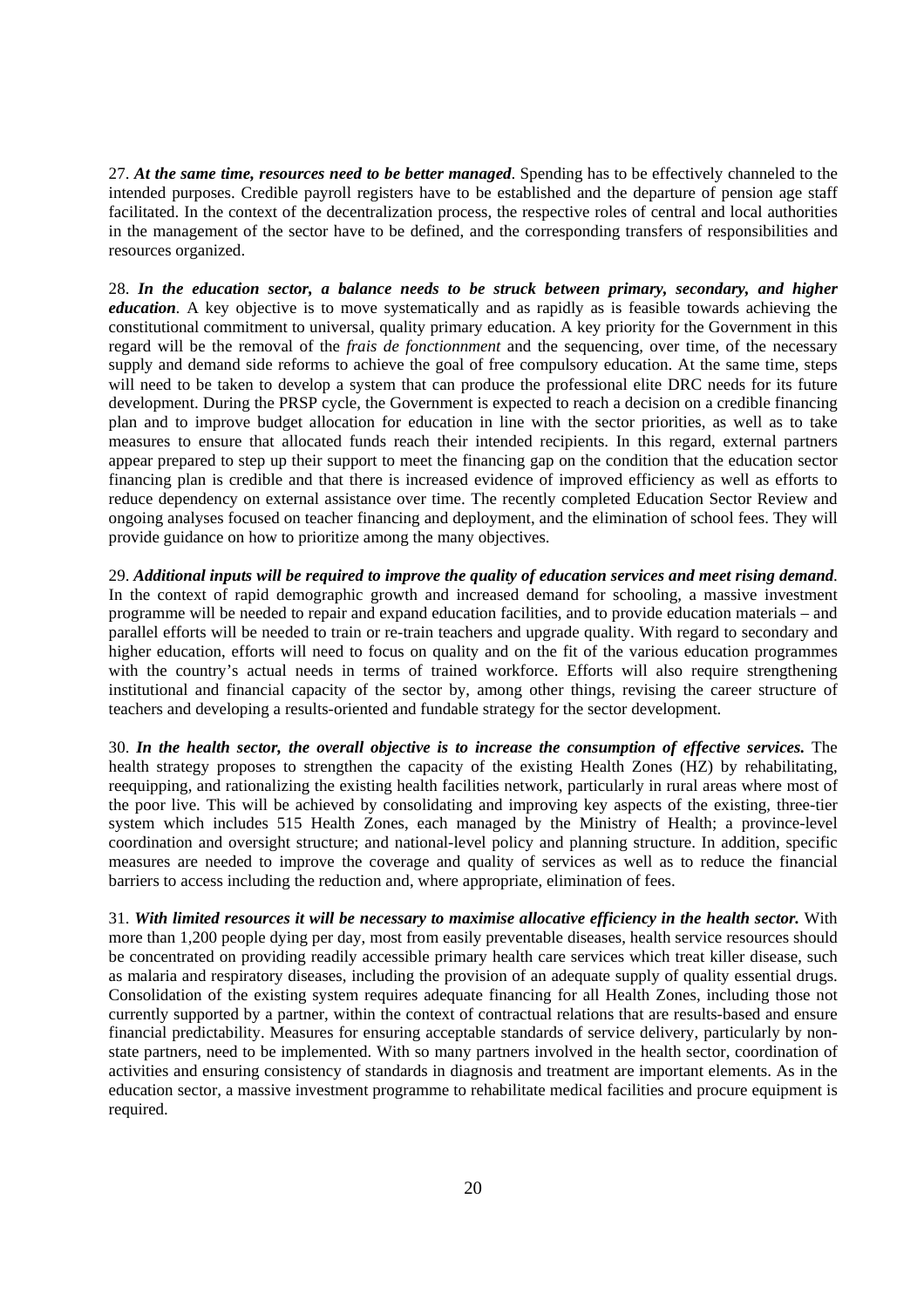27. ***At the same time, resources need to be better managed***. Spending has to be effectively channeled to the intended purposes. Credible payroll registers have to be established and the departure of pension age staff facilitated. In the context of the decentralization process, the respective roles of central and local authorities in the management of the sector have to be defined, and the corresponding transfers of responsibilities and resources organized.

28. ***In the education sector, a balance needs to be struck between primary, secondary, and higher education***. A key objective is to move systematically and as rapidly as is feasible towards achieving the constitutional commitment to universal, quality primary education. A key priority for the Government in this regard will be the removal of the *frais de fonctionnment* and the sequencing, over time, of the necessary supply and demand side reforms to achieve the goal of free compulsory education. At the same time, steps will need to be taken to develop a system that can produce the professional elite DRC needs for its future development. During the PRSP cycle, the Government is expected to reach a decision on a credible financing plan and to improve budget allocation for education in line with the sector priorities, as well as to take measures to ensure that allocated funds reach their intended recipients. In this regard, external partners appear prepared to step up their support to meet the financing gap on the condition that the education sector financing plan is credible and that there is increased evidence of improved efficiency as well as efforts to reduce dependency on external assistance over time. The recently completed Education Sector Review and ongoing analyses focused on teacher financing and deployment, and the elimination of school fees. They will provide guidance on how to prioritize among the many objectives.

29. ***Additional inputs will be required to improve the quality of education services and meet rising demand***. In the context of rapid demographic growth and increased demand for schooling, a massive investment programme will be needed to repair and expand education facilities, and to provide education materials – and parallel efforts will be needed to train or re-train teachers and upgrade quality. With regard to secondary and higher education, efforts will need to focus on quality and on the fit of the various education programmes with the country's actual needs in terms of trained workforce. Efforts will also require strengthening institutional and financial capacity of the sector by, among other things, revising the career structure of teachers and developing a results-oriented and fundable strategy for the sector development.

30. ***In the health sector, the overall objective is to increase the consumption of effective services.*** The health strategy proposes to strengthen the capacity of the existing Health Zones (HZ) by rehabilitating, reequipping, and rationalizing the existing health facilities network, particularly in rural areas where most of the poor live. This will be achieved by consolidating and improving key aspects of the existing, three-tier system which includes 515 Health Zones, each managed by the Ministry of Health; a province-level coordination and oversight structure; and national-level policy and planning structure. In addition, specific measures are needed to improve the coverage and quality of services as well as to reduce the financial barriers to access including the reduction and, where appropriate, elimination of fees.

31. ***With limited resources it will be necessary to maximise allocative efficiency in the health sector.*** With more than 1,200 people dying per day, most from easily preventable diseases, health service resources should be concentrated on providing readily accessible primary health care services which treat killer disease, such as malaria and respiratory diseases, including the provision of an adequate supply of quality essential drugs. Consolidation of the existing system requires adequate financing for all Health Zones, including those not currently supported by a partner, within the context of contractual relations that are results-based and ensure financial predictability. Measures for ensuring acceptable standards of service delivery, particularly by non-state partners, need to be implemented. With so many partners involved in the health sector, coordination of activities and ensuring consistency of standards in diagnosis and treatment are important elements. As in the education sector, a massive investment programme to rehabilitate medical facilities and procure equipment is required.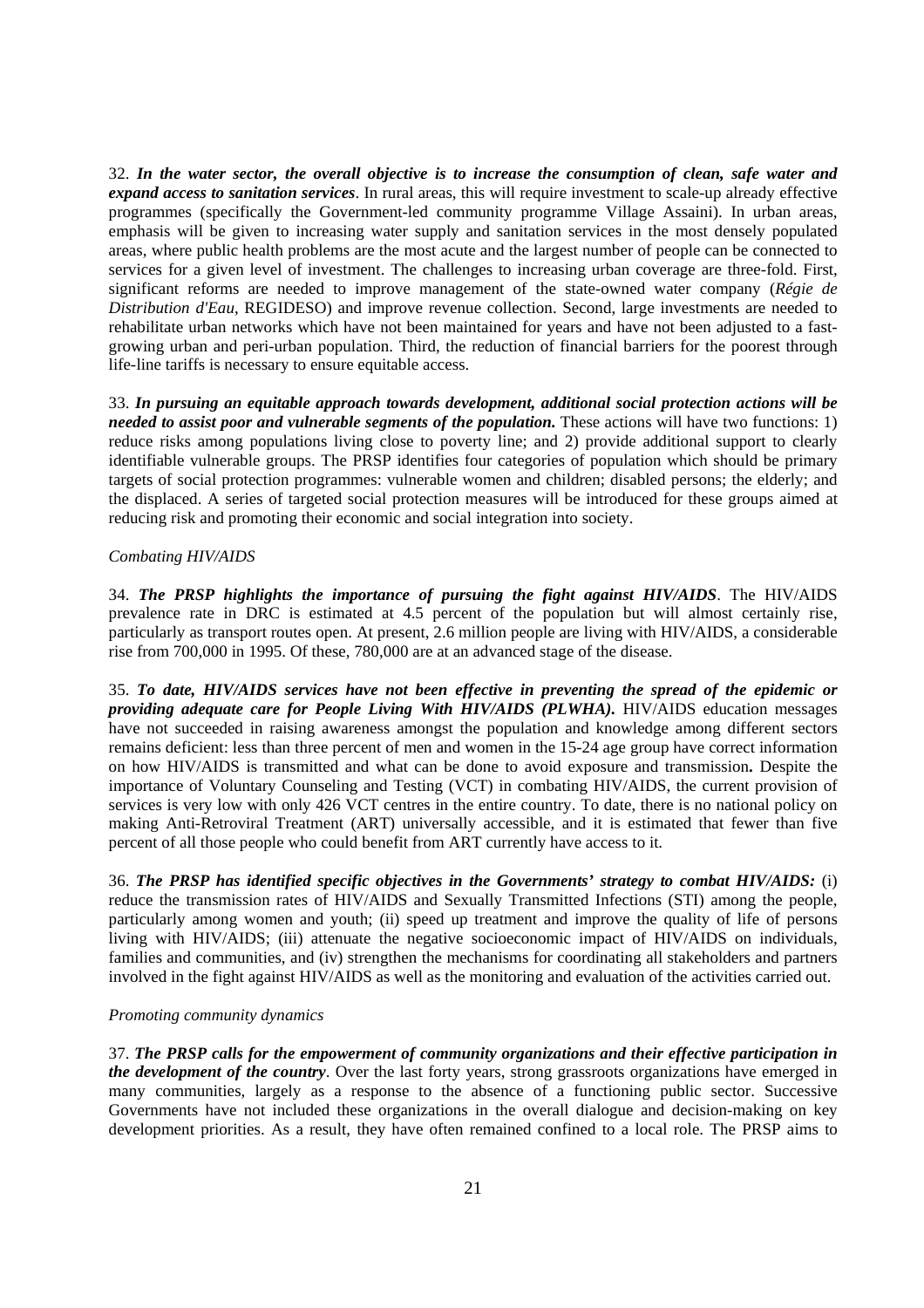32. ***In the water sector, the overall objective is to increase the consumption of clean, safe water and expand access to sanitation services***. In rural areas, this will require investment to scale-up already effective programmes (specifically the Government-led community programme Village Assaini). In urban areas, emphasis will be given to increasing water supply and sanitation services in the most densely populated areas, where public health problems are the most acute and the largest number of people can be connected to services for a given level of investment. The challenges to increasing urban coverage are three-fold. First, significant reforms are needed to improve management of the state-owned water company (*Régie de Distribution d'Eau*, REGIDESO) and improve revenue collection. Second, large investments are needed to rehabilitate urban networks which have not been maintained for years and have not been adjusted to a fast-growing urban and peri-urban population. Third, the reduction of financial barriers for the poorest through life-line tariffs is necessary to ensure equitable access.

33. ***In pursuing an equitable approach towards development, additional social protection actions will be needed to assist poor and vulnerable segments of the population.*** These actions will have two functions: 1) reduce risks among populations living close to poverty line; and 2) provide additional support to clearly identifiable vulnerable groups. The PRSP identifies four categories of population which should be primary targets of social protection programmes: vulnerable women and children; disabled persons; the elderly; and the displaced. A series of targeted social protection measures will be introduced for these groups aimed at reducing risk and promoting their economic and social integration into society.

*Combating HIV/AIDS*

34. ***The PRSP highlights the importance of pursuing the fight against HIV/AIDS***. The HIV/AIDS prevalence rate in DRC is estimated at 4.5 percent of the population but will almost certainly rise, particularly as transport routes open. At present, 2.6 million people are living with HIV/AIDS, a considerable rise from 700,000 in 1995. Of these, 780,000 are at an advanced stage of the disease.

35. ***To date, HIV/AIDS services have not been effective in preventing the spread of the epidemic or providing adequate care for People Living With HIV/AIDS (PLWHA).*** HIV/AIDS education messages have not succeeded in raising awareness amongst the population and knowledge among different sectors remains deficient: less than three percent of men and women in the 15-24 age group have correct information on how HIV/AIDS is transmitted and what can be done to avoid exposure and transmission**.** Despite the importance of Voluntary Counseling and Testing (VCT) in combating HIV/AIDS, the current provision of services is very low with only 426 VCT centres in the entire country. To date, there is no national policy on making Anti-Retroviral Treatment (ART) universally accessible, and it is estimated that fewer than five percent of all those people who could benefit from ART currently have access to it.

36. ***The PRSP has identified specific objectives in the Governments' strategy to combat HIV/AIDS:*** (i) reduce the transmission rates of HIV/AIDS and Sexually Transmitted Infections (STI) among the people, particularly among women and youth; (ii) speed up treatment and improve the quality of life of persons living with HIV/AIDS; (iii) attenuate the negative socioeconomic impact of HIV/AIDS on individuals, families and communities, and (iv) strengthen the mechanisms for coordinating all stakeholders and partners involved in the fight against HIV/AIDS as well as the monitoring and evaluation of the activities carried out.

*Promoting community dynamics*

37. ***The PRSP calls for the empowerment of community organizations and their effective participation in the development of the country***. Over the last forty years, strong grassroots organizations have emerged in many communities, largely as a response to the absence of a functioning public sector. Successive Governments have not included these organizations in the overall dialogue and decision-making on key development priorities. As a result, they have often remained confined to a local role. The PRSP aims to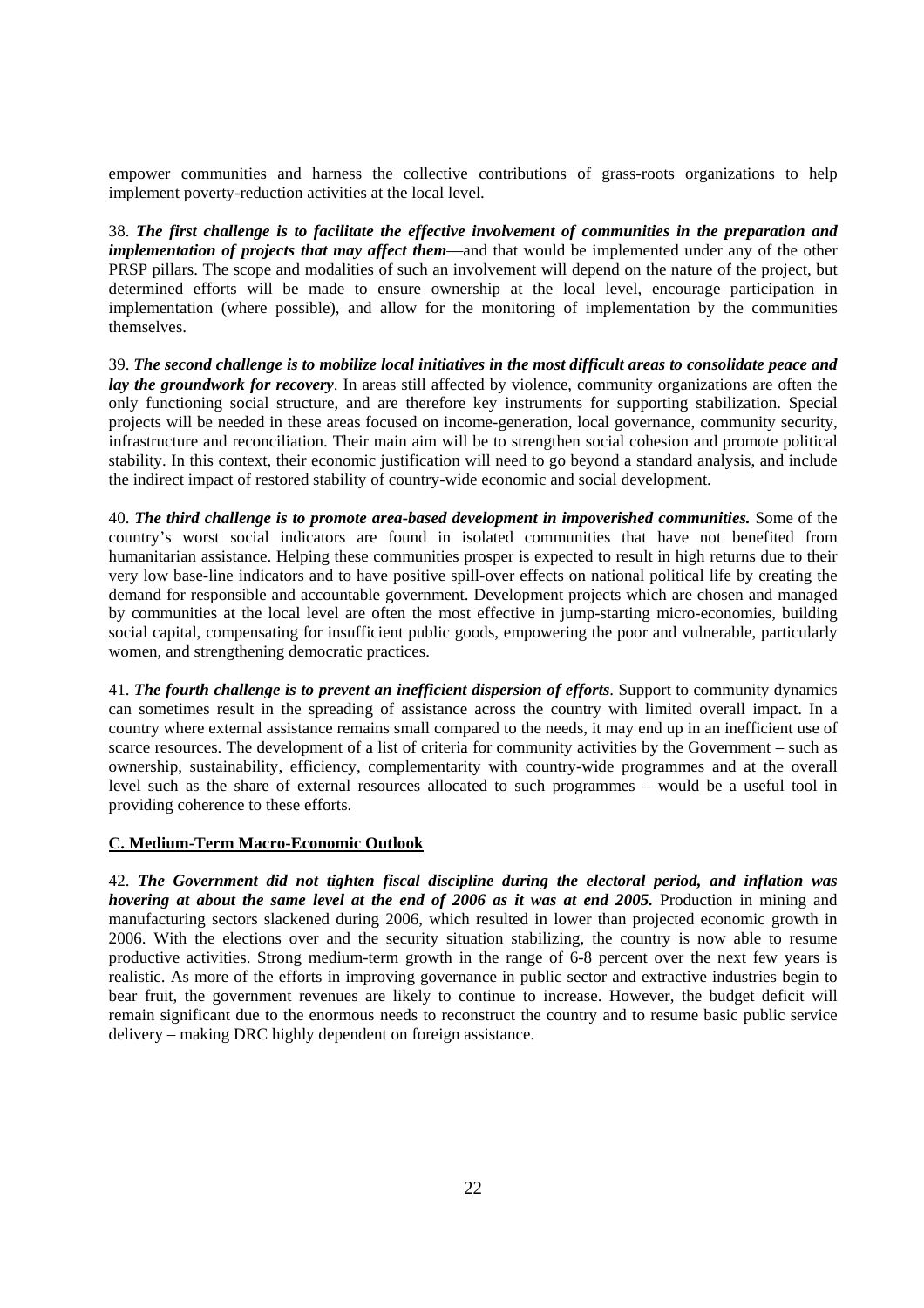empower communities and harness the collective contributions of grass-roots organizations to help implement poverty-reduction activities at the local level.

38. ***The first challenge is to facilitate the effective involvement of communities in the preparation and implementation of projects that may affect them***—and that would be implemented under any of the other PRSP pillars. The scope and modalities of such an involvement will depend on the nature of the project, but determined efforts will be made to ensure ownership at the local level, encourage participation in implementation (where possible), and allow for the monitoring of implementation by the communities themselves.

39. ***The second challenge is to mobilize local initiatives in the most difficult areas to consolidate peace and lay the groundwork for recovery***. In areas still affected by violence, community organizations are often the only functioning social structure, and are therefore key instruments for supporting stabilization. Special projects will be needed in these areas focused on income-generation, local governance, community security, infrastructure and reconciliation. Their main aim will be to strengthen social cohesion and promote political stability. In this context, their economic justification will need to go beyond a standard analysis, and include the indirect impact of restored stability of country-wide economic and social development.

40. ***The third challenge is to promote area-based development in impoverished communities.*** Some of the country's worst social indicators are found in isolated communities that have not benefited from humanitarian assistance. Helping these communities prosper is expected to result in high returns due to their very low base-line indicators and to have positive spill-over effects on national political life by creating the demand for responsible and accountable government. Development projects which are chosen and managed by communities at the local level are often the most effective in jump-starting micro-economies, building social capital, compensating for insufficient public goods, empowering the poor and vulnerable, particularly women, and strengthening democratic practices.

41. ***The fourth challenge is to prevent an inefficient dispersion of efforts***. Support to community dynamics can sometimes result in the spreading of assistance across the country with limited overall impact. In a country where external assistance remains small compared to the needs, it may end up in an inefficient use of scarce resources. The development of a list of criteria for community activities by the Government – such as ownership, sustainability, efficiency, complementarity with country-wide programmes and at the overall level such as the share of external resources allocated to such programmes – would be a useful tool in providing coherence to these efforts.

### C. Medium-Term Macro-Economic Outlook

42. ***The Government did not tighten fiscal discipline during the electoral period, and inflation was hovering at about the same level at the end of 2006 as it was at end 2005.*** Production in mining and manufacturing sectors slackened during 2006, which resulted in lower than projected economic growth in 2006. With the elections over and the security situation stabilizing, the country is now able to resume productive activities. Strong medium-term growth in the range of 6-8 percent over the next few years is realistic. As more of the efforts in improving governance in public sector and extractive industries begin to bear fruit, the government revenues are likely to continue to increase. However, the budget deficit will remain significant due to the enormous needs to reconstruct the country and to resume basic public service delivery – making DRC highly dependent on foreign assistance.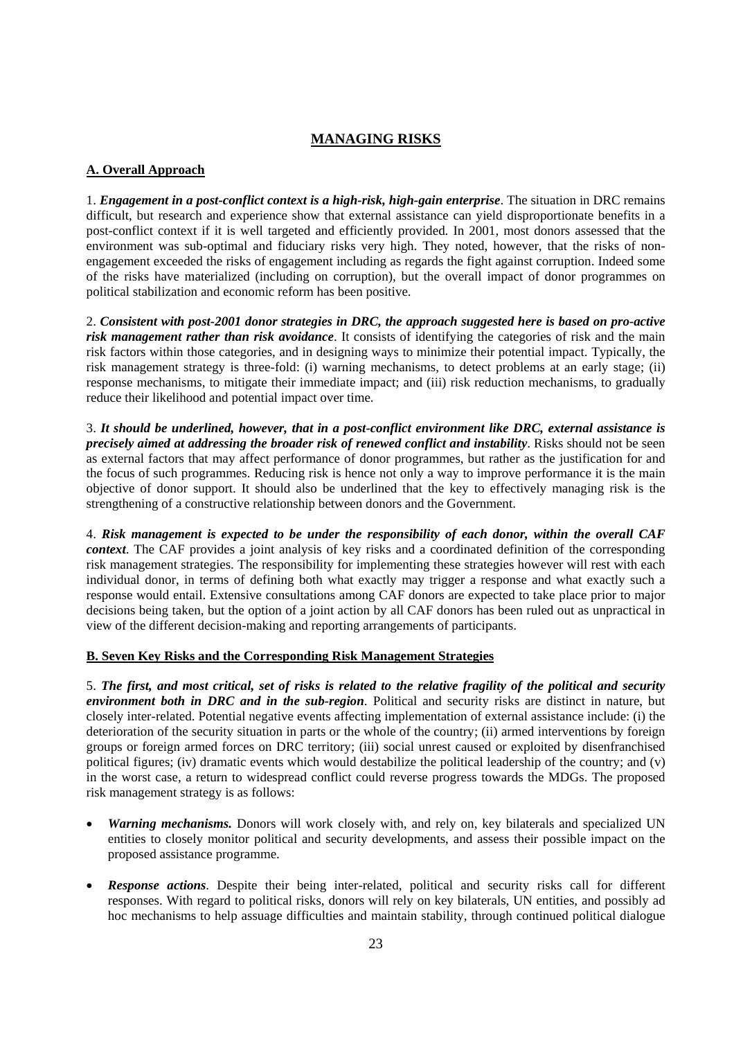## MANAGING RISKS

### A. Overall Approach

1. ***Engagement in a post-conflict context is a high-risk, high-gain enterprise***. The situation in DRC remains difficult, but research and experience show that external assistance can yield disproportionate benefits in a post-conflict context if it is well targeted and efficiently provided. In 2001, most donors assessed that the environment was sub-optimal and fiduciary risks very high. They noted, however, that the risks of non-engagement exceeded the risks of engagement including as regards the fight against corruption. Indeed some of the risks have materialized (including on corruption), but the overall impact of donor programmes on political stabilization and economic reform has been positive.

2. ***Consistent with post-2001 donor strategies in DRC, the approach suggested here is based on pro-active risk management rather than risk avoidance***. It consists of identifying the categories of risk and the main risk factors within those categories, and in designing ways to minimize their potential impact. Typically, the risk management strategy is three-fold: (i) warning mechanisms, to detect problems at an early stage; (ii) response mechanisms, to mitigate their immediate impact; and (iii) risk reduction mechanisms, to gradually reduce their likelihood and potential impact over time.

3. ***It should be underlined, however, that in a post-conflict environment like DRC, external assistance is precisely aimed at addressing the broader risk of renewed conflict and instability***. Risks should not be seen as external factors that may affect performance of donor programmes, but rather as the justification for and the focus of such programmes. Reducing risk is hence not only a way to improve performance it is the main objective of donor support. It should also be underlined that the key to effectively managing risk is the strengthening of a constructive relationship between donors and the Government.

4. ***Risk management is expected to be under the responsibility of each donor, within the overall CAF context***. The CAF provides a joint analysis of key risks and a coordinated definition of the corresponding risk management strategies. The responsibility for implementing these strategies however will rest with each individual donor, in terms of defining both what exactly may trigger a response and what exactly such a response would entail. Extensive consultations among CAF donors are expected to take place prior to major decisions being taken, but the option of a joint action by all CAF donors has been ruled out as unpractical in view of the different decision-making and reporting arrangements of participants.

### B. Seven Key Risks and the Corresponding Risk Management Strategies

5. ***The first, and most critical, set of risks is related to the relative fragility of the political and security environment both in DRC and in the sub-region***. Political and security risks are distinct in nature, but closely inter-related. Potential negative events affecting implementation of external assistance include: (i) the deterioration of the security situation in parts or the whole of the country; (ii) armed interventions by foreign groups or foreign armed forces on DRC territory; (iii) social unrest caused or exploited by disenfranchised political figures; (iv) dramatic events which would destabilize the political leadership of the country; and (v) in the worst case, a return to widespread conflict could reverse progress towards the MDGs. The proposed risk management strategy is as follows:

- ***Warning mechanisms.*** Donors will work closely with, and rely on, key bilaterals and specialized UN entities to closely monitor political and security developments, and assess their possible impact on the proposed assistance programme.

- ***Response actions***. Despite their being inter-related, political and security risks call for different responses. With regard to political risks, donors will rely on key bilaterals, UN entities, and possibly ad hoc mechanisms to help assuage difficulties and maintain stability, through continued political dialogue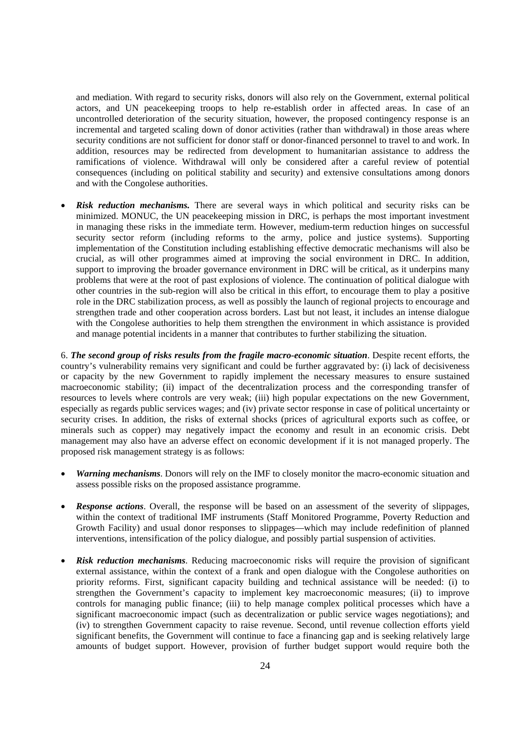and mediation. With regard to security risks, donors will also rely on the Government, external political actors, and UN peacekeeping troops to help re-establish order in affected areas. In case of an uncontrolled deterioration of the security situation, however, the proposed contingency response is an incremental and targeted scaling down of donor activities (rather than withdrawal) in those areas where security conditions are not sufficient for donor staff or donor-financed personnel to travel to and work. In addition, resources may be redirected from development to humanitarian assistance to address the ramifications of violence. Withdrawal will only be considered after a careful review of potential consequences (including on political stability and security) and extensive consultations among donors and with the Congolese authorities.

- ***Risk reduction mechanisms.*** There are several ways in which political and security risks can be minimized. MONUC, the UN peacekeeping mission in DRC, is perhaps the most important investment in managing these risks in the immediate term. However, medium-term reduction hinges on successful security sector reform (including reforms to the army, police and justice systems). Supporting implementation of the Constitution including establishing effective democratic mechanisms will also be crucial, as will other programmes aimed at improving the social environment in DRC. In addition, support to improving the broader governance environment in DRC will be critical, as it underpins many problems that were at the root of past explosions of violence. The continuation of political dialogue with other countries in the sub-region will also be critical in this effort, to encourage them to play a positive role in the DRC stabilization process, as well as possibly the launch of regional projects to encourage and strengthen trade and other cooperation across borders. Last but not least, it includes an intense dialogue with the Congolese authorities to help them strengthen the environment in which assistance is provided and manage potential incidents in a manner that contributes to further stabilizing the situation.

6. ***The second group of risks results from the fragile macro-economic situation***. Despite recent efforts, the country's vulnerability remains very significant and could be further aggravated by: (i) lack of decisiveness or capacity by the new Government to rapidly implement the necessary measures to ensure sustained macroeconomic stability; (ii) impact of the decentralization process and the corresponding transfer of resources to levels where controls are very weak; (iii) high popular expectations on the new Government, especially as regards public services wages; and (iv) private sector response in case of political uncertainty or security crises. In addition, the risks of external shocks (prices of agricultural exports such as coffee, or minerals such as copper) may negatively impact the economy and result in an economic crisis. Debt management may also have an adverse effect on economic development if it is not managed properly. The proposed risk management strategy is as follows:

- ***Warning mechanisms***. Donors will rely on the IMF to closely monitor the macro-economic situation and assess possible risks on the proposed assistance programme.

- ***Response actions***. Overall, the response will be based on an assessment of the severity of slippages, within the context of traditional IMF instruments (Staff Monitored Programme, Poverty Reduction and Growth Facility) and usual donor responses to slippages—which may include redefinition of planned interventions, intensification of the policy dialogue, and possibly partial suspension of activities.

- ***Risk reduction mechanisms***. Reducing macroeconomic risks will require the provision of significant external assistance, within the context of a frank and open dialogue with the Congolese authorities on priority reforms. First, significant capacity building and technical assistance will be needed: (i) to strengthen the Government's capacity to implement key macroeconomic measures; (ii) to improve controls for managing public finance; (iii) to help manage complex political processes which have a significant macroeconomic impact (such as decentralization or public service wages negotiations); and (iv) to strengthen Government capacity to raise revenue. Second, until revenue collection efforts yield significant benefits, the Government will continue to face a financing gap and is seeking relatively large amounts of budget support. However, provision of further budget support would require both the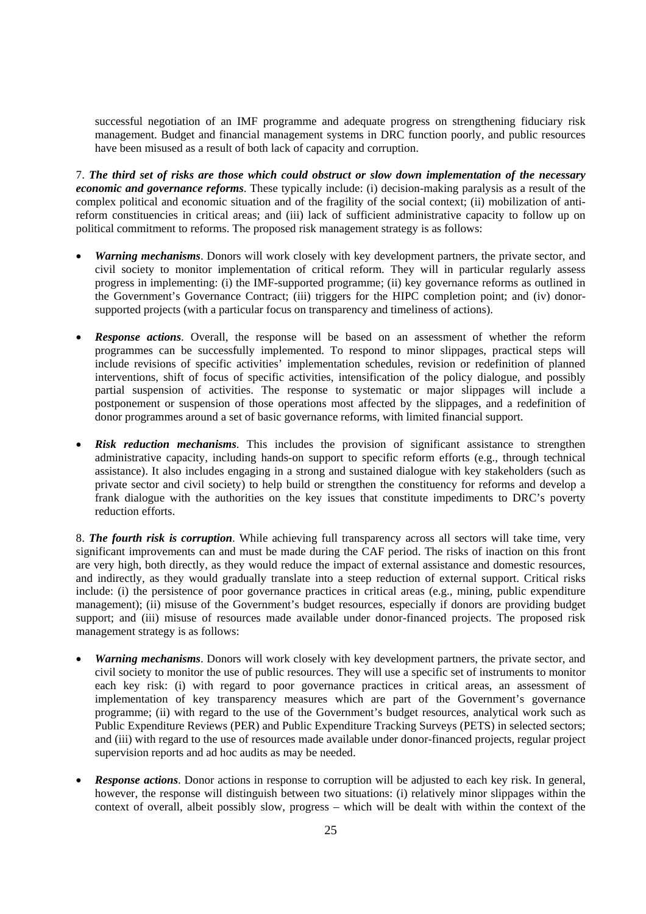successful negotiation of an IMF programme and adequate progress on strengthening fiduciary risk management. Budget and financial management systems in DRC function poorly, and public resources have been misused as a result of both lack of capacity and corruption.

7. ***The third set of risks are those which could obstruct or slow down implementation of the necessary economic and governance reforms***. These typically include: (i) decision-making paralysis as a result of the complex political and economic situation and of the fragility of the social context; (ii) mobilization of anti-reform constituencies in critical areas; and (iii) lack of sufficient administrative capacity to follow up on political commitment to reforms. The proposed risk management strategy is as follows:

- ***Warning mechanisms***. Donors will work closely with key development partners, the private sector, and civil society to monitor implementation of critical reform. They will in particular regularly assess progress in implementing: (i) the IMF-supported programme; (ii) key governance reforms as outlined in the Government's Governance Contract; (iii) triggers for the HIPC completion point; and (iv) donor-supported projects (with a particular focus on transparency and timeliness of actions).

- ***Response actions***. Overall, the response will be based on an assessment of whether the reform programmes can be successfully implemented. To respond to minor slippages, practical steps will include revisions of specific activities' implementation schedules, revision or redefinition of planned interventions, shift of focus of specific activities, intensification of the policy dialogue, and possibly partial suspension of activities. The response to systematic or major slippages will include a postponement or suspension of those operations most affected by the slippages, and a redefinition of donor programmes around a set of basic governance reforms, with limited financial support.

- ***Risk reduction mechanisms***. This includes the provision of significant assistance to strengthen administrative capacity, including hands-on support to specific reform efforts (e.g., through technical assistance). It also includes engaging in a strong and sustained dialogue with key stakeholders (such as private sector and civil society) to help build or strengthen the constituency for reforms and develop a frank dialogue with the authorities on the key issues that constitute impediments to DRC's poverty reduction efforts.

8. ***The fourth risk is corruption***. While achieving full transparency across all sectors will take time, very significant improvements can and must be made during the CAF period. The risks of inaction on this front are very high, both directly, as they would reduce the impact of external assistance and domestic resources, and indirectly, as they would gradually translate into a steep reduction of external support. Critical risks include: (i) the persistence of poor governance practices in critical areas (e.g., mining, public expenditure management); (ii) misuse of the Government's budget resources, especially if donors are providing budget support; and (iii) misuse of resources made available under donor-financed projects. The proposed risk management strategy is as follows:

- ***Warning mechanisms***. Donors will work closely with key development partners, the private sector, and civil society to monitor the use of public resources. They will use a specific set of instruments to monitor each key risk: (i) with regard to poor governance practices in critical areas, an assessment of implementation of key transparency measures which are part of the Government's governance programme; (ii) with regard to the use of the Government's budget resources, analytical work such as Public Expenditure Reviews (PER) and Public Expenditure Tracking Surveys (PETS) in selected sectors; and (iii) with regard to the use of resources made available under donor-financed projects, regular project supervision reports and ad hoc audits as may be needed.

- ***Response actions***. Donor actions in response to corruption will be adjusted to each key risk. In general, however, the response will distinguish between two situations: (i) relatively minor slippages within the context of overall, albeit possibly slow, progress – which will be dealt with within the context of the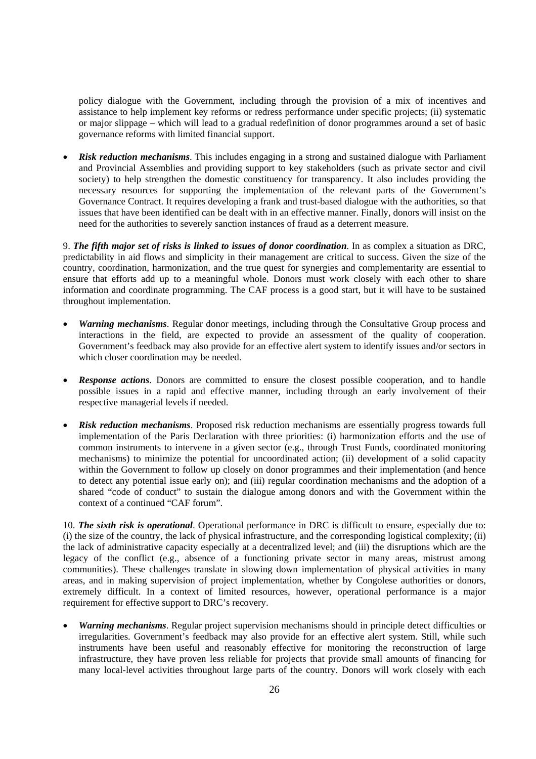policy dialogue with the Government, including through the provision of a mix of incentives and assistance to help implement key reforms or redress performance under specific projects; (ii) systematic or major slippage – which will lead to a gradual redefinition of donor programmes around a set of basic governance reforms with limited financial support.

- ***Risk reduction mechanisms***. This includes engaging in a strong and sustained dialogue with Parliament and Provincial Assemblies and providing support to key stakeholders (such as private sector and civil society) to help strengthen the domestic constituency for transparency. It also includes providing the necessary resources for supporting the implementation of the relevant parts of the Government's Governance Contract. It requires developing a frank and trust-based dialogue with the authorities, so that issues that have been identified can be dealt with in an effective manner. Finally, donors will insist on the need for the authorities to severely sanction instances of fraud as a deterrent measure.

9. ***The fifth major set of risks is linked to issues of donor coordination***. In as complex a situation as DRC, predictability in aid flows and simplicity in their management are critical to success. Given the size of the country, coordination, harmonization, and the true quest for synergies and complementarity are essential to ensure that efforts add up to a meaningful whole. Donors must work closely with each other to share information and coordinate programming. The CAF process is a good start, but it will have to be sustained throughout implementation.

- ***Warning mechanisms***. Regular donor meetings, including through the Consultative Group process and interactions in the field, are expected to provide an assessment of the quality of cooperation. Government's feedback may also provide for an effective alert system to identify issues and/or sectors in which closer coordination may be needed.

- ***Response actions***. Donors are committed to ensure the closest possible cooperation, and to handle possible issues in a rapid and effective manner, including through an early involvement of their respective managerial levels if needed.

- ***Risk reduction mechanisms***. Proposed risk reduction mechanisms are essentially progress towards full implementation of the Paris Declaration with three priorities: (i) harmonization efforts and the use of common instruments to intervene in a given sector (e.g., through Trust Funds, coordinated monitoring mechanisms) to minimize the potential for uncoordinated action; (ii) development of a solid capacity within the Government to follow up closely on donor programmes and their implementation (and hence to detect any potential issue early on); and (iii) regular coordination mechanisms and the adoption of a shared "code of conduct" to sustain the dialogue among donors and with the Government within the context of a continued "CAF forum".

10. ***The sixth risk is operational***. Operational performance in DRC is difficult to ensure, especially due to: (i) the size of the country, the lack of physical infrastructure, and the corresponding logistical complexity; (ii) the lack of administrative capacity especially at a decentralized level; and (iii) the disruptions which are the legacy of the conflict (e.g., absence of a functioning private sector in many areas, mistrust among communities). These challenges translate in slowing down implementation of physical activities in many areas, and in making supervision of project implementation, whether by Congolese authorities or donors, extremely difficult. In a context of limited resources, however, operational performance is a major requirement for effective support to DRC's recovery.

- ***Warning mechanisms***. Regular project supervision mechanisms should in principle detect difficulties or irregularities. Government's feedback may also provide for an effective alert system. Still, while such instruments have been useful and reasonably effective for monitoring the reconstruction of large infrastructure, they have proven less reliable for projects that provide small amounts of financing for many local-level activities throughout large parts of the country. Donors will work closely with each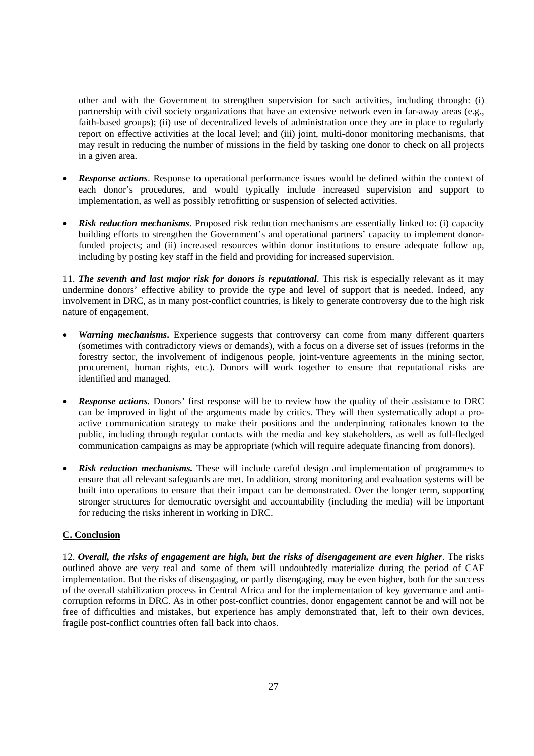other and with the Government to strengthen supervision for such activities, including through: (i) partnership with civil society organizations that have an extensive network even in far-away areas (e.g., faith-based groups); (ii) use of decentralized levels of administration once they are in place to regularly report on effective activities at the local level; and (iii) joint, multi-donor monitoring mechanisms, that may result in reducing the number of missions in the field by tasking one donor to check on all projects in a given area.

- ***Response actions***. Response to operational performance issues would be defined within the context of each donor's procedures, and would typically include increased supervision and support to implementation, as well as possibly retrofitting or suspension of selected activities.

- ***Risk reduction mechanisms***. Proposed risk reduction mechanisms are essentially linked to: (i) capacity building efforts to strengthen the Government's and operational partners' capacity to implement donor-funded projects; and (ii) increased resources within donor institutions to ensure adequate follow up, including by posting key staff in the field and providing for increased supervision.

11. ***The seventh and last major risk for donors is reputational***. This risk is especially relevant as it may undermine donors' effective ability to provide the type and level of support that is needed. Indeed, any involvement in DRC, as in many post-conflict countries, is likely to generate controversy due to the high risk nature of engagement.

- ***Warning mechanisms***. Experience suggests that controversy can come from many different quarters (sometimes with contradictory views or demands), with a focus on a diverse set of issues (reforms in the forestry sector, the involvement of indigenous people, joint-venture agreements in the mining sector, procurement, human rights, etc.). Donors will work together to ensure that reputational risks are identified and managed.

- ***Response actions.*** Donors' first response will be to review how the quality of their assistance to DRC can be improved in light of the arguments made by critics. They will then systematically adopt a pro-active communication strategy to make their positions and the underpinning rationales known to the public, including through regular contacts with the media and key stakeholders, as well as full-fledged communication campaigns as may be appropriate (which will require adequate financing from donors).

- ***Risk reduction mechanisms.*** These will include careful design and implementation of programmes to ensure that all relevant safeguards are met. In addition, strong monitoring and evaluation systems will be built into operations to ensure that their impact can be demonstrated. Over the longer term, supporting stronger structures for democratic oversight and accountability (including the media) will be important for reducing the risks inherent in working in DRC.

## C. Conclusion

12. ***Overall, the risks of engagement are high, but the risks of disengagement are even higher***. The risks outlined above are very real and some of them will undoubtedly materialize during the period of CAF implementation. But the risks of disengaging, or partly disengaging, may be even higher, both for the success of the overall stabilization process in Central Africa and for the implementation of key governance and anti-corruption reforms in DRC. As in other post-conflict countries, donor engagement cannot be and will not be free of difficulties and mistakes, but experience has amply demonstrated that, left to their own devices, fragile post-conflict countries often fall back into chaos.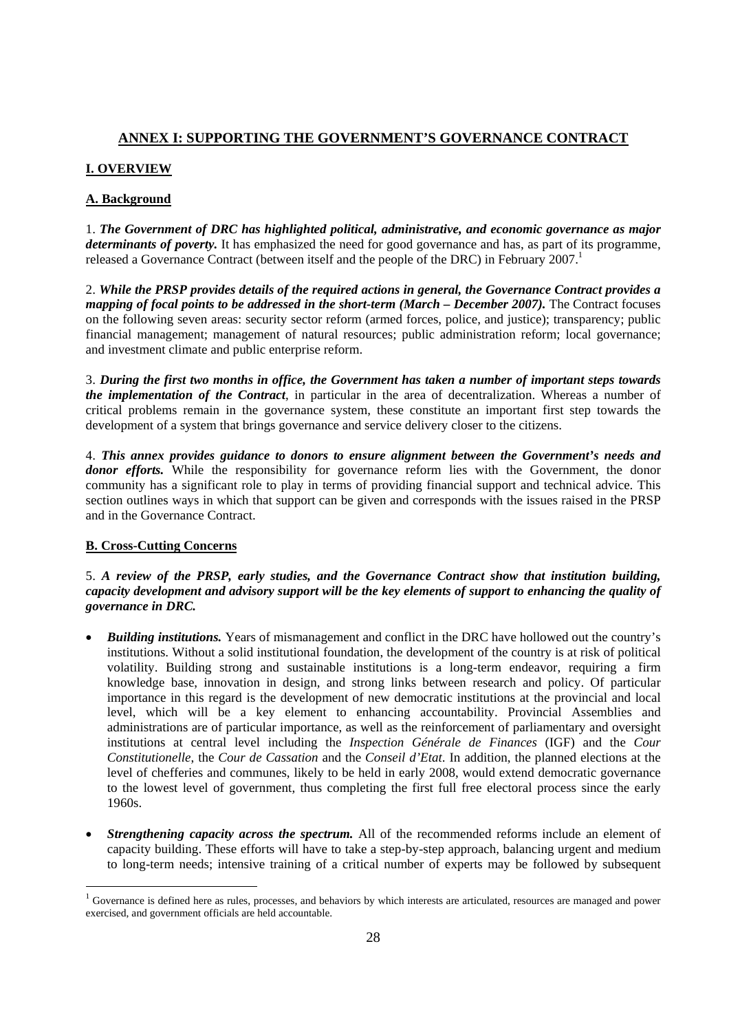## ANNEX I: SUPPORTING THE GOVERNMENT'S GOVERNANCE CONTRACT

### I. OVERVIEW

#### A. Background

1. ***The Government of DRC has highlighted political, administrative, and economic governance as major determinants of poverty.*** It has emphasized the need for good governance and has, as part of its programme, released a Governance Contract (between itself and the people of the DRC) in February 2007.[1]

2. ***While the PRSP provides details of the required actions in general, the Governance Contract provides a mapping of focal points to be addressed in the short-term (March – December 2007).*** The Contract focuses on the following seven areas: security sector reform (armed forces, police, and justice); transparency; public financial management; management of natural resources; public administration reform; local governance; and investment climate and public enterprise reform.

3. ***During the first two months in office, the Government has taken a number of important steps towards the implementation of the Contract***, in particular in the area of decentralization. Whereas a number of critical problems remain in the governance system, these constitute an important first step towards the development of a system that brings governance and service delivery closer to the citizens.

4. ***This annex provides guidance to donors to ensure alignment between the Government's needs and donor efforts.*** While the responsibility for governance reform lies with the Government, the donor community has a significant role to play in terms of providing financial support and technical advice. This section outlines ways in which that support can be given and corresponds with the issues raised in the PRSP and in the Governance Contract.

#### B. Cross-Cutting Concerns

5. ***A review of the PRSP, early studies, and the Governance Contract show that institution building, capacity development and advisory support will be the key elements of support to enhancing the quality of governance in DRC.***

- ***Building institutions.*** Years of mismanagement and conflict in the DRC have hollowed out the country's institutions. Without a solid institutional foundation, the development of the country is at risk of political volatility. Building strong and sustainable institutions is a long-term endeavor, requiring a firm knowledge base, innovation in design, and strong links between research and policy. Of particular importance in this regard is the development of new democratic institutions at the provincial and local level, which will be a key element to enhancing accountability. Provincial Assemblies and administrations are of particular importance, as well as the reinforcement of parliamentary and oversight institutions at central level including the *Inspection Générale de Finances* (IGF) and the *Cour Constitutionelle*, the *Cour de Cassation* and the *Conseil d'Etat*. In addition, the planned elections at the level of chefferies and communes, likely to be held in early 2008, would extend democratic governance to the lowest level of government, thus completing the first full free electoral process since the early 1960s.

- ***Strengthening capacity across the spectrum.*** All of the recommended reforms include an element of capacity building. These efforts will have to take a step-by-step approach, balancing urgent and medium to long-term needs; intensive training of a critical number of experts may be followed by subsequent

---

[1] Governance is defined here as rules, processes, and behaviors by which interests are articulated, resources are managed and power exercised, and government officials are held accountable.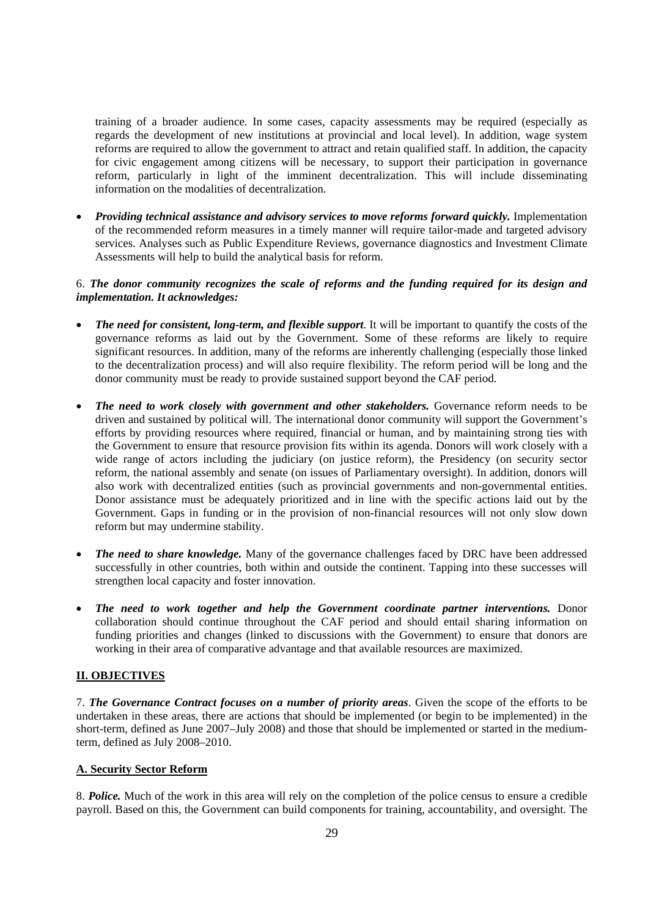training of a broader audience. In some cases, capacity assessments may be required (especially as regards the development of new institutions at provincial and local level). In addition, wage system reforms are required to allow the government to attract and retain qualified staff. In addition, the capacity for civic engagement among citizens will be necessary, to support their participation in governance reform, particularly in light of the imminent decentralization. This will include disseminating information on the modalities of decentralization.

- ***Providing technical assistance and advisory services to move reforms forward quickly.*** Implementation of the recommended reform measures in a timely manner will require tailor-made and targeted advisory services. Analyses such as Public Expenditure Reviews, governance diagnostics and Investment Climate Assessments will help to build the analytical basis for reform.

6. ***The donor community recognizes the scale of reforms and the funding required for its design and implementation. It acknowledges:***

- ***The need for consistent, long-term, and flexible support***. It will be important to quantify the costs of the governance reforms as laid out by the Government. Some of these reforms are likely to require significant resources. In addition, many of the reforms are inherently challenging (especially those linked to the decentralization process) and will also require flexibility. The reform period will be long and the donor community must be ready to provide sustained support beyond the CAF period.

- ***The need to work closely with government and other stakeholders.*** Governance reform needs to be driven and sustained by political will. The international donor community will support the Government's efforts by providing resources where required, financial or human, and by maintaining strong ties with the Government to ensure that resource provision fits within its agenda. Donors will work closely with a wide range of actors including the judiciary (on justice reform), the Presidency (on security sector reform, the national assembly and senate (on issues of Parliamentary oversight). In addition, donors will also work with decentralized entities (such as provincial governments and non-governmental entities. Donor assistance must be adequately prioritized and in line with the specific actions laid out by the Government. Gaps in funding or in the provision of non-financial resources will not only slow down reform but may undermine stability.

- ***The need to share knowledge.*** Many of the governance challenges faced by DRC have been addressed successfully in other countries, both within and outside the continent. Tapping into these successes will strengthen local capacity and foster innovation.

- ***The need to work together and help the Government coordinate partner interventions.*** Donor collaboration should continue throughout the CAF period and should entail sharing information on funding priorities and changes (linked to discussions with the Government) to ensure that donors are working in their area of comparative advantage and that available resources are maximized.

## II. OBJECTIVES

7. ***The Governance Contract focuses on a number of priority areas***. Given the scope of the efforts to be undertaken in these areas, there are actions that should be implemented (or begin to be implemented) in the short-term, defined as June 2007–July 2008) and those that should be implemented or started in the medium-term, defined as July 2008–2010.

### A. Security Sector Reform

8. ***Police.*** Much of the work in this area will rely on the completion of the police census to ensure a credible payroll. Based on this, the Government can build components for training, accountability, and oversight. The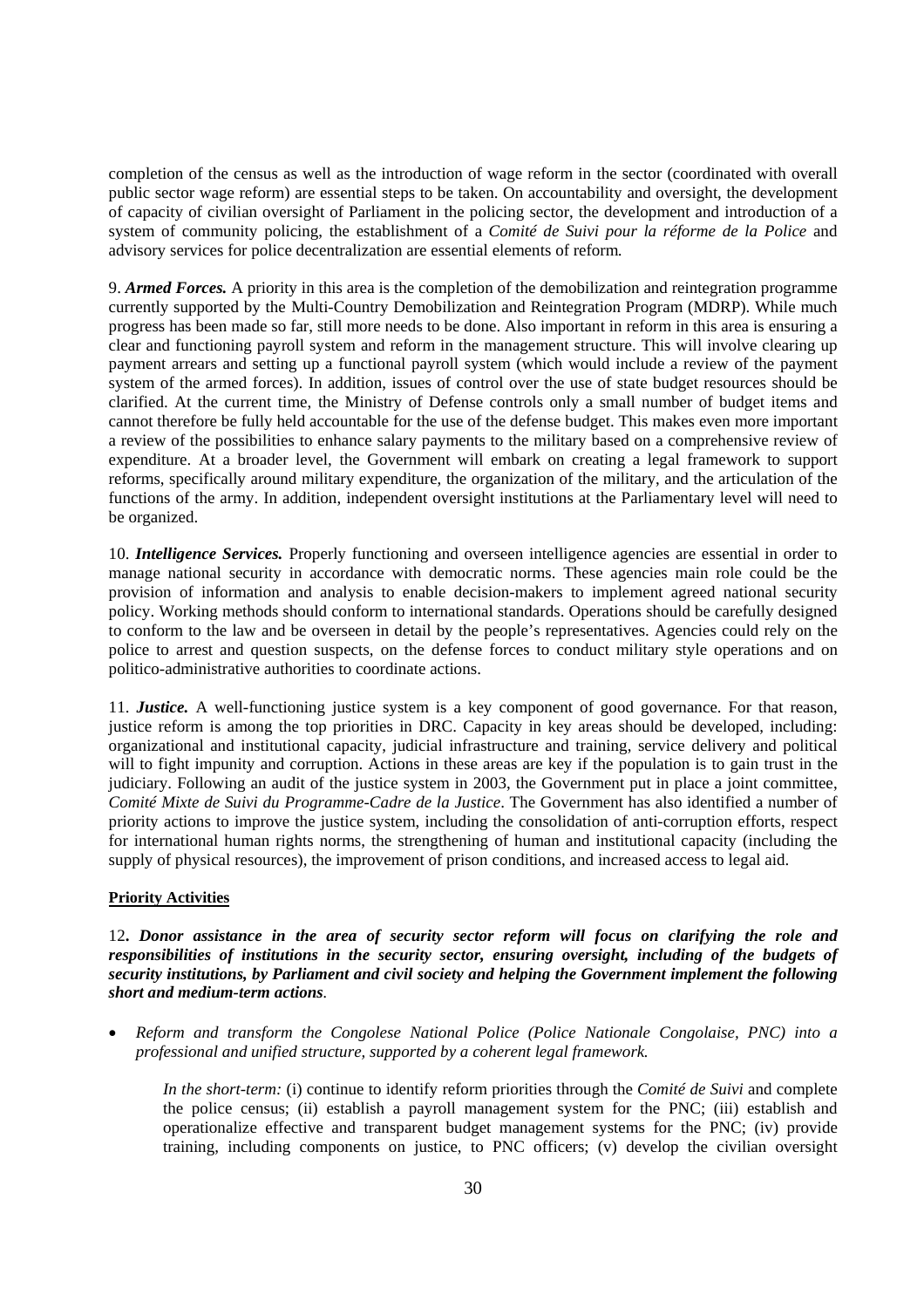completion of the census as well as the introduction of wage reform in the sector (coordinated with overall public sector wage reform) are essential steps to be taken. On accountability and oversight, the development of capacity of civilian oversight of Parliament in the policing sector, the development and introduction of a system of community policing, the establishment of a *Comité de Suivi pour la réforme de la Police* and advisory services for police decentralization are essential elements of reform.

9. ***Armed Forces.*** A priority in this area is the completion of the demobilization and reintegration programme currently supported by the Multi-Country Demobilization and Reintegration Program (MDRP). While much progress has been made so far, still more needs to be done. Also important in reform in this area is ensuring a clear and functioning payroll system and reform in the management structure. This will involve clearing up payment arrears and setting up a functional payroll system (which would include a review of the payment system of the armed forces). In addition, issues of control over the use of state budget resources should be clarified. At the current time, the Ministry of Defense controls only a small number of budget items and cannot therefore be fully held accountable for the use of the defense budget. This makes even more important a review of the possibilities to enhance salary payments to the military based on a comprehensive review of expenditure. At a broader level, the Government will embark on creating a legal framework to support reforms, specifically around military expenditure, the organization of the military, and the articulation of the functions of the army. In addition, independent oversight institutions at the Parliamentary level will need to be organized.

10. ***Intelligence Services.*** Properly functioning and overseen intelligence agencies are essential in order to manage national security in accordance with democratic norms. These agencies main role could be the provision of information and analysis to enable decision-makers to implement agreed national security policy. Working methods should conform to international standards. Operations should be carefully designed to conform to the law and be overseen in detail by the people's representatives. Agencies could rely on the police to arrest and question suspects, on the defense forces to conduct military style operations and on politico-administrative authorities to coordinate actions.

11. ***Justice.*** A well-functioning justice system is a key component of good governance. For that reason, justice reform is among the top priorities in DRC. Capacity in key areas should be developed, including: organizational and institutional capacity, judicial infrastructure and training, service delivery and political will to fight impunity and corruption. Actions in these areas are key if the population is to gain trust in the judiciary. Following an audit of the justice system in 2003, the Government put in place a joint committee, *Comité Mixte de Suivi du Programme-Cadre de la Justice*. The Government has also identified a number of priority actions to improve the justice system, including the consolidation of anti-corruption efforts, respect for international human rights norms, the strengthening of human and institutional capacity (including the supply of physical resources), the improvement of prison conditions, and increased access to legal aid.

**Priority Activities**

12. ***Donor assistance in the area of security sector reform will focus on clarifying the role and responsibilities of institutions in the security sector, ensuring oversight, including of the budgets of security institutions, by Parliament and civil society and helping the Government implement the following short and medium-term actions.***

- *Reform and transform the Congolese National Police (Police Nationale Congolaise, PNC) into a professional and unified structure, supported by a coherent legal framework.*

  *In the short-term:* (i) continue to identify reform priorities through the *Comité de Suivi* and complete the police census; (ii) establish a payroll management system for the PNC; (iii) establish and operationalize effective and transparent budget management systems for the PNC; (iv) provide training, including components on justice, to PNC officers; (v) develop the civilian oversight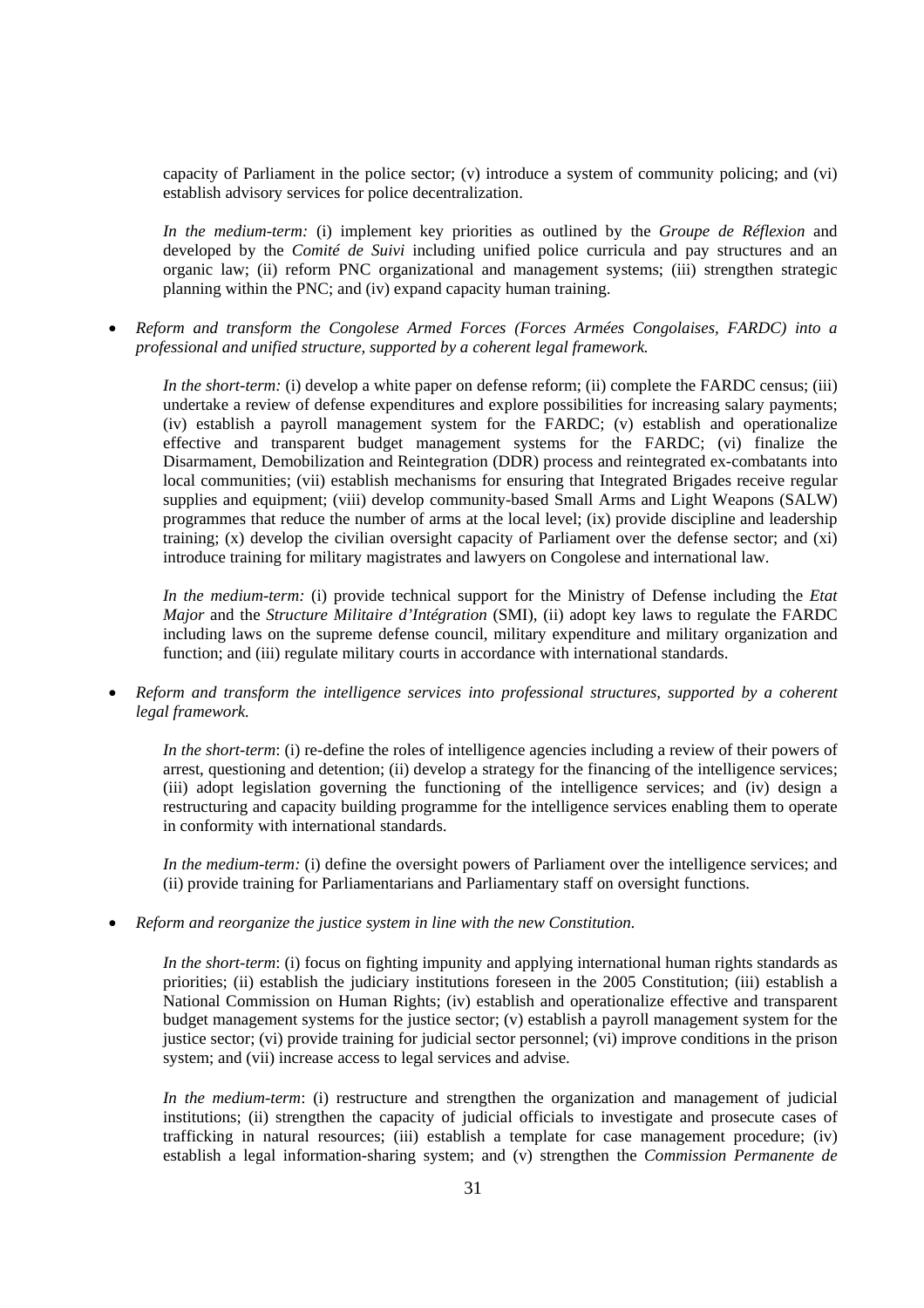capacity of Parliament in the police sector; (v) introduce a system of community policing; and (vi) establish advisory services for police decentralization.

*In the medium-term:* (i) implement key priorities as outlined by the *Groupe de Réflexion* and developed by the *Comité de Suivi* including unified police curricula and pay structures and an organic law; (ii) reform PNC organizational and management systems; (iii) strengthen strategic planning within the PNC; and (iv) expand capacity human training.

- *Reform and transform the Congolese Armed Forces (Forces Armées Congolaises, FARDC) into a professional and unified structure, supported by a coherent legal framework.*

  *In the short-term:* (i) develop a white paper on defense reform; (ii) complete the FARDC census; (iii) undertake a review of defense expenditures and explore possibilities for increasing salary payments; (iv) establish a payroll management system for the FARDC; (v) establish and operationalize effective and transparent budget management systems for the FARDC; (vi) finalize the Disarmament, Demobilization and Reintegration (DDR) process and reintegrated ex-combatants into local communities; (vii) establish mechanisms for ensuring that Integrated Brigades receive regular supplies and equipment; (viii) develop community-based Small Arms and Light Weapons (SALW) programmes that reduce the number of arms at the local level; (ix) provide discipline and leadership training; (x) develop the civilian oversight capacity of Parliament over the defense sector; and (xi) introduce training for military magistrates and lawyers on Congolese and international law.

  *In the medium-term:* (i) provide technical support for the Ministry of Defense including the *Etat Major* and the *Structure Militaire d'Intégration* (SMI), (ii) adopt key laws to regulate the FARDC including laws on the supreme defense council, military expenditure and military organization and function; and (iii) regulate military courts in accordance with international standards.

- *Reform and transform the intelligence services into professional structures, supported by a coherent legal framework.*

  *In the short-term*: (i) re-define the roles of intelligence agencies including a review of their powers of arrest, questioning and detention; (ii) develop a strategy for the financing of the intelligence services; (iii) adopt legislation governing the functioning of the intelligence services; and (iv) design a restructuring and capacity building programme for the intelligence services enabling them to operate in conformity with international standards.

  *In the medium-term:* (i) define the oversight powers of Parliament over the intelligence services; and (ii) provide training for Parliamentarians and Parliamentary staff on oversight functions.

- *Reform and reorganize the justice system in line with the new Constitution.*

  *In the short-term*: (i) focus on fighting impunity and applying international human rights standards as priorities; (ii) establish the judiciary institutions foreseen in the 2005 Constitution; (iii) establish a National Commission on Human Rights; (iv) establish and operationalize effective and transparent budget management systems for the justice sector; (v) establish a payroll management system for the justice sector; (vi) provide training for judicial sector personnel; (vi) improve conditions in the prison system; and (vii) increase access to legal services and advise.

  *In the medium-term*: (i) restructure and strengthen the organization and management of judicial institutions; (ii) strengthen the capacity of judicial officials to investigate and prosecute cases of trafficking in natural resources; (iii) establish a template for case management procedure; (iv) establish a legal information-sharing system; and (v) strengthen the *Commission Permanente de*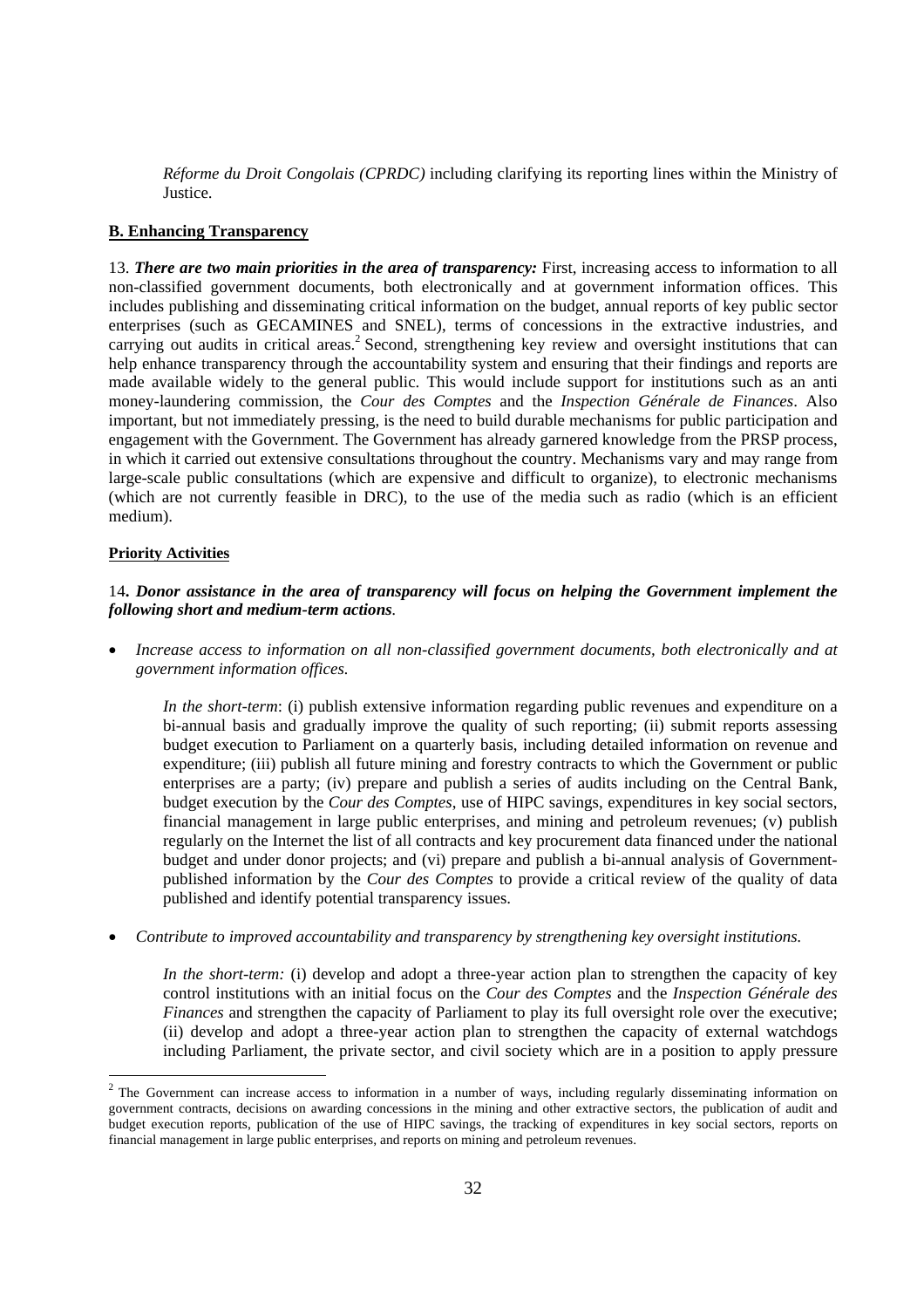*Réforme du Droit Congolais (CPRDC)* including clarifying its reporting lines within the Ministry of Justice.

**B. Enhancing Transparency**

13. ***There are two main priorities in the area of transparency:*** First, increasing access to information to all non-classified government documents, both electronically and at government information offices. This includes publishing and disseminating critical information on the budget, annual reports of key public sector enterprises (such as GECAMINES and SNEL), terms of concessions in the extractive industries, and carrying out audits in critical areas.[2] Second, strengthening key review and oversight institutions that can help enhance transparency through the accountability system and ensuring that their findings and reports are made available widely to the general public. This would include support for institutions such as an anti money-laundering commission, the *Cour des Comptes* and the *Inspection Générale de Finances*. Also important, but not immediately pressing, is the need to build durable mechanisms for public participation and engagement with the Government. The Government has already garnered knowledge from the PRSP process, in which it carried out extensive consultations throughout the country. Mechanisms vary and may range from large-scale public consultations (which are expensive and difficult to organize), to electronic mechanisms (which are not currently feasible in DRC), to the use of the media such as radio (which is an efficient medium).

**Priority Activities**

14**. *Donor assistance in the area of transparency will focus on helping the Government implement the following short and medium-term actions*.**

- *Increase access to information on all non-classified government documents, both electronically and at government information offices.*

  *In the short-term*: (i) publish extensive information regarding public revenues and expenditure on a bi-annual basis and gradually improve the quality of such reporting; (ii) submit reports assessing budget execution to Parliament on a quarterly basis, including detailed information on revenue and expenditure; (iii) publish all future mining and forestry contracts to which the Government or public enterprises are a party; (iv) prepare and publish a series of audits including on the Central Bank, budget execution by the *Cour des Comptes*, use of HIPC savings, expenditures in key social sectors, financial management in large public enterprises, and mining and petroleum revenues; (v) publish regularly on the Internet the list of all contracts and key procurement data financed under the national budget and under donor projects; and (vi) prepare and publish a bi-annual analysis of Government-published information by the *Cour des Comptes* to provide a critical review of the quality of data published and identify potential transparency issues.

- *Contribute to improved accountability and transparency by strengthening key oversight institutions.*

  *In the short-term:* (i) develop and adopt a three-year action plan to strengthen the capacity of key control institutions with an initial focus on the *Cour des Comptes* and the *Inspection Générale des Finances* and strengthen the capacity of Parliament to play its full oversight role over the executive; (ii) develop and adopt a three-year action plan to strengthen the capacity of external watchdogs including Parliament, the private sector, and civil society which are in a position to apply pressure

---

[2] The Government can increase access to information in a number of ways, including regularly disseminating information on government contracts, decisions on awarding concessions in the mining and other extractive sectors, the publication of audit and budget execution reports, publication of the use of HIPC savings, the tracking of expenditures in key social sectors, reports on financial management in large public enterprises, and reports on mining and petroleum revenues.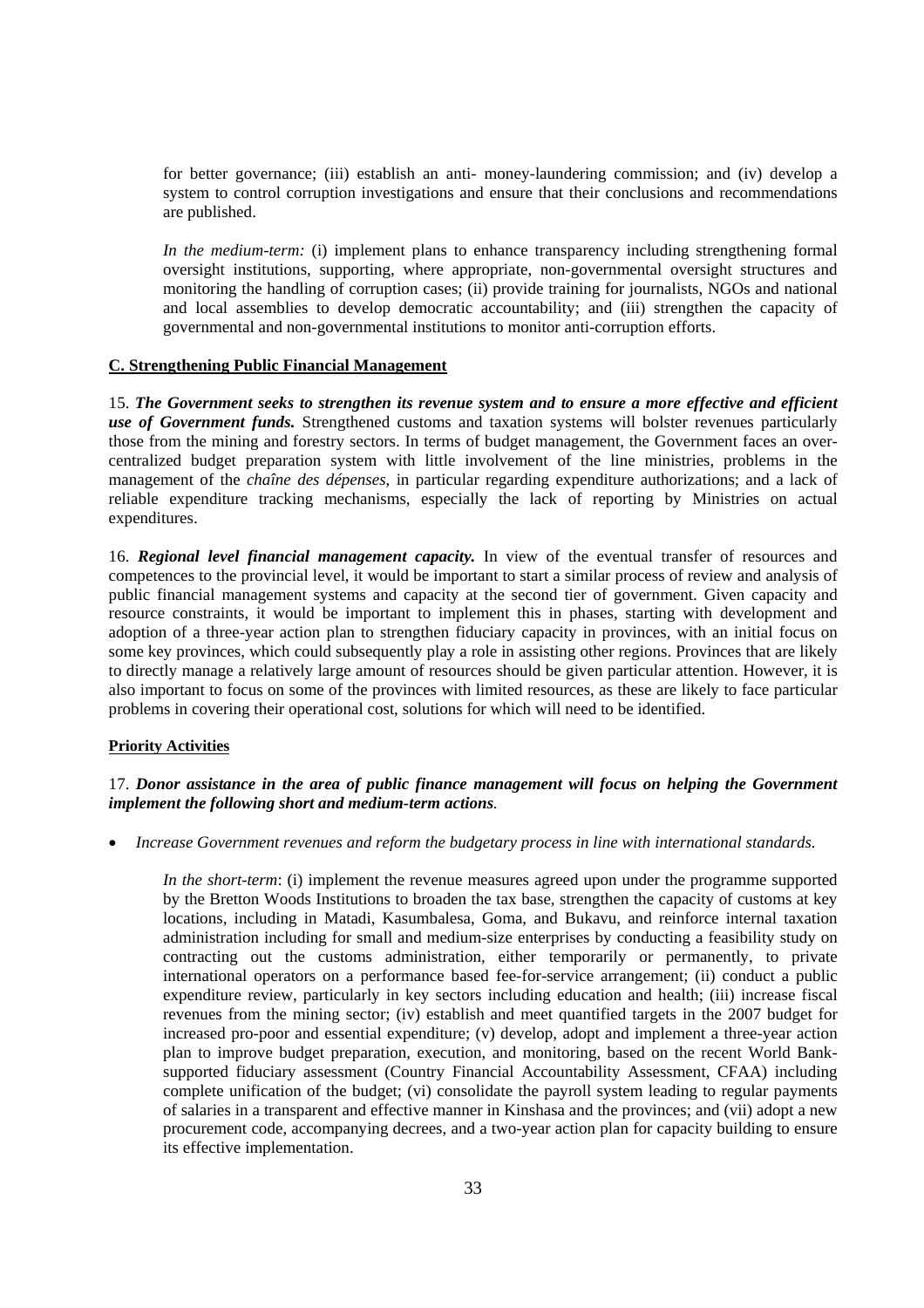for better governance; (iii) establish an anti- money-laundering commission; and (iv) develop a system to control corruption investigations and ensure that their conclusions and recommendations are published.

*In the medium-term:* (i) implement plans to enhance transparency including strengthening formal oversight institutions, supporting, where appropriate, non-governmental oversight structures and monitoring the handling of corruption cases; (ii) provide training for journalists, NGOs and national and local assemblies to develop democratic accountability; and (iii) strengthen the capacity of governmental and non-governmental institutions to monitor anti-corruption efforts.

## C. Strengthening Public Financial Management

15. ***The Government seeks to strengthen its revenue system and to ensure a more effective and efficient use of Government funds.*** Strengthened customs and taxation systems will bolster revenues particularly those from the mining and forestry sectors. In terms of budget management, the Government faces an over-centralized budget preparation system with little involvement of the line ministries, problems in the management of the *chaîne des dépenses*, in particular regarding expenditure authorizations; and a lack of reliable expenditure tracking mechanisms, especially the lack of reporting by Ministries on actual expenditures.

16. ***Regional level financial management capacity.*** In view of the eventual transfer of resources and competences to the provincial level, it would be important to start a similar process of review and analysis of public financial management systems and capacity at the second tier of government. Given capacity and resource constraints, it would be important to implement this in phases, starting with development and adoption of a three-year action plan to strengthen fiduciary capacity in provinces, with an initial focus on some key provinces, which could subsequently play a role in assisting other regions. Provinces that are likely to directly manage a relatively large amount of resources should be given particular attention. However, it is also important to focus on some of the provinces with limited resources, as these are likely to face particular problems in covering their operational cost, solutions for which will need to be identified.

### Priority Activities

17. ***Donor assistance in the area of public finance management will focus on helping the Government implement the following short and medium-term actions.***

- *Increase Government revenues and reform the budgetary process in line with international standards.*

  *In the short-term*: (i) implement the revenue measures agreed upon under the programme supported by the Bretton Woods Institutions to broaden the tax base, strengthen the capacity of customs at key locations, including in Matadi, Kasumbalesa, Goma, and Bukavu, and reinforce internal taxation administration including for small and medium-size enterprises by conducting a feasibility study on contracting out the customs administration, either temporarily or permanently, to private international operators on a performance based fee-for-service arrangement; (ii) conduct a public expenditure review, particularly in key sectors including education and health; (iii) increase fiscal revenues from the mining sector; (iv) establish and meet quantified targets in the 2007 budget for increased pro-poor and essential expenditure; (v) develop, adopt and implement a three-year action plan to improve budget preparation, execution, and monitoring, based on the recent World Bank-supported fiduciary assessment (Country Financial Accountability Assessment, CFAA) including complete unification of the budget; (vi) consolidate the payroll system leading to regular payments of salaries in a transparent and effective manner in Kinshasa and the provinces; and (vii) adopt a new procurement code, accompanying decrees, and a two-year action plan for capacity building to ensure its effective implementation.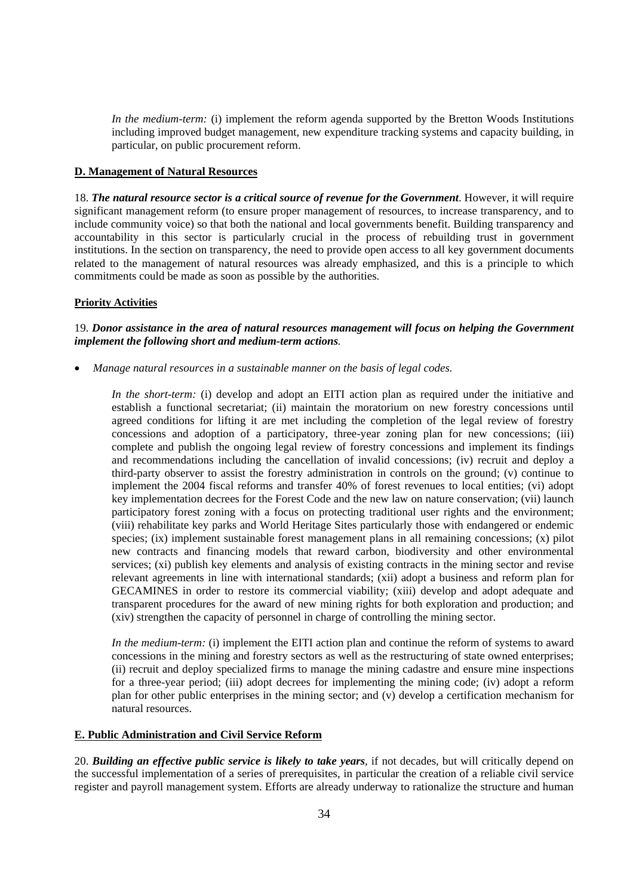*In the medium-term:* (i) implement the reform agenda supported by the Bretton Woods Institutions including improved budget management, new expenditure tracking systems and capacity building, in particular, on public procurement reform.

**D. Management of Natural Resources**

18. ***The natural resource sector is a critical source of revenue for the Government***. However, it will require significant management reform (to ensure proper management of resources, to increase transparency, and to include community voice) so that both the national and local governments benefit. Building transparency and accountability in this sector is particularly crucial in the process of rebuilding trust in government institutions. In the section on transparency, the need to provide open access to all key government documents related to the management of natural resources was already emphasized, and this is a principle to which commitments could be made as soon as possible by the authorities.

**Priority Activities**

19. ***Donor assistance in the area of natural resources management will focus on helping the Government implement the following short and medium-term actions.***

- *Manage natural resources in a sustainable manner on the basis of legal codes.*

  *In the short-term:* (i) develop and adopt an EITI action plan as required under the initiative and establish a functional secretariat; (ii) maintain the moratorium on new forestry concessions until agreed conditions for lifting it are met including the completion of the legal review of forestry concessions and adoption of a participatory, three-year zoning plan for new concessions; (iii) complete and publish the ongoing legal review of forestry concessions and implement its findings and recommendations including the cancellation of invalid concessions; (iv) recruit and deploy a third-party observer to assist the forestry administration in controls on the ground; (v) continue to implement the 2004 fiscal reforms and transfer 40% of forest revenues to local entities; (vi) adopt key implementation decrees for the Forest Code and the new law on nature conservation; (vii) launch participatory forest zoning with a focus on protecting traditional user rights and the environment; (viii) rehabilitate key parks and World Heritage Sites particularly those with endangered or endemic species; (ix) implement sustainable forest management plans in all remaining concessions; (x) pilot new contracts and financing models that reward carbon, biodiversity and other environmental services; (xi) publish key elements and analysis of existing contracts in the mining sector and revise relevant agreements in line with international standards; (xii) adopt a business and reform plan for GECAMINES in order to restore its commercial viability; (xiii) develop and adopt adequate and transparent procedures for the award of new mining rights for both exploration and production; and (xiv) strengthen the capacity of personnel in charge of controlling the mining sector.

  *In the medium-term:* (i) implement the EITI action plan and continue the reform of systems to award concessions in the mining and forestry sectors as well as the restructuring of state owned enterprises; (ii) recruit and deploy specialized firms to manage the mining cadastre and ensure mine inspections for a three-year period; (iii) adopt decrees for implementing the mining code; (iv) adopt a reform plan for other public enterprises in the mining sector; and (v) develop a certification mechanism for natural resources.

**E. Public Administration and Civil Service Reform**

20. ***Building an effective public service is likely to take years***, if not decades, but will critically depend on the successful implementation of a series of prerequisites, in particular the creation of a reliable civil service register and payroll management system. Efforts are already underway to rationalize the structure and human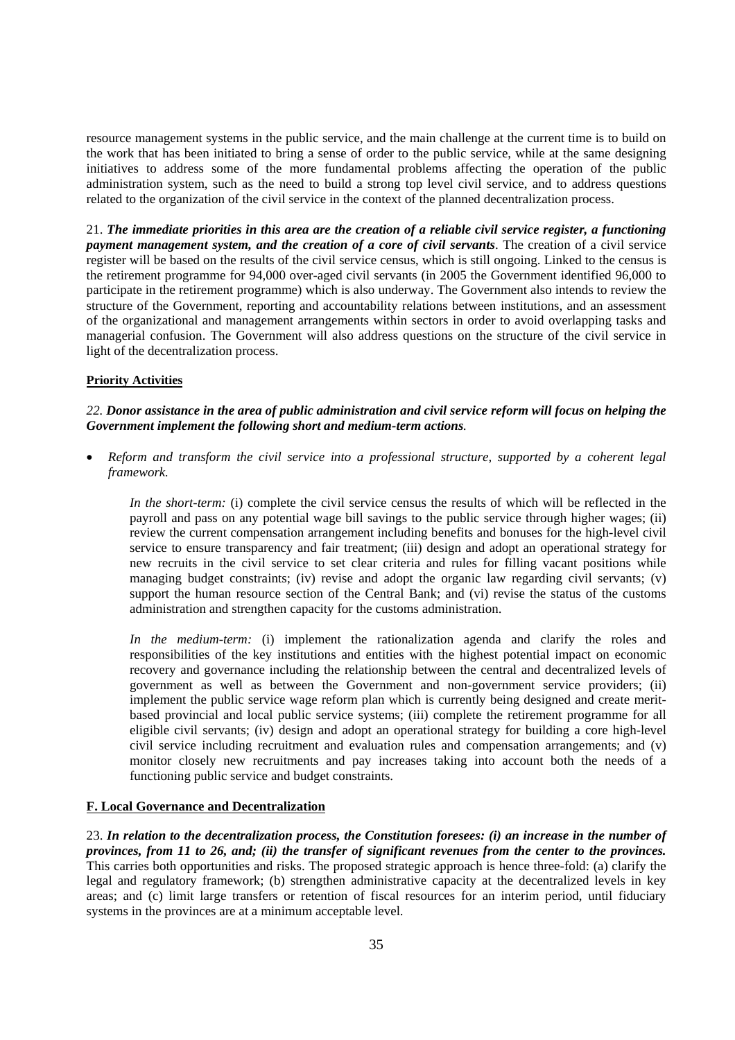resource management systems in the public service, and the main challenge at the current time is to build on the work that has been initiated to bring a sense of order to the public service, while at the same designing initiatives to address some of the more fundamental problems affecting the operation of the public administration system, such as the need to build a strong top level civil service, and to address questions related to the organization of the civil service in the context of the planned decentralization process.

21. ***The immediate priorities in this area are the creation of a reliable civil service register, a functioning payment management system, and the creation of a core of civil servants***. The creation of a civil service register will be based on the results of the civil service census, which is still ongoing. Linked to the census is the retirement programme for 94,000 over-aged civil servants (in 2005 the Government identified 96,000 to participate in the retirement programme) which is also underway. The Government also intends to review the structure of the Government, reporting and accountability relations between institutions, and an assessment of the organizational and management arrangements within sectors in order to avoid overlapping tasks and managerial confusion. The Government will also address questions on the structure of the civil service in light of the decentralization process.

**Priority Activities**

*22.* ***Donor assistance in the area of public administration and civil service reform will focus on helping the Government implement the following short and medium-term actions****.*

- *Reform and transform the civil service into a professional structure, supported by a coherent legal framework.*

  *In the short-term:* (i) complete the civil service census the results of which will be reflected in the payroll and pass on any potential wage bill savings to the public service through higher wages; (ii) review the current compensation arrangement including benefits and bonuses for the high-level civil service to ensure transparency and fair treatment; (iii) design and adopt an operational strategy for new recruits in the civil service to set clear criteria and rules for filling vacant positions while managing budget constraints; (iv) revise and adopt the organic law regarding civil servants; (v) support the human resource section of the Central Bank; and (vi) revise the status of the customs administration and strengthen capacity for the customs administration.

  *In the medium-term:* (i) implement the rationalization agenda and clarify the roles and responsibilities of the key institutions and entities with the highest potential impact on economic recovery and governance including the relationship between the central and decentralized levels of government as well as between the Government and non-government service providers; (ii) implement the public service wage reform plan which is currently being designed and create merit-based provincial and local public service systems; (iii) complete the retirement programme for all eligible civil servants; (iv) design and adopt an operational strategy for building a core high-level civil service including recruitment and evaluation rules and compensation arrangements; and (v) monitor closely new recruitments and pay increases taking into account both the needs of a functioning public service and budget constraints.

**F. Local Governance and Decentralization**

23. ***In relation to the decentralization process, the Constitution foresees: (i) an increase in the number of provinces, from 11 to 26, and; (ii) the transfer of significant revenues from the center to the provinces.*** This carries both opportunities and risks. The proposed strategic approach is hence three-fold: (a) clarify the legal and regulatory framework; (b) strengthen administrative capacity at the decentralized levels in key areas; and (c) limit large transfers or retention of fiscal resources for an interim period, until fiduciary systems in the provinces are at a minimum acceptable level.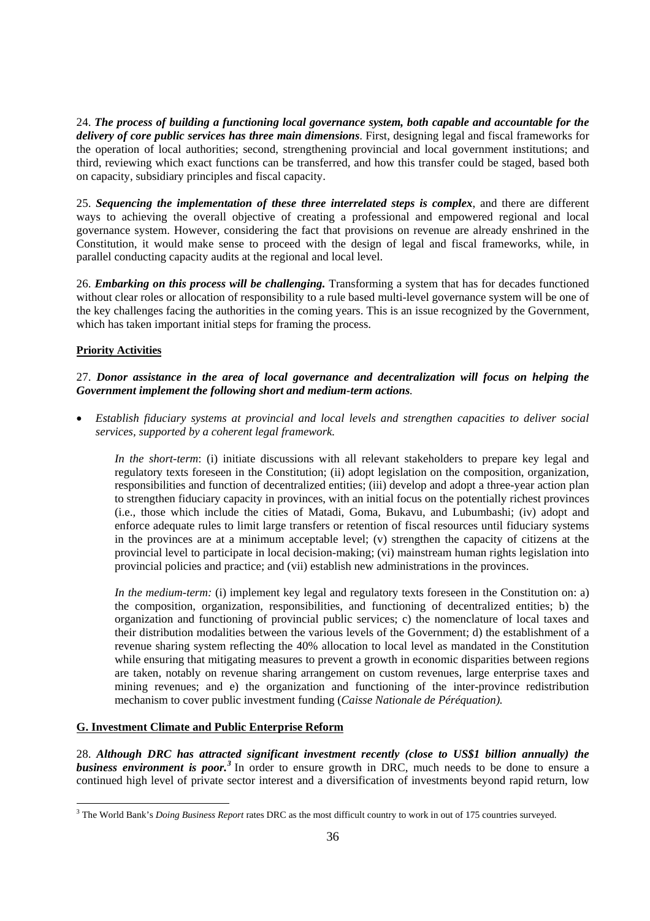24. ***The process of building a functioning local governance system, both capable and accountable for the delivery of core public services has three main dimensions***. First, designing legal and fiscal frameworks for the operation of local authorities; second, strengthening provincial and local government institutions; and third, reviewing which exact functions can be transferred, and how this transfer could be staged, based both on capacity, subsidiary principles and fiscal capacity.

25. ***Sequencing the implementation of these three interrelated steps is complex***, and there are different ways to achieving the overall objective of creating a professional and empowered regional and local governance system. However, considering the fact that provisions on revenue are already enshrined in the Constitution, it would make sense to proceed with the design of legal and fiscal frameworks, while, in parallel conducting capacity audits at the regional and local level.

26. ***Embarking on this process will be challenging.*** Transforming a system that has for decades functioned without clear roles or allocation of responsibility to a rule based multi-level governance system will be one of the key challenges facing the authorities in the coming years. This is an issue recognized by the Government, which has taken important initial steps for framing the process.

**Priority Activities**

27. ***Donor assistance in the area of local governance and decentralization will focus on helping the Government implement the following short and medium-term actions.***

- *Establish fiduciary systems at provincial and local levels and strengthen capacities to deliver social services, supported by a coherent legal framework.*

  *In the short-term*: (i) initiate discussions with all relevant stakeholders to prepare key legal and regulatory texts foreseen in the Constitution; (ii) adopt legislation on the composition, organization, responsibilities and function of decentralized entities; (iii) develop and adopt a three-year action plan to strengthen fiduciary capacity in provinces, with an initial focus on the potentially richest provinces (i.e., those which include the cities of Matadi, Goma, Bukavu, and Lubumbashi; (iv) adopt and enforce adequate rules to limit large transfers or retention of fiscal resources until fiduciary systems in the provinces are at a minimum acceptable level; (v) strengthen the capacity of citizens at the provincial level to participate in local decision-making; (vi) mainstream human rights legislation into provincial policies and practice; and (vii) establish new administrations in the provinces.

  *In the medium-term:* (i) implement key legal and regulatory texts foreseen in the Constitution on: a) the composition, organization, responsibilities, and functioning of decentralized entities; b) the organization and functioning of provincial public services; c) the nomenclature of local taxes and their distribution modalities between the various levels of the Government; d) the establishment of a revenue sharing system reflecting the 40% allocation to local level as mandated in the Constitution while ensuring that mitigating measures to prevent a growth in economic disparities between regions are taken, notably on revenue sharing arrangement on custom revenues, large enterprise taxes and mining revenues; and e) the organization and functioning of the inter-province redistribution mechanism to cover public investment funding (*Caisse Nationale de Péréquation).*

**G. Investment Climate and Public Enterprise Reform**

28. ***Although DRC has attracted significant investment recently (close to US$1 billion annually) the business environment is poor.***[3] In order to ensure growth in DRC, much needs to be done to ensure a continued high level of private sector interest and a diversification of investments beyond rapid return, low

[3] The World Bank's *Doing Business Report* rates DRC as the most difficult country to work in out of 175 countries surveyed.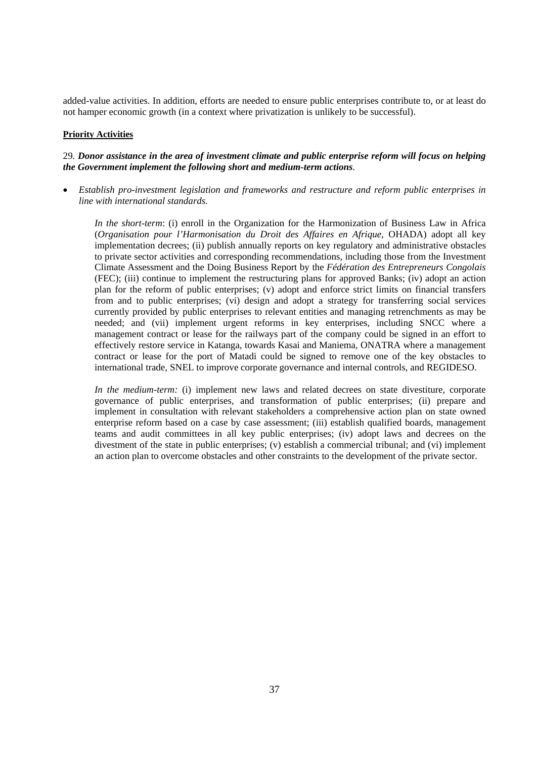added-value activities. In addition, efforts are needed to ensure public enterprises contribute to, or at least do not hamper economic growth (in a context where privatization is unlikely to be successful).

**Priority Activities**

29. ***Donor assistance in the area of investment climate and public enterprise reform will focus on helping the Government implement the following short and medium-term actions*.**

- *Establish pro-investment legislation and frameworks and restructure and reform public enterprises in line with international standards.*

  *In the short-term*: (i) enroll in the Organization for the Harmonization of Business Law in Africa (*Organisation pour l'Harmonisation du Droit des Affaires en Afrique,* OHADA) adopt all key implementation decrees; (ii) publish annually reports on key regulatory and administrative obstacles to private sector activities and corresponding recommendations, including those from the Investment Climate Assessment and the Doing Business Report by the *Fédération des Entrepreneurs Congolais* (FEC); (iii) continue to implement the restructuring plans for approved Banks; (iv) adopt an action plan for the reform of public enterprises; (v) adopt and enforce strict limits on financial transfers from and to public enterprises; (vi) design and adopt a strategy for transferring social services currently provided by public enterprises to relevant entities and managing retrenchments as may be needed; and (vii) implement urgent reforms in key enterprises, including SNCC where a management contract or lease for the railways part of the company could be signed in an effort to effectively restore service in Katanga, towards Kasai and Maniema, ONATRA where a management contract or lease for the port of Matadi could be signed to remove one of the key obstacles to international trade, SNEL to improve corporate governance and internal controls, and REGIDESO.

  *In the medium-term:* (i) implement new laws and related decrees on state divestiture, corporate governance of public enterprises, and transformation of public enterprises; (ii) prepare and implement in consultation with relevant stakeholders a comprehensive action plan on state owned enterprise reform based on a case by case assessment; (iii) establish qualified boards, management teams and audit committees in all key public enterprises; (iv) adopt laws and decrees on the divestment of the state in public enterprises; (v) establish a commercial tribunal; and (vi) implement an action plan to overcome obstacles and other constraints to the development of the private sector.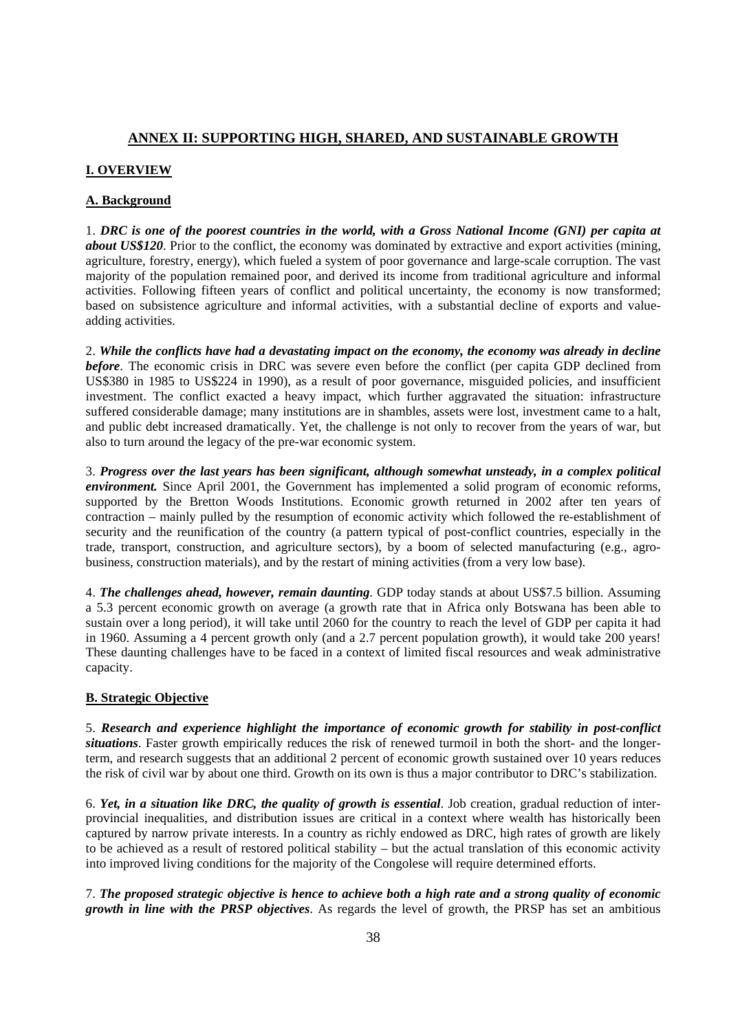## ANNEX II: SUPPORTING HIGH, SHARED, AND SUSTAINABLE GROWTH

### I. OVERVIEW

#### A. Background

1. ***DRC is one of the poorest countries in the world, with a Gross National Income (GNI) per capita at about US$120***. Prior to the conflict, the economy was dominated by extractive and export activities (mining, agriculture, forestry, energy), which fueled a system of poor governance and large-scale corruption. The vast majority of the population remained poor, and derived its income from traditional agriculture and informal activities. Following fifteen years of conflict and political uncertainty, the economy is now transformed; based on subsistence agriculture and informal activities, with a substantial decline of exports and value-adding activities.

2. ***While the conflicts have had a devastating impact on the economy, the economy was already in decline before***. The economic crisis in DRC was severe even before the conflict (per capita GDP declined from US$380 in 1985 to US$224 in 1990), as a result of poor governance, misguided policies, and insufficient investment. The conflict exacted a heavy impact, which further aggravated the situation: infrastructure suffered considerable damage; many institutions are in shambles, assets were lost, investment came to a halt, and public debt increased dramatically. Yet, the challenge is not only to recover from the years of war, but also to turn around the legacy of the pre-war economic system.

3. ***Progress over the last years has been significant, although somewhat unsteady, in a complex political environment.*** Since April 2001, the Government has implemented a solid program of economic reforms, supported by the Bretton Woods Institutions. Economic growth returned in 2002 after ten years of contraction – mainly pulled by the resumption of economic activity which followed the re-establishment of security and the reunification of the country (a pattern typical of post-conflict countries, especially in the trade, transport, construction, and agriculture sectors), by a boom of selected manufacturing (e.g., agro-business, construction materials), and by the restart of mining activities (from a very low base).

4. ***The challenges ahead, however, remain daunting***. GDP today stands at about US$7.5 billion. Assuming a 5.3 percent economic growth on average (a growth rate that in Africa only Botswana has been able to sustain over a long period), it will take until 2060 for the country to reach the level of GDP per capita it had in 1960. Assuming a 4 percent growth only (and a 2.7 percent population growth), it would take 200 years! These daunting challenges have to be faced in a context of limited fiscal resources and weak administrative capacity.

#### B. Strategic Objective

5. ***Research and experience highlight the importance of economic growth for stability in post-conflict situations***. Faster growth empirically reduces the risk of renewed turmoil in both the short- and the longer-term, and research suggests that an additional 2 percent of economic growth sustained over 10 years reduces the risk of civil war by about one third. Growth on its own is thus a major contributor to DRC's stabilization.

6. ***Yet, in a situation like DRC, the quality of growth is essential***. Job creation, gradual reduction of inter-provincial inequalities, and distribution issues are critical in a context where wealth has historically been captured by narrow private interests. In a country as richly endowed as DRC, high rates of growth are likely to be achieved as a result of restored political stability – but the actual translation of this economic activity into improved living conditions for the majority of the Congolese will require determined efforts.

7. ***The proposed strategic objective is hence to achieve both a high rate and a strong quality of economic growth in line with the PRSP objectives***. As regards the level of growth, the PRSP has set an ambitious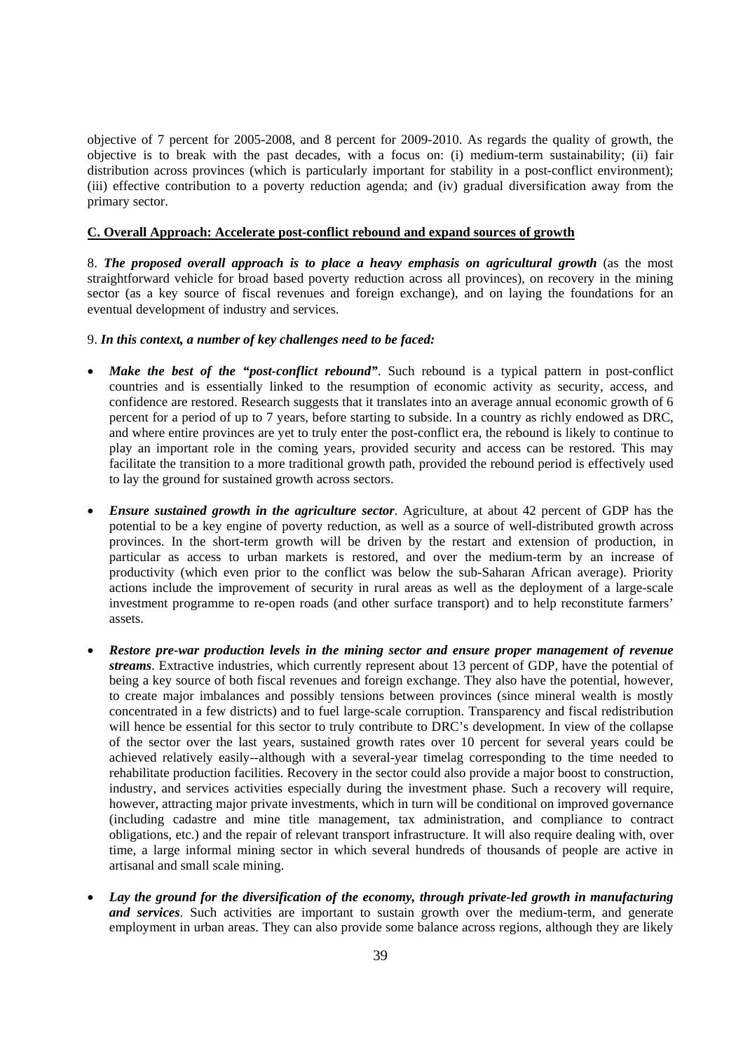objective of 7 percent for 2005-2008, and 8 percent for 2009-2010. As regards the quality of growth, the objective is to break with the past decades, with a focus on: (i) medium-term sustainability; (ii) fair distribution across provinces (which is particularly important for stability in a post-conflict environment); (iii) effective contribution to a poverty reduction agenda; and (iv) gradual diversification away from the primary sector.

## C. Overall Approach: Accelerate post-conflict rebound and expand sources of growth

8. ***The proposed overall approach is to place a heavy emphasis on agricultural growth*** (as the most straightforward vehicle for broad based poverty reduction across all provinces), on recovery in the mining sector (as a key source of fiscal revenues and foreign exchange), and on laying the foundations for an eventual development of industry and services.

9. ***In this context, a number of key challenges need to be faced:***

- ***Make the best of the "post-conflict rebound"***. Such rebound is a typical pattern in post-conflict countries and is essentially linked to the resumption of economic activity as security, access, and confidence are restored. Research suggests that it translates into an average annual economic growth of 6 percent for a period of up to 7 years, before starting to subside. In a country as richly endowed as DRC, and where entire provinces are yet to truly enter the post-conflict era, the rebound is likely to continue to play an important role in the coming years, provided security and access can be restored. This may facilitate the transition to a more traditional growth path, provided the rebound period is effectively used to lay the ground for sustained growth across sectors.

- ***Ensure sustained growth in the agriculture sector***. Agriculture, at about 42 percent of GDP has the potential to be a key engine of poverty reduction, as well as a source of well-distributed growth across provinces. In the short-term growth will be driven by the restart and extension of production, in particular as access to urban markets is restored, and over the medium-term by an increase of productivity (which even prior to the conflict was below the sub-Saharan African average). Priority actions include the improvement of security in rural areas as well as the deployment of a large-scale investment programme to re-open roads (and other surface transport) and to help reconstitute farmers' assets.

- ***Restore pre-war production levels in the mining sector and ensure proper management of revenue streams***. Extractive industries, which currently represent about 13 percent of GDP, have the potential of being a key source of both fiscal revenues and foreign exchange. They also have the potential, however, to create major imbalances and possibly tensions between provinces (since mineral wealth is mostly concentrated in a few districts) and to fuel large-scale corruption. Transparency and fiscal redistribution will hence be essential for this sector to truly contribute to DRC's development. In view of the collapse of the sector over the last years, sustained growth rates over 10 percent for several years could be achieved relatively easily--although with a several-year timelag corresponding to the time needed to rehabilitate production facilities. Recovery in the sector could also provide a major boost to construction, industry, and services activities especially during the investment phase. Such a recovery will require, however, attracting major private investments, which in turn will be conditional on improved governance (including cadastre and mine title management, tax administration, and compliance to contract obligations, etc.) and the repair of relevant transport infrastructure. It will also require dealing with, over time, a large informal mining sector in which several hundreds of thousands of people are active in artisanal and small scale mining.

- ***Lay the ground for the diversification of the economy, through private-led growth in manufacturing and services***. Such activities are important to sustain growth over the medium-term, and generate employment in urban areas. They can also provide some balance across regions, although they are likely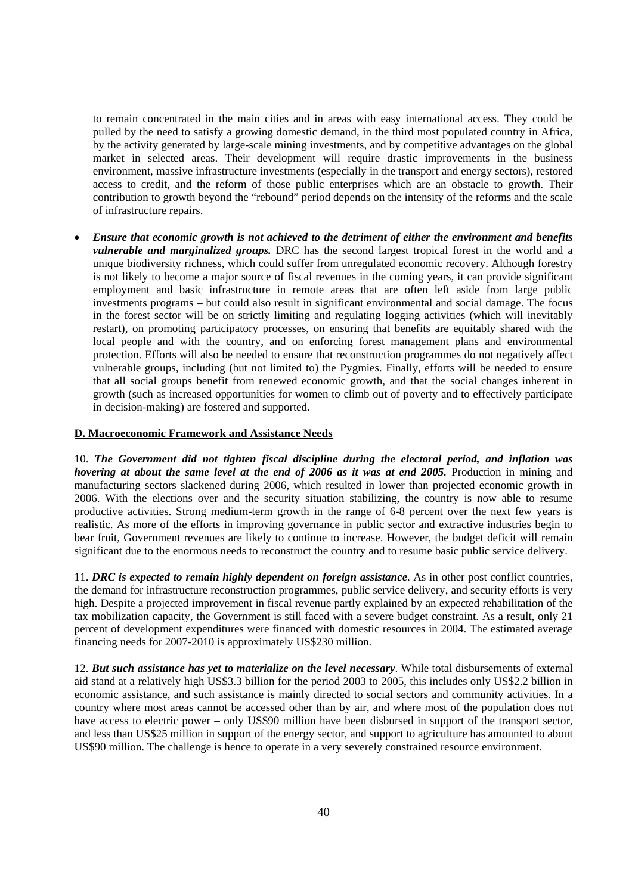to remain concentrated in the main cities and in areas with easy international access. They could be pulled by the need to satisfy a growing domestic demand, in the third most populated country in Africa, by the activity generated by large-scale mining investments, and by competitive advantages on the global market in selected areas. Their development will require drastic improvements in the business environment, massive infrastructure investments (especially in the transport and energy sectors), restored access to credit, and the reform of those public enterprises which are an obstacle to growth. Their contribution to growth beyond the "rebound" period depends on the intensity of the reforms and the scale of infrastructure repairs.

- ***Ensure that economic growth is not achieved to the detriment of either the environment and benefits vulnerable and marginalized groups.*** DRC has the second largest tropical forest in the world and a unique biodiversity richness, which could suffer from unregulated economic recovery. Although forestry is not likely to become a major source of fiscal revenues in the coming years, it can provide significant employment and basic infrastructure in remote areas that are often left aside from large public investments programs – but could also result in significant environmental and social damage. The focus in the forest sector will be on strictly limiting and regulating logging activities (which will inevitably restart), on promoting participatory processes, on ensuring that benefits are equitably shared with the local people and with the country, and on enforcing forest management plans and environmental protection. Efforts will also be needed to ensure that reconstruction programmes do not negatively affect vulnerable groups, including (but not limited to) the Pygmies. Finally, efforts will be needed to ensure that all social groups benefit from renewed economic growth, and that the social changes inherent in growth (such as increased opportunities for women to climb out of poverty and to effectively participate in decision-making) are fostered and supported.

**D. Macroeconomic Framework and Assistance Needs**

10. ***The Government did not tighten fiscal discipline during the electoral period, and inflation was hovering at about the same level at the end of 2006 as it was at end 2005.*** Production in mining and manufacturing sectors slackened during 2006, which resulted in lower than projected economic growth in 2006. With the elections over and the security situation stabilizing, the country is now able to resume productive activities. Strong medium-term growth in the range of 6-8 percent over the next few years is realistic. As more of the efforts in improving governance in public sector and extractive industries begin to bear fruit, Government revenues are likely to continue to increase. However, the budget deficit will remain significant due to the enormous needs to reconstruct the country and to resume basic public service delivery.

11. ***DRC is expected to remain highly dependent on foreign assistance***. As in other post conflict countries, the demand for infrastructure reconstruction programmes, public service delivery, and security efforts is very high. Despite a projected improvement in fiscal revenue partly explained by an expected rehabilitation of the tax mobilization capacity, the Government is still faced with a severe budget constraint. As a result, only 21 percent of development expenditures were financed with domestic resources in 2004. The estimated average financing needs for 2007-2010 is approximately US$230 million.

12. ***But such assistance has yet to materialize on the level necessary***. While total disbursements of external aid stand at a relatively high US$3.3 billion for the period 2003 to 2005, this includes only US$2.2 billion in economic assistance, and such assistance is mainly directed to social sectors and community activities. In a country where most areas cannot be accessed other than by air, and where most of the population does not have access to electric power – only US$90 million have been disbursed in support of the transport sector, and less than US$25 million in support of the energy sector, and support to agriculture has amounted to about US$90 million. The challenge is hence to operate in a very severely constrained resource environment.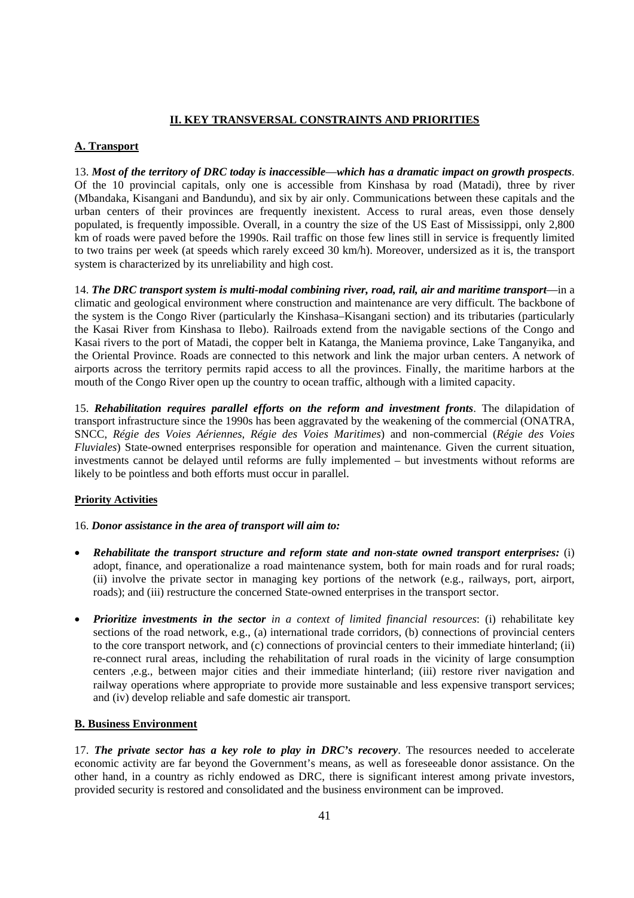## II. KEY TRANSVERSAL CONSTRAINTS AND PRIORITIES

### A. Transport

13. ***Most of the territory of DRC today is inaccessible—which has a dramatic impact on growth prospects***. Of the 10 provincial capitals, only one is accessible from Kinshasa by road (Matadi), three by river (Mbandaka, Kisangani and Bandundu), and six by air only. Communications between these capitals and the urban centers of their provinces are frequently inexistent. Access to rural areas, even those densely populated, is frequently impossible. Overall, in a country the size of the US East of Mississippi, only 2,800 km of roads were paved before the 1990s. Rail traffic on those few lines still in service is frequently limited to two trains per week (at speeds which rarely exceed 30 km/h). Moreover, undersized as it is, the transport system is characterized by its unreliability and high cost.

14. ***The DRC transport system is multi-modal combining river, road, rail, air and maritime transport***—in a climatic and geological environment where construction and maintenance are very difficult. The backbone of the system is the Congo River (particularly the Kinshasa–Kisangani section) and its tributaries (particularly the Kasai River from Kinshasa to Ilebo). Railroads extend from the navigable sections of the Congo and Kasai rivers to the port of Matadi, the copper belt in Katanga, the Maniema province, Lake Tanganyika, and the Oriental Province. Roads are connected to this network and link the major urban centers. A network of airports across the territory permits rapid access to all the provinces. Finally, the maritime harbors at the mouth of the Congo River open up the country to ocean traffic, although with a limited capacity.

15. ***Rehabilitation requires parallel efforts on the reform and investment fronts***. The dilapidation of transport infrastructure since the 1990s has been aggravated by the weakening of the commercial (ONATRA, SNCC, *Régie des Voies Aériennes*, *Régie des Voies Maritimes*) and non-commercial (*Régie des Voies Fluviales*) State-owned enterprises responsible for operation and maintenance. Given the current situation, investments cannot be delayed until reforms are fully implemented – but investments without reforms are likely to be pointless and both efforts must occur in parallel.

#### Priority Activities

16. ***Donor assistance in the area of transport will aim to:***

- ***Rehabilitate the transport structure and reform state and non-state owned transport enterprises:*** (i) adopt, finance, and operationalize a road maintenance system, both for main roads and for rural roads; (ii) involve the private sector in managing key portions of the network (e.g., railways, port, airport, roads); and (iii) restructure the concerned State-owned enterprises in the transport sector.
- ***Prioritize investments in the sector*** *in a context of limited financial resources*: (i) rehabilitate key sections of the road network, e.g., (a) international trade corridors, (b) connections of provincial centers to the core transport network, and (c) connections of provincial centers to their immediate hinterland; (ii) re-connect rural areas, including the rehabilitation of rural roads in the vicinity of large consumption centers ,e.g., between major cities and their immediate hinterland; (iii) restore river navigation and railway operations where appropriate to provide more sustainable and less expensive transport services; and (iv) develop reliable and safe domestic air transport.

### B. Business Environment

17. ***The private sector has a key role to play in DRC's recovery***. The resources needed to accelerate economic activity are far beyond the Government's means, as well as foreseeable donor assistance. On the other hand, in a country as richly endowed as DRC, there is significant interest among private investors, provided security is restored and consolidated and the business environment can be improved.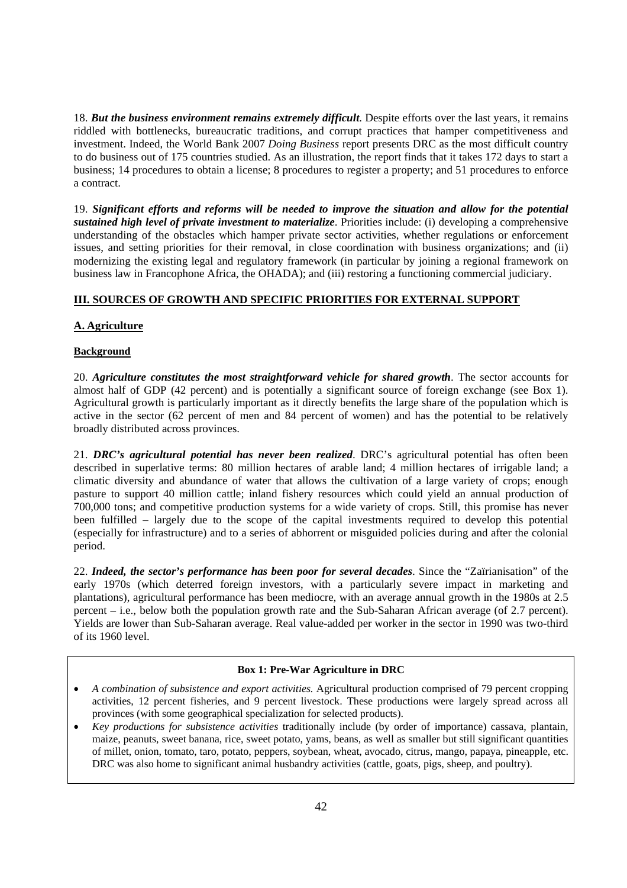18. ***But the business environment remains extremely difficult**.* Despite efforts over the last years, it remains riddled with bottlenecks, bureaucratic traditions, and corrupt practices that hamper competitiveness and investment. Indeed, the World Bank 2007 *Doing Business* report presents DRC as the most difficult country to do business out of 175 countries studied. As an illustration, the report finds that it takes 172 days to start a business; 14 procedures to obtain a license; 8 procedures to register a property; and 51 procedures to enforce a contract.

19. ***Significant efforts and reforms will be needed to improve the situation and allow for the potential sustained high level of private investment to materialize***. Priorities include: (i) developing a comprehensive understanding of the obstacles which hamper private sector activities, whether regulations or enforcement issues, and setting priorities for their removal, in close coordination with business organizations; and (ii) modernizing the existing legal and regulatory framework (in particular by joining a regional framework on business law in Francophone Africa, the OHADA); and (iii) restoring a functioning commercial judiciary.

## III. SOURCES OF GROWTH AND SPECIFIC PRIORITIES FOR EXTERNAL SUPPORT

### A. Agriculture

#### Background

20. ***Agriculture constitutes the most straightforward vehicle for shared growth***. The sector accounts for almost half of GDP (42 percent) and is potentially a significant source of foreign exchange (see Box 1). Agricultural growth is particularly important as it directly benefits the large share of the population which is active in the sector (62 percent of men and 84 percent of women) and has the potential to be relatively broadly distributed across provinces.

21. ***DRC's agricultural potential has never been realized***. DRC's agricultural potential has often been described in superlative terms: 80 million hectares of arable land; 4 million hectares of irrigable land; a climatic diversity and abundance of water that allows the cultivation of a large variety of crops; enough pasture to support 40 million cattle; inland fishery resources which could yield an annual production of 700,000 tons; and competitive production systems for a wide variety of crops. Still, this promise has never been fulfilled – largely due to the scope of the capital investments required to develop this potential (especially for infrastructure) and to a series of abhorrent or misguided policies during and after the colonial period.

22. ***Indeed, the sector's performance has been poor for several decades***. Since the "Zaïrianisation" of the early 1970s (which deterred foreign investors, with a particularly severe impact in marketing and plantations), agricultural performance has been mediocre, with an average annual growth in the 1980s at 2.5 percent – i.e., below both the population growth rate and the Sub-Saharan African average (of 2.7 percent). Yields are lower than Sub-Saharan average. Real value-added per worker in the sector in 1990 was two-third of its 1960 level.

**Box 1: Pre-War Agriculture in DRC**

- *A combination of subsistence and export activities.* Agricultural production comprised of 79 percent cropping activities, 12 percent fisheries, and 9 percent livestock. These productions were largely spread across all provinces (with some geographical specialization for selected products).
- *Key productions for subsistence activities* traditionally include (by order of importance) cassava, plantain, maize, peanuts, sweet banana, rice, sweet potato, yams, beans, as well as smaller but still significant quantities of millet, onion, tomato, taro, potato, peppers, soybean, wheat, avocado, citrus, mango, papaya, pineapple, etc. DRC was also home to significant animal husbandry activities (cattle, goats, pigs, sheep, and poultry).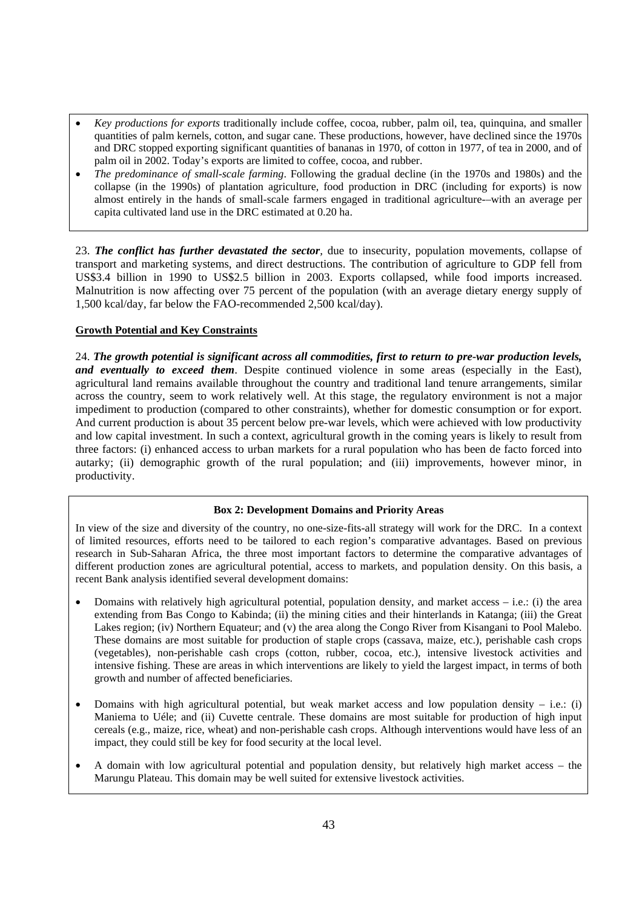- *Key productions for exports* traditionally include coffee, cocoa, rubber, palm oil, tea, quinquina, and smaller quantities of palm kernels, cotton, and sugar cane. These productions, however, have declined since the 1970s and DRC stopped exporting significant quantities of bananas in 1970, of cotton in 1977, of tea in 2000, and of palm oil in 2002. Today's exports are limited to coffee, cocoa, and rubber.
- *The predominance of small-scale farming*. Following the gradual decline (in the 1970s and 1980s) and the collapse (in the 1990s) of plantation agriculture, food production in DRC (including for exports) is now almost entirely in the hands of small-scale farmers engaged in traditional agriculture-–with an average per capita cultivated land use in the DRC estimated at 0.20 ha.

23. ***The conflict has further devastated the sector***, due to insecurity, population movements, collapse of transport and marketing systems, and direct destructions. The contribution of agriculture to GDP fell from US$3.4 billion in 1990 to US$2.5 billion in 2003. Exports collapsed, while food imports increased. Malnutrition is now affecting over 75 percent of the population (with an average dietary energy supply of 1,500 kcal/day, far below the FAO-recommended 2,500 kcal/day).

**Growth Potential and Key Constraints**

24. ***The growth potential is significant across all commodities, first to return to pre-war production levels, and eventually to exceed them***. Despite continued violence in some areas (especially in the East), agricultural land remains available throughout the country and traditional land tenure arrangements, similar across the country, seem to work relatively well. At this stage, the regulatory environment is not a major impediment to production (compared to other constraints), whether for domestic consumption or for export. And current production is about 35 percent below pre-war levels, which were achieved with low productivity and low capital investment. In such a context, agricultural growth in the coming years is likely to result from three factors: (i) enhanced access to urban markets for a rural population who has been de facto forced into autarky; (ii) demographic growth of the rural population; and (iii) improvements, however minor, in productivity.

**Box 2: Development Domains and Priority Areas**

In view of the size and diversity of the country, no one-size-fits-all strategy will work for the DRC. In a context of limited resources, efforts need to be tailored to each region's comparative advantages. Based on previous research in Sub-Saharan Africa, the three most important factors to determine the comparative advantages of different production zones are agricultural potential, access to markets, and population density. On this basis, a recent Bank analysis identified several development domains:

- Domains with relatively high agricultural potential, population density, and market access – i.e.: (i) the area extending from Bas Congo to Kabinda; (ii) the mining cities and their hinterlands in Katanga; (iii) the Great Lakes region; (iv) Northern Equateur; and (v) the area along the Congo River from Kisangani to Pool Malebo. These domains are most suitable for production of staple crops (cassava, maize, etc.), perishable cash crops (vegetables), non-perishable cash crops (cotton, rubber, cocoa, etc.), intensive livestock activities and intensive fishing. These are areas in which interventions are likely to yield the largest impact, in terms of both growth and number of affected beneficiaries.
- Domains with high agricultural potential, but weak market access and low population density – i.e.: (i) Maniema to Uéle; and (ii) Cuvette centrale. These domains are most suitable for production of high input cereals (e.g., maize, rice, wheat) and non-perishable cash crops. Although interventions would have less of an impact, they could still be key for food security at the local level.
- A domain with low agricultural potential and population density, but relatively high market access – the Marungu Plateau. This domain may be well suited for extensive livestock activities.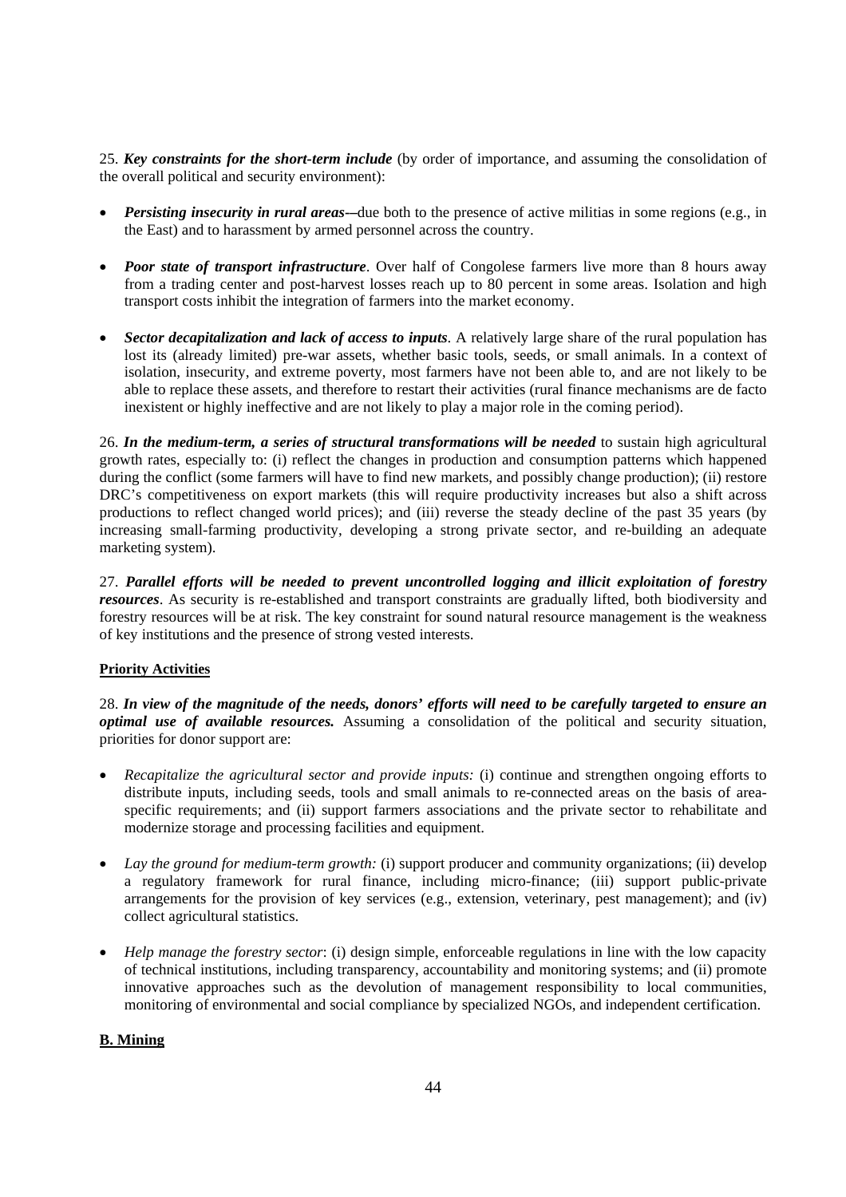25. ***Key constraints for the short-term include*** (by order of importance, and assuming the consolidation of the overall political and security environment):

- ***Persisting insecurity in rural areas***-–due both to the presence of active militias in some regions (e.g., in the East) and to harassment by armed personnel across the country.

- ***Poor state of transport infrastructure***. Over half of Congolese farmers live more than 8 hours away from a trading center and post-harvest losses reach up to 80 percent in some areas. Isolation and high transport costs inhibit the integration of farmers into the market economy.

- ***Sector decapitalization and lack of access to inputs***. A relatively large share of the rural population has lost its (already limited) pre-war assets, whether basic tools, seeds, or small animals. In a context of isolation, insecurity, and extreme poverty, most farmers have not been able to, and are not likely to be able to replace these assets, and therefore to restart their activities (rural finance mechanisms are de facto inexistent or highly ineffective and are not likely to play a major role in the coming period).

26. ***In the medium-term, a series of structural transformations will be needed*** to sustain high agricultural growth rates, especially to: (i) reflect the changes in production and consumption patterns which happened during the conflict (some farmers will have to find new markets, and possibly change production); (ii) restore DRC's competitiveness on export markets (this will require productivity increases but also a shift across productions to reflect changed world prices); and (iii) reverse the steady decline of the past 35 years (by increasing small-farming productivity, developing a strong private sector, and re-building an adequate marketing system).

27. ***Parallel efforts will be needed to prevent uncontrolled logging and illicit exploitation of forestry resources***. As security is re-established and transport constraints are gradually lifted, both biodiversity and forestry resources will be at risk. The key constraint for sound natural resource management is the weakness of key institutions and the presence of strong vested interests.

**Priority Activities**

28. ***In view of the magnitude of the needs, donors' efforts will need to be carefully targeted to ensure an optimal use of available resources.*** Assuming a consolidation of the political and security situation, priorities for donor support are:

- *Recapitalize the agricultural sector and provide inputs:* (i) continue and strengthen ongoing efforts to distribute inputs, including seeds, tools and small animals to re-connected areas on the basis of area-specific requirements; and (ii) support farmers associations and the private sector to rehabilitate and modernize storage and processing facilities and equipment.

- *Lay the ground for medium-term growth:* (i) support producer and community organizations; (ii) develop a regulatory framework for rural finance, including micro-finance; (iii) support public-private arrangements for the provision of key services (e.g., extension, veterinary, pest management); and (iv) collect agricultural statistics.

- *Help manage the forestry sector*: (i) design simple, enforceable regulations in line with the low capacity of technical institutions, including transparency, accountability and monitoring systems; and (ii) promote innovative approaches such as the devolution of management responsibility to local communities, monitoring of environmental and social compliance by specialized NGOs, and independent certification.

**B. Mining**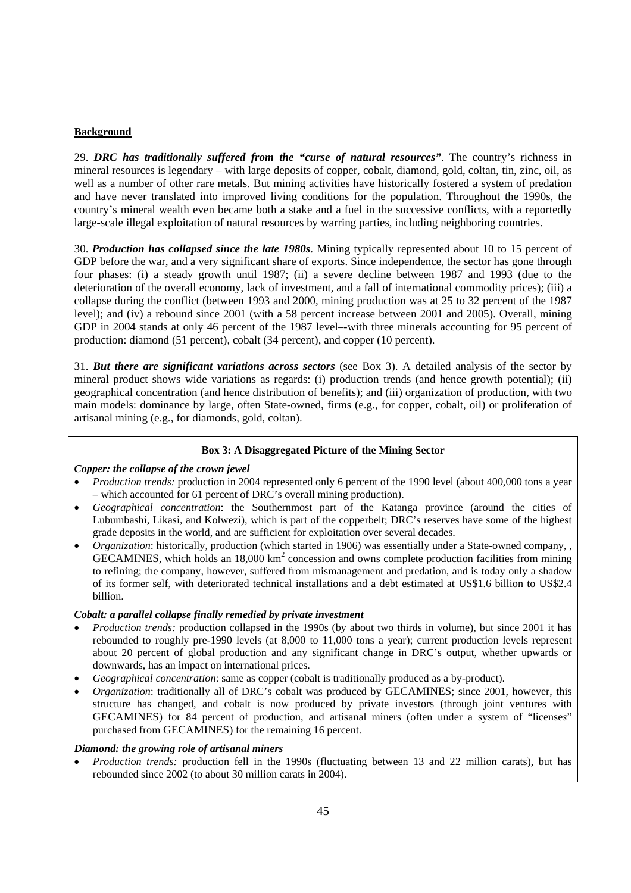**Background**

29. ***DRC has traditionally suffered from the "curse of natural resources"***. The country's richness in mineral resources is legendary – with large deposits of copper, cobalt, diamond, gold, coltan, tin, zinc, oil, as well as a number of other rare metals. But mining activities have historically fostered a system of predation and have never translated into improved living conditions for the population. Throughout the 1990s, the country's mineral wealth even became both a stake and a fuel in the successive conflicts, with a reportedly large-scale illegal exploitation of natural resources by warring parties, including neighboring countries.

30. ***Production has collapsed since the late 1980s***. Mining typically represented about 10 to 15 percent of GDP before the war, and a very significant share of exports. Since independence, the sector has gone through four phases: (i) a steady growth until 1987; (ii) a severe decline between 1987 and 1993 (due to the deterioration of the overall economy, lack of investment, and a fall of international commodity prices); (iii) a collapse during the conflict (between 1993 and 2000, mining production was at 25 to 32 percent of the 1987 level); and (iv) a rebound since 2001 (with a 58 percent increase between 2001 and 2005). Overall, mining GDP in 2004 stands at only 46 percent of the 1987 level–-with three minerals accounting for 95 percent of production: diamond (51 percent), cobalt (34 percent), and copper (10 percent).

31. ***But there are significant variations across sectors*** (see Box 3). A detailed analysis of the sector by mineral product shows wide variations as regards: (i) production trends (and hence growth potential); (ii) geographical concentration (and hence distribution of benefits); and (iii) organization of production, with two main models: dominance by large, often State-owned, firms (e.g., for copper, cobalt, oil) or proliferation of artisanal mining (e.g., for diamonds, gold, coltan).

**Box 3: A Disaggregated Picture of the Mining Sector**

***Copper: the collapse of the crown jewel***

- *Production trends:* production in 2004 represented only 6 percent of the 1990 level (about 400,000 tons a year – which accounted for 61 percent of DRC's overall mining production).
- *Geographical concentration*: the Southernmost part of the Katanga province (around the cities of Lubumbashi, Likasi, and Kolwezi), which is part of the copperbelt; DRC's reserves have some of the highest grade deposits in the world, and are sufficient for exploitation over several decades.
- *Organization*: historically, production (which started in 1906) was essentially under a State-owned company, , GECAMINES, which holds an 18,000 km$^2$ concession and owns complete production facilities from mining to refining; the company, however, suffered from mismanagement and predation, and is today only a shadow of its former self, with deteriorated technical installations and a debt estimated at US$1.6 billion to US$2.4 billion.

***Cobalt: a parallel collapse finally remedied by private investment***

- *Production trends:* production collapsed in the 1990s (by about two thirds in volume), but since 2001 it has rebounded to roughly pre-1990 levels (at 8,000 to 11,000 tons a year); current production levels represent about 20 percent of global production and any significant change in DRC's output, whether upwards or downwards, has an impact on international prices.
- *Geographical concentration*: same as copper (cobalt is traditionally produced as a by-product).
- *Organization*: traditionally all of DRC's cobalt was produced by GECAMINES; since 2001, however, this structure has changed, and cobalt is now produced by private investors (through joint ventures with GECAMINES) for 84 percent of production, and artisanal miners (often under a system of "licenses" purchased from GECAMINES) for the remaining 16 percent.

***Diamond: the growing role of artisanal miners***

- *Production trends:* production fell in the 1990s (fluctuating between 13 and 22 million carats), but has rebounded since 2002 (to about 30 million carats in 2004).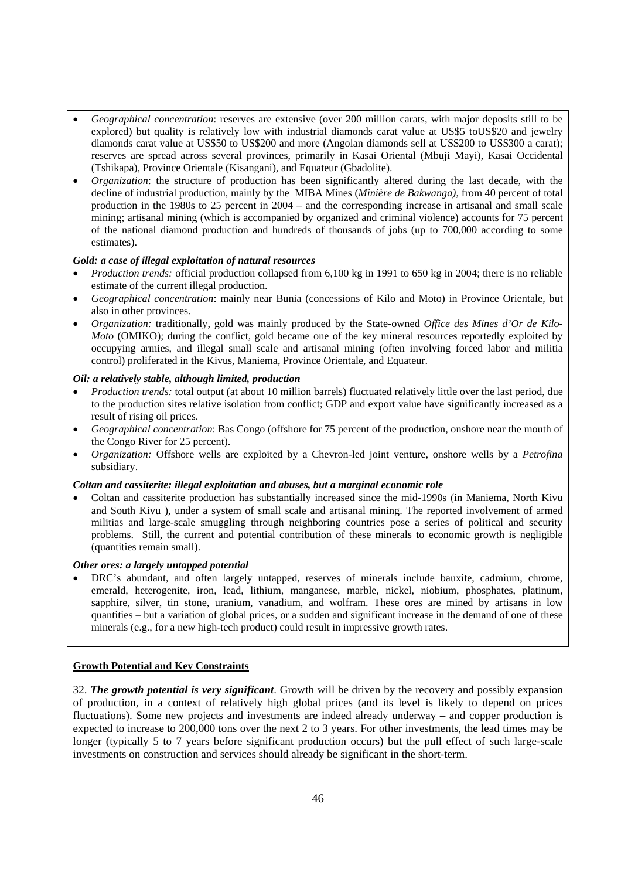- *Geographical concentration*: reserves are extensive (over 200 million carats, with major deposits still to be explored) but quality is relatively low with industrial diamonds carat value at US$5 toUS$20 and jewelry diamonds carat value at US$50 to US$200 and more (Angolan diamonds sell at US$200 to US$300 a carat); reserves are spread across several provinces, primarily in Kasai Oriental (Mbuji Mayi), Kasai Occidental (Tshikapa), Province Orientale (Kisangani), and Equateur (Gbadolite).
- *Organization*: the structure of production has been significantly altered during the last decade, with the decline of industrial production, mainly by the MIBA Mines (*Minière de Bakwanga)*, from 40 percent of total production in the 1980s to 25 percent in 2004 – and the corresponding increase in artisanal and small scale mining; artisanal mining (which is accompanied by organized and criminal violence) accounts for 75 percent of the national diamond production and hundreds of thousands of jobs (up to 700,000 according to some estimates).

***Gold: a case of illegal exploitation of natural resources***

- *Production trends:* official production collapsed from 6,100 kg in 1991 to 650 kg in 2004; there is no reliable estimate of the current illegal production.
- *Geographical concentration*: mainly near Bunia (concessions of Kilo and Moto) in Province Orientale, but also in other provinces.
- *Organization:* traditionally, gold was mainly produced by the State-owned *Office des Mines d'Or de Kilo-Moto* (OMIKO); during the conflict, gold became one of the key mineral resources reportedly exploited by occupying armies, and illegal small scale and artisanal mining (often involving forced labor and militia control) proliferated in the Kivus, Maniema, Province Orientale, and Equateur.

***Oil: a relatively stable, although limited, production***

- *Production trends:* total output (at about 10 million barrels) fluctuated relatively little over the last period, due to the production sites relative isolation from conflict; GDP and export value have significantly increased as a result of rising oil prices.
- *Geographical concentration*: Bas Congo (offshore for 75 percent of the production, onshore near the mouth of the Congo River for 25 percent).
- *Organization:* Offshore wells are exploited by a Chevron-led joint venture, onshore wells by a *Petrofina* subsidiary.

***Coltan and cassiterite: illegal exploitation and abuses, but a marginal economic role***

- Coltan and cassiterite production has substantially increased since the mid-1990s (in Maniema, North Kivu and South Kivu ), under a system of small scale and artisanal mining. The reported involvement of armed militias and large-scale smuggling through neighboring countries pose a series of political and security problems. Still, the current and potential contribution of these minerals to economic growth is negligible (quantities remain small).

***Other ores: a largely untapped potential***

- DRC's abundant, and often largely untapped, reserves of minerals include bauxite, cadmium, chrome, emerald, heterogenite, iron, lead, lithium, manganese, marble, nickel, niobium, phosphates, platinum, sapphire, silver, tin stone, uranium, vanadium, and wolfram. These ores are mined by artisans in low quantities – but a variation of global prices, or a sudden and significant increase in the demand of one of these minerals (e.g., for a new high-tech product) could result in impressive growth rates.

**Growth Potential and Key Constraints**

32. ***The growth potential is very significant***. Growth will be driven by the recovery and possibly expansion of production, in a context of relatively high global prices (and its level is likely to depend on prices fluctuations). Some new projects and investments are indeed already underway – and copper production is expected to increase to 200,000 tons over the next 2 to 3 years. For other investments, the lead times may be longer (typically 5 to 7 years before significant production occurs) but the pull effect of such large-scale investments on construction and services should already be significant in the short-term.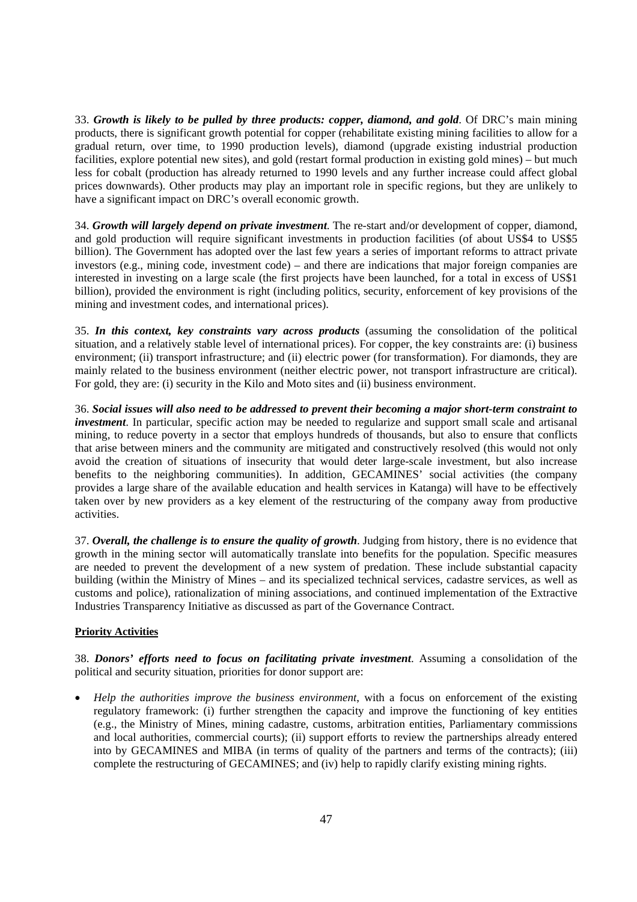33. ***Growth is likely to be pulled by three products: copper, diamond, and gold***. Of DRC's main mining products, there is significant growth potential for copper (rehabilitate existing mining facilities to allow for a gradual return, over time, to 1990 production levels), diamond (upgrade existing industrial production facilities, explore potential new sites), and gold (restart formal production in existing gold mines) – but much less for cobalt (production has already returned to 1990 levels and any further increase could affect global prices downwards). Other products may play an important role in specific regions, but they are unlikely to have a significant impact on DRC's overall economic growth.

34. ***Growth will largely depend on private investment***. The re-start and/or development of copper, diamond, and gold production will require significant investments in production facilities (of about US$4 to US$5 billion). The Government has adopted over the last few years a series of important reforms to attract private investors (e.g., mining code, investment code) – and there are indications that major foreign companies are interested in investing on a large scale (the first projects have been launched, for a total in excess of US$1 billion), provided the environment is right (including politics, security, enforcement of key provisions of the mining and investment codes, and international prices).

35. ***In this context, key constraints vary across products*** (assuming the consolidation of the political situation, and a relatively stable level of international prices). For copper, the key constraints are: (i) business environment; (ii) transport infrastructure; and (ii) electric power (for transformation). For diamonds, they are mainly related to the business environment (neither electric power, not transport infrastructure are critical). For gold, they are: (i) security in the Kilo and Moto sites and (ii) business environment.

36. ***Social issues will also need to be addressed to prevent their becoming a major short-term constraint to investment***. In particular, specific action may be needed to regularize and support small scale and artisanal mining, to reduce poverty in a sector that employs hundreds of thousands, but also to ensure that conflicts that arise between miners and the community are mitigated and constructively resolved (this would not only avoid the creation of situations of insecurity that would deter large-scale investment, but also increase benefits to the neighboring communities). In addition, GECAMINES' social activities (the company provides a large share of the available education and health services in Katanga) will have to be effectively taken over by new providers as a key element of the restructuring of the company away from productive activities.

37. ***Overall, the challenge is to ensure the quality of growth***. Judging from history, there is no evidence that growth in the mining sector will automatically translate into benefits for the population. Specific measures are needed to prevent the development of a new system of predation. These include substantial capacity building (within the Ministry of Mines – and its specialized technical services, cadastre services, as well as customs and police), rationalization of mining associations, and continued implementation of the Extractive Industries Transparency Initiative as discussed as part of the Governance Contract.

**Priority Activities**

38. ***Donors' efforts need to focus on facilitating private investment***. Assuming a consolidation of the political and security situation, priorities for donor support are:

- *Help the authorities improve the business environment*, with a focus on enforcement of the existing regulatory framework: (i) further strengthen the capacity and improve the functioning of key entities (e.g., the Ministry of Mines, mining cadastre, customs, arbitration entities, Parliamentary commissions and local authorities, commercial courts); (ii) support efforts to review the partnerships already entered into by GECAMINES and MIBA (in terms of quality of the partners and terms of the contracts); (iii) complete the restructuring of GECAMINES; and (iv) help to rapidly clarify existing mining rights.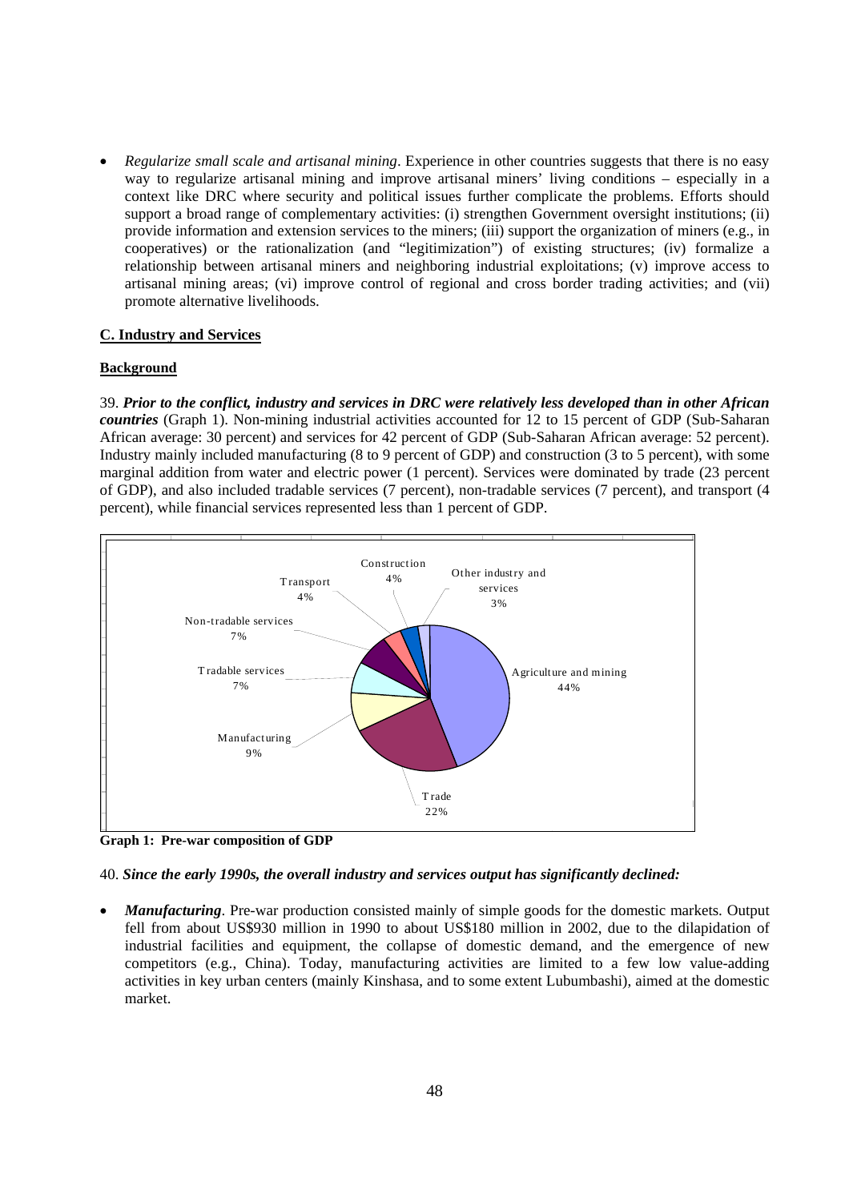- *Regularize small scale and artisanal mining*. Experience in other countries suggests that there is no easy way to regularize artisanal mining and improve artisanal miners' living conditions – especially in a context like DRC where security and political issues further complicate the problems. Efforts should support a broad range of complementary activities: (i) strengthen Government oversight institutions; (ii) provide information and extension services to the miners; (iii) support the organization of miners (e.g., in cooperatives) or the rationalization (and "legitimization") of existing structures; (iv) formalize a relationship between artisanal miners and neighboring industrial exploitations; (v) improve access to artisanal mining areas; (vi) improve control of regional and cross border trading activities; and (vii) promote alternative livelihoods.

## C. Industry and Services

### Background

39. ***Prior to the conflict, industry and services in DRC were relatively less developed than in other African countries*** (Graph 1). Non-mining industrial activities accounted for 12 to 15 percent of GDP (Sub-Saharan African average: 30 percent) and services for 42 percent of GDP (Sub-Saharan African average: 52 percent). Industry mainly included manufacturing (8 to 9 percent of GDP) and construction (3 to 5 percent), with some marginal addition from water and electric power (1 percent). Services were dominated by trade (23 percent of GDP), and also included tradable services (7 percent), non-tradable services (7 percent), and transport (4 percent), while financial services represented less than 1 percent of GDP.

| Sector | Share of GDP |
|---|---|
| Agriculture and mining | 44% |
| Trade | 22% |
| Manufacturing | 9% |
| Tradable services | 7% |
| Non-tradable services | 7% |
| Transport | 4% |
| Construction | 4% |
| Other industry and services | 3% |

**Graph 1: Pre-war composition of GDP**

40. ***Since the early 1990s, the overall industry and services output has significantly declined:***

- ***Manufacturing***. Pre-war production consisted mainly of simple goods for the domestic markets. Output fell from about US$930 million in 1990 to about US$180 million in 2002, due to the dilapidation of industrial facilities and equipment, the collapse of domestic demand, and the emergence of new competitors (e.g., China). Today, manufacturing activities are limited to a few low value-adding activities in key urban centers (mainly Kinshasa, and to some extent Lubumbashi), aimed at the domestic market.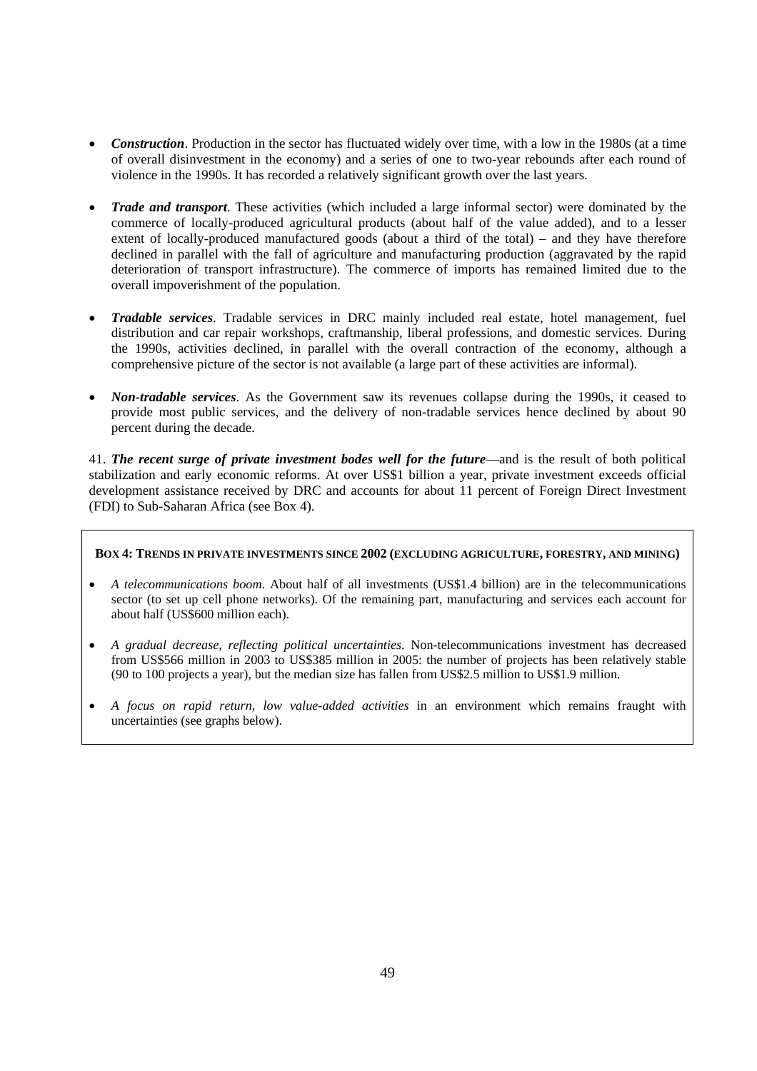- ***Construction***. Production in the sector has fluctuated widely over time, with a low in the 1980s (at a time of overall disinvestment in the economy) and a series of one to two-year rebounds after each round of violence in the 1990s. It has recorded a relatively significant growth over the last years.

- ***Trade and transport***. These activities (which included a large informal sector) were dominated by the commerce of locally-produced agricultural products (about half of the value added), and to a lesser extent of locally-produced manufactured goods (about a third of the total) – and they have therefore declined in parallel with the fall of agriculture and manufacturing production (aggravated by the rapid deterioration of transport infrastructure). The commerce of imports has remained limited due to the overall impoverishment of the population.

- ***Tradable services***. Tradable services in DRC mainly included real estate, hotel management, fuel distribution and car repair workshops, craftmanship, liberal professions, and domestic services. During the 1990s, activities declined, in parallel with the overall contraction of the economy, although a comprehensive picture of the sector is not available (a large part of these activities are informal).

- ***Non-tradable services***. As the Government saw its revenues collapse during the 1990s, it ceased to provide most public services, and the delivery of non-tradable services hence declined by about 90 percent during the decade.

41. ***The recent surge of private investment bodes well for the future***—and is the result of both political stabilization and early economic reforms. At over US$1 billion a year, private investment exceeds official development assistance received by DRC and accounts for about 11 percent of Foreign Direct Investment (FDI) to Sub-Saharan Africa (see Box 4).

**BOX 4: TRENDS IN PRIVATE INVESTMENTS SINCE 2002 (EXCLUDING AGRICULTURE, FORESTRY, AND MINING)**

- *A telecommunications boom*. About half of all investments (US$1.4 billion) are in the telecommunications sector (to set up cell phone networks). Of the remaining part, manufacturing and services each account for about half (US$600 million each).

- *A gradual decrease, reflecting political uncertainties*. Non-telecommunications investment has decreased from US$566 million in 2003 to US$385 million in 2005: the number of projects has been relatively stable (90 to 100 projects a year), but the median size has fallen from US$2.5 million to US$1.9 million.

- *A focus on rapid return, low value-added activities* in an environment which remains fraught with uncertainties (see graphs below).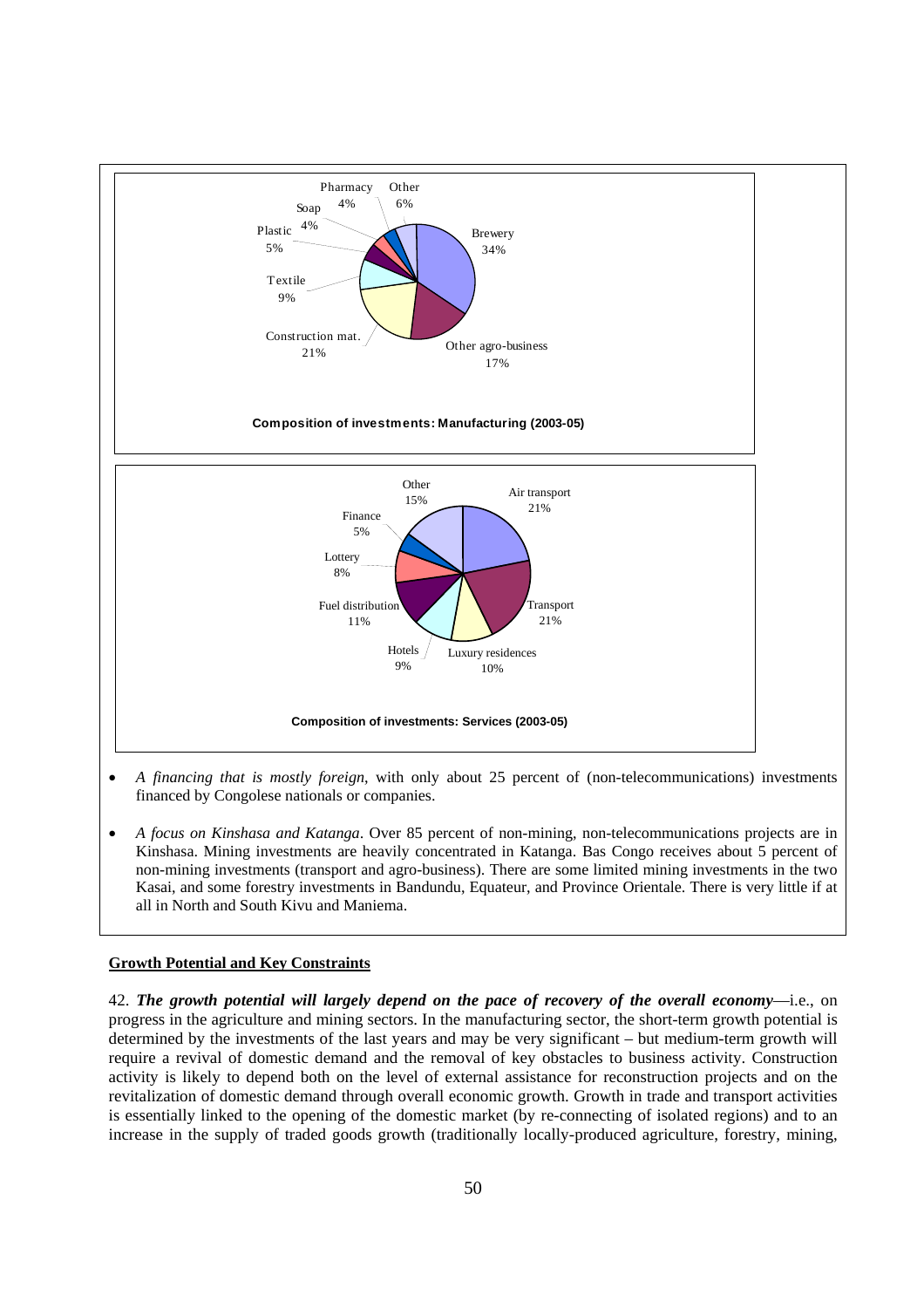**Composition of investments: Manufacturing (2003-05)**

| Sector | Share |
|---|---|
| Brewery | 34% |
| Other agro-business | 17% |
| Construction mat. | 21% |
| Textile | 9% |
| Plastic | 5% |
| Soap | 4% |
| Pharmacy | 4% |
| Other | 6% |

**Composition of investments: Services (2003-05)**

| Sector | Share |
|---|---|
| Air transport | 21% |
| Transport | 21% |
| Luxury residences | 10% |
| Hotels | 9% |
| Fuel distribution | 11% |
| Lottery | 8% |
| Finance | 5% |
| Other | 15% |

- *A financing that is mostly foreign*, with only about 25 percent of (non-telecommunications) investments financed by Congolese nationals or companies.

- *A focus on Kinshasa and Katanga*. Over 85 percent of non-mining, non-telecommunications projects are in Kinshasa. Mining investments are heavily concentrated in Katanga. Bas Congo receives about 5 percent of non-mining investments (transport and agro-business). There are some limited mining investments in the two Kasai, and some forestry investments in Bandundu, Equateur, and Province Orientale. There is very little if at all in North and South Kivu and Maniema.

## Growth Potential and Key Constraints

42. ***The growth potential will largely depend on the pace of recovery of the overall economy***—i.e., on progress in the agriculture and mining sectors. In the manufacturing sector, the short-term growth potential is determined by the investments of the last years and may be very significant – but medium-term growth will require a revival of domestic demand and the removal of key obstacles to business activity. Construction activity is likely to depend both on the level of external assistance for reconstruction projects and on the revitalization of domestic demand through overall economic growth. Growth in trade and transport activities is essentially linked to the opening of the domestic market (by re-connecting of isolated regions) and to an increase in the supply of traded goods growth (traditionally locally-produced agriculture, forestry, mining,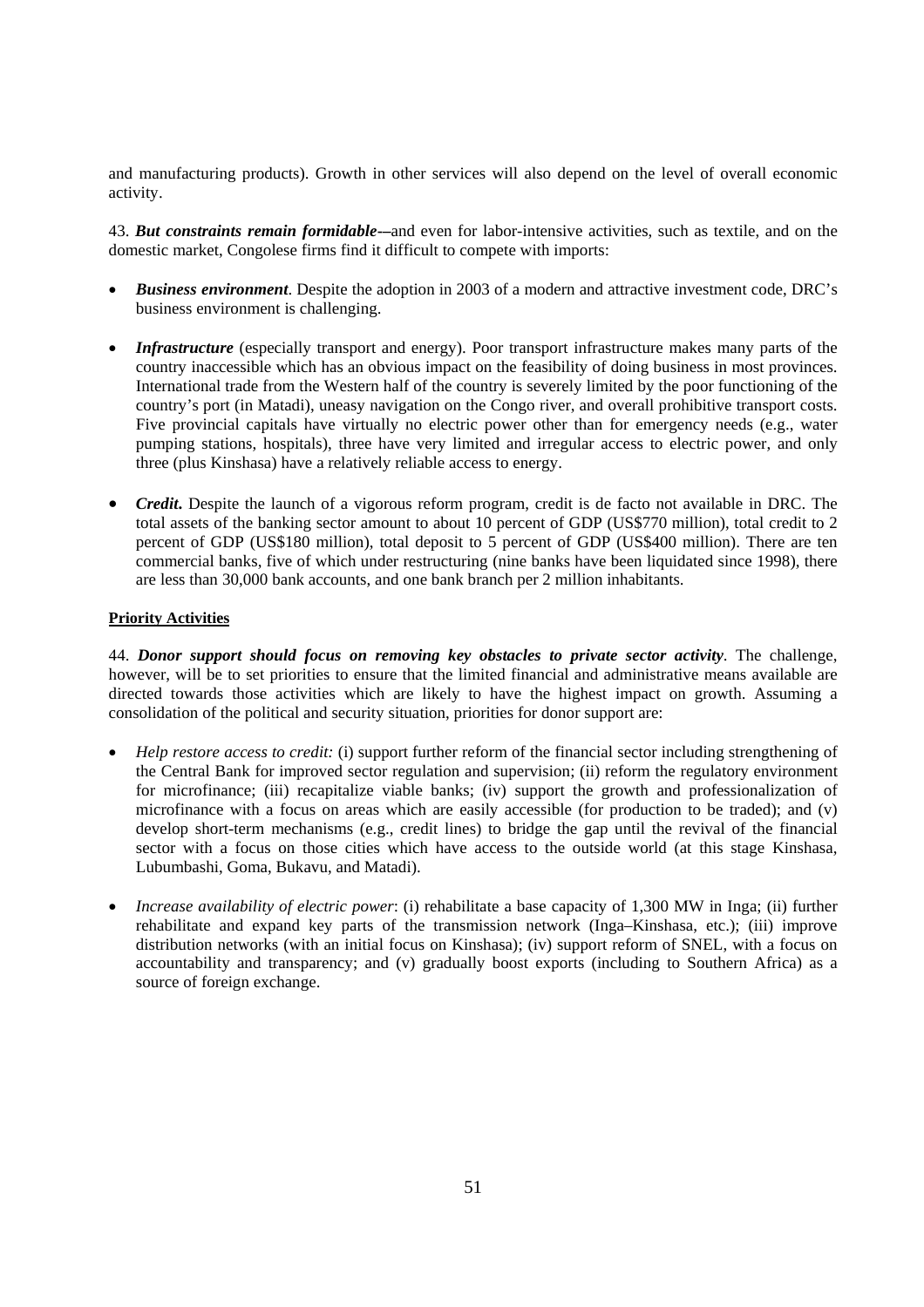and manufacturing products). Growth in other services will also depend on the level of overall economic activity.

43. ***But constraints remain formidable*-–**and even for labor-intensive activities, such as textile, and on the domestic market, Congolese firms find it difficult to compete with imports:

- ***Business environment***. Despite the adoption in 2003 of a modern and attractive investment code, DRC's business environment is challenging.

- ***Infrastructure*** (especially transport and energy). Poor transport infrastructure makes many parts of the country inaccessible which has an obvious impact on the feasibility of doing business in most provinces. International trade from the Western half of the country is severely limited by the poor functioning of the country's port (in Matadi), uneasy navigation on the Congo river, and overall prohibitive transport costs. Five provincial capitals have virtually no electric power other than for emergency needs (e.g., water pumping stations, hospitals), three have very limited and irregular access to electric power, and only three (plus Kinshasa) have a relatively reliable access to energy.

- ***Credit***. Despite the launch of a vigorous reform program, credit is de facto not available in DRC. The total assets of the banking sector amount to about 10 percent of GDP (US$770 million), total credit to 2 percent of GDP (US$180 million), total deposit to 5 percent of GDP (US$400 million). There are ten commercial banks, five of which under restructuring (nine banks have been liquidated since 1998), there are less than 30,000 bank accounts, and one bank branch per 2 million inhabitants.

**Priority Activities**

44. ***Donor support should focus on removing key obstacles to private sector activity***. The challenge, however, will be to set priorities to ensure that the limited financial and administrative means available are directed towards those activities which are likely to have the highest impact on growth. Assuming a consolidation of the political and security situation, priorities for donor support are:

- *Help restore access to credit:* (i) support further reform of the financial sector including strengthening of the Central Bank for improved sector regulation and supervision; (ii) reform the regulatory environment for microfinance; (iii) recapitalize viable banks; (iv) support the growth and professionalization of microfinance with a focus on areas which are easily accessible (for production to be traded); and (v) develop short-term mechanisms (e.g., credit lines) to bridge the gap until the revival of the financial sector with a focus on those cities which have access to the outside world (at this stage Kinshasa, Lubumbashi, Goma, Bukavu, and Matadi).

- *Increase availability of electric power*: (i) rehabilitate a base capacity of 1,300 MW in Inga; (ii) further rehabilitate and expand key parts of the transmission network (Inga–Kinshasa, etc.); (iii) improve distribution networks (with an initial focus on Kinshasa); (iv) support reform of SNEL, with a focus on accountability and transparency; and (v) gradually boost exports (including to Southern Africa) as a source of foreign exchange.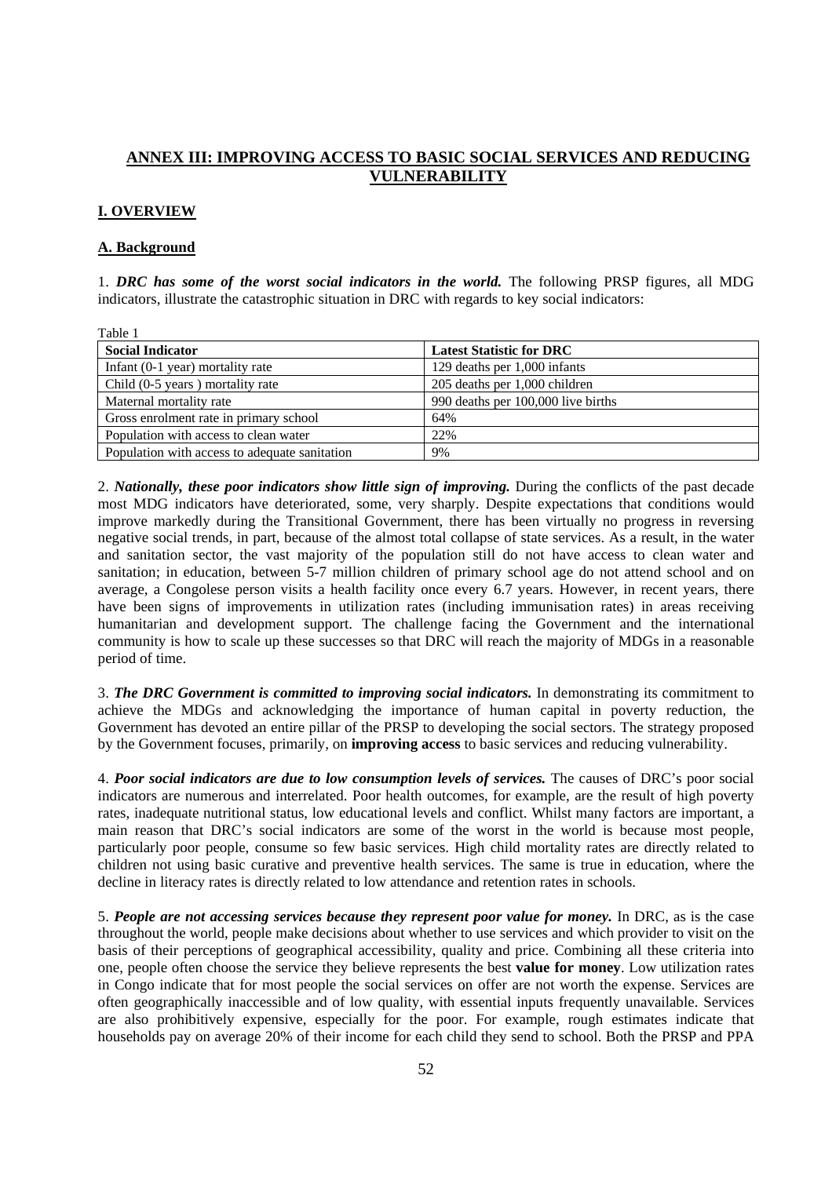## ANNEX III: IMPROVING ACCESS TO BASIC SOCIAL SERVICES AND REDUCING VULNERABILITY

### I. OVERVIEW

#### A. Background

1. ***DRC has some of the worst social indicators in the world.*** The following PRSP figures, all MDG indicators, illustrate the catastrophic situation in DRC with regards to key social indicators:

Table 1

| Social Indicator | Latest Statistic for DRC |
|---|---|
| Infant (0-1 year) mortality rate | 129 deaths per 1,000 infants |
| Child (0-5 years ) mortality rate | 205 deaths per 1,000 children |
| Maternal mortality rate | 990 deaths per 100,000 live births |
| Gross enrolment rate in primary school | 64% |
| Population with access to clean water | 22% |
| Population with access to adequate sanitation | 9% |

2. ***Nationally, these poor indicators show little sign of improving.*** During the conflicts of the past decade most MDG indicators have deteriorated, some, very sharply. Despite expectations that conditions would improve markedly during the Transitional Government, there has been virtually no progress in reversing negative social trends, in part, because of the almost total collapse of state services. As a result, in the water and sanitation sector, the vast majority of the population still do not have access to clean water and sanitation; in education, between 5-7 million children of primary school age do not attend school and on average, a Congolese person visits a health facility once every 6.7 years. However, in recent years, there have been signs of improvements in utilization rates (including immunisation rates) in areas receiving humanitarian and development support. The challenge facing the Government and the international community is how to scale up these successes so that DRC will reach the majority of MDGs in a reasonable period of time.

3. ***The DRC Government is committed to improving social indicators.*** In demonstrating its commitment to achieve the MDGs and acknowledging the importance of human capital in poverty reduction, the Government has devoted an entire pillar of the PRSP to developing the social sectors. The strategy proposed by the Government focuses, primarily, on **improving access** to basic services and reducing vulnerability.

4. ***Poor social indicators are due to low consumption levels of services.*** The causes of DRC's poor social indicators are numerous and interrelated. Poor health outcomes, for example, are the result of high poverty rates, inadequate nutritional status, low educational levels and conflict. Whilst many factors are important, a main reason that DRC's social indicators are some of the worst in the world is because most people, particularly poor people, consume so few basic services. High child mortality rates are directly related to children not using basic curative and preventive health services. The same is true in education, where the decline in literacy rates is directly related to low attendance and retention rates in schools.

5. ***People are not accessing services because they represent poor value for money.*** In DRC, as is the case throughout the world, people make decisions about whether to use services and which provider to visit on the basis of their perceptions of geographical accessibility, quality and price. Combining all these criteria into one, people often choose the service they believe represents the best **value for money**. Low utilization rates in Congo indicate that for most people the social services on offer are not worth the expense. Services are often geographically inaccessible and of low quality, with essential inputs frequently unavailable. Services are also prohibitively expensive, especially for the poor. For example, rough estimates indicate that households pay on average 20% of their income for each child they send to school. Both the PRSP and PPA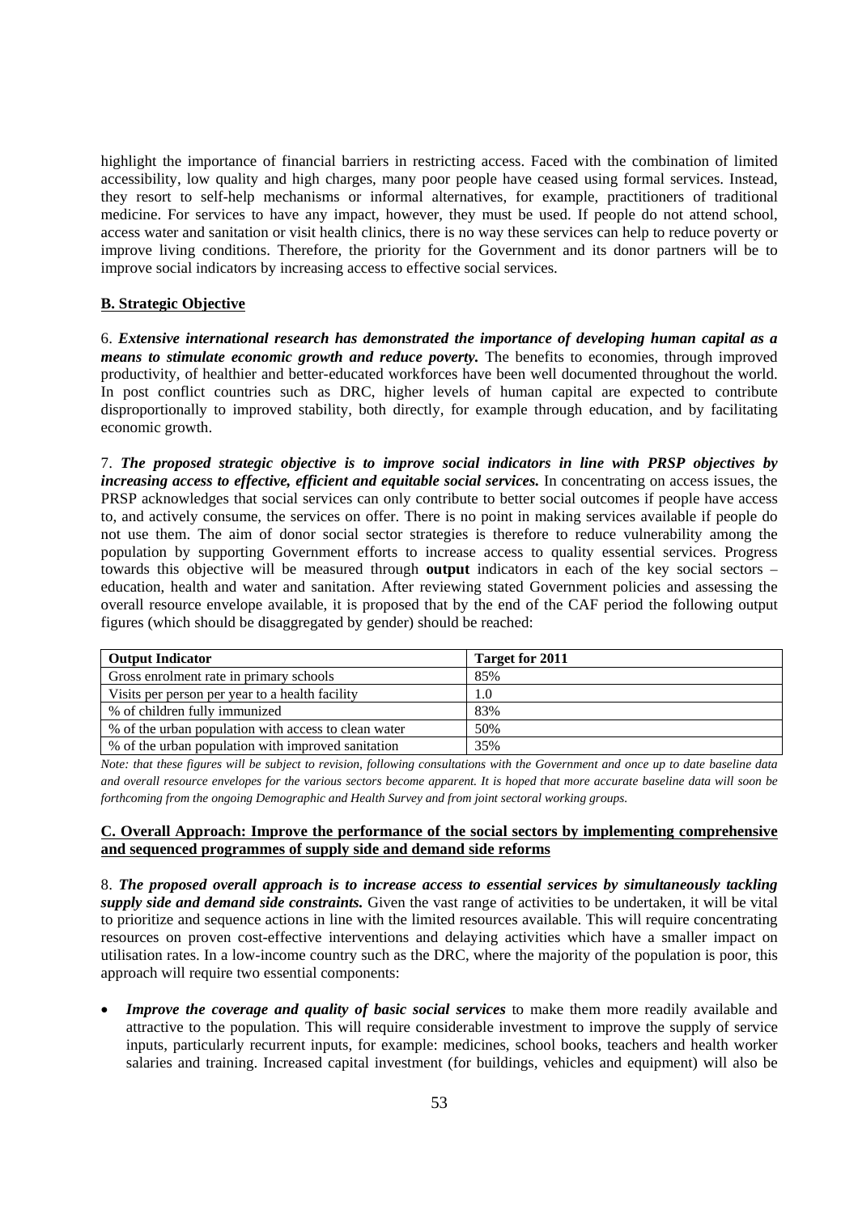highlight the importance of financial barriers in restricting access. Faced with the combination of limited accessibility, low quality and high charges, many poor people have ceased using formal services. Instead, they resort to self-help mechanisms or informal alternatives, for example, practitioners of traditional medicine. For services to have any impact, however, they must be used. If people do not attend school, access water and sanitation or visit health clinics, there is no way these services can help to reduce poverty or improve living conditions. Therefore, the priority for the Government and its donor partners will be to improve social indicators by increasing access to effective social services.

### B. Strategic Objective

6. ***Extensive international research has demonstrated the importance of developing human capital as a means to stimulate economic growth and reduce poverty.*** The benefits to economies, through improved productivity, of healthier and better-educated workforces have been well documented throughout the world. In post conflict countries such as DRC, higher levels of human capital are expected to contribute disproportionally to improved stability, both directly, for example through education, and by facilitating economic growth.

7. ***The proposed strategic objective is to improve social indicators in line with PRSP objectives by increasing access to effective, efficient and equitable social services.*** In concentrating on access issues, the PRSP acknowledges that social services can only contribute to better social outcomes if people have access to, and actively consume, the services on offer. There is no point in making services available if people do not use them. The aim of donor social sector strategies is therefore to reduce vulnerability among the population by supporting Government efforts to increase access to quality essential services. Progress towards this objective will be measured through **output** indicators in each of the key social sectors – education, health and water and sanitation. After reviewing stated Government policies and assessing the overall resource envelope available, it is proposed that by the end of the CAF period the following output figures (which should be disaggregated by gender) should be reached:

| Output Indicator | Target for 2011 |
|---|---|
| Gross enrolment rate in primary schools | 85% |
| Visits per person per year to a health facility | 1.0 |
| % of children fully immunized | 83% |
| % of the urban population with access to clean water | 50% |
| % of the urban population with improved sanitation | 35% |

*Note: that these figures will be subject to revision, following consultations with the Government and once up to date baseline data and overall resource envelopes for the various sectors become apparent. It is hoped that more accurate baseline data will soon be forthcoming from the ongoing Demographic and Health Survey and from joint sectoral working groups.*

### C. Overall Approach: Improve the performance of the social sectors by implementing comprehensive and sequenced programmes of supply side and demand side reforms

8. ***The proposed overall approach is to increase access to essential services by simultaneously tackling supply side and demand side constraints.*** Given the vast range of activities to be undertaken, it will be vital to prioritize and sequence actions in line with the limited resources available. This will require concentrating resources on proven cost-effective interventions and delaying activities which have a smaller impact on utilisation rates. In a low-income country such as the DRC, where the majority of the population is poor, this approach will require two essential components:

- ***Improve the coverage and quality of basic social services*** to make them more readily available and attractive to the population. This will require considerable investment to improve the supply of service inputs, particularly recurrent inputs, for example: medicines, school books, teachers and health worker salaries and training. Increased capital investment (for buildings, vehicles and equipment) will also be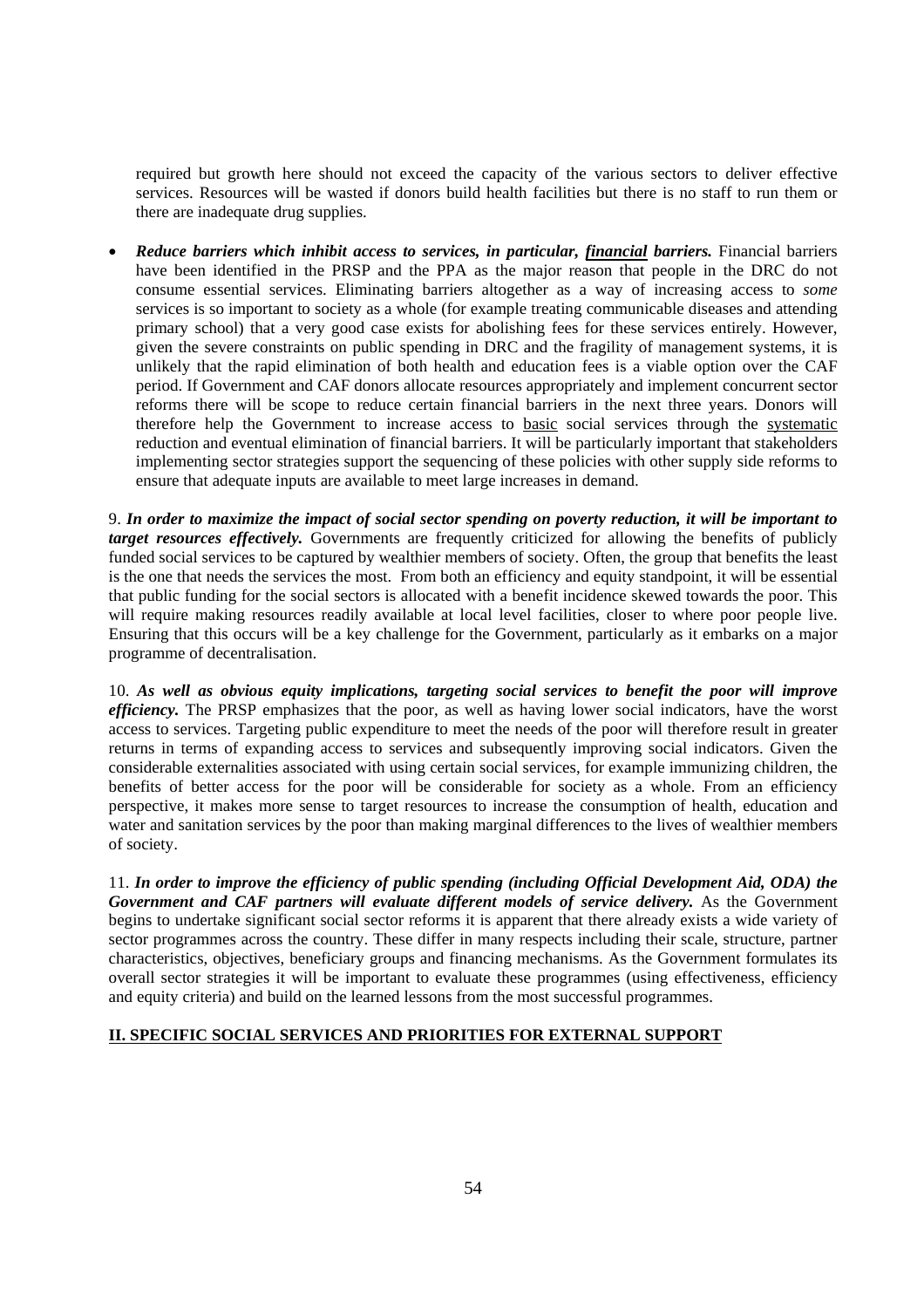required but growth here should not exceed the capacity of the various sectors to deliver effective services. Resources will be wasted if donors build health facilities but there is no staff to run them or there are inadequate drug supplies.

- ***Reduce barriers which inhibit access to services, in particular, <u>financial</u> barriers.*** Financial barriers have been identified in the PRSP and the PPA as the major reason that people in the DRC do not consume essential services. Eliminating barriers altogether as a way of increasing access to *some* services is so important to society as a whole (for example treating communicable diseases and attending primary school) that a very good case exists for abolishing fees for these services entirely. However, given the severe constraints on public spending in DRC and the fragility of management systems, it is unlikely that the rapid elimination of both health and education fees is a viable option over the CAF period. If Government and CAF donors allocate resources appropriately and implement concurrent sector reforms there will be scope to reduce certain financial barriers in the next three years. Donors will therefore help the Government to increase access to <u>basic</u> social services through the <u>systematic</u> reduction and eventual elimination of financial barriers. It will be particularly important that stakeholders implementing sector strategies support the sequencing of these policies with other supply side reforms to ensure that adequate inputs are available to meet large increases in demand.

9. ***In order to maximize the impact of social sector spending on poverty reduction, it will be important to target resources effectively.*** Governments are frequently criticized for allowing the benefits of publicly funded social services to be captured by wealthier members of society. Often, the group that benefits the least is the one that needs the services the most. From both an efficiency and equity standpoint, it will be essential that public funding for the social sectors is allocated with a benefit incidence skewed towards the poor. This will require making resources readily available at local level facilities, closer to where poor people live. Ensuring that this occurs will be a key challenge for the Government, particularly as it embarks on a major programme of decentralisation.

10. ***As well as obvious equity implications, targeting social services to benefit the poor will improve efficiency.*** The PRSP emphasizes that the poor, as well as having lower social indicators, have the worst access to services. Targeting public expenditure to meet the needs of the poor will therefore result in greater returns in terms of expanding access to services and subsequently improving social indicators. Given the considerable externalities associated with using certain social services, for example immunizing children, the benefits of better access for the poor will be considerable for society as a whole. From an efficiency perspective, it makes more sense to target resources to increase the consumption of health, education and water and sanitation services by the poor than making marginal differences to the lives of wealthier members of society.

11. ***In order to improve the efficiency of public spending (including Official Development Aid, ODA) the Government and CAF partners will evaluate different models of service delivery.*** As the Government begins to undertake significant social sector reforms it is apparent that there already exists a wide variety of sector programmes across the country. These differ in many respects including their scale, structure, partner characteristics, objectives, beneficiary groups and financing mechanisms. As the Government formulates its overall sector strategies it will be important to evaluate these programmes (using effectiveness, efficiency and equity criteria) and build on the learned lessons from the most successful programmes.

## <u>II. SPECIFIC SOCIAL SERVICES AND PRIORITIES FOR EXTERNAL SUPPORT</u>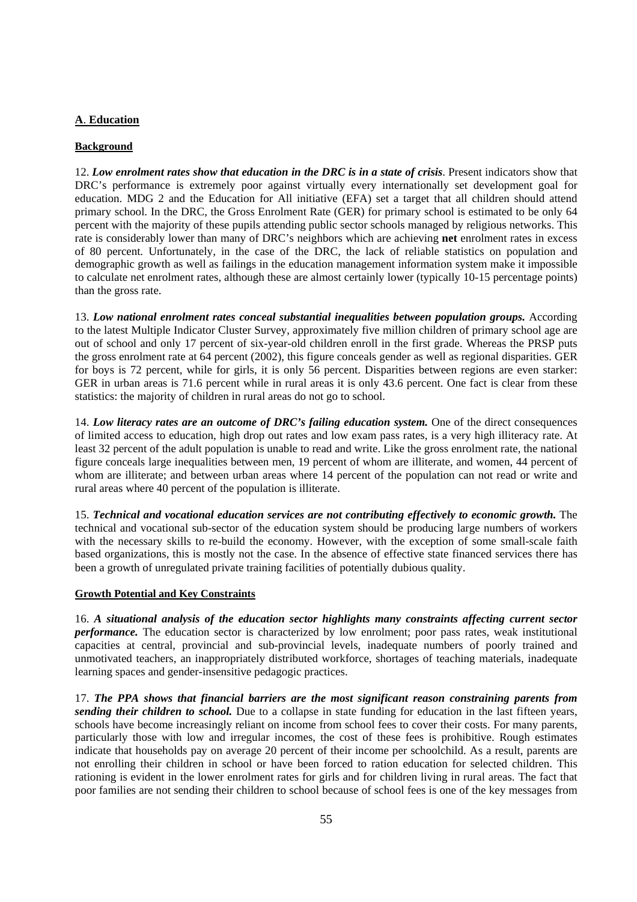## A. Education

### Background

12. ***Low enrolment rates show that education in the DRC is in a state of crisis***. Present indicators show that DRC's performance is extremely poor against virtually every internationally set development goal for education. MDG 2 and the Education for All initiative (EFA) set a target that all children should attend primary school. In the DRC, the Gross Enrolment Rate (GER) for primary school is estimated to be only 64 percent with the majority of these pupils attending public sector schools managed by religious networks. This rate is considerably lower than many of DRC's neighbors which are achieving **net** enrolment rates in excess of 80 percent. Unfortunately, in the case of the DRC, the lack of reliable statistics on population and demographic growth as well as failings in the education management information system make it impossible to calculate net enrolment rates, although these are almost certainly lower (typically 10-15 percentage points) than the gross rate.

13. ***Low national enrolment rates conceal substantial inequalities between population groups.*** According to the latest Multiple Indicator Cluster Survey, approximately five million children of primary school age are out of school and only 17 percent of six-year-old children enroll in the first grade. Whereas the PRSP puts the gross enrolment rate at 64 percent (2002), this figure conceals gender as well as regional disparities. GER for boys is 72 percent, while for girls, it is only 56 percent. Disparities between regions are even starker: GER in urban areas is 71.6 percent while in rural areas it is only 43.6 percent. One fact is clear from these statistics: the majority of children in rural areas do not go to school.

14. ***Low literacy rates are an outcome of DRC's failing education system.*** One of the direct consequences of limited access to education, high drop out rates and low exam pass rates, is a very high illiteracy rate. At least 32 percent of the adult population is unable to read and write. Like the gross enrolment rate, the national figure conceals large inequalities between men, 19 percent of whom are illiterate, and women, 44 percent of whom are illiterate; and between urban areas where 14 percent of the population can not read or write and rural areas where 40 percent of the population is illiterate.

15. ***Technical and vocational education services are not contributing effectively to economic growth.*** The technical and vocational sub-sector of the education system should be producing large numbers of workers with the necessary skills to re-build the economy. However, with the exception of some small-scale faith based organizations, this is mostly not the case. In the absence of effective state financed services there has been a growth of unregulated private training facilities of potentially dubious quality.

### Growth Potential and Key Constraints

16. ***A situational analysis of the education sector highlights many constraints affecting current sector performance.*** The education sector is characterized by low enrolment; poor pass rates, weak institutional capacities at central, provincial and sub-provincial levels, inadequate numbers of poorly trained and unmotivated teachers, an inappropriately distributed workforce, shortages of teaching materials, inadequate learning spaces and gender-insensitive pedagogic practices.

17. ***The PPA shows that financial barriers are the most significant reason constraining parents from sending their children to school.*** Due to a collapse in state funding for education in the last fifteen years, schools have become increasingly reliant on income from school fees to cover their costs. For many parents, particularly those with low and irregular incomes, the cost of these fees is prohibitive. Rough estimates indicate that households pay on average 20 percent of their income per schoolchild. As a result, parents are not enrolling their children in school or have been forced to ration education for selected children. This rationing is evident in the lower enrolment rates for girls and for children living in rural areas. The fact that poor families are not sending their children to school because of school fees is one of the key messages from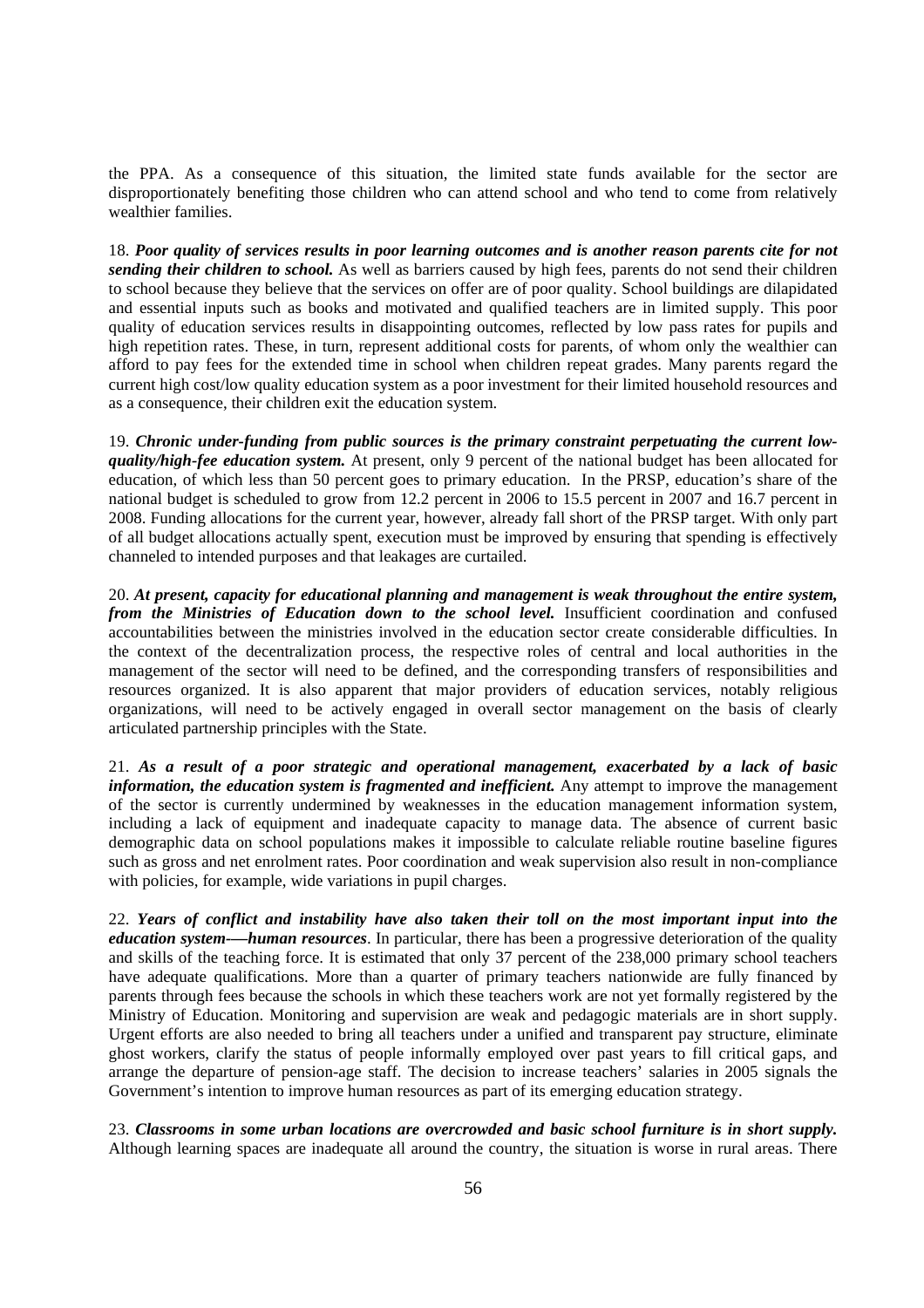the PPA. As a consequence of this situation, the limited state funds available for the sector are disproportionately benefiting those children who can attend school and who tend to come from relatively wealthier families.

18. ***Poor quality of services results in poor learning outcomes and is another reason parents cite for not sending their children to school.*** As well as barriers caused by high fees, parents do not send their children to school because they believe that the services on offer are of poor quality. School buildings are dilapidated and essential inputs such as books and motivated and qualified teachers are in limited supply. This poor quality of education services results in disappointing outcomes, reflected by low pass rates for pupils and high repetition rates. These, in turn, represent additional costs for parents, of whom only the wealthier can afford to pay fees for the extended time in school when children repeat grades. Many parents regard the current high cost/low quality education system as a poor investment for their limited household resources and as a consequence, their children exit the education system.

19. ***Chronic under-funding from public sources is the primary constraint perpetuating the current low-quality/high-fee education system.*** At present, only 9 percent of the national budget has been allocated for education, of which less than 50 percent goes to primary education. In the PRSP, education's share of the national budget is scheduled to grow from 12.2 percent in 2006 to 15.5 percent in 2007 and 16.7 percent in 2008. Funding allocations for the current year, however, already fall short of the PRSP target. With only part of all budget allocations actually spent, execution must be improved by ensuring that spending is effectively channeled to intended purposes and that leakages are curtailed.

20. ***At present, capacity for educational planning and management is weak throughout the entire system, from the Ministries of Education down to the school level.*** Insufficient coordination and confused accountabilities between the ministries involved in the education sector create considerable difficulties. In the context of the decentralization process, the respective roles of central and local authorities in the management of the sector will need to be defined, and the corresponding transfers of responsibilities and resources organized. It is also apparent that major providers of education services, notably religious organizations, will need to be actively engaged in overall sector management on the basis of clearly articulated partnership principles with the State.

21. ***As a result of a poor strategic and operational management, exacerbated by a lack of basic information, the education system is fragmented and inefficient.*** Any attempt to improve the management of the sector is currently undermined by weaknesses in the education management information system, including a lack of equipment and inadequate capacity to manage data. The absence of current basic demographic data on school populations makes it impossible to calculate reliable routine baseline figures such as gross and net enrolment rates. Poor coordination and weak supervision also result in non-compliance with policies, for example, wide variations in pupil charges.

22. ***Years of conflict and instability have also taken their toll on the most important input into the education system-—human resources***. In particular, there has been a progressive deterioration of the quality and skills of the teaching force. It is estimated that only 37 percent of the 238,000 primary school teachers have adequate qualifications. More than a quarter of primary teachers nationwide are fully financed by parents through fees because the schools in which these teachers work are not yet formally registered by the Ministry of Education. Monitoring and supervision are weak and pedagogic materials are in short supply. Urgent efforts are also needed to bring all teachers under a unified and transparent pay structure, eliminate ghost workers, clarify the status of people informally employed over past years to fill critical gaps, and arrange the departure of pension-age staff. The decision to increase teachers' salaries in 2005 signals the Government's intention to improve human resources as part of its emerging education strategy.

23. ***Classrooms in some urban locations are overcrowded and basic school furniture is in short supply.*** Although learning spaces are inadequate all around the country, the situation is worse in rural areas. There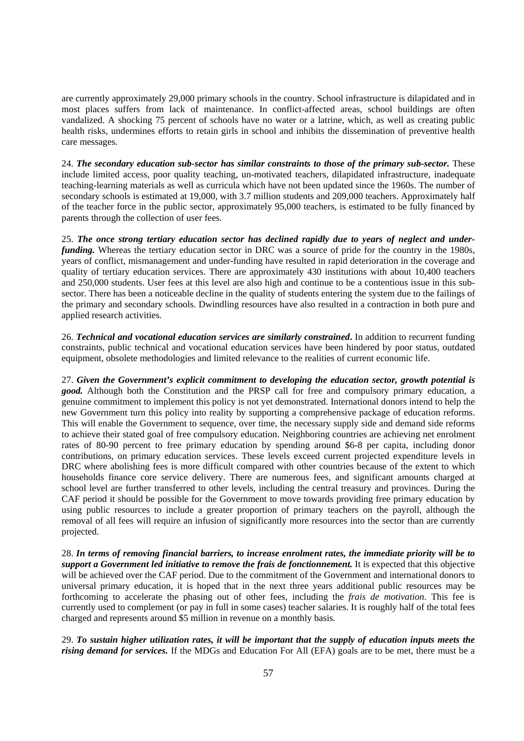are currently approximately 29,000 primary schools in the country. School infrastructure is dilapidated and in most places suffers from lack of maintenance. In conflict-affected areas, school buildings are often vandalized. A shocking 75 percent of schools have no water or a latrine, which, as well as creating public health risks, undermines efforts to retain girls in school and inhibits the dissemination of preventive health care messages.

24. ***The secondary education sub-sector has similar constraints to those of the primary sub-sector.*** These include limited access, poor quality teaching, un-motivated teachers, dilapidated infrastructure, inadequate teaching-learning materials as well as curricula which have not been updated since the 1960s. The number of secondary schools is estimated at 19,000, with 3.7 million students and 209,000 teachers. Approximately half of the teacher force in the public sector, approximately 95,000 teachers, is estimated to be fully financed by parents through the collection of user fees.

25. ***The once strong tertiary education sector has declined rapidly due to years of neglect and under-funding.*** Whereas the tertiary education sector in DRC was a source of pride for the country in the 1980s, years of conflict, mismanagement and under-funding have resulted in rapid deterioration in the coverage and quality of tertiary education services. There are approximately 430 institutions with about 10,400 teachers and 250,000 students. User fees at this level are also high and continue to be a contentious issue in this sub-sector. There has been a noticeable decline in the quality of students entering the system due to the failings of the primary and secondary schools. Dwindling resources have also resulted in a contraction in both pure and applied research activities.

26. ***Technical and vocational education services are similarly constrained***. In addition to recurrent funding constraints, public technical and vocational education services have been hindered by poor status, outdated equipment, obsolete methodologies and limited relevance to the realities of current economic life.

27. ***Given the Government's explicit commitment to developing the education sector, growth potential is good.*** Although both the Constitution and the PRSP call for free and compulsory primary education, a genuine commitment to implement this policy is not yet demonstrated. International donors intend to help the new Government turn this policy into reality by supporting a comprehensive package of education reforms. This will enable the Government to sequence, over time, the necessary supply side and demand side reforms to achieve their stated goal of free compulsory education. Neighboring countries are achieving net enrolment rates of 80-90 percent to free primary education by spending around $6-8 per capita, including donor contributions, on primary education services. These levels exceed current projected expenditure levels in DRC where abolishing fees is more difficult compared with other countries because of the extent to which households finance core service delivery. There are numerous fees, and significant amounts charged at school level are further transferred to other levels, including the central treasury and provinces. During the CAF period it should be possible for the Government to move towards providing free primary education by using public resources to include a greater proportion of primary teachers on the payroll, although the removal of all fees will require an infusion of significantly more resources into the sector than are currently projected.

28. ***In terms of removing financial barriers, to increase enrolment rates, the immediate priority will be to support a Government led initiative to remove the frais de fonctionnement.*** It is expected that this objective will be achieved over the CAF period. Due to the commitment of the Government and international donors to universal primary education, it is hoped that in the next three years additional public resources may be forthcoming to accelerate the phasing out of other fees, including the *frais de motivation*. This fee is currently used to complement (or pay in full in some cases) teacher salaries. It is roughly half of the total fees charged and represents around $5 million in revenue on a monthly basis.

29. ***To sustain higher utilization rates, it will be important that the supply of education inputs meets the rising demand for services.*** If the MDGs and Education For All (EFA) goals are to be met, there must be a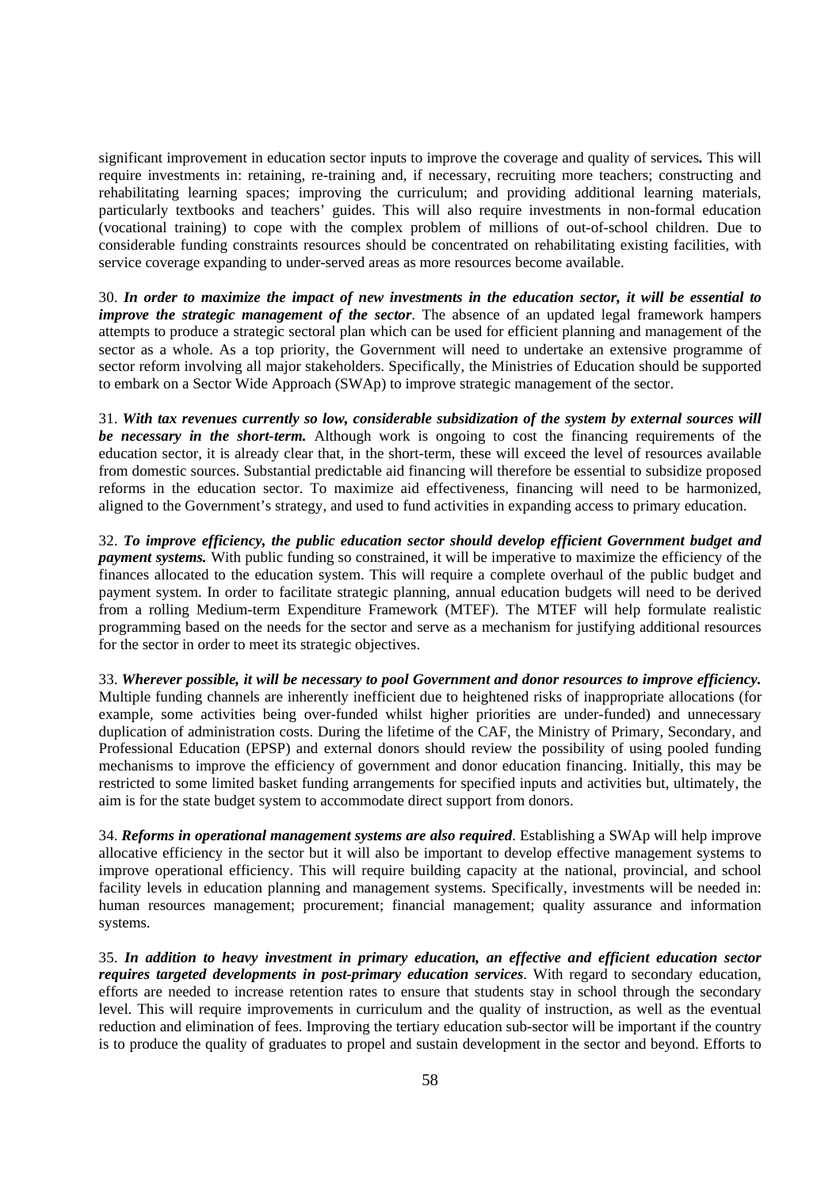significant improvement in education sector inputs to improve the coverage and quality of services**.** This will require investments in: retaining, re-training and, if necessary, recruiting more teachers; constructing and rehabilitating learning spaces; improving the curriculum; and providing additional learning materials, particularly textbooks and teachers' guides. This will also require investments in non-formal education (vocational training) to cope with the complex problem of millions of out-of-school children. Due to considerable funding constraints resources should be concentrated on rehabilitating existing facilities, with service coverage expanding to under-served areas as more resources become available.

30. ***In order to maximize the impact of new investments in the education sector, it will be essential to improve the strategic management of the sector***. The absence of an updated legal framework hampers attempts to produce a strategic sectoral plan which can be used for efficient planning and management of the sector as a whole. As a top priority, the Government will need to undertake an extensive programme of sector reform involving all major stakeholders. Specifically, the Ministries of Education should be supported to embark on a Sector Wide Approach (SWAp) to improve strategic management of the sector.

31. ***With tax revenues currently so low, considerable subsidization of the system by external sources will be necessary in the short-term.*** Although work is ongoing to cost the financing requirements of the education sector, it is already clear that, in the short-term, these will exceed the level of resources available from domestic sources. Substantial predictable aid financing will therefore be essential to subsidize proposed reforms in the education sector. To maximize aid effectiveness, financing will need to be harmonized, aligned to the Government's strategy, and used to fund activities in expanding access to primary education.

32. ***To improve efficiency, the public education sector should develop efficient Government budget and payment systems.*** With public funding so constrained, it will be imperative to maximize the efficiency of the finances allocated to the education system. This will require a complete overhaul of the public budget and payment system. In order to facilitate strategic planning, annual education budgets will need to be derived from a rolling Medium-term Expenditure Framework (MTEF). The MTEF will help formulate realistic programming based on the needs for the sector and serve as a mechanism for justifying additional resources for the sector in order to meet its strategic objectives.

33. ***Wherever possible, it will be necessary to pool Government and donor resources to improve efficiency.*** Multiple funding channels are inherently inefficient due to heightened risks of inappropriate allocations (for example, some activities being over-funded whilst higher priorities are under-funded) and unnecessary duplication of administration costs. During the lifetime of the CAF, the Ministry of Primary, Secondary, and Professional Education (EPSP) and external donors should review the possibility of using pooled funding mechanisms to improve the efficiency of government and donor education financing. Initially, this may be restricted to some limited basket funding arrangements for specified inputs and activities but, ultimately, the aim is for the state budget system to accommodate direct support from donors.

34. ***Reforms in operational management systems are also required***. Establishing a SWAp will help improve allocative efficiency in the sector but it will also be important to develop effective management systems to improve operational efficiency. This will require building capacity at the national, provincial, and school facility levels in education planning and management systems. Specifically, investments will be needed in: human resources management; procurement; financial management; quality assurance and information systems.

35. ***In addition to heavy investment in primary education, an effective and efficient education sector requires targeted developments in post-primary education services***. With regard to secondary education, efforts are needed to increase retention rates to ensure that students stay in school through the secondary level. This will require improvements in curriculum and the quality of instruction, as well as the eventual reduction and elimination of fees. Improving the tertiary education sub-sector will be important if the country is to produce the quality of graduates to propel and sustain development in the sector and beyond. Efforts to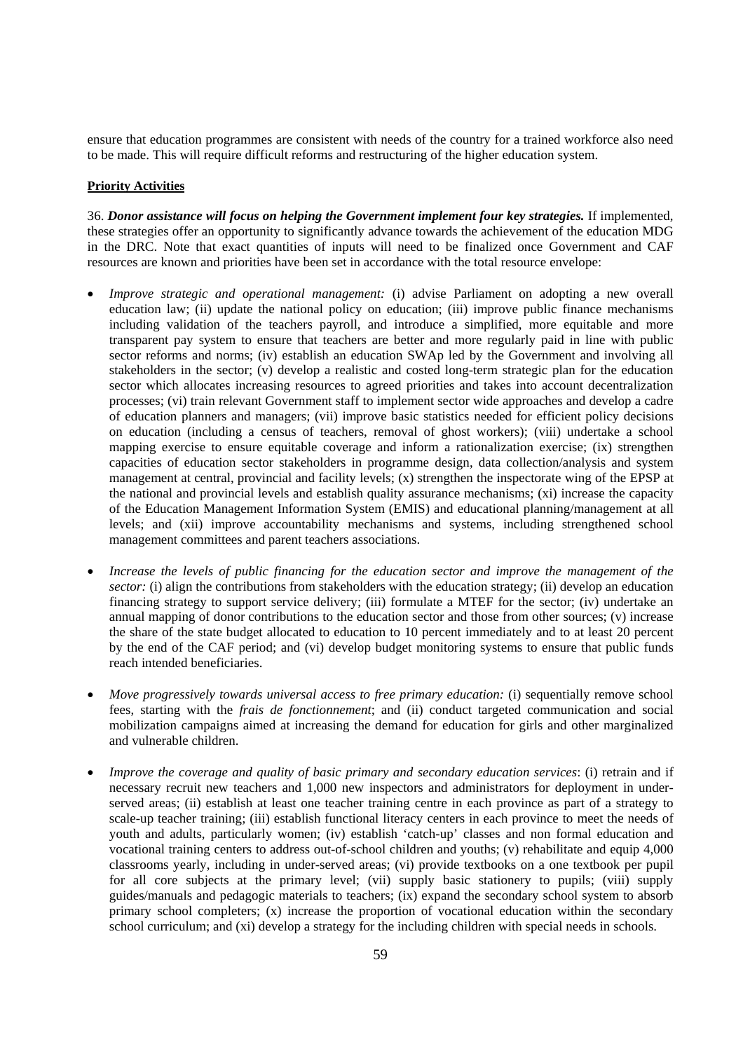ensure that education programmes are consistent with needs of the country for a trained workforce also need to be made. This will require difficult reforms and restructuring of the higher education system.

**Priority Activities**

36. ***Donor assistance will focus on helping the Government implement four key strategies.*** If implemented, these strategies offer an opportunity to significantly advance towards the achievement of the education MDG in the DRC. Note that exact quantities of inputs will need to be finalized once Government and CAF resources are known and priorities have been set in accordance with the total resource envelope:

- *Improve strategic and operational management:* (i) advise Parliament on adopting a new overall education law; (ii) update the national policy on education; (iii) improve public finance mechanisms including validation of the teachers payroll, and introduce a simplified, more equitable and more transparent pay system to ensure that teachers are better and more regularly paid in line with public sector reforms and norms; (iv) establish an education SWAp led by the Government and involving all stakeholders in the sector; (v) develop a realistic and costed long-term strategic plan for the education sector which allocates increasing resources to agreed priorities and takes into account decentralization processes; (vi) train relevant Government staff to implement sector wide approaches and develop a cadre of education planners and managers; (vii) improve basic statistics needed for efficient policy decisions on education (including a census of teachers, removal of ghost workers); (viii) undertake a school mapping exercise to ensure equitable coverage and inform a rationalization exercise; (ix) strengthen capacities of education sector stakeholders in programme design, data collection/analysis and system management at central, provincial and facility levels; (x) strengthen the inspectorate wing of the EPSP at the national and provincial levels and establish quality assurance mechanisms; (xi) increase the capacity of the Education Management Information System (EMIS) and educational planning/management at all levels; and (xii) improve accountability mechanisms and systems, including strengthened school management committees and parent teachers associations.

- *Increase the levels of public financing for the education sector and improve the management of the sector:* (i) align the contributions from stakeholders with the education strategy; (ii) develop an education financing strategy to support service delivery; (iii) formulate a MTEF for the sector; (iv) undertake an annual mapping of donor contributions to the education sector and those from other sources; (v) increase the share of the state budget allocated to education to 10 percent immediately and to at least 20 percent by the end of the CAF period; and (vi) develop budget monitoring systems to ensure that public funds reach intended beneficiaries.

- *Move progressively towards universal access to free primary education:* (i) sequentially remove school fees, starting with the *frais de fonctionnement*; and (ii) conduct targeted communication and social mobilization campaigns aimed at increasing the demand for education for girls and other marginalized and vulnerable children.

- *Improve the coverage and quality of basic primary and secondary education services*: (i) retrain and if necessary recruit new teachers and 1,000 new inspectors and administrators for deployment in under-served areas; (ii) establish at least one teacher training centre in each province as part of a strategy to scale-up teacher training; (iii) establish functional literacy centers in each province to meet the needs of youth and adults, particularly women; (iv) establish 'catch-up' classes and non formal education and vocational training centers to address out-of-school children and youths; (v) rehabilitate and equip 4,000 classrooms yearly, including in under-served areas; (vi) provide textbooks on a one textbook per pupil for all core subjects at the primary level; (vii) supply basic stationery to pupils; (viii) supply guides/manuals and pedagogic materials to teachers; (ix) expand the secondary school system to absorb primary school completers; (x) increase the proportion of vocational education within the secondary school curriculum; and (xi) develop a strategy for the including children with special needs in schools.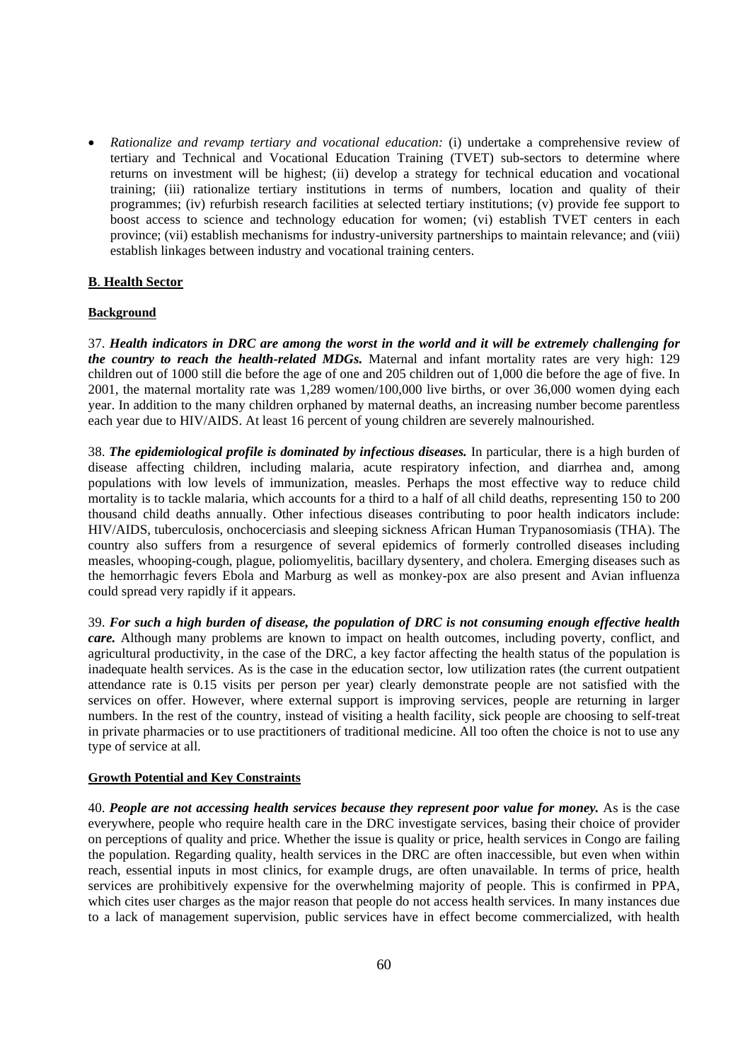- *Rationalize and revamp tertiary and vocational education:* (i) undertake a comprehensive review of tertiary and Technical and Vocational Education Training (TVET) sub-sectors to determine where returns on investment will be highest; (ii) develop a strategy for technical education and vocational training; (iii) rationalize tertiary institutions in terms of numbers, location and quality of their programmes; (iv) refurbish research facilities at selected tertiary institutions; (v) provide fee support to boost access to science and technology education for women; (vi) establish TVET centers in each province; (vii) establish mechanisms for industry-university partnerships to maintain relevance; and (viii) establish linkages between industry and vocational training centers.

## B. Health Sector

### Background

37. ***Health indicators in DRC are among the worst in the world and it will be extremely challenging for the country to reach the health-related MDGs.*** Maternal and infant mortality rates are very high: 129 children out of 1000 still die before the age of one and 205 children out of 1,000 die before the age of five. In 2001, the maternal mortality rate was 1,289 women/100,000 live births, or over 36,000 women dying each year. In addition to the many children orphaned by maternal deaths, an increasing number become parentless each year due to HIV/AIDS. At least 16 percent of young children are severely malnourished.

38. ***The epidemiological profile is dominated by infectious diseases.*** In particular, there is a high burden of disease affecting children, including malaria, acute respiratory infection, and diarrhea and, among populations with low levels of immunization, measles. Perhaps the most effective way to reduce child mortality is to tackle malaria, which accounts for a third to a half of all child deaths, representing 150 to 200 thousand child deaths annually. Other infectious diseases contributing to poor health indicators include: HIV/AIDS, tuberculosis, onchocerciasis and sleeping sickness African Human Trypanosomiasis (THA). The country also suffers from a resurgence of several epidemics of formerly controlled diseases including measles, whooping-cough, plague, poliomyelitis, bacillary dysentery, and cholera. Emerging diseases such as the hemorrhagic fevers Ebola and Marburg as well as monkey-pox are also present and Avian influenza could spread very rapidly if it appears.

39. ***For such a high burden of disease, the population of DRC is not consuming enough effective health care.*** Although many problems are known to impact on health outcomes, including poverty, conflict, and agricultural productivity, in the case of the DRC, a key factor affecting the health status of the population is inadequate health services. As is the case in the education sector, low utilization rates (the current outpatient attendance rate is 0.15 visits per person per year) clearly demonstrate people are not satisfied with the services on offer. However, where external support is improving services, people are returning in larger numbers. In the rest of the country, instead of visiting a health facility, sick people are choosing to self-treat in private pharmacies or to use practitioners of traditional medicine. All too often the choice is not to use any type of service at all.

### Growth Potential and Key Constraints

40. ***People are not accessing health services because they represent poor value for money.*** As is the case everywhere, people who require health care in the DRC investigate services, basing their choice of provider on perceptions of quality and price. Whether the issue is quality or price, health services in Congo are failing the population. Regarding quality, health services in the DRC are often inaccessible, but even when within reach, essential inputs in most clinics, for example drugs, are often unavailable. In terms of price, health services are prohibitively expensive for the overwhelming majority of people. This is confirmed in PPA, which cites user charges as the major reason that people do not access health services. In many instances due to a lack of management supervision, public services have in effect become commercialized, with health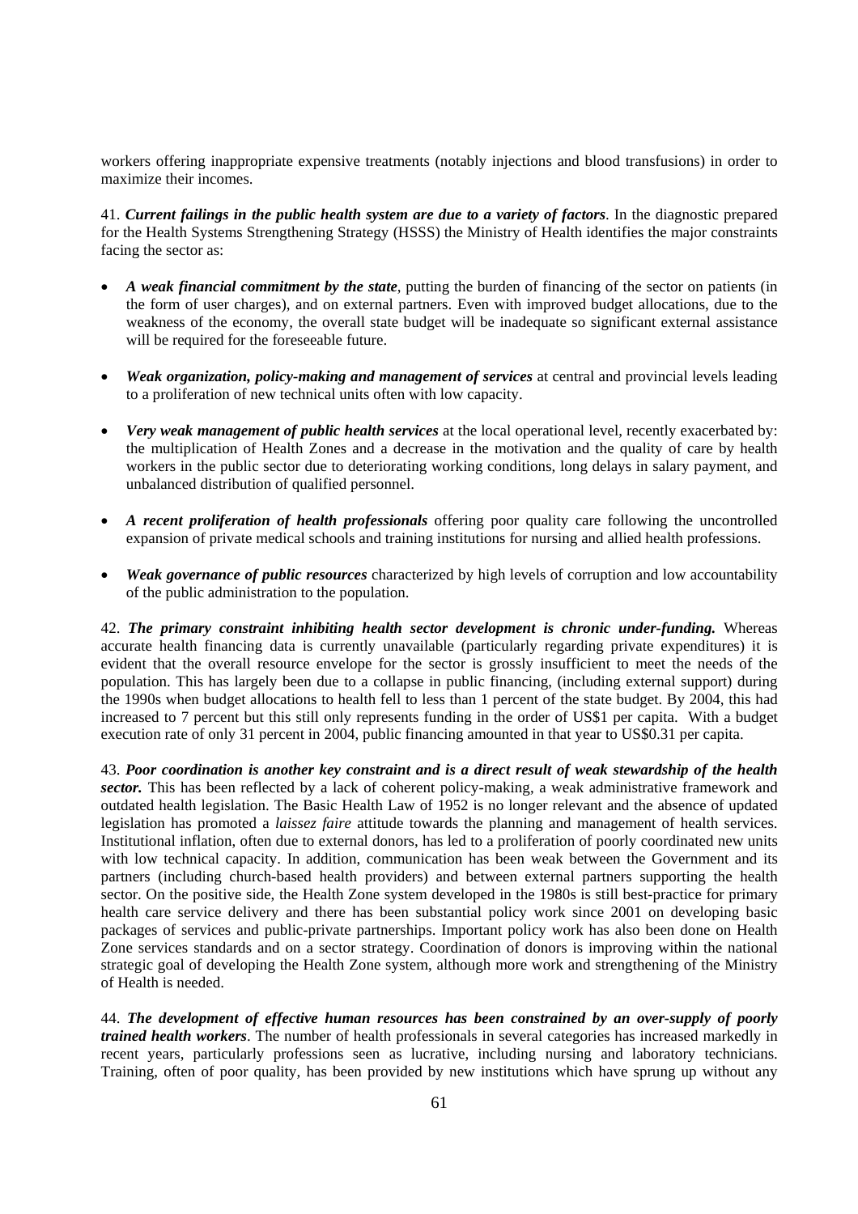workers offering inappropriate expensive treatments (notably injections and blood transfusions) in order to maximize their incomes.

41. ***Current failings in the public health system are due to a variety of factors***. In the diagnostic prepared for the Health Systems Strengthening Strategy (HSSS) the Ministry of Health identifies the major constraints facing the sector as:

- ***A weak financial commitment by the state***, putting the burden of financing of the sector on patients (in the form of user charges), and on external partners. Even with improved budget allocations, due to the weakness of the economy, the overall state budget will be inadequate so significant external assistance will be required for the foreseeable future.

- ***Weak organization, policy-making and management of services*** at central and provincial levels leading to a proliferation of new technical units often with low capacity.

- ***Very weak management of public health services*** at the local operational level, recently exacerbated by: the multiplication of Health Zones and a decrease in the motivation and the quality of care by health workers in the public sector due to deteriorating working conditions, long delays in salary payment, and unbalanced distribution of qualified personnel.

- ***A recent proliferation of health professionals*** offering poor quality care following the uncontrolled expansion of private medical schools and training institutions for nursing and allied health professions.

- ***Weak governance of public resources*** characterized by high levels of corruption and low accountability of the public administration to the population.

42. ***The primary constraint inhibiting health sector development is chronic under-funding.*** Whereas accurate health financing data is currently unavailable (particularly regarding private expenditures) it is evident that the overall resource envelope for the sector is grossly insufficient to meet the needs of the population. This has largely been due to a collapse in public financing, (including external support) during the 1990s when budget allocations to health fell to less than 1 percent of the state budget. By 2004, this had increased to 7 percent but this still only represents funding in the order of US$1 per capita. With a budget execution rate of only 31 percent in 2004, public financing amounted in that year to US$0.31 per capita.

43. ***Poor coordination is another key constraint and is a direct result of weak stewardship of the health sector.*** This has been reflected by a lack of coherent policy-making, a weak administrative framework and outdated health legislation. The Basic Health Law of 1952 is no longer relevant and the absence of updated legislation has promoted a *laissez faire* attitude towards the planning and management of health services. Institutional inflation, often due to external donors, has led to a proliferation of poorly coordinated new units with low technical capacity. In addition, communication has been weak between the Government and its partners (including church-based health providers) and between external partners supporting the health sector. On the positive side, the Health Zone system developed in the 1980s is still best-practice for primary health care service delivery and there has been substantial policy work since 2001 on developing basic packages of services and public-private partnerships. Important policy work has also been done on Health Zone services standards and on a sector strategy. Coordination of donors is improving within the national strategic goal of developing the Health Zone system, although more work and strengthening of the Ministry of Health is needed.

44. ***The development of effective human resources has been constrained by an over-supply of poorly trained health workers***. The number of health professionals in several categories has increased markedly in recent years, particularly professions seen as lucrative, including nursing and laboratory technicians. Training, often of poor quality, has been provided by new institutions which have sprung up without any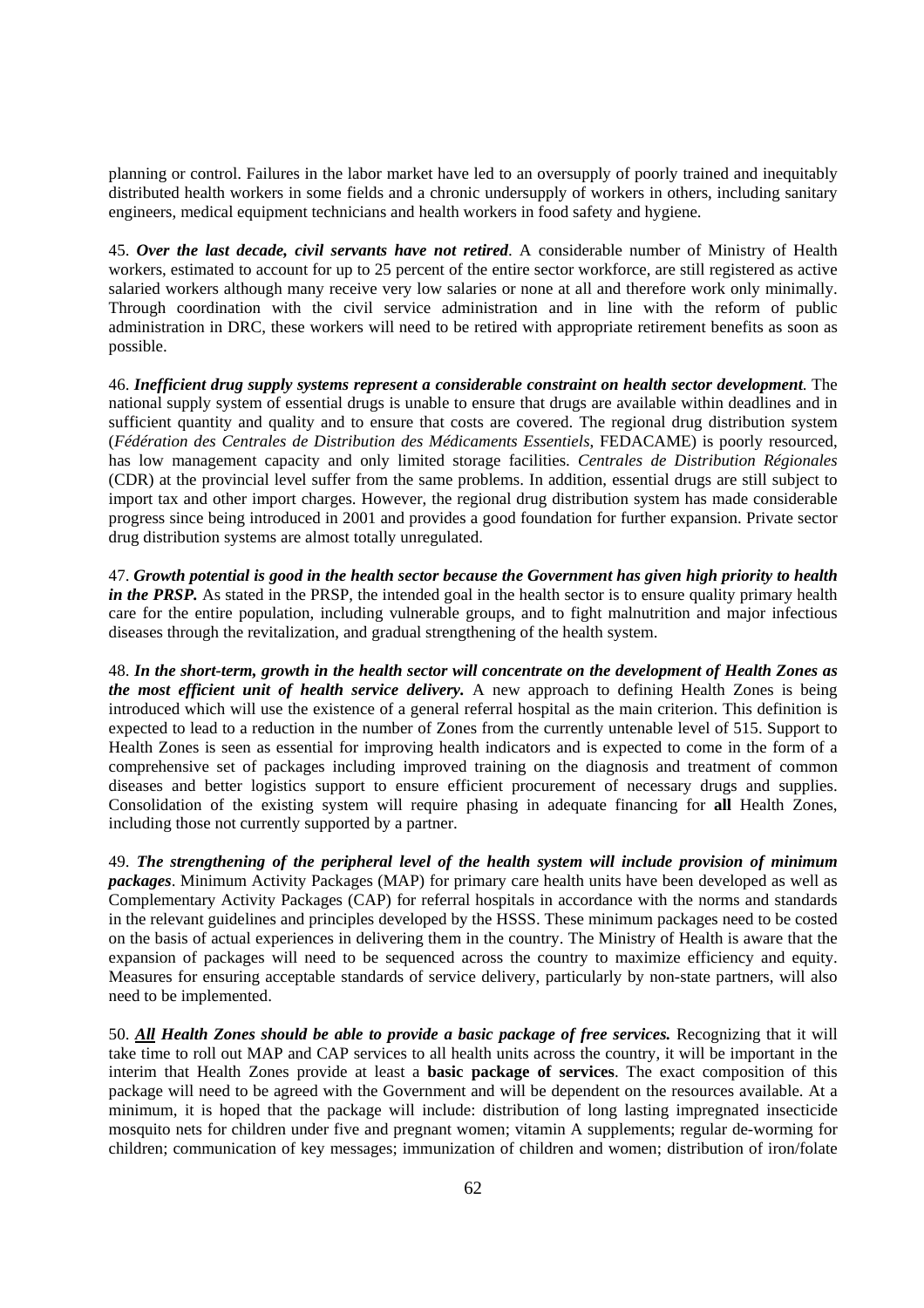planning or control. Failures in the labor market have led to an oversupply of poorly trained and inequitably distributed health workers in some fields and a chronic undersupply of workers in others, including sanitary engineers, medical equipment technicians and health workers in food safety and hygiene.

45. ***Over the last decade, civil servants have not retired***. A considerable number of Ministry of Health workers, estimated to account for up to 25 percent of the entire sector workforce, are still registered as active salaried workers although many receive very low salaries or none at all and therefore work only minimally. Through coordination with the civil service administration and in line with the reform of public administration in DRC, these workers will need to be retired with appropriate retirement benefits as soon as possible.

46. ***Inefficient drug supply systems represent a considerable constraint on health sector development***. The national supply system of essential drugs is unable to ensure that drugs are available within deadlines and in sufficient quantity and quality and to ensure that costs are covered. The regional drug distribution system (*Fédération des Centrales de Distribution des Médicaments Essentiels*, FEDACAME) is poorly resourced, has low management capacity and only limited storage facilities. *Centrales de Distribution Régionales* (CDR) at the provincial level suffer from the same problems. In addition, essential drugs are still subject to import tax and other import charges. However, the regional drug distribution system has made considerable progress since being introduced in 2001 and provides a good foundation for further expansion. Private sector drug distribution systems are almost totally unregulated.

47. ***Growth potential is good in the health sector because the Government has given high priority to health in the PRSP.*** As stated in the PRSP, the intended goal in the health sector is to ensure quality primary health care for the entire population, including vulnerable groups, and to fight malnutrition and major infectious diseases through the revitalization, and gradual strengthening of the health system.

48. ***In the short-term, growth in the health sector will concentrate on the development of Health Zones as the most efficient unit of health service delivery.*** A new approach to defining Health Zones is being introduced which will use the existence of a general referral hospital as the main criterion. This definition is expected to lead to a reduction in the number of Zones from the currently untenable level of 515. Support to Health Zones is seen as essential for improving health indicators and is expected to come in the form of a comprehensive set of packages including improved training on the diagnosis and treatment of common diseases and better logistics support to ensure efficient procurement of necessary drugs and supplies. Consolidation of the existing system will require phasing in adequate financing for **all** Health Zones, including those not currently supported by a partner.

49. ***The strengthening of the peripheral level of the health system will include provision of minimum packages***. Minimum Activity Packages (MAP) for primary care health units have been developed as well as Complementary Activity Packages (CAP) for referral hospitals in accordance with the norms and standards in the relevant guidelines and principles developed by the HSSS. These minimum packages need to be costed on the basis of actual experiences in delivering them in the country. The Ministry of Health is aware that the expansion of packages will need to be sequenced across the country to maximize efficiency and equity. Measures for ensuring acceptable standards of service delivery, particularly by non-state partners, will also need to be implemented.

50. ***<u>All</u> Health Zones should be able to provide a basic package of free services.*** Recognizing that it will take time to roll out MAP and CAP services to all health units across the country, it will be important in the interim that Health Zones provide at least a **basic package of services**. The exact composition of this package will need to be agreed with the Government and will be dependent on the resources available. At a minimum, it is hoped that the package will include: distribution of long lasting impregnated insecticide mosquito nets for children under five and pregnant women; vitamin A supplements; regular de-worming for children; communication of key messages; immunization of children and women; distribution of iron/folate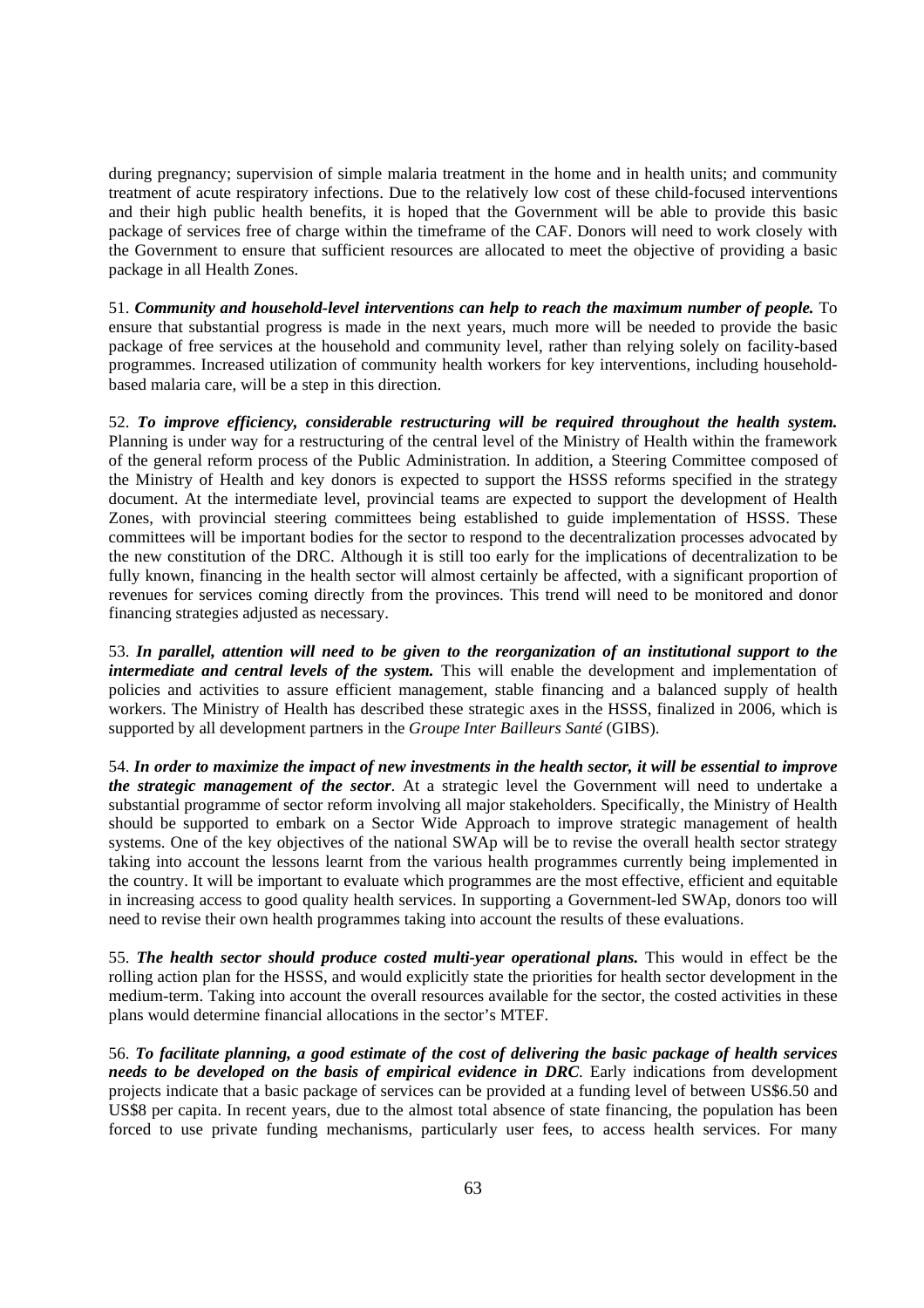during pregnancy; supervision of simple malaria treatment in the home and in health units; and community treatment of acute respiratory infections. Due to the relatively low cost of these child-focused interventions and their high public health benefits, it is hoped that the Government will be able to provide this basic package of services free of charge within the timeframe of the CAF. Donors will need to work closely with the Government to ensure that sufficient resources are allocated to meet the objective of providing a basic package in all Health Zones.

51. ***Community and household-level interventions can help to reach the maximum number of people.*** To ensure that substantial progress is made in the next years, much more will be needed to provide the basic package of free services at the household and community level, rather than relying solely on facility-based programmes. Increased utilization of community health workers for key interventions, including household-based malaria care, will be a step in this direction.

52. ***To improve efficiency, considerable restructuring will be required throughout the health system.*** Planning is under way for a restructuring of the central level of the Ministry of Health within the framework of the general reform process of the Public Administration. In addition, a Steering Committee composed of the Ministry of Health and key donors is expected to support the HSSS reforms specified in the strategy document. At the intermediate level, provincial teams are expected to support the development of Health Zones, with provincial steering committees being established to guide implementation of HSSS. These committees will be important bodies for the sector to respond to the decentralization processes advocated by the new constitution of the DRC. Although it is still too early for the implications of decentralization to be fully known, financing in the health sector will almost certainly be affected, with a significant proportion of revenues for services coming directly from the provinces. This trend will need to be monitored and donor financing strategies adjusted as necessary.

53. ***In parallel, attention will need to be given to the reorganization of an institutional support to the intermediate and central levels of the system.*** This will enable the development and implementation of policies and activities to assure efficient management, stable financing and a balanced supply of health workers. The Ministry of Health has described these strategic axes in the HSSS, finalized in 2006, which is supported by all development partners in the *Groupe Inter Bailleurs Santé* (GIBS).

54. ***In order to maximize the impact of new investments in the health sector, it will be essential to improve the strategic management of the sector***. At a strategic level the Government will need to undertake a substantial programme of sector reform involving all major stakeholders. Specifically, the Ministry of Health should be supported to embark on a Sector Wide Approach to improve strategic management of health systems. One of the key objectives of the national SWAp will be to revise the overall health sector strategy taking into account the lessons learnt from the various health programmes currently being implemented in the country. It will be important to evaluate which programmes are the most effective, efficient and equitable in increasing access to good quality health services. In supporting a Government-led SWAp, donors too will need to revise their own health programmes taking into account the results of these evaluations.

55. ***The health sector should produce costed multi-year operational plans.*** This would in effect be the rolling action plan for the HSSS, and would explicitly state the priorities for health sector development in the medium-term. Taking into account the overall resources available for the sector, the costed activities in these plans would determine financial allocations in the sector's MTEF.

56. ***To facilitate planning, a good estimate of the cost of delivering the basic package of health services needs to be developed on the basis of empirical evidence in DRC***. Early indications from development projects indicate that a basic package of services can be provided at a funding level of between US$6.50 and US$8 per capita. In recent years, due to the almost total absence of state financing, the population has been forced to use private funding mechanisms, particularly user fees, to access health services. For many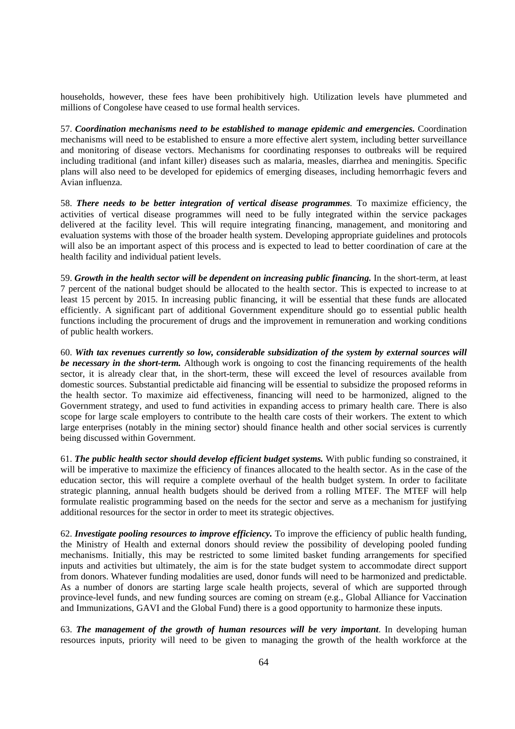households, however, these fees have been prohibitively high. Utilization levels have plummeted and millions of Congolese have ceased to use formal health services.

57. ***Coordination mechanisms need to be established to manage epidemic and emergencies.*** Coordination mechanisms will need to be established to ensure a more effective alert system, including better surveillance and monitoring of disease vectors. Mechanisms for coordinating responses to outbreaks will be required including traditional (and infant killer) diseases such as malaria, measles, diarrhea and meningitis. Specific plans will also need to be developed for epidemics of emerging diseases, including hemorrhagic fevers and Avian influenza.

58. ***There needs to be better integration of vertical disease programmes***. To maximize efficiency, the activities of vertical disease programmes will need to be fully integrated within the service packages delivered at the facility level. This will require integrating financing, management, and monitoring and evaluation systems with those of the broader health system. Developing appropriate guidelines and protocols will also be an important aspect of this process and is expected to lead to better coordination of care at the health facility and individual patient levels.

59. ***Growth in the health sector will be dependent on increasing public financing.*** In the short-term, at least 7 percent of the national budget should be allocated to the health sector. This is expected to increase to at least 15 percent by 2015. In increasing public financing, it will be essential that these funds are allocated efficiently. A significant part of additional Government expenditure should go to essential public health functions including the procurement of drugs and the improvement in remuneration and working conditions of public health workers.

60. ***With tax revenues currently so low, considerable subsidization of the system by external sources will be necessary in the short-term.*** Although work is ongoing to cost the financing requirements of the health sector, it is already clear that, in the short-term, these will exceed the level of resources available from domestic sources. Substantial predictable aid financing will be essential to subsidize the proposed reforms in the health sector. To maximize aid effectiveness, financing will need to be harmonized, aligned to the Government strategy, and used to fund activities in expanding access to primary health care. There is also scope for large scale employers to contribute to the health care costs of their workers. The extent to which large enterprises (notably in the mining sector) should finance health and other social services is currently being discussed within Government.

61. ***The public health sector should develop efficient budget systems.*** With public funding so constrained, it will be imperative to maximize the efficiency of finances allocated to the health sector. As in the case of the education sector, this will require a complete overhaul of the health budget system. In order to facilitate strategic planning, annual health budgets should be derived from a rolling MTEF. The MTEF will help formulate realistic programming based on the needs for the sector and serve as a mechanism for justifying additional resources for the sector in order to meet its strategic objectives.

62. ***Investigate pooling resources to improve efficiency.*** To improve the efficiency of public health funding, the Ministry of Health and external donors should review the possibility of developing pooled funding mechanisms. Initially, this may be restricted to some limited basket funding arrangements for specified inputs and activities but ultimately, the aim is for the state budget system to accommodate direct support from donors. Whatever funding modalities are used, donor funds will need to be harmonized and predictable. As a number of donors are starting large scale health projects, several of which are supported through province-level funds, and new funding sources are coming on stream (e.g., Global Alliance for Vaccination and Immunizations, GAVI and the Global Fund) there is a good opportunity to harmonize these inputs.

63. ***The management of the growth of human resources will be very important***. In developing human resources inputs, priority will need to be given to managing the growth of the health workforce at the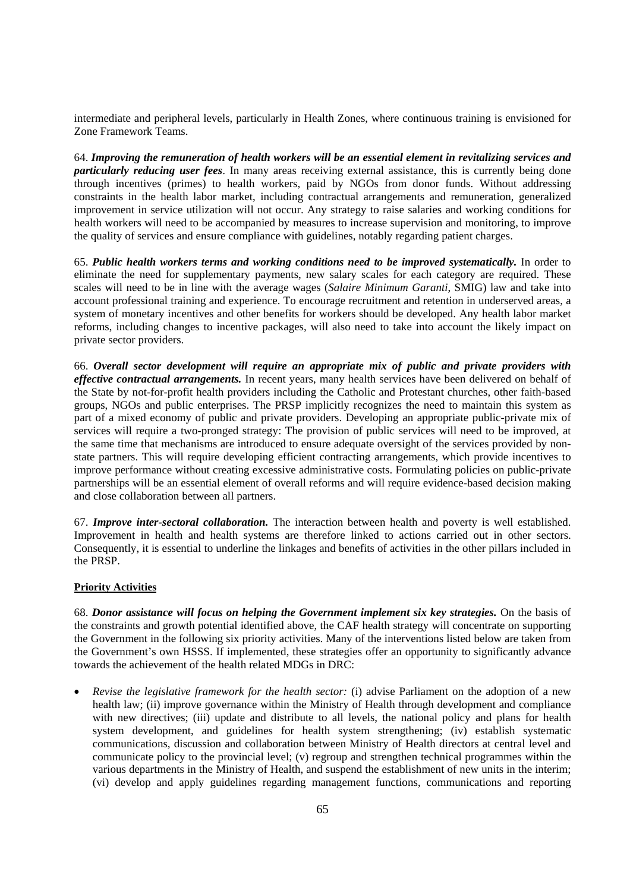intermediate and peripheral levels, particularly in Health Zones, where continuous training is envisioned for Zone Framework Teams.

64. ***Improving the remuneration of health workers will be an essential element in revitalizing services and particularly reducing user fees***. In many areas receiving external assistance, this is currently being done through incentives (primes) to health workers, paid by NGOs from donor funds. Without addressing constraints in the health labor market, including contractual arrangements and remuneration, generalized improvement in service utilization will not occur. Any strategy to raise salaries and working conditions for health workers will need to be accompanied by measures to increase supervision and monitoring, to improve the quality of services and ensure compliance with guidelines, notably regarding patient charges.

65. ***Public health workers terms and working conditions need to be improved systematically.*** In order to eliminate the need for supplementary payments, new salary scales for each category are required. These scales will need to be in line with the average wages (*Salaire Minimum Garanti*, SMIG) law and take into account professional training and experience. To encourage recruitment and retention in underserved areas, a system of monetary incentives and other benefits for workers should be developed. Any health labor market reforms, including changes to incentive packages, will also need to take into account the likely impact on private sector providers.

66. ***Overall sector development will require an appropriate mix of public and private providers with effective contractual arrangements.*** In recent years, many health services have been delivered on behalf of the State by not-for-profit health providers including the Catholic and Protestant churches, other faith-based groups, NGOs and public enterprises. The PRSP implicitly recognizes the need to maintain this system as part of a mixed economy of public and private providers. Developing an appropriate public-private mix of services will require a two-pronged strategy: The provision of public services will need to be improved, at the same time that mechanisms are introduced to ensure adequate oversight of the services provided by non-state partners. This will require developing efficient contracting arrangements, which provide incentives to improve performance without creating excessive administrative costs. Formulating policies on public-private partnerships will be an essential element of overall reforms and will require evidence-based decision making and close collaboration between all partners.

67. ***Improve inter-sectoral collaboration.*** The interaction between health and poverty is well established. Improvement in health and health systems are therefore linked to actions carried out in other sectors. Consequently, it is essential to underline the linkages and benefits of activities in the other pillars included in the PRSP.

**Priority Activities**

68. ***Donor assistance will focus on helping the Government implement six key strategies.*** On the basis of the constraints and growth potential identified above, the CAF health strategy will concentrate on supporting the Government in the following six priority activities. Many of the interventions listed below are taken from the Government's own HSSS. If implemented, these strategies offer an opportunity to significantly advance towards the achievement of the health related MDGs in DRC:

- *Revise the legislative framework for the health sector:* (i) advise Parliament on the adoption of a new health law; (ii) improve governance within the Ministry of Health through development and compliance with new directives; (iii) update and distribute to all levels, the national policy and plans for health system development, and guidelines for health system strengthening; (iv) establish systematic communications, discussion and collaboration between Ministry of Health directors at central level and communicate policy to the provincial level; (v) regroup and strengthen technical programmes within the various departments in the Ministry of Health, and suspend the establishment of new units in the interim; (vi) develop and apply guidelines regarding management functions, communications and reporting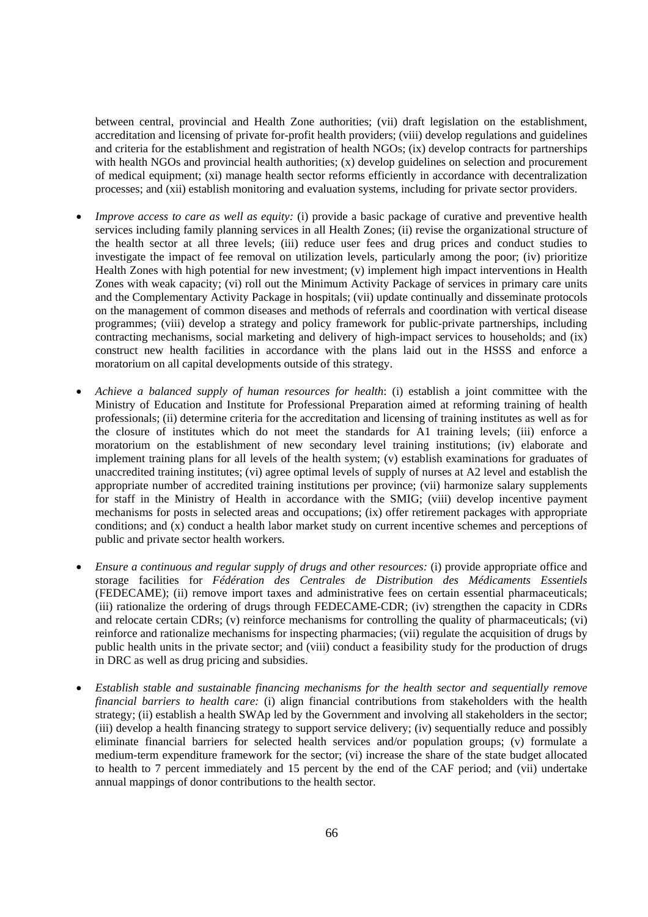between central, provincial and Health Zone authorities; (vii) draft legislation on the establishment, accreditation and licensing of private for-profit health providers; (viii) develop regulations and guidelines and criteria for the establishment and registration of health NGOs; (ix) develop contracts for partnerships with health NGOs and provincial health authorities; (x) develop guidelines on selection and procurement of medical equipment; (xi) manage health sector reforms efficiently in accordance with decentralization processes; and (xii) establish monitoring and evaluation systems, including for private sector providers.

- *Improve access to care as well as equity:* (i) provide a basic package of curative and preventive health services including family planning services in all Health Zones; (ii) revise the organizational structure of the health sector at all three levels; (iii) reduce user fees and drug prices and conduct studies to investigate the impact of fee removal on utilization levels, particularly among the poor; (iv) prioritize Health Zones with high potential for new investment; (v) implement high impact interventions in Health Zones with weak capacity; (vi) roll out the Minimum Activity Package of services in primary care units and the Complementary Activity Package in hospitals; (vii) update continually and disseminate protocols on the management of common diseases and methods of referrals and coordination with vertical disease programmes; (viii) develop a strategy and policy framework for public-private partnerships, including contracting mechanisms, social marketing and delivery of high-impact services to households; and (ix) construct new health facilities in accordance with the plans laid out in the HSSS and enforce a moratorium on all capital developments outside of this strategy.

- *Achieve a balanced supply of human resources for health*: (i) establish a joint committee with the Ministry of Education and Institute for Professional Preparation aimed at reforming training of health professionals; (ii) determine criteria for the accreditation and licensing of training institutes as well as for the closure of institutes which do not meet the standards for A1 training levels; (iii) enforce a moratorium on the establishment of new secondary level training institutions; (iv) elaborate and implement training plans for all levels of the health system; (v) establish examinations for graduates of unaccredited training institutes; (vi) agree optimal levels of supply of nurses at A2 level and establish the appropriate number of accredited training institutions per province; (vii) harmonize salary supplements for staff in the Ministry of Health in accordance with the SMIG; (viii) develop incentive payment mechanisms for posts in selected areas and occupations; (ix) offer retirement packages with appropriate conditions; and (x) conduct a health labor market study on current incentive schemes and perceptions of public and private sector health workers.

- *Ensure a continuous and regular supply of drugs and other resources:* (i) provide appropriate office and storage facilities for *Fédération des Centrales de Distribution des Médicaments Essentiels* (FEDECAME); (ii) remove import taxes and administrative fees on certain essential pharmaceuticals; (iii) rationalize the ordering of drugs through FEDECAME-CDR; (iv) strengthen the capacity in CDRs and relocate certain CDRs; (v) reinforce mechanisms for controlling the quality of pharmaceuticals; (vi) reinforce and rationalize mechanisms for inspecting pharmacies; (vii) regulate the acquisition of drugs by public health units in the private sector; and (viii) conduct a feasibility study for the production of drugs in DRC as well as drug pricing and subsidies.

- *Establish stable and sustainable financing mechanisms for the health sector and sequentially remove financial barriers to health care:* (i) align financial contributions from stakeholders with the health strategy; (ii) establish a health SWAp led by the Government and involving all stakeholders in the sector; (iii) develop a health financing strategy to support service delivery; (iv) sequentially reduce and possibly eliminate financial barriers for selected health services and/or population groups; (v) formulate a medium-term expenditure framework for the sector; (vi) increase the share of the state budget allocated to health to 7 percent immediately and 15 percent by the end of the CAF period; and (vii) undertake annual mappings of donor contributions to the health sector.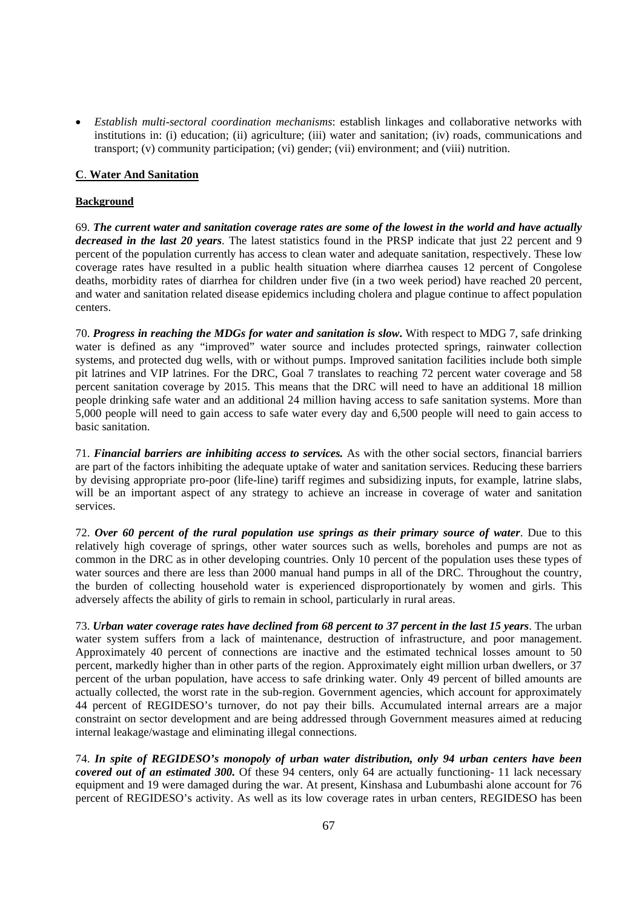- *Establish multi-sectoral coordination mechanisms*: establish linkages and collaborative networks with institutions in: (i) education; (ii) agriculture; (iii) water and sanitation; (iv) roads, communications and transport; (v) community participation; (vi) gender; (vii) environment; and (viii) nutrition.

## **C**. **Water And Sanitation**

### **Background**

69. ***The current water and sanitation coverage rates are some of the lowest in the world and have actually decreased in the last 20 years***. The latest statistics found in the PRSP indicate that just 22 percent and 9 percent of the population currently has access to clean water and adequate sanitation, respectively. These low coverage rates have resulted in a public health situation where diarrhea causes 12 percent of Congolese deaths, morbidity rates of diarrhea for children under five (in a two week period) have reached 20 percent, and water and sanitation related disease epidemics including cholera and plague continue to affect population centers.

70. ***Progress in reaching the MDGs for water and sanitation is slow***. With respect to MDG 7, safe drinking water is defined as any "improved" water source and includes protected springs, rainwater collection systems, and protected dug wells, with or without pumps. Improved sanitation facilities include both simple pit latrines and VIP latrines. For the DRC, Goal 7 translates to reaching 72 percent water coverage and 58 percent sanitation coverage by 2015. This means that the DRC will need to have an additional 18 million people drinking safe water and an additional 24 million having access to safe sanitation systems. More than 5,000 people will need to gain access to safe water every day and 6,500 people will need to gain access to basic sanitation.

71. ***Financial barriers are inhibiting access to services.*** As with the other social sectors, financial barriers are part of the factors inhibiting the adequate uptake of water and sanitation services. Reducing these barriers by devising appropriate pro-poor (life-line) tariff regimes and subsidizing inputs, for example, latrine slabs, will be an important aspect of any strategy to achieve an increase in coverage of water and sanitation services.

72. ***Over 60 percent of the rural population use springs as their primary source of water***. Due to this relatively high coverage of springs, other water sources such as wells, boreholes and pumps are not as common in the DRC as in other developing countries. Only 10 percent of the population uses these types of water sources and there are less than 2000 manual hand pumps in all of the DRC. Throughout the country, the burden of collecting household water is experienced disproportionately by women and girls. This adversely affects the ability of girls to remain in school, particularly in rural areas.

73. ***Urban water coverage rates have declined from 68 percent to 37 percent in the last 15 years***. The urban water system suffers from a lack of maintenance, destruction of infrastructure, and poor management. Approximately 40 percent of connections are inactive and the estimated technical losses amount to 50 percent, markedly higher than in other parts of the region. Approximately eight million urban dwellers, or 37 percent of the urban population, have access to safe drinking water. Only 49 percent of billed amounts are actually collected, the worst rate in the sub-region. Government agencies, which account for approximately 44 percent of REGIDESO's turnover, do not pay their bills. Accumulated internal arrears are a major constraint on sector development and are being addressed through Government measures aimed at reducing internal leakage/wastage and eliminating illegal connections.

74. ***In spite of REGIDESO's monopoly of urban water distribution, only 94 urban centers have been covered out of an estimated 300.*** Of these 94 centers, only 64 are actually functioning- 11 lack necessary equipment and 19 were damaged during the war. At present, Kinshasa and Lubumbashi alone account for 76 percent of REGIDESO's activity. As well as its low coverage rates in urban centers, REGIDESO has been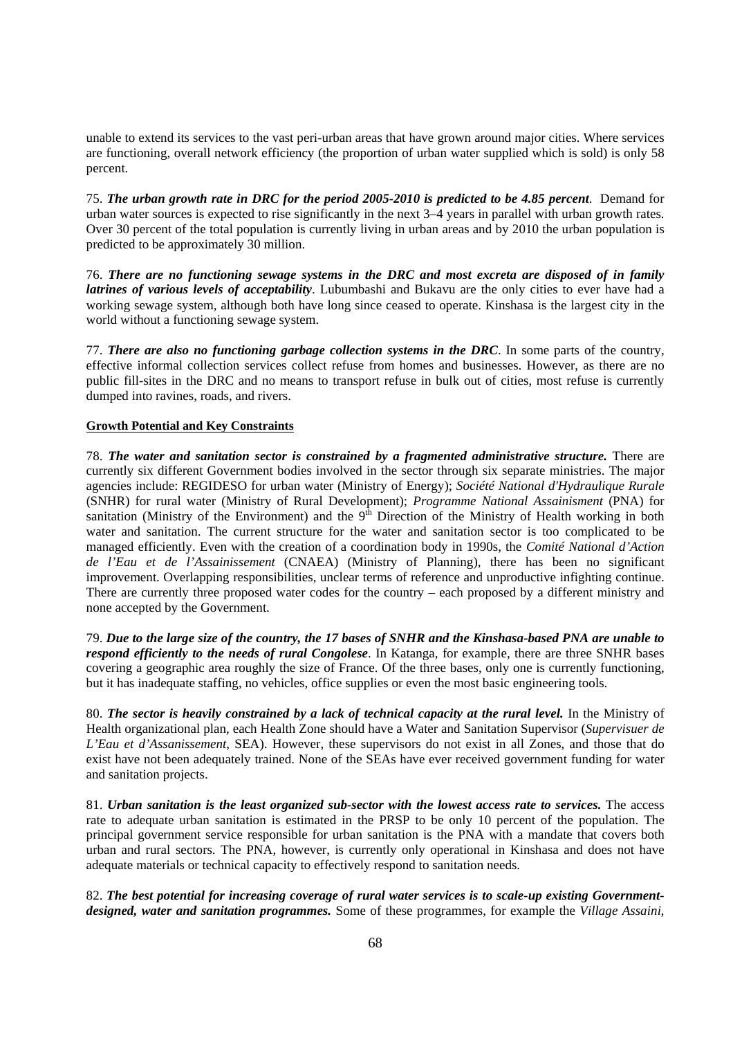unable to extend its services to the vast peri-urban areas that have grown around major cities. Where services are functioning, overall network efficiency (the proportion of urban water supplied which is sold) is only 58 percent.

75. ***The urban growth rate in DRC for the period 2005-2010 is predicted to be 4.85 percent***. Demand for urban water sources is expected to rise significantly in the next 3–4 years in parallel with urban growth rates. Over 30 percent of the total population is currently living in urban areas and by 2010 the urban population is predicted to be approximately 30 million.

76. ***There are no functioning sewage systems in the DRC and most excreta are disposed of in family latrines of various levels of acceptability***. Lubumbashi and Bukavu are the only cities to ever have had a working sewage system, although both have long since ceased to operate. Kinshasa is the largest city in the world without a functioning sewage system.

77. ***There are also no functioning garbage collection systems in the DRC***. In some parts of the country, effective informal collection services collect refuse from homes and businesses. However, as there are no public fill-sites in the DRC and no means to transport refuse in bulk out of cities, most refuse is currently dumped into ravines, roads, and rivers.

**Growth Potential and Key Constraints**

78. ***The water and sanitation sector is constrained by a fragmented administrative structure.*** There are currently six different Government bodies involved in the sector through six separate ministries. The major agencies include: REGIDESO for urban water (Ministry of Energy); *Société National d'Hydraulique Rurale* (SNHR) for rural water (Ministry of Rural Development); *Programme National Assainisment* (PNA) for sanitation (Ministry of the Environment) and the 9th Direction of the Ministry of Health working in both water and sanitation. The current structure for the water and sanitation sector is too complicated to be managed efficiently. Even with the creation of a coordination body in 1990s, the *Comité National d'Action de l'Eau et de l'Assainissement* (CNAEA) (Ministry of Planning), there has been no significant improvement. Overlapping responsibilities, unclear terms of reference and unproductive infighting continue. There are currently three proposed water codes for the country – each proposed by a different ministry and none accepted by the Government.

79. ***Due to the large size of the country, the 17 bases of SNHR and the Kinshasa-based PNA are unable to respond efficiently to the needs of rural Congolese***. In Katanga, for example, there are three SNHR bases covering a geographic area roughly the size of France. Of the three bases, only one is currently functioning, but it has inadequate staffing, no vehicles, office supplies or even the most basic engineering tools.

80. ***The sector is heavily constrained by a lack of technical capacity at the rural level.*** In the Ministry of Health organizational plan, each Health Zone should have a Water and Sanitation Supervisor (*Supervisuer de L'Eau et d'Assanissement*, SEA). However, these supervisors do not exist in all Zones, and those that do exist have not been adequately trained. None of the SEAs have ever received government funding for water and sanitation projects.

81. ***Urban sanitation is the least organized sub-sector with the lowest access rate to services.*** The access rate to adequate urban sanitation is estimated in the PRSP to be only 10 percent of the population. The principal government service responsible for urban sanitation is the PNA with a mandate that covers both urban and rural sectors. The PNA, however, is currently only operational in Kinshasa and does not have adequate materials or technical capacity to effectively respond to sanitation needs.

82. ***The best potential for increasing coverage of rural water services is to scale-up existing Government-designed, water and sanitation programmes.*** Some of these programmes, for example the *Village Assaini*,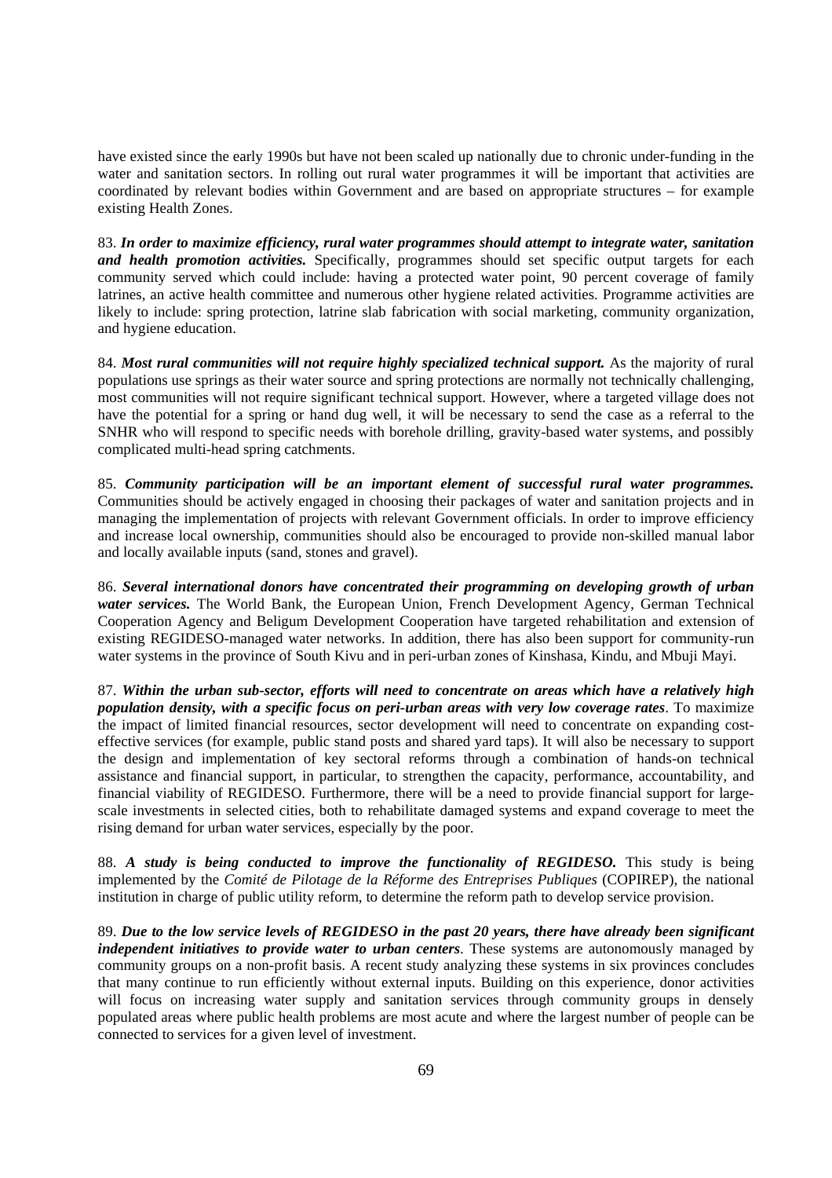have existed since the early 1990s but have not been scaled up nationally due to chronic under-funding in the water and sanitation sectors. In rolling out rural water programmes it will be important that activities are coordinated by relevant bodies within Government and are based on appropriate structures – for example existing Health Zones.

83. ***In order to maximize efficiency, rural water programmes should attempt to integrate water, sanitation and health promotion activities.*** Specifically, programmes should set specific output targets for each community served which could include: having a protected water point, 90 percent coverage of family latrines, an active health committee and numerous other hygiene related activities. Programme activities are likely to include: spring protection, latrine slab fabrication with social marketing, community organization, and hygiene education.

84. ***Most rural communities will not require highly specialized technical support.*** As the majority of rural populations use springs as their water source and spring protections are normally not technically challenging, most communities will not require significant technical support. However, where a targeted village does not have the potential for a spring or hand dug well, it will be necessary to send the case as a referral to the SNHR who will respond to specific needs with borehole drilling, gravity-based water systems, and possibly complicated multi-head spring catchments.

85. ***Community participation will be an important element of successful rural water programmes.*** Communities should be actively engaged in choosing their packages of water and sanitation projects and in managing the implementation of projects with relevant Government officials. In order to improve efficiency and increase local ownership, communities should also be encouraged to provide non-skilled manual labor and locally available inputs (sand, stones and gravel).

86. ***Several international donors have concentrated their programming on developing growth of urban water services.*** The World Bank, the European Union, French Development Agency, German Technical Cooperation Agency and Beligum Development Cooperation have targeted rehabilitation and extension of existing REGIDESO-managed water networks. In addition, there has also been support for community-run water systems in the province of South Kivu and in peri-urban zones of Kinshasa, Kindu, and Mbuji Mayi.

87. ***Within the urban sub-sector, efforts will need to concentrate on areas which have a relatively high population density, with a specific focus on peri-urban areas with very low coverage rates***. To maximize the impact of limited financial resources, sector development will need to concentrate on expanding cost-effective services (for example, public stand posts and shared yard taps). It will also be necessary to support the design and implementation of key sectoral reforms through a combination of hands-on technical assistance and financial support, in particular, to strengthen the capacity, performance, accountability, and financial viability of REGIDESO. Furthermore, there will be a need to provide financial support for large-scale investments in selected cities, both to rehabilitate damaged systems and expand coverage to meet the rising demand for urban water services, especially by the poor.

88. ***A study is being conducted to improve the functionality of REGIDESO.*** This study is being implemented by the *Comité de Pilotage de la Réforme des Entreprises Publiques* (COPIREP), the national institution in charge of public utility reform, to determine the reform path to develop service provision.

89. ***Due to the low service levels of REGIDESO in the past 20 years, there have already been significant independent initiatives to provide water to urban centers***. These systems are autonomously managed by community groups on a non-profit basis. A recent study analyzing these systems in six provinces concludes that many continue to run efficiently without external inputs. Building on this experience, donor activities will focus on increasing water supply and sanitation services through community groups in densely populated areas where public health problems are most acute and where the largest number of people can be connected to services for a given level of investment.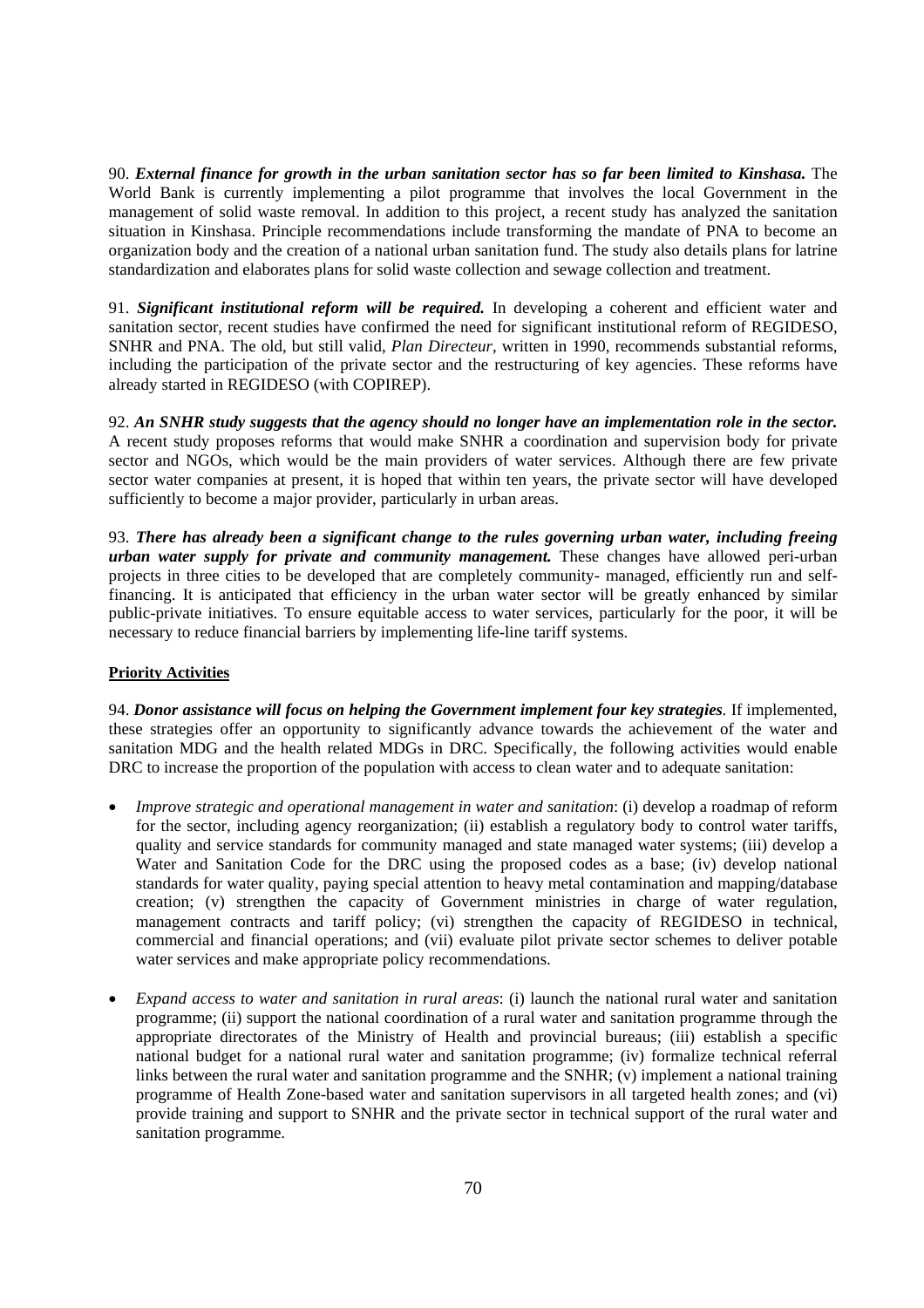90. ***External finance for growth in the urban sanitation sector has so far been limited to Kinshasa.*** The World Bank is currently implementing a pilot programme that involves the local Government in the management of solid waste removal. In addition to this project, a recent study has analyzed the sanitation situation in Kinshasa. Principle recommendations include transforming the mandate of PNA to become an organization body and the creation of a national urban sanitation fund. The study also details plans for latrine standardization and elaborates plans for solid waste collection and sewage collection and treatment.

91. ***Significant institutional reform will be required.*** In developing a coherent and efficient water and sanitation sector, recent studies have confirmed the need for significant institutional reform of REGIDESO, SNHR and PNA. The old, but still valid, *Plan Directeur*, written in 1990, recommends substantial reforms, including the participation of the private sector and the restructuring of key agencies. These reforms have already started in REGIDESO (with COPIREP).

92. ***An SNHR study suggests that the agency should no longer have an implementation role in the sector.*** A recent study proposes reforms that would make SNHR a coordination and supervision body for private sector and NGOs, which would be the main providers of water services. Although there are few private sector water companies at present, it is hoped that within ten years, the private sector will have developed sufficiently to become a major provider, particularly in urban areas.

93. ***There has already been a significant change to the rules governing urban water, including freeing urban water supply for private and community management.*** These changes have allowed peri-urban projects in three cities to be developed that are completely community- managed, efficiently run and self-financing. It is anticipated that efficiency in the urban water sector will be greatly enhanced by similar public-private initiatives. To ensure equitable access to water services, particularly for the poor, it will be necessary to reduce financial barriers by implementing life-line tariff systems.

**Priority Activities**

94. ***Donor assistance will focus on helping the Government implement four key strategies***. If implemented, these strategies offer an opportunity to significantly advance towards the achievement of the water and sanitation MDG and the health related MDGs in DRC. Specifically, the following activities would enable DRC to increase the proportion of the population with access to clean water and to adequate sanitation:

- *Improve strategic and operational management in water and sanitation*: (i) develop a roadmap of reform for the sector, including agency reorganization; (ii) establish a regulatory body to control water tariffs, quality and service standards for community managed and state managed water systems; (iii) develop a Water and Sanitation Code for the DRC using the proposed codes as a base; (iv) develop national standards for water quality, paying special attention to heavy metal contamination and mapping/database creation; (v) strengthen the capacity of Government ministries in charge of water regulation, management contracts and tariff policy; (vi) strengthen the capacity of REGIDESO in technical, commercial and financial operations; and (vii) evaluate pilot private sector schemes to deliver potable water services and make appropriate policy recommendations.

- *Expand access to water and sanitation in rural areas*: (i) launch the national rural water and sanitation programme; (ii) support the national coordination of a rural water and sanitation programme through the appropriate directorates of the Ministry of Health and provincial bureaus; (iii) establish a specific national budget for a national rural water and sanitation programme; (iv) formalize technical referral links between the rural water and sanitation programme and the SNHR; (v) implement a national training programme of Health Zone-based water and sanitation supervisors in all targeted health zones; and (vi) provide training and support to SNHR and the private sector in technical support of the rural water and sanitation programme.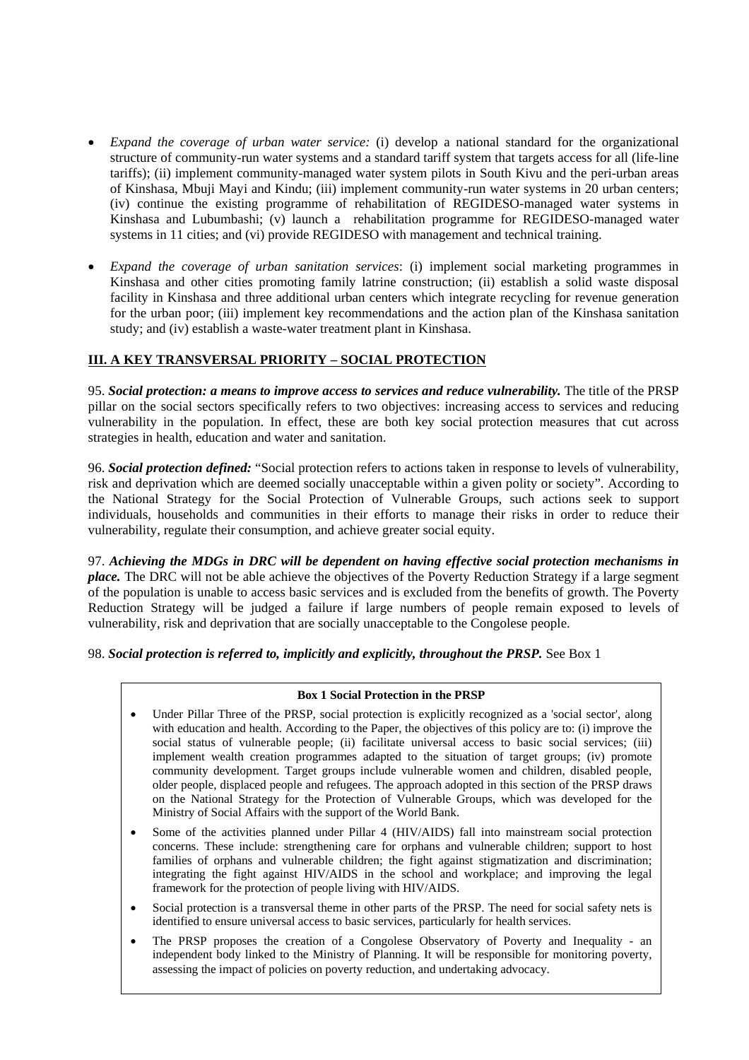- *Expand the coverage of urban water service:* (i) develop a national standard for the organizational structure of community-run water systems and a standard tariff system that targets access for all (life-line tariffs); (ii) implement community-managed water system pilots in South Kivu and the peri-urban areas of Kinshasa, Mbuji Mayi and Kindu; (iii) implement community-run water systems in 20 urban centers; (iv) continue the existing programme of rehabilitation of REGIDESO-managed water systems in Kinshasa and Lubumbashi; (v) launch a rehabilitation programme for REGIDESO-managed water systems in 11 cities; and (vi) provide REGIDESO with management and technical training.

- *Expand the coverage of urban sanitation services*: (i) implement social marketing programmes in Kinshasa and other cities promoting family latrine construction; (ii) establish a solid waste disposal facility in Kinshasa and three additional urban centers which integrate recycling for revenue generation for the urban poor; (iii) implement key recommendations and the action plan of the Kinshasa sanitation study; and (iv) establish a waste-water treatment plant in Kinshasa.

## III. A KEY TRANSVERSAL PRIORITY – SOCIAL PROTECTION

95. ***Social protection: a means to improve access to services and reduce vulnerability.*** The title of the PRSP pillar on the social sectors specifically refers to two objectives: increasing access to services and reducing vulnerability in the population. In effect, these are both key social protection measures that cut across strategies in health, education and water and sanitation.

96. ***Social protection defined:*** "Social protection refers to actions taken in response to levels of vulnerability, risk and deprivation which are deemed socially unacceptable within a given polity or society". According to the National Strategy for the Social Protection of Vulnerable Groups, such actions seek to support individuals, households and communities in their efforts to manage their risks in order to reduce their vulnerability, regulate their consumption, and achieve greater social equity.

97. ***Achieving the MDGs in DRC will be dependent on having effective social protection mechanisms in place.*** The DRC will not be able achieve the objectives of the Poverty Reduction Strategy if a large segment of the population is unable to access basic services and is excluded from the benefits of growth. The Poverty Reduction Strategy will be judged a failure if large numbers of people remain exposed to levels of vulnerability, risk and deprivation that are socially unacceptable to the Congolese people.

98. ***Social protection is referred to, implicitly and explicitly, throughout the PRSP.*** See Box 1

**Box 1 Social Protection in the PRSP**

- Under Pillar Three of the PRSP, social protection is explicitly recognized as a 'social sector', along with education and health. According to the Paper, the objectives of this policy are to: (i) improve the social status of vulnerable people; (ii) facilitate universal access to basic social services; (iii) implement wealth creation programmes adapted to the situation of target groups; (iv) promote community development. Target groups include vulnerable women and children, disabled people, older people, displaced people and refugees. The approach adopted in this section of the PRSP draws on the National Strategy for the Protection of Vulnerable Groups, which was developed for the Ministry of Social Affairs with the support of the World Bank.
- Some of the activities planned under Pillar 4 (HIV/AIDS) fall into mainstream social protection concerns. These include: strengthening care for orphans and vulnerable children; support to host families of orphans and vulnerable children; the fight against stigmatization and discrimination; integrating the fight against HIV/AIDS in the school and workplace; and improving the legal framework for the protection of people living with HIV/AIDS.
- Social protection is a transversal theme in other parts of the PRSP. The need for social safety nets is identified to ensure universal access to basic services, particularly for health services.
- The PRSP proposes the creation of a Congolese Observatory of Poverty and Inequality - an independent body linked to the Ministry of Planning. It will be responsible for monitoring poverty, assessing the impact of policies on poverty reduction, and undertaking advocacy.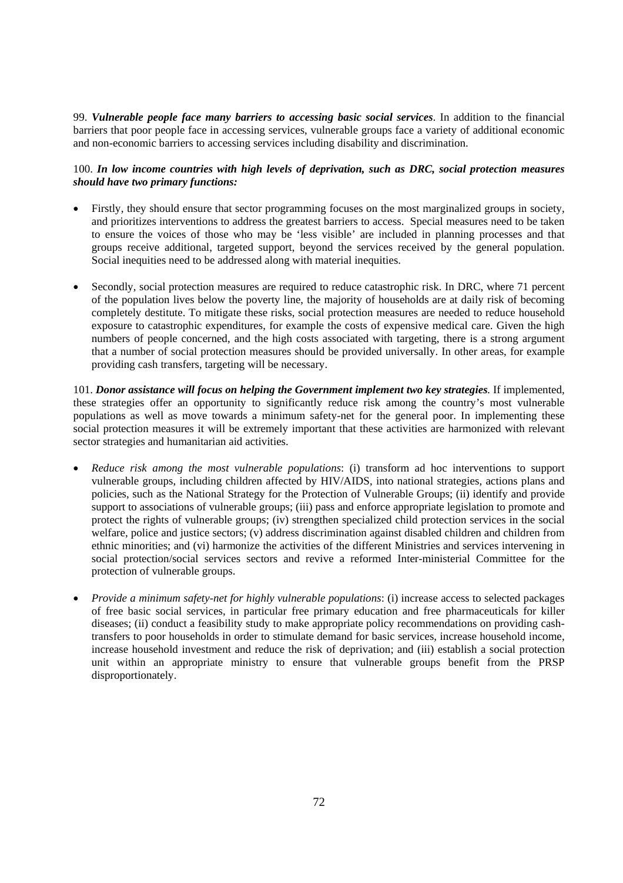99. ***Vulnerable people face many barriers to accessing basic social services***. In addition to the financial barriers that poor people face in accessing services, vulnerable groups face a variety of additional economic and non-economic barriers to accessing services including disability and discrimination.

100. ***In low income countries with high levels of deprivation, such as DRC, social protection measures should have two primary functions:***

- Firstly, they should ensure that sector programming focuses on the most marginalized groups in society, and prioritizes interventions to address the greatest barriers to access. Special measures need to be taken to ensure the voices of those who may be 'less visible' are included in planning processes and that groups receive additional, targeted support, beyond the services received by the general population. Social inequities need to be addressed along with material inequities.

- Secondly, social protection measures are required to reduce catastrophic risk. In DRC, where 71 percent of the population lives below the poverty line, the majority of households are at daily risk of becoming completely destitute. To mitigate these risks, social protection measures are needed to reduce household exposure to catastrophic expenditures, for example the costs of expensive medical care. Given the high numbers of people concerned, and the high costs associated with targeting, there is a strong argument that a number of social protection measures should be provided universally. In other areas, for example providing cash transfers, targeting will be necessary.

101. ***Donor assistance will focus on helping the Government implement two key strategies.*** If implemented, these strategies offer an opportunity to significantly reduce risk among the country's most vulnerable populations as well as move towards a minimum safety-net for the general poor. In implementing these social protection measures it will be extremely important that these activities are harmonized with relevant sector strategies and humanitarian aid activities.

- *Reduce risk among the most vulnerable populations*: (i) transform ad hoc interventions to support vulnerable groups, including children affected by HIV/AIDS, into national strategies, actions plans and policies, such as the National Strategy for the Protection of Vulnerable Groups; (ii) identify and provide support to associations of vulnerable groups; (iii) pass and enforce appropriate legislation to promote and protect the rights of vulnerable groups; (iv) strengthen specialized child protection services in the social welfare, police and justice sectors; (v) address discrimination against disabled children and children from ethnic minorities; and (vi) harmonize the activities of the different Ministries and services intervening in social protection/social services sectors and revive a reformed Inter-ministerial Committee for the protection of vulnerable groups.

- *Provide a minimum safety-net for highly vulnerable populations*: (i) increase access to selected packages of free basic social services, in particular free primary education and free pharmaceuticals for killer diseases; (ii) conduct a feasibility study to make appropriate policy recommendations on providing cash-transfers to poor households in order to stimulate demand for basic services, increase household income, increase household investment and reduce the risk of deprivation; and (iii) establish a social protection unit within an appropriate ministry to ensure that vulnerable groups benefit from the PRSP disproportionately.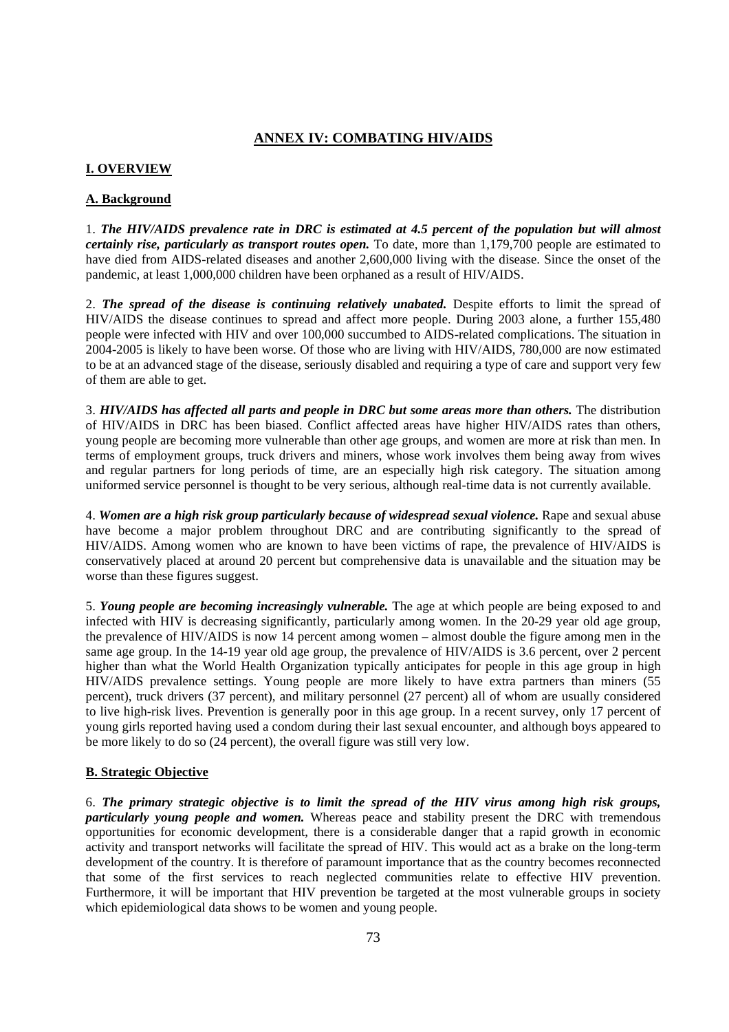## ANNEX IV: COMBATING HIV/AIDS

### I. OVERVIEW

#### A. Background

1. ***The HIV/AIDS prevalence rate in DRC is estimated at 4.5 percent of the population but will almost certainly rise, particularly as transport routes open.*** To date, more than 1,179,700 people are estimated to have died from AIDS-related diseases and another 2,600,000 living with the disease. Since the onset of the pandemic, at least 1,000,000 children have been orphaned as a result of HIV/AIDS.

2. ***The spread of the disease is continuing relatively unabated.*** Despite efforts to limit the spread of HIV/AIDS the disease continues to spread and affect more people. During 2003 alone, a further 155,480 people were infected with HIV and over 100,000 succumbed to AIDS-related complications. The situation in 2004-2005 is likely to have been worse. Of those who are living with HIV/AIDS, 780,000 are now estimated to be at an advanced stage of the disease, seriously disabled and requiring a type of care and support very few of them are able to get.

3. ***HIV/AIDS has affected all parts and people in DRC but some areas more than others.*** The distribution of HIV/AIDS in DRC has been biased. Conflict affected areas have higher HIV/AIDS rates than others, young people are becoming more vulnerable than other age groups, and women are more at risk than men. In terms of employment groups, truck drivers and miners, whose work involves them being away from wives and regular partners for long periods of time, are an especially high risk category. The situation among uniformed service personnel is thought to be very serious, although real-time data is not currently available.

4. ***Women are a high risk group particularly because of widespread sexual violence.*** Rape and sexual abuse have become a major problem throughout DRC and are contributing significantly to the spread of HIV/AIDS. Among women who are known to have been victims of rape, the prevalence of HIV/AIDS is conservatively placed at around 20 percent but comprehensive data is unavailable and the situation may be worse than these figures suggest.

5. ***Young people are becoming increasingly vulnerable.*** The age at which people are being exposed to and infected with HIV is decreasing significantly, particularly among women. In the 20-29 year old age group, the prevalence of HIV/AIDS is now 14 percent among women – almost double the figure among men in the same age group. In the 14-19 year old age group, the prevalence of HIV/AIDS is 3.6 percent, over 2 percent higher than what the World Health Organization typically anticipates for people in this age group in high HIV/AIDS prevalence settings. Young people are more likely to have extra partners than miners (55 percent), truck drivers (37 percent), and military personnel (27 percent) all of whom are usually considered to live high-risk lives. Prevention is generally poor in this age group. In a recent survey, only 17 percent of young girls reported having used a condom during their last sexual encounter, and although boys appeared to be more likely to do so (24 percent), the overall figure was still very low.

#### B. Strategic Objective

6. ***The primary strategic objective is to limit the spread of the HIV virus among high risk groups, particularly young people and women.*** Whereas peace and stability present the DRC with tremendous opportunities for economic development, there is a considerable danger that a rapid growth in economic activity and transport networks will facilitate the spread of HIV. This would act as a brake on the long-term development of the country. It is therefore of paramount importance that as the country becomes reconnected that some of the first services to reach neglected communities relate to effective HIV prevention. Furthermore, it will be important that HIV prevention be targeted at the most vulnerable groups in society which epidemiological data shows to be women and young people.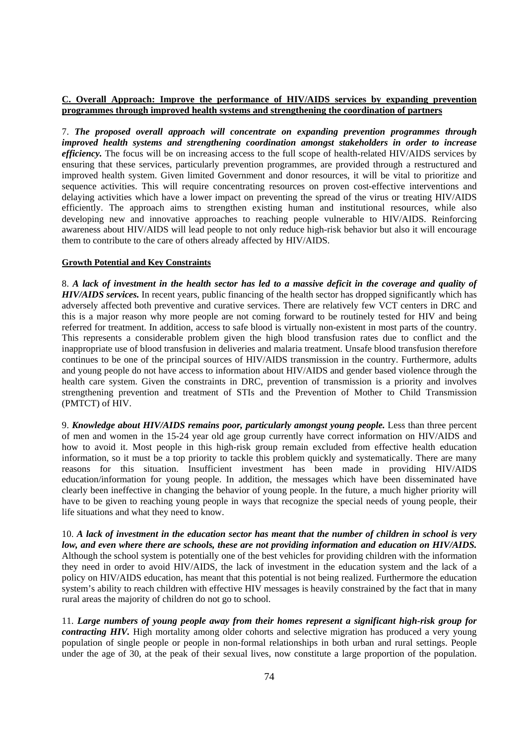**C. Overall Approach: Improve the performance of HIV/AIDS services by expanding prevention programmes through improved health systems and strengthening the coordination of partners**

7. ***The proposed overall approach will concentrate on expanding prevention programmes through improved health systems and strengthening coordination amongst stakeholders in order to increase efficiency.*** The focus will be on increasing access to the full scope of health-related HIV/AIDS services by ensuring that these services, particularly prevention programmes, are provided through a restructured and improved health system. Given limited Government and donor resources, it will be vital to prioritize and sequence activities. This will require concentrating resources on proven cost-effective interventions and delaying activities which have a lower impact on preventing the spread of the virus or treating HIV/AIDS efficiently. The approach aims to strengthen existing human and institutional resources, while also developing new and innovative approaches to reaching people vulnerable to HIV/AIDS. Reinforcing awareness about HIV/AIDS will lead people to not only reduce high-risk behavior but also it will encourage them to contribute to the care of others already affected by HIV/AIDS.

**Growth Potential and Key Constraints**

8. ***A lack of investment in the health sector has led to a massive deficit in the coverage and quality of HIV/AIDS services.*** In recent years, public financing of the health sector has dropped significantly which has adversely affected both preventive and curative services. There are relatively few VCT centers in DRC and this is a major reason why more people are not coming forward to be routinely tested for HIV and being referred for treatment. In addition, access to safe blood is virtually non-existent in most parts of the country. This represents a considerable problem given the high blood transfusion rates due to conflict and the inappropriate use of blood transfusion in deliveries and malaria treatment. Unsafe blood transfusion therefore continues to be one of the principal sources of HIV/AIDS transmission in the country. Furthermore, adults and young people do not have access to information about HIV/AIDS and gender based violence through the health care system. Given the constraints in DRC, prevention of transmission is a priority and involves strengthening prevention and treatment of STIs and the Prevention of Mother to Child Transmission (PMTCT) of HIV.

9. ***Knowledge about HIV/AIDS remains poor, particularly amongst young people.*** Less than three percent of men and women in the 15-24 year old age group currently have correct information on HIV/AIDS and how to avoid it. Most people in this high-risk group remain excluded from effective health education information, so it must be a top priority to tackle this problem quickly and systematically. There are many reasons for this situation. Insufficient investment has been made in providing HIV/AIDS education/information for young people. In addition, the messages which have been disseminated have clearly been ineffective in changing the behavior of young people. In the future, a much higher priority will have to be given to reaching young people in ways that recognize the special needs of young people, their life situations and what they need to know.

10. ***A lack of investment in the education sector has meant that the number of children in school is very low, and even where there are schools, these are not providing information and education on HIV/AIDS.*** Although the school system is potentially one of the best vehicles for providing children with the information they need in order to avoid HIV/AIDS, the lack of investment in the education system and the lack of a policy on HIV/AIDS education, has meant that this potential is not being realized. Furthermore the education system's ability to reach children with effective HIV messages is heavily constrained by the fact that in many rural areas the majority of children do not go to school.

11. ***Large numbers of young people away from their homes represent a significant high-risk group for contracting HIV.*** High mortality among older cohorts and selective migration has produced a very young population of single people or people in non-formal relationships in both urban and rural settings. People under the age of 30, at the peak of their sexual lives, now constitute a large proportion of the population.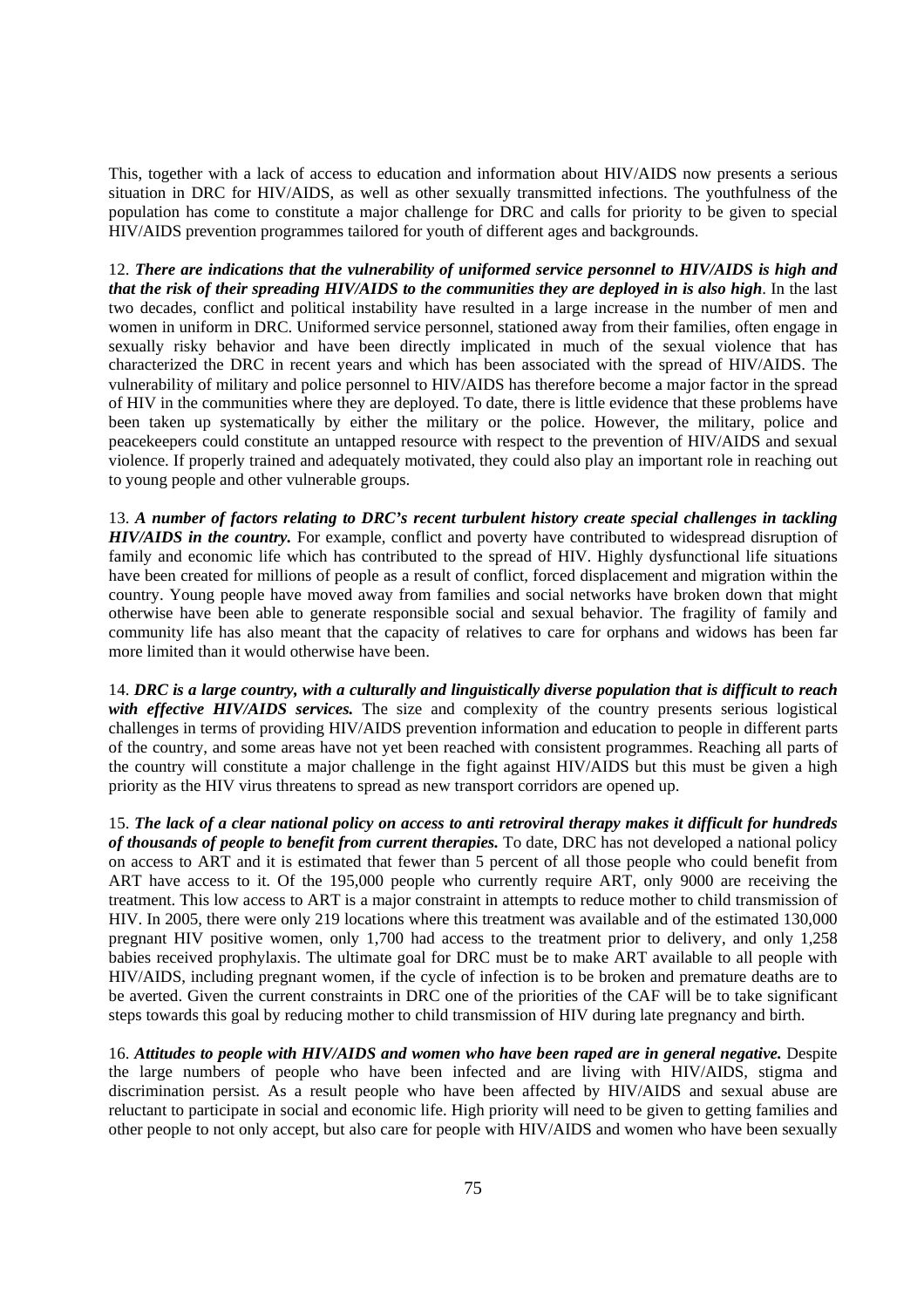This, together with a lack of access to education and information about HIV/AIDS now presents a serious situation in DRC for HIV/AIDS, as well as other sexually transmitted infections. The youthfulness of the population has come to constitute a major challenge for DRC and calls for priority to be given to special HIV/AIDS prevention programmes tailored for youth of different ages and backgrounds.

12. ***There are indications that the vulnerability of uniformed service personnel to HIV/AIDS is high and that the risk of their spreading HIV/AIDS to the communities they are deployed in is also high***. In the last two decades, conflict and political instability have resulted in a large increase in the number of men and women in uniform in DRC. Uniformed service personnel, stationed away from their families, often engage in sexually risky behavior and have been directly implicated in much of the sexual violence that has characterized the DRC in recent years and which has been associated with the spread of HIV/AIDS. The vulnerability of military and police personnel to HIV/AIDS has therefore become a major factor in the spread of HIV in the communities where they are deployed. To date, there is little evidence that these problems have been taken up systematically by either the military or the police. However, the military, police and peacekeepers could constitute an untapped resource with respect to the prevention of HIV/AIDS and sexual violence. If properly trained and adequately motivated, they could also play an important role in reaching out to young people and other vulnerable groups.

13. ***A number of factors relating to DRC's recent turbulent history create special challenges in tackling HIV/AIDS in the country.*** For example, conflict and poverty have contributed to widespread disruption of family and economic life which has contributed to the spread of HIV. Highly dysfunctional life situations have been created for millions of people as a result of conflict, forced displacement and migration within the country. Young people have moved away from families and social networks have broken down that might otherwise have been able to generate responsible social and sexual behavior. The fragility of family and community life has also meant that the capacity of relatives to care for orphans and widows has been far more limited than it would otherwise have been.

14. ***DRC is a large country, with a culturally and linguistically diverse population that is difficult to reach with effective HIV/AIDS services.*** The size and complexity of the country presents serious logistical challenges in terms of providing HIV/AIDS prevention information and education to people in different parts of the country, and some areas have not yet been reached with consistent programmes. Reaching all parts of the country will constitute a major challenge in the fight against HIV/AIDS but this must be given a high priority as the HIV virus threatens to spread as new transport corridors are opened up.

15. ***The lack of a clear national policy on access to anti retroviral therapy makes it difficult for hundreds of thousands of people to benefit from current therapies.*** To date, DRC has not developed a national policy on access to ART and it is estimated that fewer than 5 percent of all those people who could benefit from ART have access to it. Of the 195,000 people who currently require ART, only 9000 are receiving the treatment. This low access to ART is a major constraint in attempts to reduce mother to child transmission of HIV. In 2005, there were only 219 locations where this treatment was available and of the estimated 130,000 pregnant HIV positive women, only 1,700 had access to the treatment prior to delivery, and only 1,258 babies received prophylaxis. The ultimate goal for DRC must be to make ART available to all people with HIV/AIDS, including pregnant women, if the cycle of infection is to be broken and premature deaths are to be averted. Given the current constraints in DRC one of the priorities of the CAF will be to take significant steps towards this goal by reducing mother to child transmission of HIV during late pregnancy and birth.

16. ***Attitudes to people with HIV/AIDS and women who have been raped are in general negative.*** Despite the large numbers of people who have been infected and are living with HIV/AIDS, stigma and discrimination persist. As a result people who have been affected by HIV/AIDS and sexual abuse are reluctant to participate in social and economic life. High priority will need to be given to getting families and other people to not only accept, but also care for people with HIV/AIDS and women who have been sexually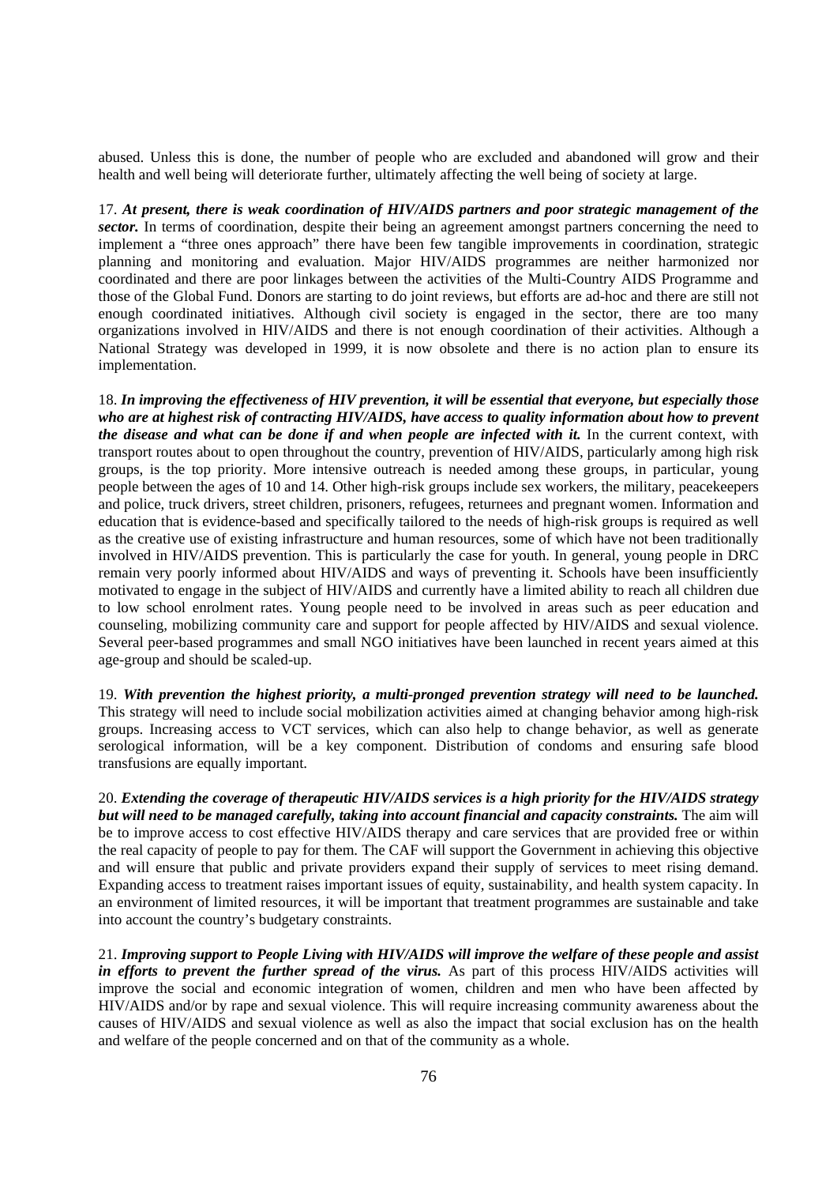abused. Unless this is done, the number of people who are excluded and abandoned will grow and their health and well being will deteriorate further, ultimately affecting the well being of society at large.

17. ***At present, there is weak coordination of HIV/AIDS partners and poor strategic management of the sector.*** In terms of coordination, despite their being an agreement amongst partners concerning the need to implement a "three ones approach" there have been few tangible improvements in coordination, strategic planning and monitoring and evaluation. Major HIV/AIDS programmes are neither harmonized nor coordinated and there are poor linkages between the activities of the Multi-Country AIDS Programme and those of the Global Fund. Donors are starting to do joint reviews, but efforts are ad-hoc and there are still not enough coordinated initiatives. Although civil society is engaged in the sector, there are too many organizations involved in HIV/AIDS and there is not enough coordination of their activities. Although a National Strategy was developed in 1999, it is now obsolete and there is no action plan to ensure its implementation.

18. ***In improving the effectiveness of HIV prevention, it will be essential that everyone, but especially those who are at highest risk of contracting HIV/AIDS, have access to quality information about how to prevent the disease and what can be done if and when people are infected with it.*** In the current context, with transport routes about to open throughout the country, prevention of HIV/AIDS, particularly among high risk groups, is the top priority. More intensive outreach is needed among these groups, in particular, young people between the ages of 10 and 14. Other high-risk groups include sex workers, the military, peacekeepers and police, truck drivers, street children, prisoners, refugees, returnees and pregnant women. Information and education that is evidence-based and specifically tailored to the needs of high-risk groups is required as well as the creative use of existing infrastructure and human resources, some of which have not been traditionally involved in HIV/AIDS prevention. This is particularly the case for youth. In general, young people in DRC remain very poorly informed about HIV/AIDS and ways of preventing it. Schools have been insufficiently motivated to engage in the subject of HIV/AIDS and currently have a limited ability to reach all children due to low school enrolment rates. Young people need to be involved in areas such as peer education and counseling, mobilizing community care and support for people affected by HIV/AIDS and sexual violence. Several peer-based programmes and small NGO initiatives have been launched in recent years aimed at this age-group and should be scaled-up.

19. ***With prevention the highest priority, a multi-pronged prevention strategy will need to be launched.*** This strategy will need to include social mobilization activities aimed at changing behavior among high-risk groups. Increasing access to VCT services, which can also help to change behavior, as well as generate serological information, will be a key component. Distribution of condoms and ensuring safe blood transfusions are equally important.

20. ***Extending the coverage of therapeutic HIV/AIDS services is a high priority for the HIV/AIDS strategy but will need to be managed carefully, taking into account financial and capacity constraints.*** The aim will be to improve access to cost effective HIV/AIDS therapy and care services that are provided free or within the real capacity of people to pay for them. The CAF will support the Government in achieving this objective and will ensure that public and private providers expand their supply of services to meet rising demand. Expanding access to treatment raises important issues of equity, sustainability, and health system capacity. In an environment of limited resources, it will be important that treatment programmes are sustainable and take into account the country's budgetary constraints.

21. ***Improving support to People Living with HIV/AIDS will improve the welfare of these people and assist in efforts to prevent the further spread of the virus.*** As part of this process HIV/AIDS activities will improve the social and economic integration of women, children and men who have been affected by HIV/AIDS and/or by rape and sexual violence. This will require increasing community awareness about the causes of HIV/AIDS and sexual violence as well as also the impact that social exclusion has on the health and welfare of the people concerned and on that of the community as a whole.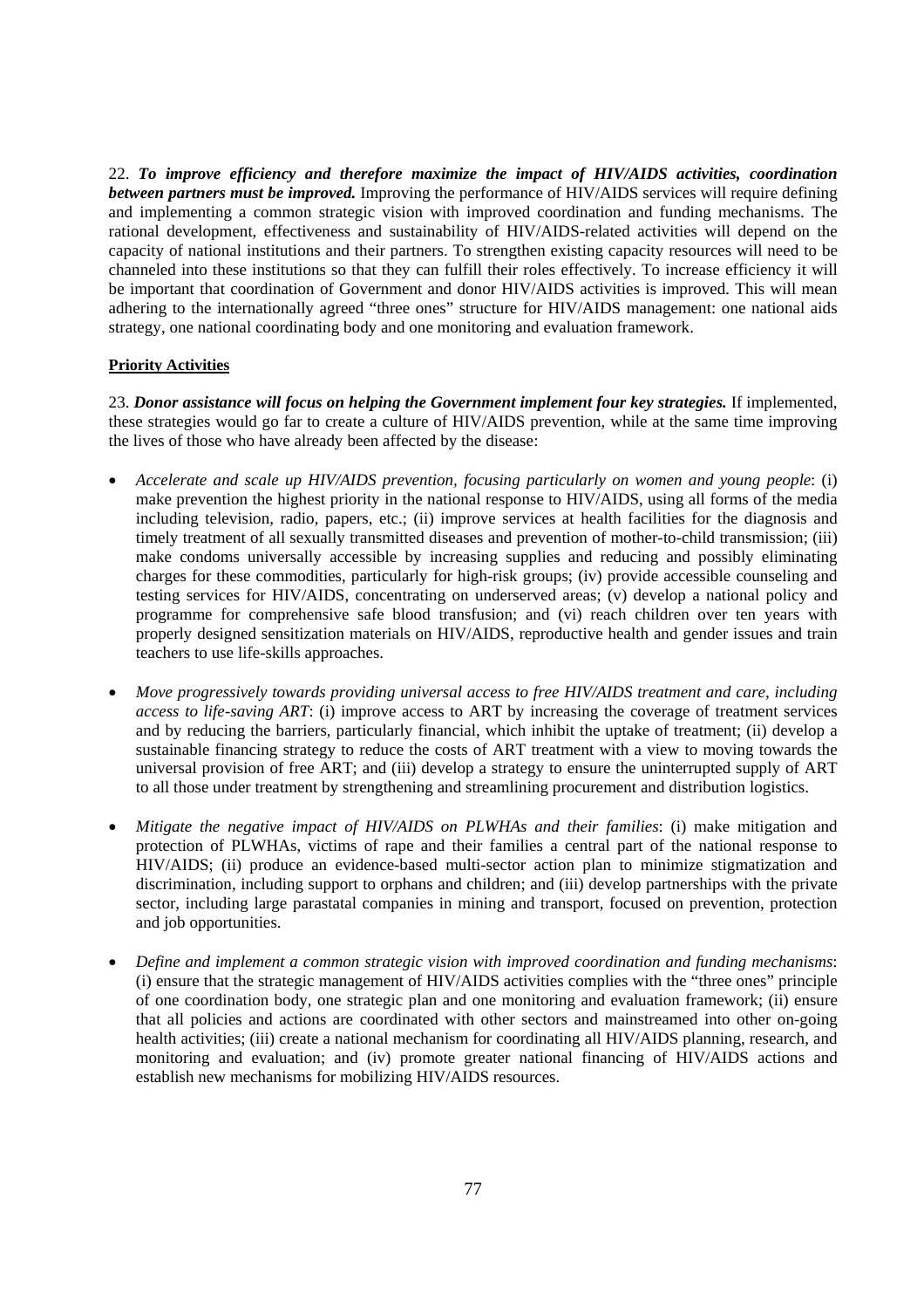22. ***To improve efficiency and therefore maximize the impact of HIV/AIDS activities, coordination between partners must be improved.*** Improving the performance of HIV/AIDS services will require defining and implementing a common strategic vision with improved coordination and funding mechanisms. The rational development, effectiveness and sustainability of HIV/AIDS-related activities will depend on the capacity of national institutions and their partners. To strengthen existing capacity resources will need to be channeled into these institutions so that they can fulfill their roles effectively. To increase efficiency it will be important that coordination of Government and donor HIV/AIDS activities is improved. This will mean adhering to the internationally agreed "three ones" structure for HIV/AIDS management: one national aids strategy, one national coordinating body and one monitoring and evaluation framework.

**Priority Activities**

23. ***Donor assistance will focus on helping the Government implement four key strategies.*** If implemented, these strategies would go far to create a culture of HIV/AIDS prevention, while at the same time improving the lives of those who have already been affected by the disease:

- *Accelerate and scale up HIV/AIDS prevention, focusing particularly on women and young people*: (i) make prevention the highest priority in the national response to HIV/AIDS, using all forms of the media including television, radio, papers, etc.; (ii) improve services at health facilities for the diagnosis and timely treatment of all sexually transmitted diseases and prevention of mother-to-child transmission; (iii) make condoms universally accessible by increasing supplies and reducing and possibly eliminating charges for these commodities, particularly for high-risk groups; (iv) provide accessible counseling and testing services for HIV/AIDS, concentrating on underserved areas; (v) develop a national policy and programme for comprehensive safe blood transfusion; and (vi) reach children over ten years with properly designed sensitization materials on HIV/AIDS, reproductive health and gender issues and train teachers to use life-skills approaches.

- *Move progressively towards providing universal access to free HIV/AIDS treatment and care, including access to life-saving ART*: (i) improve access to ART by increasing the coverage of treatment services and by reducing the barriers, particularly financial, which inhibit the uptake of treatment; (ii) develop a sustainable financing strategy to reduce the costs of ART treatment with a view to moving towards the universal provision of free ART; and (iii) develop a strategy to ensure the uninterrupted supply of ART to all those under treatment by strengthening and streamlining procurement and distribution logistics.

- *Mitigate the negative impact of HIV/AIDS on PLWHAs and their families*: (i) make mitigation and protection of PLWHAs, victims of rape and their families a central part of the national response to HIV/AIDS; (ii) produce an evidence-based multi-sector action plan to minimize stigmatization and discrimination, including support to orphans and children; and (iii) develop partnerships with the private sector, including large parastatal companies in mining and transport, focused on prevention, protection and job opportunities.

- *Define and implement a common strategic vision with improved coordination and funding mechanisms*: (i) ensure that the strategic management of HIV/AIDS activities complies with the "three ones" principle of one coordination body, one strategic plan and one monitoring and evaluation framework; (ii) ensure that all policies and actions are coordinated with other sectors and mainstreamed into other on-going health activities; (iii) create a national mechanism for coordinating all HIV/AIDS planning, research, and monitoring and evaluation; and (iv) promote greater national financing of HIV/AIDS actions and establish new mechanisms for mobilizing HIV/AIDS resources.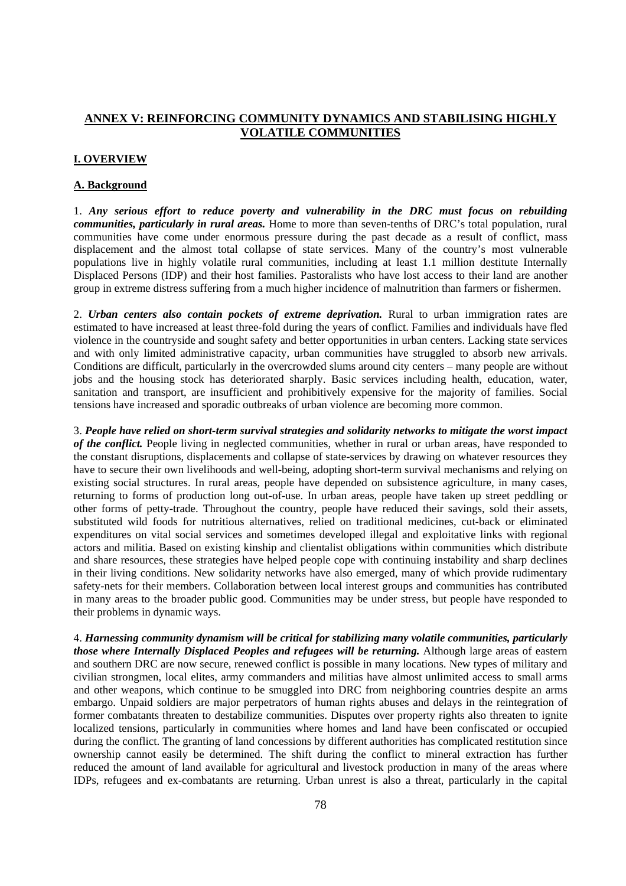## ANNEX V: REINFORCING COMMUNITY DYNAMICS AND STABILISING HIGHLY VOLATILE COMMUNITIES

### I. OVERVIEW

#### A. Background

1. ***Any serious effort to reduce poverty and vulnerability in the DRC must focus on rebuilding communities, particularly in rural areas.*** Home to more than seven-tenths of DRC's total population, rural communities have come under enormous pressure during the past decade as a result of conflict, mass displacement and the almost total collapse of state services. Many of the country's most vulnerable populations live in highly volatile rural communities, including at least 1.1 million destitute Internally Displaced Persons (IDP) and their host families. Pastoralists who have lost access to their land are another group in extreme distress suffering from a much higher incidence of malnutrition than farmers or fishermen.

2. ***Urban centers also contain pockets of extreme deprivation.*** Rural to urban immigration rates are estimated to have increased at least three-fold during the years of conflict. Families and individuals have fled violence in the countryside and sought safety and better opportunities in urban centers. Lacking state services and with only limited administrative capacity, urban communities have struggled to absorb new arrivals. Conditions are difficult, particularly in the overcrowded slums around city centers – many people are without jobs and the housing stock has deteriorated sharply. Basic services including health, education, water, sanitation and transport, are insufficient and prohibitively expensive for the majority of families. Social tensions have increased and sporadic outbreaks of urban violence are becoming more common.

3. ***People have relied on short-term survival strategies and solidarity networks to mitigate the worst impact of the conflict.*** People living in neglected communities, whether in rural or urban areas, have responded to the constant disruptions, displacements and collapse of state-services by drawing on whatever resources they have to secure their own livelihoods and well-being, adopting short-term survival mechanisms and relying on existing social structures. In rural areas, people have depended on subsistence agriculture, in many cases, returning to forms of production long out-of-use. In urban areas, people have taken up street peddling or other forms of petty-trade. Throughout the country, people have reduced their savings, sold their assets, substituted wild foods for nutritious alternatives, relied on traditional medicines, cut-back or eliminated expenditures on vital social services and sometimes developed illegal and exploitative links with regional actors and militia. Based on existing kinship and clientalist obligations within communities which distribute and share resources, these strategies have helped people cope with continuing instability and sharp declines in their living conditions. New solidarity networks have also emerged, many of which provide rudimentary safety-nets for their members. Collaboration between local interest groups and communities has contributed in many areas to the broader public good. Communities may be under stress, but people have responded to their problems in dynamic ways.

4. ***Harnessing community dynamism will be critical for stabilizing many volatile communities, particularly those where Internally Displaced Peoples and refugees will be returning.*** Although large areas of eastern and southern DRC are now secure, renewed conflict is possible in many locations. New types of military and civilian strongmen, local elites, army commanders and militias have almost unlimited access to small arms and other weapons, which continue to be smuggled into DRC from neighboring countries despite an arms embargo. Unpaid soldiers are major perpetrators of human rights abuses and delays in the reintegration of former combatants threaten to destabilize communities. Disputes over property rights also threaten to ignite localized tensions, particularly in communities where homes and land have been confiscated or occupied during the conflict. The granting of land concessions by different authorities has complicated restitution since ownership cannot easily be determined. The shift during the conflict to mineral extraction has further reduced the amount of land available for agricultural and livestock production in many of the areas where IDPs, refugees and ex-combatants are returning. Urban unrest is also a threat, particularly in the capital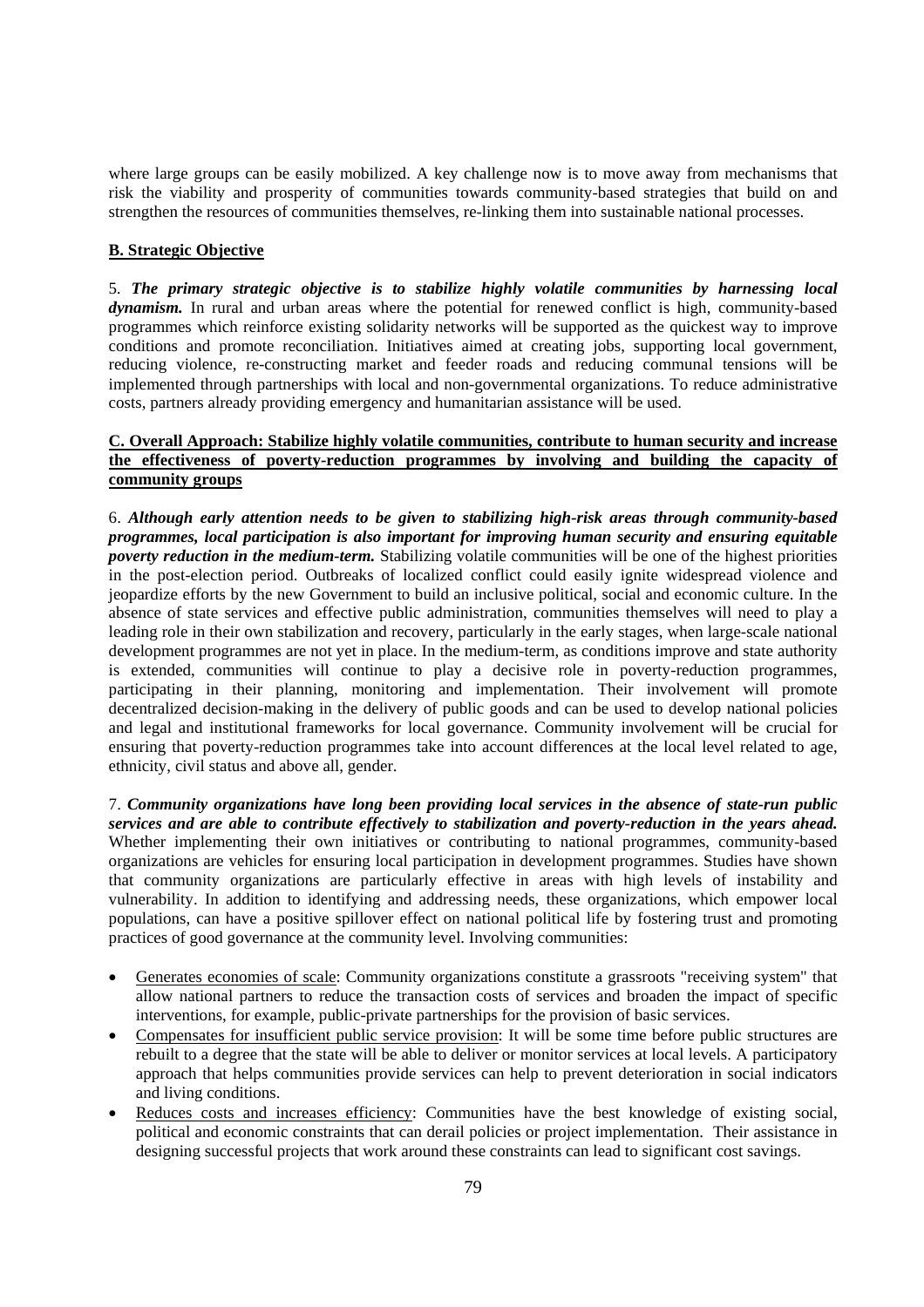where large groups can be easily mobilized. A key challenge now is to move away from mechanisms that risk the viability and prosperity of communities towards community-based strategies that build on and strengthen the resources of communities themselves, re-linking them into sustainable national processes.

**B. Strategic Objective**

5. ***The primary strategic objective is to stabilize highly volatile communities by harnessing local dynamism.*** In rural and urban areas where the potential for renewed conflict is high, community-based programmes which reinforce existing solidarity networks will be supported as the quickest way to improve conditions and promote reconciliation. Initiatives aimed at creating jobs, supporting local government, reducing violence, re-constructing market and feeder roads and reducing communal tensions will be implemented through partnerships with local and non-governmental organizations. To reduce administrative costs, partners already providing emergency and humanitarian assistance will be used.

**C. Overall Approach: Stabilize highly volatile communities, contribute to human security and increase the effectiveness of poverty-reduction programmes by involving and building the capacity of community groups**

6. ***Although early attention needs to be given to stabilizing high-risk areas through community-based programmes, local participation is also important for improving human security and ensuring equitable poverty reduction in the medium-term.*** Stabilizing volatile communities will be one of the highest priorities in the post-election period. Outbreaks of localized conflict could easily ignite widespread violence and jeopardize efforts by the new Government to build an inclusive political, social and economic culture. In the absence of state services and effective public administration, communities themselves will need to play a leading role in their own stabilization and recovery, particularly in the early stages, when large-scale national development programmes are not yet in place. In the medium-term, as conditions improve and state authority is extended, communities will continue to play a decisive role in poverty-reduction programmes, participating in their planning, monitoring and implementation. Their involvement will promote decentralized decision-making in the delivery of public goods and can be used to develop national policies and legal and institutional frameworks for local governance. Community involvement will be crucial for ensuring that poverty-reduction programmes take into account differences at the local level related to age, ethnicity, civil status and above all, gender.

7. ***Community organizations have long been providing local services in the absence of state-run public services and are able to contribute effectively to stabilization and poverty-reduction in the years ahead.*** Whether implementing their own initiatives or contributing to national programmes, community-based organizations are vehicles for ensuring local participation in development programmes. Studies have shown that community organizations are particularly effective in areas with high levels of instability and vulnerability. In addition to identifying and addressing needs, these organizations, which empower local populations, can have a positive spillover effect on national political life by fostering trust and promoting practices of good governance at the community level. Involving communities:

- Generates economies of scale: Community organizations constitute a grassroots "receiving system" that allow national partners to reduce the transaction costs of services and broaden the impact of specific interventions, for example, public-private partnerships for the provision of basic services.
- Compensates for insufficient public service provision: It will be some time before public structures are rebuilt to a degree that the state will be able to deliver or monitor services at local levels. A participatory approach that helps communities provide services can help to prevent deterioration in social indicators and living conditions.
- Reduces costs and increases efficiency: Communities have the best knowledge of existing social, political and economic constraints that can derail policies or project implementation. Their assistance in designing successful projects that work around these constraints can lead to significant cost savings.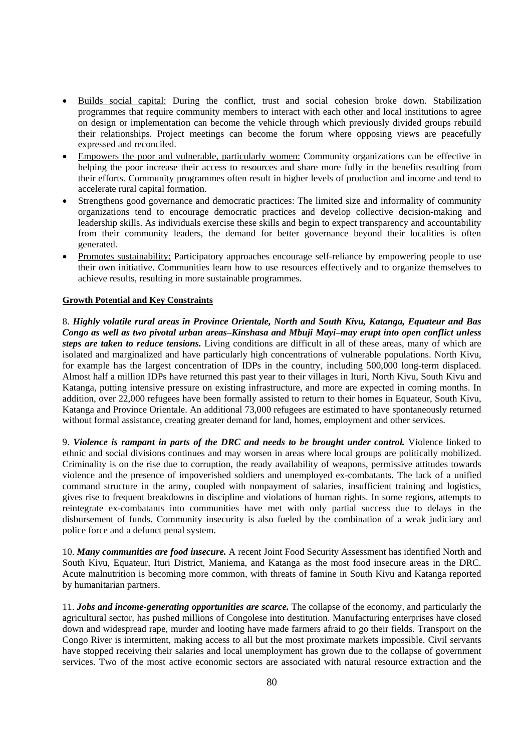- <u>Builds social capital:</u> During the conflict, trust and social cohesion broke down. Stabilization programmes that require community members to interact with each other and local institutions to agree on design or implementation can become the vehicle through which previously divided groups rebuild their relationships. Project meetings can become the forum where opposing views are peacefully expressed and reconciled.
- <u>Empowers the poor and vulnerable, particularly women:</u> Community organizations can be effective in helping the poor increase their access to resources and share more fully in the benefits resulting from their efforts. Community programmes often result in higher levels of production and income and tend to accelerate rural capital formation.
- <u>Strengthens good governance and democratic practices:</u> The limited size and informality of community organizations tend to encourage democratic practices and develop collective decision-making and leadership skills. As individuals exercise these skills and begin to expect transparency and accountability from their community leaders, the demand for better governance beyond their localities is often generated.
- <u>Promotes sustainability:</u> Participatory approaches encourage self-reliance by empowering people to use their own initiative. Communities learn how to use resources effectively and to organize themselves to achieve results, resulting in more sustainable programmes.

**<u>Growth Potential and Key Constraints</u>**

8. ***Highly volatile rural areas in Province Orientale, North and South Kivu, Katanga, Equateur and Bas Congo as well as two pivotal urban areas–Kinshasa and Mbuji Mayi–may erupt into open conflict unless steps are taken to reduce tensions.*** Living conditions are difficult in all of these areas, many of which are isolated and marginalized and have particularly high concentrations of vulnerable populations. North Kivu, for example has the largest concentration of IDPs in the country, including 500,000 long-term displaced. Almost half a million IDPs have returned this past year to their villages in Ituri, North Kivu, South Kivu and Katanga, putting intensive pressure on existing infrastructure, and more are expected in coming months. In addition, over 22,000 refugees have been formally assisted to return to their homes in Equateur, South Kivu, Katanga and Province Orientale. An additional 73,000 refugees are estimated to have spontaneously returned without formal assistance, creating greater demand for land, homes, employment and other services.

9. ***Violence is rampant in parts of the DRC and needs to be brought under control.*** Violence linked to ethnic and social divisions continues and may worsen in areas where local groups are politically mobilized. Criminality is on the rise due to corruption, the ready availability of weapons, permissive attitudes towards violence and the presence of impoverished soldiers and unemployed ex-combatants. The lack of a unified command structure in the army, coupled with nonpayment of salaries, insufficient training and logistics, gives rise to frequent breakdowns in discipline and violations of human rights. In some regions, attempts to reintegrate ex-combatants into communities have met with only partial success due to delays in the disbursement of funds. Community insecurity is also fueled by the combination of a weak judiciary and police force and a defunct penal system.

10. ***Many communities are food insecure.*** A recent Joint Food Security Assessment has identified North and South Kivu, Equateur, Ituri District, Maniema, and Katanga as the most food insecure areas in the DRC. Acute malnutrition is becoming more common, with threats of famine in South Kivu and Katanga reported by humanitarian partners.

11. ***Jobs and income-generating opportunities are scarce.*** The collapse of the economy, and particularly the agricultural sector, has pushed millions of Congolese into destitution. Manufacturing enterprises have closed down and widespread rape, murder and looting have made farmers afraid to go their fields. Transport on the Congo River is intermittent, making access to all but the most proximate markets impossible. Civil servants have stopped receiving their salaries and local unemployment has grown due to the collapse of government services. Two of the most active economic sectors are associated with natural resource extraction and the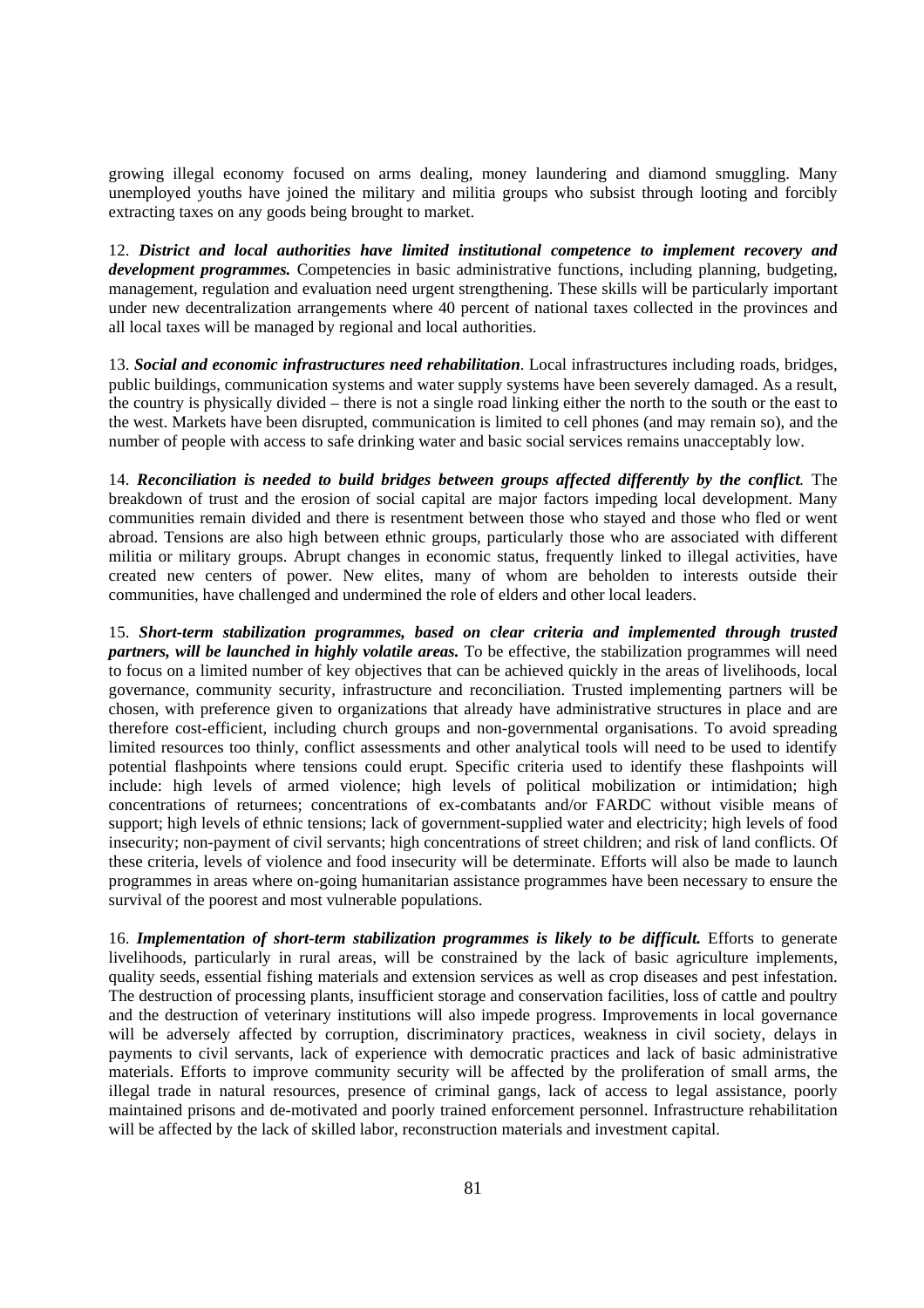growing illegal economy focused on arms dealing, money laundering and diamond smuggling. Many unemployed youths have joined the military and militia groups who subsist through looting and forcibly extracting taxes on any goods being brought to market.

12. ***District and local authorities have limited institutional competence to implement recovery and development programmes.*** Competencies in basic administrative functions, including planning, budgeting, management, regulation and evaluation need urgent strengthening. These skills will be particularly important under new decentralization arrangements where 40 percent of national taxes collected in the provinces and all local taxes will be managed by regional and local authorities.

13. ***Social and economic infrastructures need rehabilitation***. Local infrastructures including roads, bridges, public buildings, communication systems and water supply systems have been severely damaged. As a result, the country is physically divided – there is not a single road linking either the north to the south or the east to the west. Markets have been disrupted, communication is limited to cell phones (and may remain so), and the number of people with access to safe drinking water and basic social services remains unacceptably low.

14. ***Reconciliation is needed to build bridges between groups affected differently by the conflict***. The breakdown of trust and the erosion of social capital are major factors impeding local development. Many communities remain divided and there is resentment between those who stayed and those who fled or went abroad. Tensions are also high between ethnic groups, particularly those who are associated with different militia or military groups. Abrupt changes in economic status, frequently linked to illegal activities, have created new centers of power. New elites, many of whom are beholden to interests outside their communities, have challenged and undermined the role of elders and other local leaders.

15. ***Short-term stabilization programmes, based on clear criteria and implemented through trusted partners, will be launched in highly volatile areas.*** To be effective, the stabilization programmes will need to focus on a limited number of key objectives that can be achieved quickly in the areas of livelihoods, local governance, community security, infrastructure and reconciliation. Trusted implementing partners will be chosen, with preference given to organizations that already have administrative structures in place and are therefore cost-efficient, including church groups and non-governmental organisations. To avoid spreading limited resources too thinly, conflict assessments and other analytical tools will need to be used to identify potential flashpoints where tensions could erupt. Specific criteria used to identify these flashpoints will include: high levels of armed violence; high levels of political mobilization or intimidation; high concentrations of returnees; concentrations of ex-combatants and/or FARDC without visible means of support; high levels of ethnic tensions; lack of government-supplied water and electricity; high levels of food insecurity; non-payment of civil servants; high concentrations of street children; and risk of land conflicts. Of these criteria, levels of violence and food insecurity will be determinate. Efforts will also be made to launch programmes in areas where on-going humanitarian assistance programmes have been necessary to ensure the survival of the poorest and most vulnerable populations.

16. ***Implementation of short-term stabilization programmes is likely to be difficult.*** Efforts to generate livelihoods, particularly in rural areas, will be constrained by the lack of basic agriculture implements, quality seeds, essential fishing materials and extension services as well as crop diseases and pest infestation. The destruction of processing plants, insufficient storage and conservation facilities, loss of cattle and poultry and the destruction of veterinary institutions will also impede progress. Improvements in local governance will be adversely affected by corruption, discriminatory practices, weakness in civil society, delays in payments to civil servants, lack of experience with democratic practices and lack of basic administrative materials. Efforts to improve community security will be affected by the proliferation of small arms, the illegal trade in natural resources, presence of criminal gangs, lack of access to legal assistance, poorly maintained prisons and de-motivated and poorly trained enforcement personnel. Infrastructure rehabilitation will be affected by the lack of skilled labor, reconstruction materials and investment capital.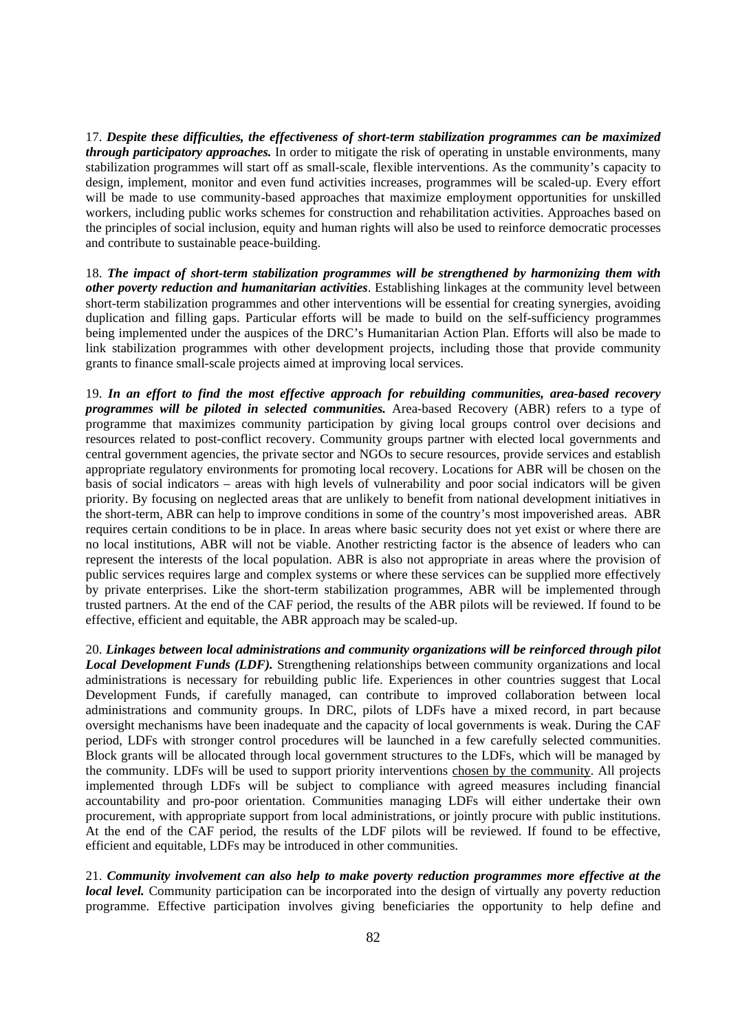17. ***Despite these difficulties, the effectiveness of short-term stabilization programmes can be maximized through participatory approaches.*** In order to mitigate the risk of operating in unstable environments, many stabilization programmes will start off as small-scale, flexible interventions. As the community's capacity to design, implement, monitor and even fund activities increases, programmes will be scaled-up. Every effort will be made to use community-based approaches that maximize employment opportunities for unskilled workers, including public works schemes for construction and rehabilitation activities. Approaches based on the principles of social inclusion, equity and human rights will also be used to reinforce democratic processes and contribute to sustainable peace-building.

18. ***The impact of short-term stabilization programmes will be strengthened by harmonizing them with other poverty reduction and humanitarian activities***. Establishing linkages at the community level between short-term stabilization programmes and other interventions will be essential for creating synergies, avoiding duplication and filling gaps. Particular efforts will be made to build on the self-sufficiency programmes being implemented under the auspices of the DRC's Humanitarian Action Plan. Efforts will also be made to link stabilization programmes with other development projects, including those that provide community grants to finance small-scale projects aimed at improving local services.

19. ***In an effort to find the most effective approach for rebuilding communities, area-based recovery programmes will be piloted in selected communities.*** Area-based Recovery (ABR) refers to a type of programme that maximizes community participation by giving local groups control over decisions and resources related to post-conflict recovery. Community groups partner with elected local governments and central government agencies, the private sector and NGOs to secure resources, provide services and establish appropriate regulatory environments for promoting local recovery. Locations for ABR will be chosen on the basis of social indicators – areas with high levels of vulnerability and poor social indicators will be given priority. By focusing on neglected areas that are unlikely to benefit from national development initiatives in the short-term, ABR can help to improve conditions in some of the country's most impoverished areas. ABR requires certain conditions to be in place. In areas where basic security does not yet exist or where there are no local institutions, ABR will not be viable. Another restricting factor is the absence of leaders who can represent the interests of the local population. ABR is also not appropriate in areas where the provision of public services requires large and complex systems or where these services can be supplied more effectively by private enterprises. Like the short-term stabilization programmes, ABR will be implemented through trusted partners. At the end of the CAF period, the results of the ABR pilots will be reviewed. If found to be effective, efficient and equitable, the ABR approach may be scaled-up.

20. ***Linkages between local administrations and community organizations will be reinforced through pilot Local Development Funds (LDF).*** Strengthening relationships between community organizations and local administrations is necessary for rebuilding public life. Experiences in other countries suggest that Local Development Funds, if carefully managed, can contribute to improved collaboration between local administrations and community groups. In DRC, pilots of LDFs have a mixed record, in part because oversight mechanisms have been inadequate and the capacity of local governments is weak. During the CAF period, LDFs with stronger control procedures will be launched in a few carefully selected communities. Block grants will be allocated through local government structures to the LDFs, which will be managed by the community. LDFs will be used to support priority interventions <u>chosen by the community</u>. All projects implemented through LDFs will be subject to compliance with agreed measures including financial accountability and pro-poor orientation. Communities managing LDFs will either undertake their own procurement, with appropriate support from local administrations, or jointly procure with public institutions. At the end of the CAF period, the results of the LDF pilots will be reviewed. If found to be effective, efficient and equitable, LDFs may be introduced in other communities.

21. ***Community involvement can also help to make poverty reduction programmes more effective at the local level.*** Community participation can be incorporated into the design of virtually any poverty reduction programme. Effective participation involves giving beneficiaries the opportunity to help define and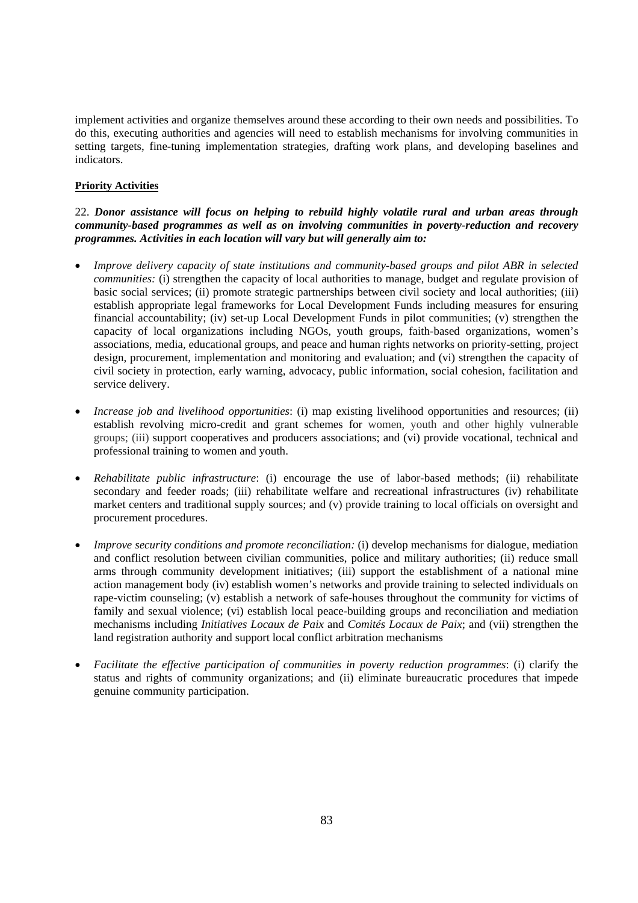implement activities and organize themselves around these according to their own needs and possibilities. To do this, executing authorities and agencies will need to establish mechanisms for involving communities in setting targets, fine-tuning implementation strategies, drafting work plans, and developing baselines and indicators.

**Priority Activities**

22. ***Donor assistance will focus on helping to rebuild highly volatile rural and urban areas through community-based programmes as well as on involving communities in poverty-reduction and recovery programmes. Activities in each location will vary but will generally aim to:***

- *Improve delivery capacity of state institutions and community-based groups and pilot ABR in selected communities:* (i) strengthen the capacity of local authorities to manage, budget and regulate provision of basic social services; (ii) promote strategic partnerships between civil society and local authorities; (iii) establish appropriate legal frameworks for Local Development Funds including measures for ensuring financial accountability; (iv) set-up Local Development Funds in pilot communities; (v) strengthen the capacity of local organizations including NGOs, youth groups, faith-based organizations, women's associations, media, educational groups, and peace and human rights networks on priority-setting, project design, procurement, implementation and monitoring and evaluation; and (vi) strengthen the capacity of civil society in protection, early warning, advocacy, public information, social cohesion, facilitation and service delivery.

- *Increase job and livelihood opportunities*: (i) map existing livelihood opportunities and resources; (ii) establish revolving micro-credit and grant schemes for women, youth and other highly vulnerable groups; (iii) support cooperatives and producers associations; and (vi) provide vocational, technical and professional training to women and youth.

- *Rehabilitate public infrastructure*: (i) encourage the use of labor-based methods; (ii) rehabilitate secondary and feeder roads; (iii) rehabilitate welfare and recreational infrastructures (iv) rehabilitate market centers and traditional supply sources; and (v) provide training to local officials on oversight and procurement procedures.

- *Improve security conditions and promote reconciliation:* (i) develop mechanisms for dialogue, mediation and conflict resolution between civilian communities, police and military authorities; (ii) reduce small arms through community development initiatives; (iii) support the establishment of a national mine action management body (iv) establish women's networks and provide training to selected individuals on rape-victim counseling; (v) establish a network of safe-houses throughout the community for victims of family and sexual violence; (vi) establish local peace-building groups and reconciliation and mediation mechanisms including *Initiatives Locaux de Paix* and *Comités Locaux de Paix*; and (vii) strengthen the land registration authority and support local conflict arbitration mechanisms

- *Facilitate the effective participation of communities in poverty reduction programmes*: (i) clarify the status and rights of community organizations; and (ii) eliminate bureaucratic procedures that impede genuine community participation.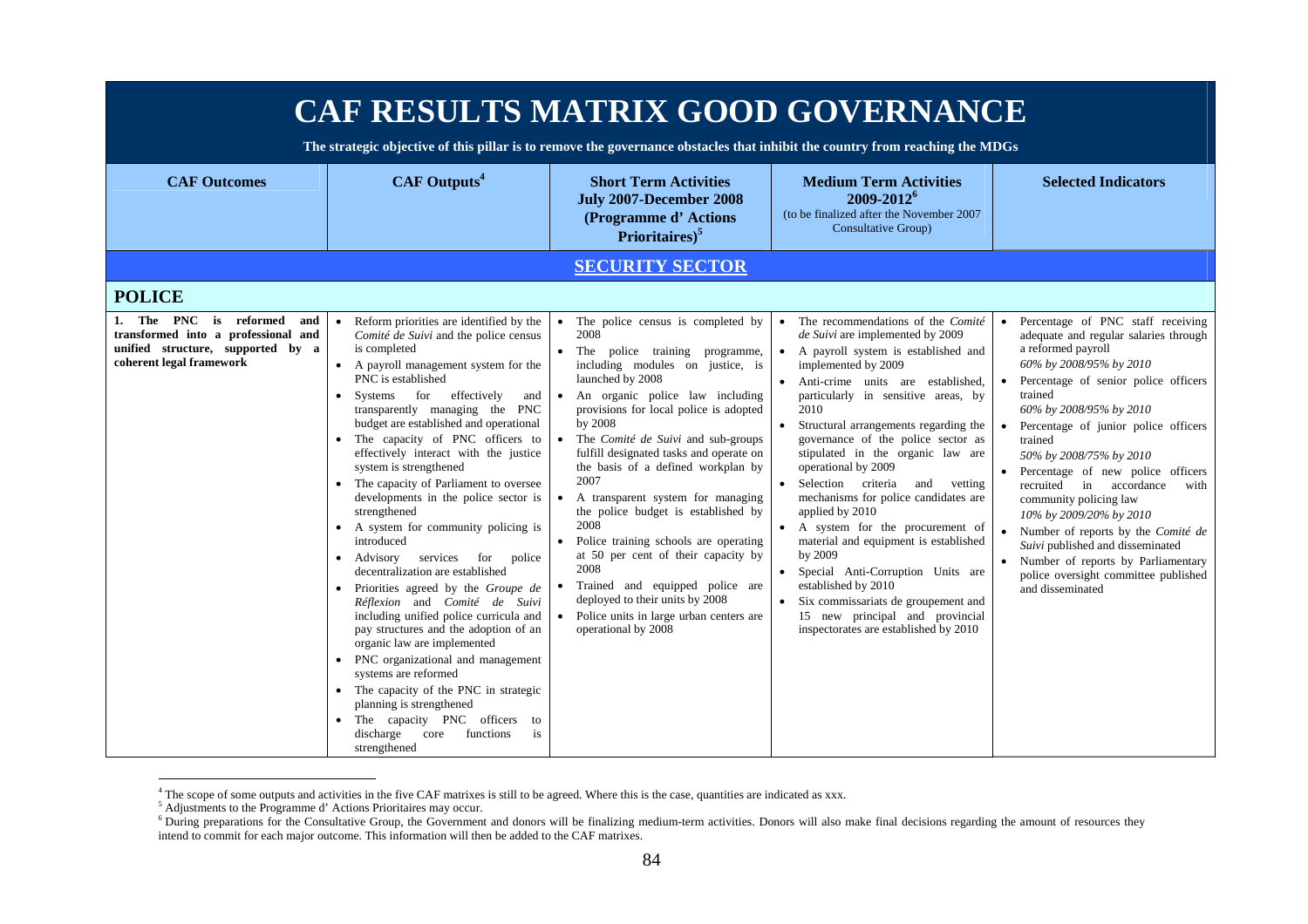# CAF RESULTS MATRIX GOOD GOVERNANCE

**The strategic objective of this pillar is to remove the governance obstacles that inhibit the country from reaching the MDGs**

| CAF Outcomes | CAF Outputs[4] | Short Term Activities July 2007-December 2008 (Programme d' Actions Prioritaires)[5] | Medium Term Activities 2009-2012[6] (to be finalized after the November 2007 Consultative Group) | Selected Indicators |
|---|---|---|---|---|
| **SECURITY SECTOR** | | | | |
| **POLICE** | | | | |
| **1. The PNC is reformed and transformed into a professional and unified structure, supported by a coherent legal framework** | • Reform priorities are identified by the *Comité de Suivi* and the police census is completed<br>• A payroll management system for the PNC is established<br>• Systems for effectively and transparently managing the PNC budget are established and operational<br>• The capacity of PNC officers to effectively interact with the justice system is strengthened<br>• The capacity of Parliament to oversee developments in the police sector is strengthened<br>• A system for community policing is introduced<br>• Advisory services for police decentralization are established<br>• Priorities agreed by the *Groupe de Réflexion* and *Comité de Suivi* including unified police curricula and pay structures and the adoption of an organic law are implemented<br>• PNC organizational and management systems are reformed<br>• The capacity of the PNC in strategic planning is strengthened<br>• The capacity PNC officers to discharge core functions is strengthened | • The police census is completed by 2008<br>• The police training programme, including modules on justice, is launched by 2008<br>• An organic police law including provisions for local police is adopted by 2008<br>• The *Comité de Suivi* and sub-groups fulfill designated tasks and operate on the basis of a defined workplan by 2007<br>• A transparent system for managing the police budget is established by 2008<br>• Police training schools are operating at 50 per cent of their capacity by 2008<br>• Trained and equipped police are deployed to their units by 2008<br>• Police units in large urban centers are operational by 2008 | • The recommendations of the *Comité de Suivi* are implemented by 2009<br>• A payroll system is established and implemented by 2009<br>• Anti-crime units are established, particularly in sensitive areas, by 2010<br>• Structural arrangements regarding the governance of the police sector as stipulated in the organic law are operational by 2009<br>• Selection criteria and vetting mechanisms for police candidates are applied by 2010<br>• A system for the procurement of material and equipment is established by 2009<br>• Special Anti-Corruption Units are established by 2010<br>• Six commissariats de groupement and 15 new principal and provincial inspectorates are established by 2010 | • Percentage of PNC staff receiving adequate and regular salaries through a reformed payroll<br>*60% by 2008/95% by 2010*<br>• Percentage of senior police officers trained<br>*60% by 2008/95% by 2010*<br>• Percentage of junior police officers trained<br>*50% by 2008/75% by 2010*<br>• Percentage of new police officers recruited in accordance with community policing law<br>*10% by 2009/20% by 2010*<br>• Number of reports by the *Comité de Suivi* published and disseminated<br>• Number of reports by Parliamentary police oversight committee published and disseminated |

[4] The scope of some outputs and activities in the five CAF matrixes is still to be agreed. Where this is the case, quantities are indicated as xxx.

[5] Adjustments to the Programme d' Actions Prioritaires may occur.

[6] During preparations for the Consultative Group, the Government and donors will be finalizing medium-term activities. Donors will also make final decisions regarding the amount of resources they intend to commit for each major outcome. This information will then be added to the CAF matrixes.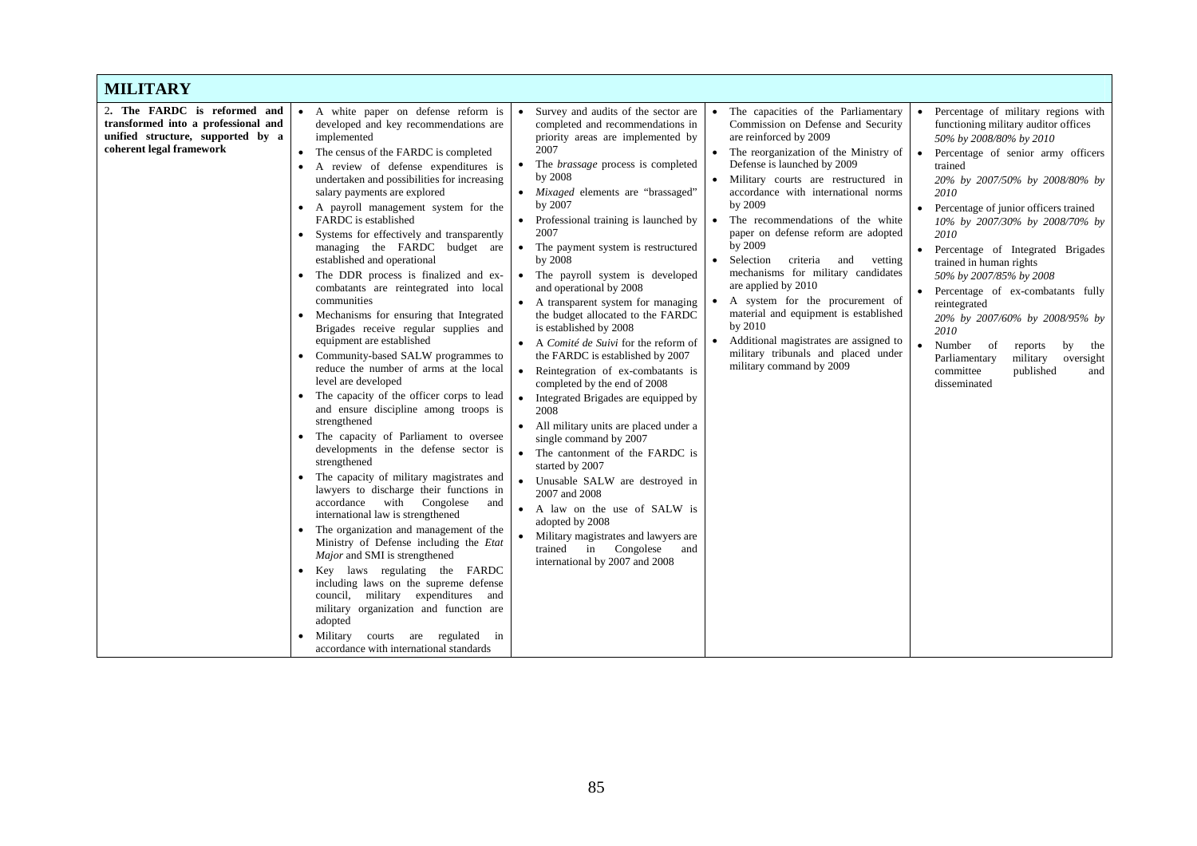| MILITARY | | | | |
|---|---|---|---|---|
| **2. The FARDC is reformed and transformed into a professional and unified structure, supported by a coherent legal framework** | • A white paper on defense reform is developed and key recommendations are implemented<br>• The census of the FARDC is completed<br>• A review of defense expenditures is undertaken and possibilities for increasing salary payments are explored<br>• A payroll management system for the FARDC is established<br>• Systems for effectively and transparently managing the FARDC budget are established and operational<br>• The DDR process is finalized and ex-combatants are reintegrated into local communities<br>• Mechanisms for ensuring that Integrated Brigades receive regular supplies and equipment are established<br>• Community-based SALW programmes to reduce the number of arms at the local level are developed<br>• The capacity of the officer corps to lead and ensure discipline among troops is strengthened<br>• The capacity of Parliament to oversee developments in the defense sector is strengthened<br>• The capacity of military magistrates and lawyers to discharge their functions in accordance with Congolese and international law is strengthened<br>• The organization and management of the Ministry of Defense including the *Etat Major* and SMI is strengthened<br>• Key laws regulating the FARDC including laws on the supreme defense council, military expenditures and military organization and function are adopted<br>• Military courts are regulated in accordance with international standards | • Survey and audits of the sector are completed and recommendations in priority areas are implemented by 2007<br>• The *brassage* process is completed by 2008<br>• *Mixaged* elements are "brassaged" by 2007<br>• Professional training is launched by 2007<br>• The payment system is restructured by 2008<br>• The payroll system is developed and operational by 2008<br>• A transparent system for managing the budget allocated to the FARDC is established by 2008<br>• A *Comité de Suivi* for the reform of the FARDC is established by 2007<br>• Reintegration of ex-combatants is completed by the end of 2008<br>• Integrated Brigades are equipped by 2008<br>• All military units are placed under a single command by 2007<br>• The cantonment of the FARDC is started by 2007<br>• Unusable SALW are destroyed in 2007 and 2008<br>• A law on the use of SALW is adopted by 2008<br>• Military magistrates and lawyers are trained in Congolese and international by 2007 and 2008 | • The capacities of the Parliamentary Commission on Defense and Security are reinforced by 2009<br>• The reorganization of the Ministry of Defense is launched by 2009<br>• Military courts are restructured in accordance with international norms by 2009<br>• The recommendations of the white paper on defense reform are adopted by 2009<br>• Selection criteria and vetting mechanisms for military candidates are applied by 2010<br>• A system for the procurement of material and equipment is established by 2010<br>• Additional magistrates are assigned to military tribunals and placed under military command by 2009 | • Percentage of military regions with functioning military auditor offices *50% by 2008/80% by 2010*<br>• Percentage of senior army officers trained *20% by 2007/50% by 2008/80% by 2010*<br>• Percentage of junior officers trained *10% by 2007/30% by 2008/70% by 2010*<br>• Percentage of Integrated Brigades trained in human rights *50% by 2007/85% by 2008*<br>• Percentage of ex-combatants fully reintegrated *20% by 2007/60% by 2008/95% by 2010*<br>• Number of reports by the Parliamentary military oversight committee published and disseminated |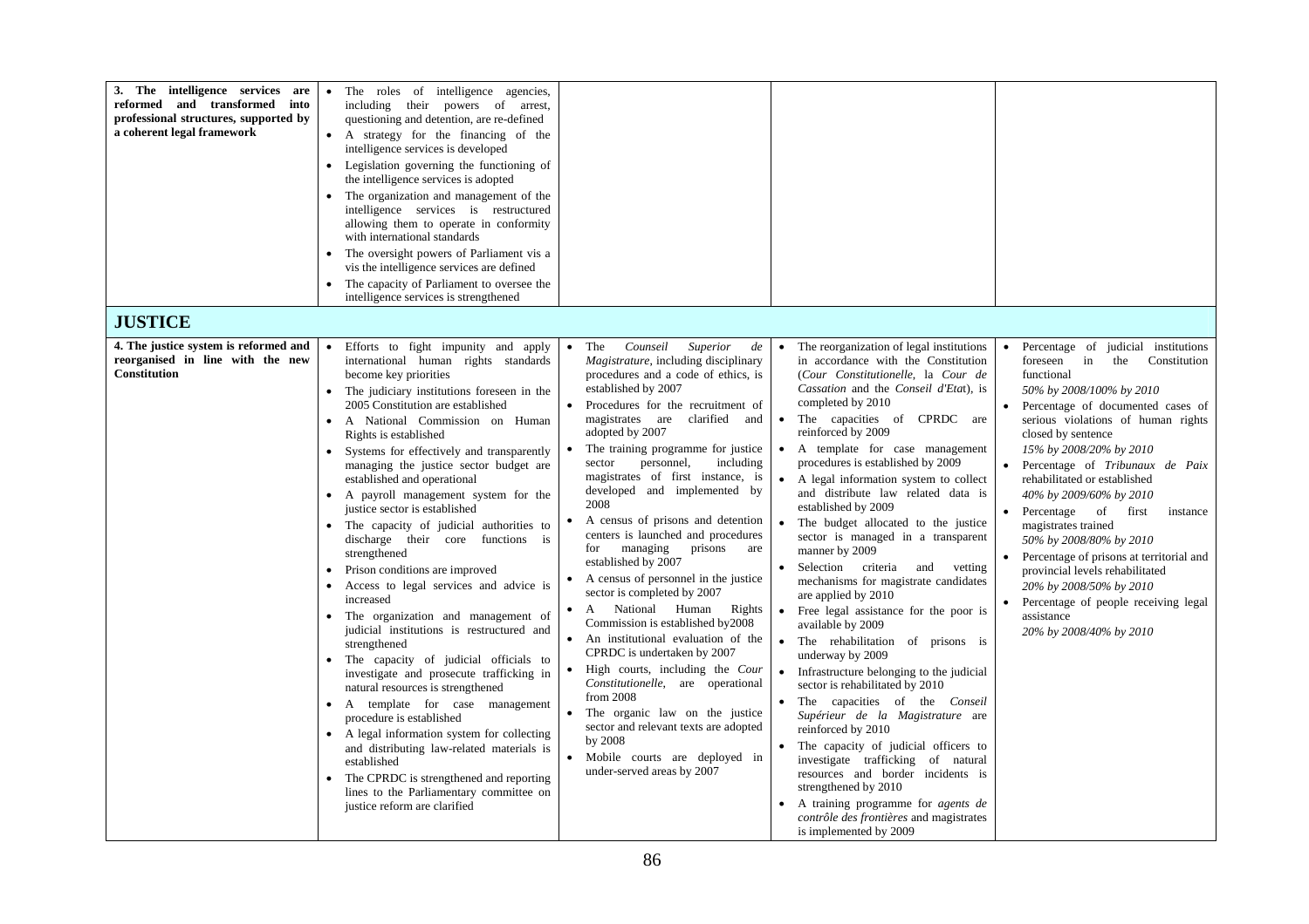| | | | | |
|---|---|---|---|---|
| **3. The intelligence services are reformed and transformed into professional structures, supported by a coherent legal framework** | • The roles of intelligence agencies, including their powers of arrest, questioning and detention, are re-defined<br>• A strategy for the financing of the intelligence services is developed<br>• Legislation governing the functioning of the intelligence services is adopted<br>• The organization and management of the intelligence services is restructured allowing them to operate in conformity with international standards<br>• The oversight powers of Parliament vis a vis the intelligence services are defined<br>• The capacity of Parliament to oversee the intelligence services is strengthened | | | |
| **JUSTICE** | | | | |
| **4. The justice system is reformed and reorganised in line with the new Constitution** | • Efforts to fight impunity and apply international human rights standards become key priorities<br>• The judiciary institutions foreseen in the 2005 Constitution are established<br>• A National Commission on Human Rights is established<br>• Systems for effectively and transparently managing the justice sector budget are established and operational<br>• A payroll management system for the justice sector is established<br>• The capacity of judicial authorities to discharge their core functions is strengthened<br>• Prison conditions are improved<br>• Access to legal services and advice is increased<br>• The organization and management of judicial institutions is restructured and strengthened<br>• The capacity of judicial officials to investigate and prosecute trafficking in natural resources is strengthened<br>• A template for case management procedure is established<br>• A legal information system for collecting and distributing law-related materials is established<br>• The CPRDC is strengthened and reporting lines to the Parliamentary committee on justice reform are clarified | • The *Counseil Superior de Magistrature*, including disciplinary procedures and a code of ethics, is established by 2007<br>• Procedures for the recruitment of magistrates are clarified and adopted by 2007<br>• The training programme for justice sector personnel, including magistrates of first instance, is developed and implemented by 2008<br>• A census of prisons and detention centers is launched and procedures for managing prisons are established by 2007<br>• A census of personnel in the justice sector is completed by 2007<br>• A National Human Rights Commission is established by2008<br>• An institutional evaluation of the CPRDC is undertaken by 2007<br>• High courts, including the *Cour Constitutionelle*, are operational from 2008<br>• The organic law on the justice sector and relevant texts are adopted by 2008<br>• Mobile courts are deployed in under-served areas by 2007 | • The reorganization of legal institutions in accordance with the Constitution (*Cour Constitutionelle*, la *Cour de Cassation* and the *Conseil d'Etat*), is completed by 2010<br>• The capacities of CPRDC are reinforced by 2009<br>• A template for case management procedures is established by 2009<br>• A legal information system to collect and distribute law related data is established by 2009<br>• The budget allocated to the justice sector is managed in a transparent manner by 2009<br>• Selection criteria and vetting mechanisms for magistrate candidates are applied by 2010<br>• Free legal assistance for the poor is available by 2009<br>• The rehabilitation of prisons is underway by 2009<br>• Infrastructure belonging to the judicial sector is rehabilitated by 2010<br>• The capacities of the *Conseil Supérieur de la Magistrature* are reinforced by 2010<br>• The capacity of judicial officers to investigate trafficking of natural resources and border incidents is strengthened by 2010<br>• A training programme for *agents de contrôle des frontières* and magistrates is implemented by 2009 | • Percentage of judicial institutions foreseen in the Constitution functional<br>*50% by 2008/100% by 2010*<br>• Percentage of documented cases of serious violations of human rights closed by sentence<br>*15% by 2008/20% by 2010*<br>• Percentage of *Tribunaux de Paix* rehabilitated or established<br>*40% by 2009/60% by 2010*<br>• Percentage of first instance magistrates trained<br>*50% by 2008/80% by 2010*<br>• Percentage of prisons at territorial and provincial levels rehabilitated<br>*20% by 2008/50% by 2010*<br>• Percentage of people receiving legal assistance<br>*20% by 2008/40% by 2010* |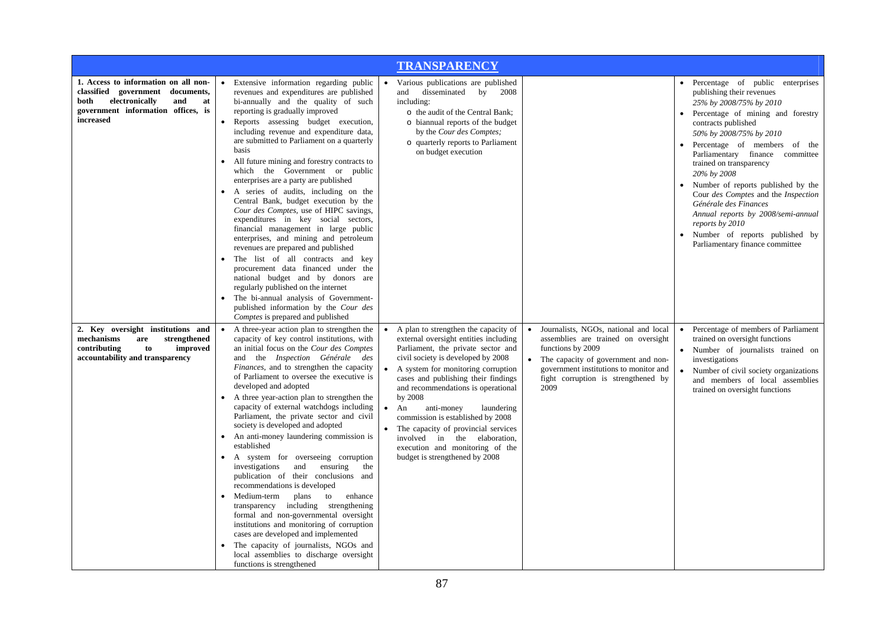| **TRANSPARENCY** | | | | |
|---|---|---|---|---|
| **1. Access to information on all non-classified government documents, both electronically and at government information offices, is increased** | • Extensive information regarding public revenues and expenditures are published bi-annually and the quality of such reporting is gradually improved<br>• Reports assessing budget execution, including revenue and expenditure data, are submitted to Parliament on a quarterly basis<br>• All future mining and forestry contracts to which the Government or public enterprises are a party are published<br>• A series of audits, including on the Central Bank, budget execution by the *Cour des Comptes,* use of HIPC savings, expenditures in key social sectors, financial management in large public enterprises, and mining and petroleum revenues are prepared and published<br>• The list of all contracts and key procurement data financed under the national budget and by donors are regularly published on the internet<br>• The bi-annual analysis of Government-published information by the *Cour des Comptes* is prepared and published | • Various publications are published and disseminated by 2008 including:<br>o the audit of the Central Bank;<br>o biannual reports of the budget by the *Cour des Comptes;*<br>o quarterly reports to Parliament on budget execution | | • Percentage of public enterprises publishing their revenues<br>*25% by 2008/75% by 2010*<br>• Percentage of mining and forestry contracts published<br>*50% by 2008/75% by 2010*<br>• Percentage of members of the Parliamentary finance committee trained on transparency<br>*20% by 2008*<br>• Number of reports published by the Cour *des Comptes* and the *Inspection Générale des Finances*<br>*Annual reports by 2008/semi-annual reports by 2010*<br>• Number of reports published by Parliamentary finance committee |
| **2. Key oversight institutions and mechanisms are strengthened contributing to improved accountability and transparency** | • A three-year action plan to strengthen the capacity of key control institutions, with an initial focus on the *Cour des Comptes* and the *Inspection Générale des Finances,* and to strengthen the capacity of Parliament to oversee the executive is developed and adopted<br>• A three year-action plan to strengthen the capacity of external watchdogs including Parliament, the private sector and civil society is developed and adopted<br>• An anti-money laundering commission is established<br>• A system for overseeing corruption investigations and ensuring the publication of their conclusions and recommendations is developed<br>• Medium-term plans to enhance transparency including strengthening formal and non-governmental oversight institutions and monitoring of corruption cases are developed and implemented<br>• The capacity of journalists, NGOs and local assemblies to discharge oversight functions is strengthened | • A plan to strengthen the capacity of external oversight entities including Parliament, the private sector and civil society is developed by 2008<br>• A system for monitoring corruption cases and publishing their findings and recommendations is operational by 2008<br>• An anti-money laundering commission is established by 2008<br>• The capacity of provincial services involved in the elaboration, execution and monitoring of the budget is strengthened by 2008 | • Journalists, NGOs, national and local assemblies are trained on oversight functions by 2009<br>• The capacity of government and non-government institutions to monitor and fight corruption is strengthened by 2009 | • Percentage of members of Parliament trained on oversight functions<br>• Number of journalists trained on investigations<br>• Number of civil society organizations and members of local assemblies trained on oversight functions |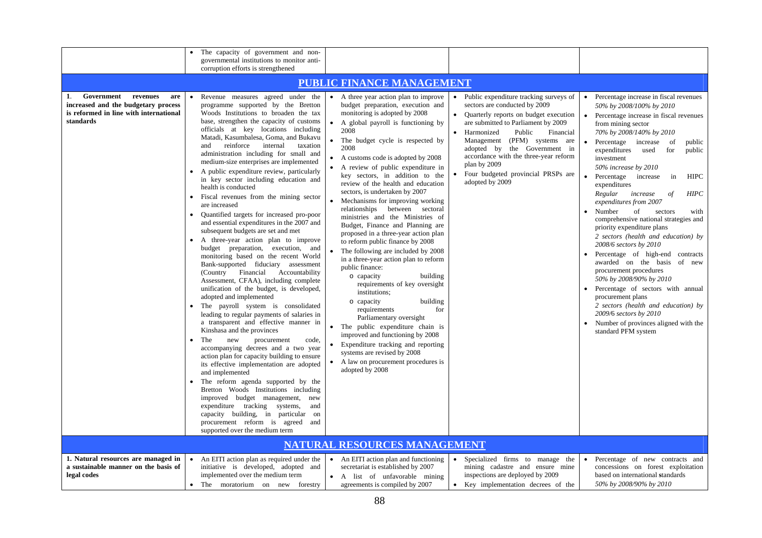| | | | | |
|---|---|---|---|---|
| | • The capacity of government and non-governmental institutions to monitor anti-corruption efforts is strengthened | | | |
| **PUBLIC FINANCE MANAGEMENT** | | | | |
| **1. Government revenues are increased and the budgetary process is reformed in line with international standards** | • Revenue measures agreed under the programme supported by the Bretton Woods Institutions to broaden the tax base, strengthen the capacity of customs officials at key locations including Matadi, Kasumbalesa, Goma, and Bukavu and reinforce internal taxation administration including for small and medium-size enterprises are implemented<br>• A public expenditure review, particularly in key sector including education and health is conducted<br>• Fiscal revenues from the mining sector are increased<br>• Quantified targets for increased pro-poor and essential expenditures in the 2007 and subsequent budgets are set and met<br>• A three-year action plan to improve budget preparation, execution, and monitoring based on the recent World Bank-supported fiduciary assessment (Country Financial Accountability Assessment, CFAA), including complete unification of the budget, is developed, adopted and implemented<br>• The payroll system is consolidated leading to regular payments of salaries in a transparent and effective manner in Kinshasa and the provinces<br>• The new procurement code, accompanying decrees and a two year action plan for capacity building to ensure its effective implementation are adopted and implemented<br>• The reform agenda supported by the Bretton Woods Institutions including improved budget management, new expenditure tracking systems, and capacity building, in particular on procurement reform is agreed and supported over the medium term | • A three year action plan to improve budget preparation, execution and monitoring is adopted by 2008<br>• A global payroll is functioning by 2008<br>• The budget cycle is respected by 2008<br>• A customs code is adopted by 2008<br>• A review of public expenditure in key sectors, in addition to the review of the health and education sectors, is undertaken by 2007<br>• Mechanisms for improving working relationships between sectoral ministries and the Ministries of Budget, Finance and Planning are proposed in a three-year action plan to reform public finance by 2008<br>• The following are included by 2008 in a three-year action plan to reform public finance:<br>o capacity building requirements of key oversight institutions;<br>o capacity building requirements for Parliamentary oversight<br>• The public expenditure chain is improved and functioning by 2008<br>• Expenditure tracking and reporting systems are revised by 2008<br>• A law on procurement procedures is adopted by 2008 | • Public expenditure tracking surveys of sectors are conducted by 2009<br>• Quarterly reports on budget execution are submitted to Parliament by 2009<br>• Harmonized Public Financial Management (PFM) systems are adopted by the Government in accordance with the three-year reform plan by 2009<br>• Four budgeted provincial PRSPs are adopted by 2009 | • Percentage increase in fiscal revenues<br>*50% by 2008/100% by 2010*<br>• Percentage increase in fiscal revenues from mining sector<br>*70% by 2008/140% by 2010*<br>• Percentage increase of public expenditures used for public investment<br>*50% increase by 2010*<br>• Percentage increase in HIPC expenditures<br>*Regular increase of HIPC expenditures from 2007*<br>• Number of sectors with comprehensive national strategies and priority expenditure plans<br>*2 sectors (health and education) by 2008/6 sectors by 2010*<br>• Percentage of high-end contracts awarded on the basis of new procurement procedures<br>*50% by 2008/90% by 2010*<br>• Percentage of sectors with annual procurement plans<br>*2 sectors (health and education) by 2009/6 sectors by 2010*<br>• Number of provinces aligned with the standard PFM system |
| **NATURAL RESOURCES MANAGEMENT** | | | | |
| **1. Natural resources are managed in a sustainable manner on the basis of legal codes** | • An EITI action plan as required under the initiative is developed, adopted and implemented over the medium term<br>• The moratorium on new forestry | • An EITI action plan and functioning secretariat is established by 2007<br>• A list of unfavorable mining agreements is compiled by 2007 | • Specialized firms to manage the mining cadastre and ensure mine inspections are deployed by 2009<br>• Key implementation decrees of the | • Percentage of new contracts and concessions on forest exploitation based on international standards<br>*50% by 2008/90% by 2010* |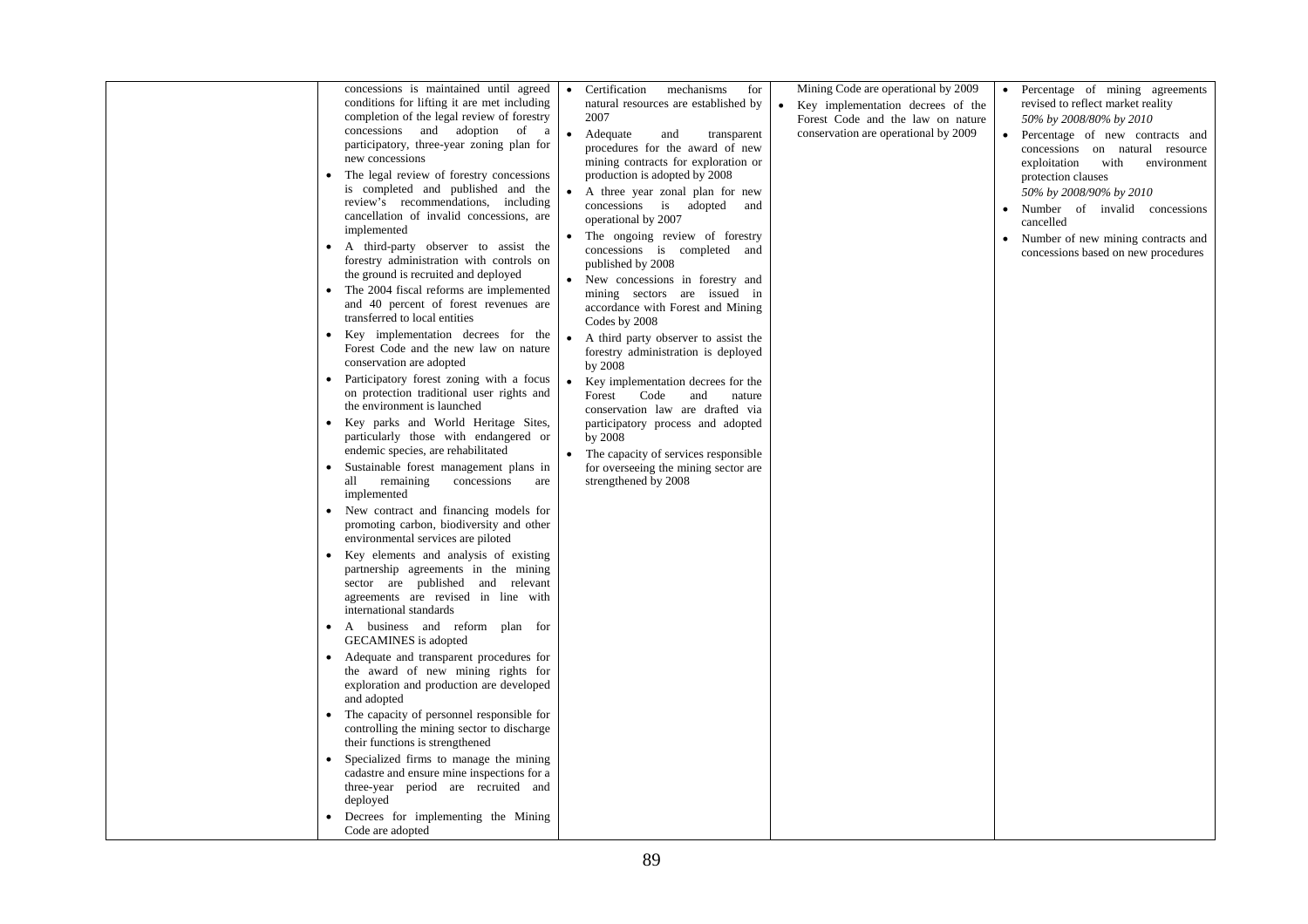| | | | | |
|---|---|---|---|---|
| | concessions is maintained until agreed conditions for lifting it are met including completion of the legal review of forestry concessions and adoption of a participatory, three-year zoning plan for new concessions<br>• The legal review of forestry concessions is completed and published and the review's recommendations, including cancellation of invalid concessions, are implemented<br>• A third-party observer to assist the forestry administration with controls on the ground is recruited and deployed<br>• The 2004 fiscal reforms are implemented and 40 percent of forest revenues are transferred to local entities<br>• Key implementation decrees for the Forest Code and the new law on nature conservation are adopted<br>• Participatory forest zoning with a focus on protection traditional user rights and the environment is launched<br>• Key parks and World Heritage Sites, particularly those with endangered or endemic species, are rehabilitated<br>• Sustainable forest management plans in all remaining concessions are implemented<br>• New contract and financing models for promoting carbon, biodiversity and other environmental services are piloted<br>• Key elements and analysis of existing partnership agreements in the mining sector are published and relevant agreements are revised in line with international standards<br>• A business and reform plan for GECAMINES is adopted<br>• Adequate and transparent procedures for the award of new mining rights for exploration and production are developed and adopted<br>• The capacity of personnel responsible for controlling the mining sector to discharge their functions is strengthened<br>• Specialized firms to manage the mining cadastre and ensure mine inspections for a three-year period are recruited and deployed<br>• Decrees for implementing the Mining Code are adopted | • Certification mechanisms for natural resources are established by 2007<br>• Adequate and transparent procedures for the award of new mining contracts for exploration or production is adopted by 2008<br>• A three year zonal plan for new concessions is adopted and operational by 2007<br>• The ongoing review of forestry concessions is completed and published by 2008<br>• New concessions in forestry and mining sectors are issued in accordance with Forest and Mining Codes by 2008<br>• A third party observer to assist the forestry administration is deployed by 2008<br>• Key implementation decrees for the Forest Code and nature conservation law are drafted via participatory process and adopted by 2008<br>• The capacity of services responsible for overseeing the mining sector are strengthened by 2008 | Mining Code are operational by 2009<br>• Key implementation decrees of the Forest Code and the law on nature conservation are operational by 2009 | • Percentage of mining agreements revised to reflect market reality<br>*50% by 2008/80% by 2010*<br>• Percentage of new contracts and concessions on natural resource exploitation with environment protection clauses<br>*50% by 2008/90% by 2010*<br>• Number of invalid concessions cancelled<br>• Number of new mining contracts and concessions based on new procedures |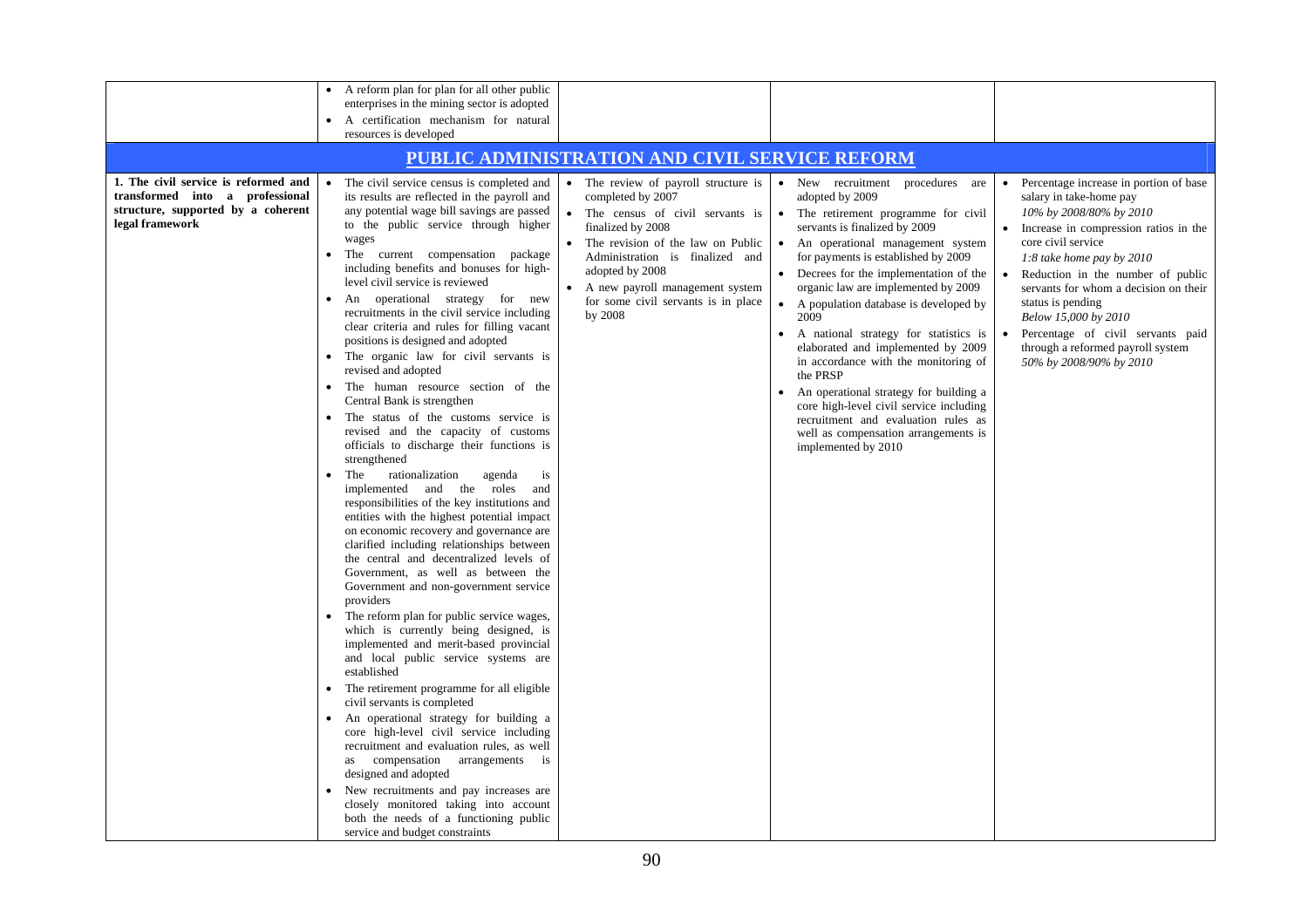| | | | | |
|---|---|---|---|---|
| | • A reform plan for plan for all other public enterprises in the mining sector is adopted<br>• A certification mechanism for natural resources is developed | | | |
| **PUBLIC ADMINISTRATION AND CIVIL SERVICE REFORM** | | | | |
| **1. The civil service is reformed and transformed into a professional structure, supported by a coherent legal framework** | • The civil service census is completed and its results are reflected in the payroll and any potential wage bill savings are passed to the public service through higher wages<br>• The current compensation package including benefits and bonuses for high-level civil service is reviewed<br>• An operational strategy for new recruitments in the civil service including clear criteria and rules for filling vacant positions is designed and adopted<br>• The organic law for civil servants is revised and adopted<br>• The human resource section of the Central Bank is strengthen<br>• The status of the customs service is revised and the capacity of customs officials to discharge their functions is strengthened<br>• The rationalization agenda is implemented and the roles and responsibilities of the key institutions and entities with the highest potential impact on economic recovery and governance are clarified including relationships between the central and decentralized levels of Government, as well as between the Government and non-government service providers<br>• The reform plan for public service wages, which is currently being designed, is implemented and merit-based provincial and local public service systems are established<br>• The retirement programme for all eligible civil servants is completed<br>• An operational strategy for building a core high-level civil service including recruitment and evaluation rules, as well as compensation arrangements is designed and adopted<br>• New recruitments and pay increases are closely monitored taking into account both the needs of a functioning public service and budget constraints | • The review of payroll structure is completed by 2007<br>• The census of civil servants is finalized by 2008<br>• The revision of the law on Public Administration is finalized and adopted by 2008<br>• A new payroll management system for some civil servants is in place by 2008 | • New recruitment procedures are adopted by 2009<br>• The retirement programme for civil servants is finalized by 2009<br>• An operational management system for payments is established by 2009<br>• Decrees for the implementation of the organic law are implemented by 2009<br>• A population database is developed by 2009<br>• A national strategy for statistics is elaborated and implemented by 2009 in accordance with the monitoring of the PRSP<br>• An operational strategy for building a core high-level civil service including recruitment and evaluation rules as well as compensation arrangements is implemented by 2010 | • Percentage increase in portion of base salary in take-home pay<br>*10% by 2008/80% by 2010*<br>• Increase in compression ratios in the core civil service<br>*1:8 take home pay by 2010*<br>• Reduction in the number of public servants for whom a decision on their status is pending<br>*Below 15,000 by 2010*<br>• Percentage of civil servants paid through a reformed payroll system<br>*50% by 2008/90% by 2010* |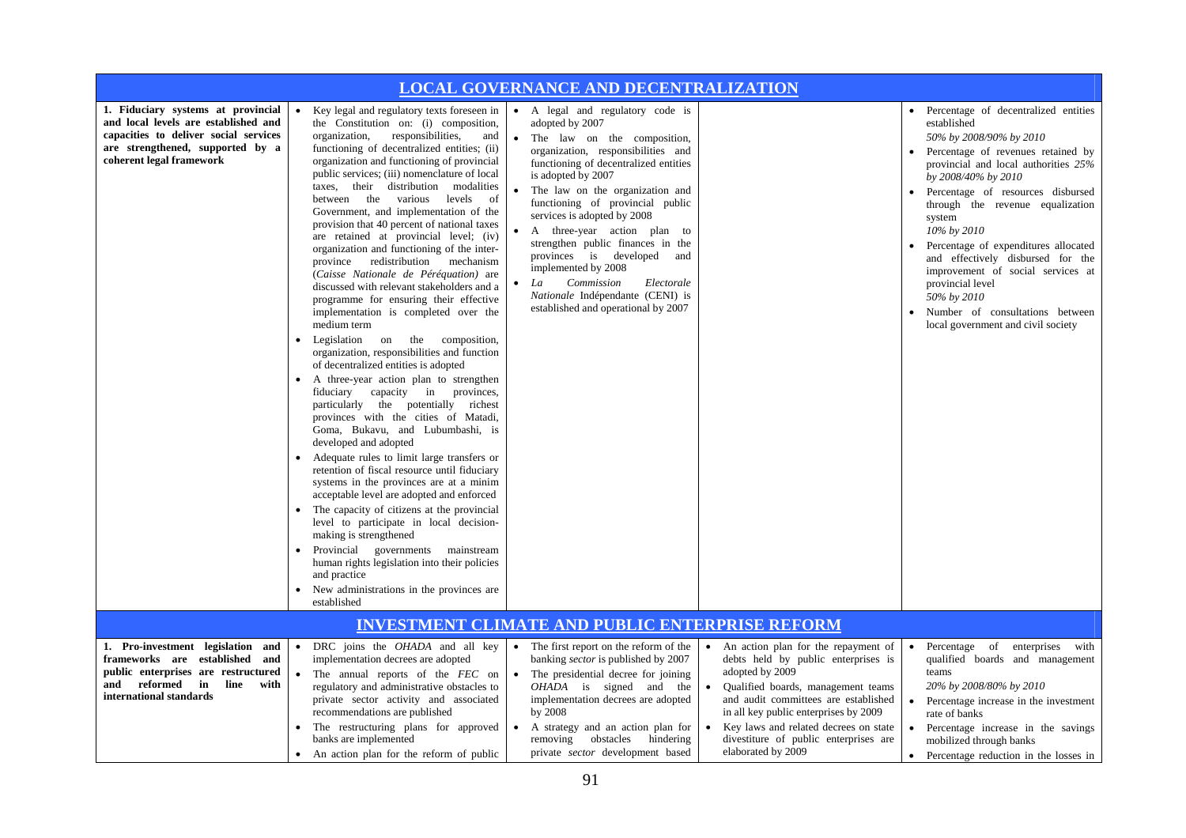| | | | | |
|---|---|---|---|---|
| **LOCAL GOVERNANCE AND DECENTRALIZATION** | | | | |
| **1. Fiduciary systems at provincial and local levels are established and capacities to deliver social services are strengthened, supported by a coherent legal framework** | • Key legal and regulatory texts foreseen in the Constitution on: (i) composition, organization, responsibilities, and functioning of decentralized entities; (ii) organization and functioning of provincial public services; (iii) nomenclature of local taxes, their distribution modalities between the various levels of Government, and implementation of the provision that 40 percent of national taxes are retained at provincial level; (iv) organization and functioning of the inter-province redistribution mechanism (*Caisse Nationale de Péréquation)* are discussed with relevant stakeholders and a programme for ensuring their effective implementation is completed over the medium term<br>• Legislation on the composition, organization, responsibilities and function of decentralized entities is adopted<br>• A three-year action plan to strengthen fiduciary capacity in provinces, particularly the potentially richest provinces with the cities of Matadi, Goma, Bukavu, and Lubumbashi, is developed and adopted<br>• Adequate rules to limit large transfers or retention of fiscal resource until fiduciary systems in the provinces are at a minim acceptable level are adopted and enforced<br>• The capacity of citizens at the provincial level to participate in local decision-making is strengthened<br>• Provincial governments mainstream human rights legislation into their policies and practice<br>• New administrations in the provinces are established | • A legal and regulatory code is adopted by 2007<br>• The law on the composition, organization, responsibilities and functioning of decentralized entities is adopted by 2007<br>• The law on the organization and functioning of provincial public services is adopted by 2008<br>• A three-year action plan to strengthen public finances in the provinces is developed and implemented by 2008<br>• *La Commission Electorale Nationale* Indépendante (CENI) is established and operational by 2007 | | • Percentage of decentralized entities established<br>*50% by 2008/90% by 2010*<br>• Percentage of revenues retained by provincial and local authorities *25% by 2008/40% by 2010*<br>• Percentage of resources disbursed through the revenue equalization system<br>*10% by 2010*<br>• Percentage of expenditures allocated and effectively disbursed for the improvement of social services at provincial level<br>*50% by 2010*<br>• Number of consultations between local government and civil society |
| **INVESTMENT CLIMATE AND PUBLIC ENTERPRISE REFORM** | | | | |
| **1. Pro-investment legislation and frameworks are established and public enterprises are restructured and reformed in line with international standards** | • DRC joins the *OHADA* and all key implementation decrees are adopted<br>• The annual reports of the *FEC* on regulatory and administrative obstacles to private sector activity and associated recommendations are published<br>• The restructuring plans for approved banks are implemented<br>• An action plan for the reform of public | • The first report on the reform of the banking *sector* is published by 2007<br>• The presidential decree for joining *OHADA* is signed and the implementation decrees are adopted by 2008<br>• A strategy and an action plan for removing obstacles hindering private *sector* development based | • An action plan for the repayment of debts held by public enterprises is adopted by 2009<br>• Qualified boards, management teams and audit committees are established in all key public enterprises by 2009<br>• Key laws and related decrees on state divestiture of public enterprises are elaborated by 2009 | • Percentage of enterprises with qualified boards and management teams<br>*20% by 2008/80% by 2010*<br>• Percentage increase in the investment rate of banks<br>• Percentage increase in the savings mobilized through banks<br>• Percentage reduction in the losses in |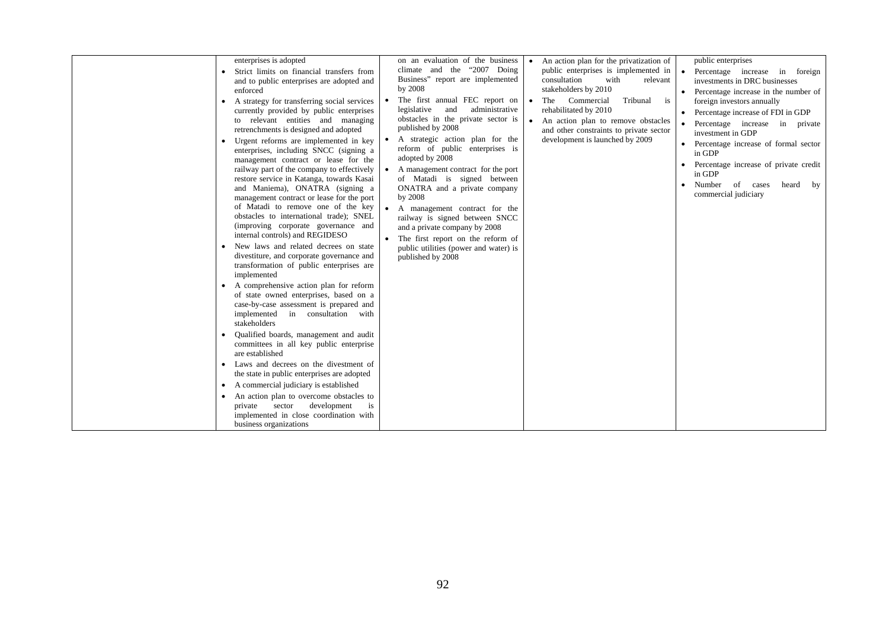| | | | | |
|---|---|---|---|---|
| | enterprises is adopted<br>• Strict limits on financial transfers from and to public enterprises are adopted and enforced<br>• A strategy for transferring social services currently provided by public enterprises to relevant entities and managing retrenchments is designed and adopted<br>• Urgent reforms are implemented in key enterprises, including SNCC (signing a management contract or lease for the railway part of the company to effectively restore service in Katanga, towards Kasai and Maniema), ONATRA (signing a management contract or lease for the port of Matadi to remove one of the key obstacles to international trade); SNEL (improving corporate governance and internal controls) and REGIDESO<br>• New laws and related decrees on state divestiture, and corporate governance and transformation of public enterprises are implemented<br>• A comprehensive action plan for reform of state owned enterprises, based on a case-by-case assessment is prepared and implemented in consultation with stakeholders<br>• Qualified boards, management and audit committees in all key public enterprise are established<br>• Laws and decrees on the divestment of the state in public enterprises are adopted<br>• A commercial judiciary is established<br>• An action plan to overcome obstacles to private sector development is implemented in close coordination with business organizations | on an evaluation of the business climate and the "2007 Doing Business" report are implemented by 2008<br>• The first annual FEC report on legislative and administrative obstacles in the private sector is published by 2008<br>• A strategic action plan for the reform of public enterprises is adopted by 2008<br>• A management contract for the port of Matadi is signed between ONATRA and a private company by 2008<br>• A management contract for the railway is signed between SNCC and a private company by 2008<br>• The first report on the reform of public utilities (power and water) is published by 2008 | • An action plan for the privatization of public enterprises is implemented in consultation with relevant stakeholders by 2010<br>• The Commercial Tribunal is rehabilitated by 2010<br>• An action plan to remove obstacles and other constraints to private sector development is launched by 2009 | public enterprises<br>• Percentage increase in foreign investments in DRC businesses<br>• Percentage increase in the number of foreign investors annually<br>• Percentage increase of FDI in GDP<br>• Percentage increase in private investment in GDP<br>• Percentage increase of formal sector in GDP<br>• Percentage increase of private credit in GDP<br>• Number of cases heard by commercial judiciary |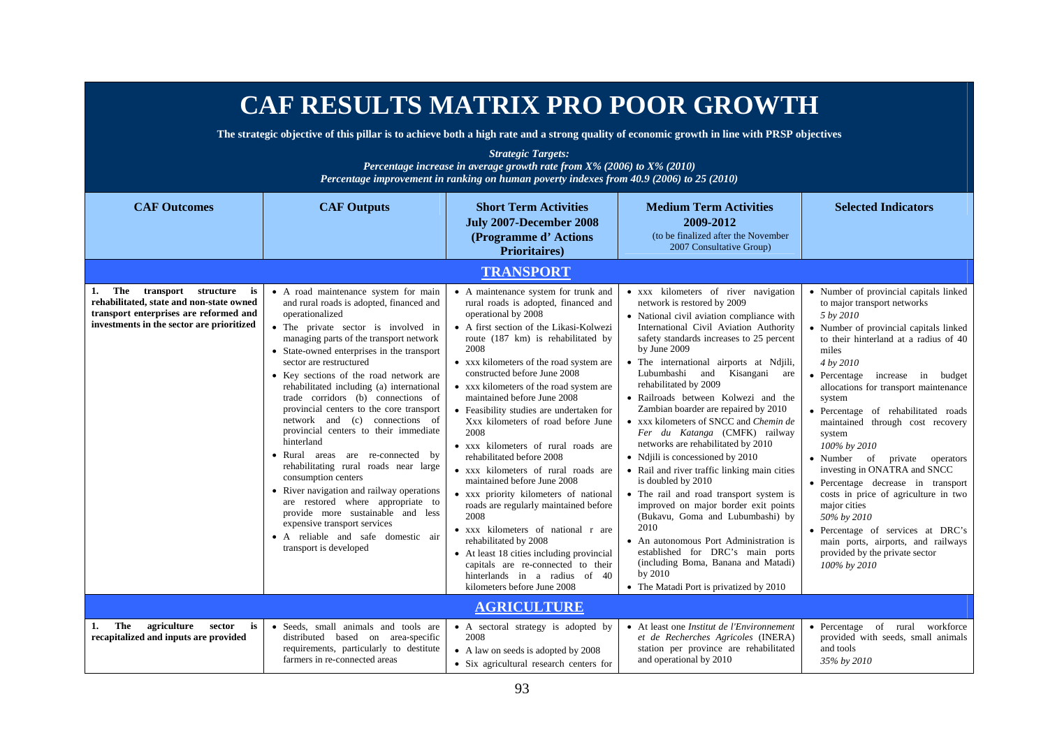# CAF RESULTS MATRIX PRO POOR GROWTH

**The strategic objective of this pillar is to achieve both a high rate and a strong quality of economic growth in line with PRSP objectives**

***Strategic Targets:***
***Percentage increase in average growth rate from X% (2006) to X% (2010)***
***Percentage improvement in ranking on human poverty indexes from 40.9 (2006) to 25 (2010)***

| CAF Outcomes | CAF Outputs | Short Term Activities July 2007-December 2008 (Programme d' Actions Prioritaires) | Medium Term Activities 2009-2012 (to be finalized after the November 2007 Consultative Group) | Selected Indicators |
|---|---|---|---|---|
| **TRANSPORT** | | | | |
| **1. The transport structure is rehabilitated, state and non-state owned transport enterprises are reformed and investments in the sector are prioritized** | • A road maintenance system for main and rural roads is adopted, financed and operationalized<br>• The private sector is involved in managing parts of the transport network<br>• State-owned enterprises in the transport sector are restructured<br>• Key sections of the road network are rehabilitated including (a) international trade corridors (b) connections of provincial centers to the core transport network and (c) connections of provincial centers to their immediate hinterland<br>• Rural areas are re-connected by rehabilitating rural roads near large consumption centers<br>• River navigation and railway operations are restored where appropriate to provide more sustainable and less expensive transport services<br>• A reliable and safe domestic air transport is developed | • A maintenance system for trunk and rural roads is adopted, financed and operational by 2008<br>• A first section of the Likasi-Kolwezi route (187 km) is rehabilitated by 2008<br>• xxx kilometers of the road system are constructed before June 2008<br>• xxx kilometers of the road system are maintained before June 2008<br>• Feasibility studies are undertaken for Xxx kilometers of road before June 2008<br>• xxx kilometers of rural roads are rehabilitated before 2008<br>• xxx kilometers of rural roads are maintained before June 2008<br>• xxx priority kilometers of national roads are regularly maintained before 2008<br>• xxx kilometers of national r are rehabilitated by 2008<br>• At least 18 cities including provincial capitals are re-connected to their hinterlands in a radius of 40 kilometers before June 2008 | • xxx kilometers of river navigation network is restored by 2009<br>• National civil aviation compliance with International Civil Aviation Authority safety standards increases to 25 percent by June 2009<br>• The international airports at Ndjili, Lubumbashi and Kisangani are rehabilitated by 2009<br>• Railroads between Kolwezi and the Zambian boarder are repaired by 2010<br>• xxx kilometers of SNCC and *Chemin de Fer du Katanga* (CMFK) railway networks are rehabilitated by 2010<br>• Ndjili is concessioned by 2010<br>• Rail and river traffic linking main cities is doubled by 2010<br>• The rail and road transport system is improved on major border exit points (Bukavu, Goma and Lubumbashi) by 2010<br>• An autonomous Port Administration is established for DRC's main ports (including Boma, Banana and Matadi) by 2010<br>• The Matadi Port is privatized by 2010 | • Number of provincial capitals linked to major transport networks<br>*5 by 2010*<br>• Number of provincial capitals linked to their hinterland at a radius of 40 miles<br>*4 by 2010*<br>• Percentage increase in budget allocations for transport maintenance system<br>• Percentage of rehabilitated roads maintained through cost recovery system<br>*100% by 2010*<br>• Number of private operators investing in ONATRA and SNCC<br>• Percentage decrease in transport costs in price of agriculture in two major cities<br>*50% by 2010*<br>• Percentage of services at DRC's main ports, airports, and railways provided by the private sector<br>*100% by 2010* |
| **AGRICULTURE** | | | | |
| **1. The agriculture sector is recapitalized and inputs are provided** | • Seeds, small animals and tools are distributed based on area-specific requirements, particularly to destitute farmers in re-connected areas | • A sectoral strategy is adopted by 2008<br>• A law on seeds is adopted by 2008<br>• Six agricultural research centers for | • At least one *Institut de l'Environnement et de Recherches Agricoles* (INERA) station per province are rehabilitated and operational by 2010 | • Percentage of rural workforce provided with seeds, small animals and tools<br>*35% by 2010* |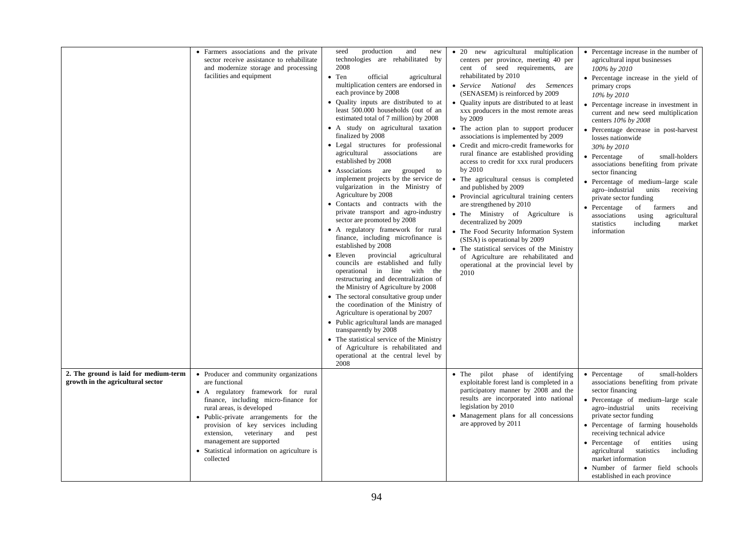| | | | | |
|---|---|---|---|---|
| | • Farmers associations and the private sector receive assistance to rehabilitate and modernize storage and processing facilities and equipment | seed production and new technologies are rehabilitated by 2008<br>• Ten official agricultural multiplication centers are endorsed in each province by 2008<br>• Quality inputs are distributed to at least 500.000 households (out of an estimated total of 7 million) by 2008<br>• A study on agricultural taxation finalized by 2008<br>• Legal structures for professional agricultural associations are established by 2008<br>• Associations are grouped to implement projects by the service de vulgarization in the Ministry of Agriculture by 2008<br>• Contacts and contracts with the private transport and agro-industry sector are promoted by 2008<br>• A regulatory framework for rural finance, including microfinance is established by 2008<br>• Eleven provincial agricultural councils are established and fully operational in line with the restructuring and decentralization of the Ministry of Agriculture by 2008<br>• The sectoral consultative group under the coordination of the Ministry of Agriculture is operational by 2007<br>• Public agricultural lands are managed transparently by 2008<br>• The statistical service of the Ministry of Agriculture is rehabilitated and operational at the central level by 2008 | • 20 new agricultural multiplication centers per province, meeting 40 per cent of seed requirements, are rehabilitated by 2010<br>• *Service National des Semences* (SENASEM) is reinforced by 2009<br>• Quality inputs are distributed to at least xxx producers in the most remote areas by 2009<br>• The action plan to support producer associations is implemented by 2009<br>• Credit and micro-credit frameworks for rural finance are established providing access to credit for xxx rural producers by 2010<br>• The agricultural census is completed and published by 2009<br>• Provincial agricultural training centers are strengthened by 2010<br>• The Ministry of Agriculture is decentralized by 2009<br>• The Food Security Information System (SISA) is operational by 2009<br>• The statistical services of the Ministry of Agriculture are rehabilitated and operational at the provincial level by 2010 | • Percentage increase in the number of agricultural input businesses *100% by 2010*<br>• Percentage increase in the yield of primary crops *10% by 2010*<br>• Percentage increase in investment in current and new seed multiplication centers *10% by 2008*<br>• Percentage decrease in post-harvest losses nationwide *30% by 2010*<br>• Percentage of small-holders associations benefiting from private sector financing<br>• Percentage of medium–large scale agro–industrial units receiving private sector funding<br>• Percentage of farmers and associations using agricultural statistics including market information |
| **2. The ground is laid for medium-term growth in the agricultural sector** | • Producer and community organizations are functional<br>• A regulatory framework for rural finance, including micro-finance for rural areas, is developed<br>• Public-private arrangements for the provision of key services including extension, veterinary and pest management are supported<br>• Statistical information on agriculture is collected | | • The pilot phase of identifying exploitable forest land is completed in a participatory manner by 2008 and the results are incorporated into national legislation by 2010<br>• Management plans for all concessions are approved by 2011 | • Percentage of small-holders associations benefiting from private sector financing<br>• Percentage of medium–large scale agro–industrial units receiving private sector funding<br>• Percentage of farming households receiving technical advice<br>• Percentage of entities using agricultural statistics including market information<br>• Number of farmer field schools established in each province |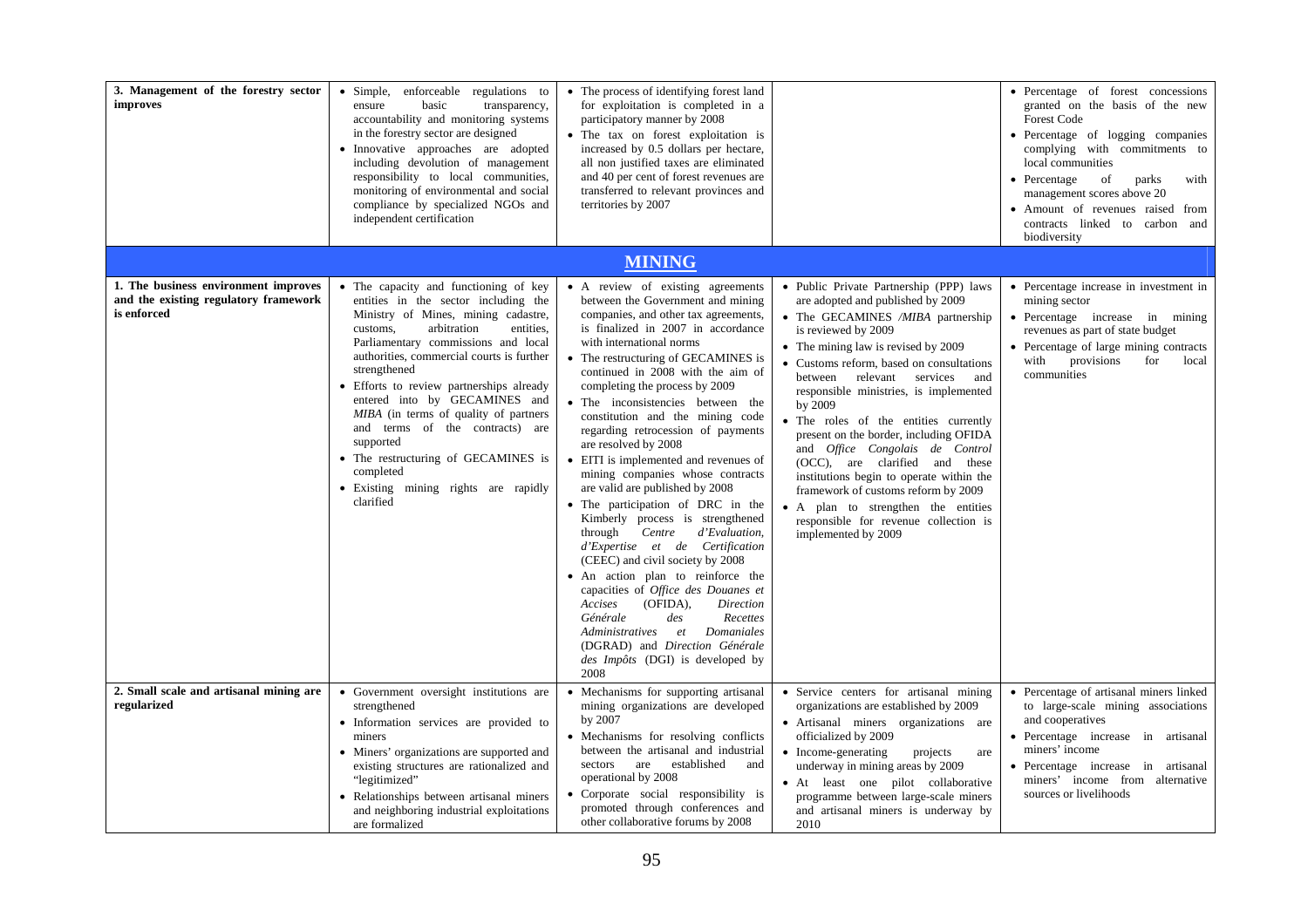| | | | | |
|---|---|---|---|---|
| **3. Management of the forestry sector improves** | • Simple, enforceable regulations to ensure basic transparency, accountability and monitoring systems in the forestry sector are designed<br>• Innovative approaches are adopted including devolution of management responsibility to local communities, monitoring of environmental and social compliance by specialized NGOs and independent certification | • The process of identifying forest land for exploitation is completed in a participatory manner by 2008<br>• The tax on forest exploitation is increased by 0.5 dollars per hectare, all non justified taxes are eliminated and 40 per cent of forest revenues are transferred to relevant provinces and territories by 2007 | | • Percentage of forest concessions granted on the basis of the new Forest Code<br>• Percentage of logging companies complying with commitments to local communities<br>• Percentage of parks with management scores above 20<br>• Amount of revenues raised from contracts linked to carbon and biodiversity |
| **MINING** | | | | |
| **1. The business environment improves and the existing regulatory framework is enforced** | • The capacity and functioning of key entities in the sector including the Ministry of Mines, mining cadastre, customs, arbitration entities, Parliamentary commissions and local authorities, commercial courts is further strengthened<br>• Efforts to review partnerships already entered into by GECAMINES and *MIBA* (in terms of quality of partners and terms of the contracts) are supported<br>• The restructuring of GECAMINES is completed<br>• Existing mining rights are rapidly clarified | • A review of existing agreements between the Government and mining companies, and other tax agreements, is finalized in 2007 in accordance with international norms<br>• The restructuring of GECAMINES is continued in 2008 with the aim of completing the process by 2009<br>• The inconsistencies between the constitution and the mining code regarding retrocession of payments are resolved by 2008<br>• EITI is implemented and revenues of mining companies whose contracts are valid are published by 2008<br>• The participation of DRC in the Kimberly process is strengthened through *Centre d'Evaluation, d'Expertise et de Certification* (CEEC) and civil society by 2008<br>• An action plan to reinforce the capacities of *Office des Douanes et Accises* (OFIDA), *Direction Générale des Recettes Administratives et Domaniales* (DGRAD) and *Direction Générale des Impôts* (DGI) is developed by 2008 | • Public Private Partnership (PPP) laws are adopted and published by 2009<br>• The GECAMINES /*MIBA* partnership is reviewed by 2009<br>• The mining law is revised by 2009<br>• Customs reform, based on consultations between relevant services and responsible ministries, is implemented by 2009<br>• The roles of the entities currently present on the border, including OFIDA and *Office Congolais de Control* (OCC), are clarified and these institutions begin to operate within the framework of customs reform by 2009<br>• A plan to strengthen the entities responsible for revenue collection is implemented by 2009 | • Percentage increase in investment in mining sector<br>• Percentage increase in mining revenues as part of state budget<br>• Percentage of large mining contracts with provisions for local communities |
| **2. Small scale and artisanal mining are regularized** | • Government oversight institutions are strengthened<br>• Information services are provided to miners<br>• Miners' organizations are supported and existing structures are rationalized and "legitimized"<br>• Relationships between artisanal miners and neighboring industrial exploitations are formalized | • Mechanisms for supporting artisanal mining organizations are developed by 2007<br>• Mechanisms for resolving conflicts between the artisanal and industrial sectors are established and operational by 2008<br>• Corporate social responsibility is promoted through conferences and other collaborative forums by 2008 | • Service centers for artisanal mining organizations are established by 2009<br>• Artisanal miners organizations are officialized by 2009<br>• Income-generating projects are underway in mining areas by 2009<br>• At least one pilot collaborative programme between large-scale miners and artisanal miners is underway by 2010 | • Percentage of artisanal miners linked to large-scale mining associations and cooperatives<br>• Percentage increase in artisanal miners' income<br>• Percentage increase in artisanal miners' income from alternative sources or livelihoods |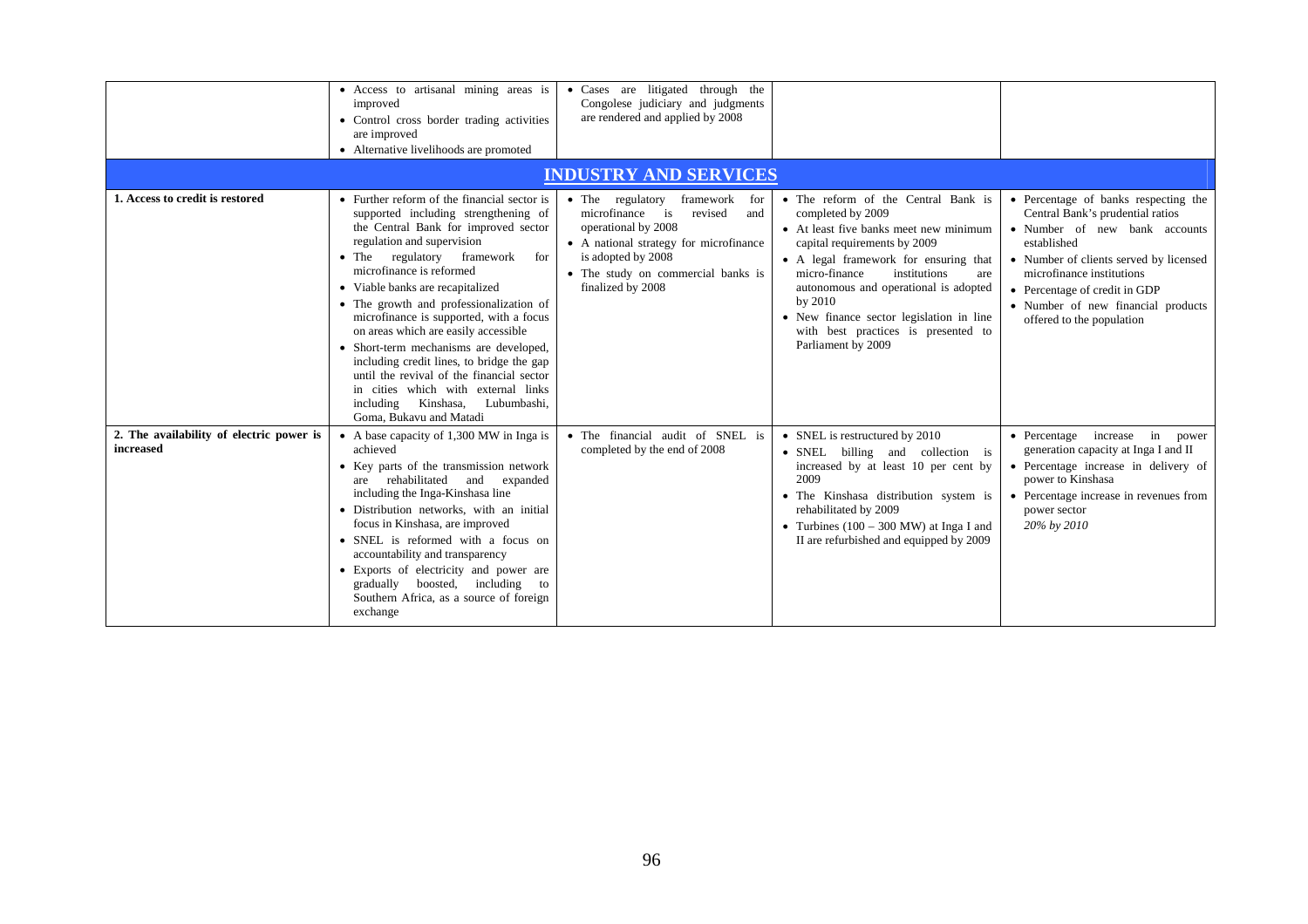|  |  |  |  |  |
|---|---|---|---|---|
|  | • Access to artisanal mining areas is improved<br>• Control cross border trading activities are improved<br>• Alternative livelihoods are promoted | • Cases are litigated through the Congolese judiciary and judgments are rendered and applied by 2008 |  |  |
| **INDUSTRY AND SERVICES** |  |  |  |  |
| **1. Access to credit is restored** | • Further reform of the financial sector is supported including strengthening of the Central Bank for improved sector regulation and supervision<br>• The regulatory framework for microfinance is reformed<br>• Viable banks are recapitalized<br>• The growth and professionalization of microfinance is supported, with a focus on areas which are easily accessible<br>• Short-term mechanisms are developed, including credit lines, to bridge the gap until the revival of the financial sector in cities which with external links including Kinshasa, Lubumbashi, Goma, Bukavu and Matadi | • The regulatory framework for microfinance is revised and operational by 2008<br>• A national strategy for microfinance is adopted by 2008<br>• The study on commercial banks is finalized by 2008 | • The reform of the Central Bank is completed by 2009<br>• At least five banks meet new minimum capital requirements by 2009<br>• A legal framework for ensuring that micro-finance institutions are autonomous and operational is adopted by 2010<br>• New finance sector legislation in line with best practices is presented to Parliament by 2009 | • Percentage of banks respecting the Central Bank's prudential ratios<br>• Number of new bank accounts established<br>• Number of clients served by licensed microfinance institutions<br>• Percentage of credit in GDP<br>• Number of new financial products offered to the population |
| **2. The availability of electric power is increased** | • A base capacity of 1,300 MW in Inga is achieved<br>• Key parts of the transmission network are rehabilitated and expanded including the Inga-Kinshasa line<br>• Distribution networks, with an initial focus in Kinshasa, are improved<br>• SNEL is reformed with a focus on accountability and transparency<br>• Exports of electricity and power are gradually boosted, including to Southern Africa, as a source of foreign exchange | • The financial audit of SNEL is completed by the end of 2008 | • SNEL is restructured by 2010<br>• SNEL billing and collection is increased by at least 10 per cent by 2009<br>• The Kinshasa distribution system is rehabilitated by 2009<br>• Turbines (100 – 300 MW) at Inga I and II are refurbished and equipped by 2009 | • Percentage increase in power generation capacity at Inga I and II<br>• Percentage increase in delivery of power to Kinshasa<br>• Percentage increase in revenues from power sector<br>*20% by 2010* |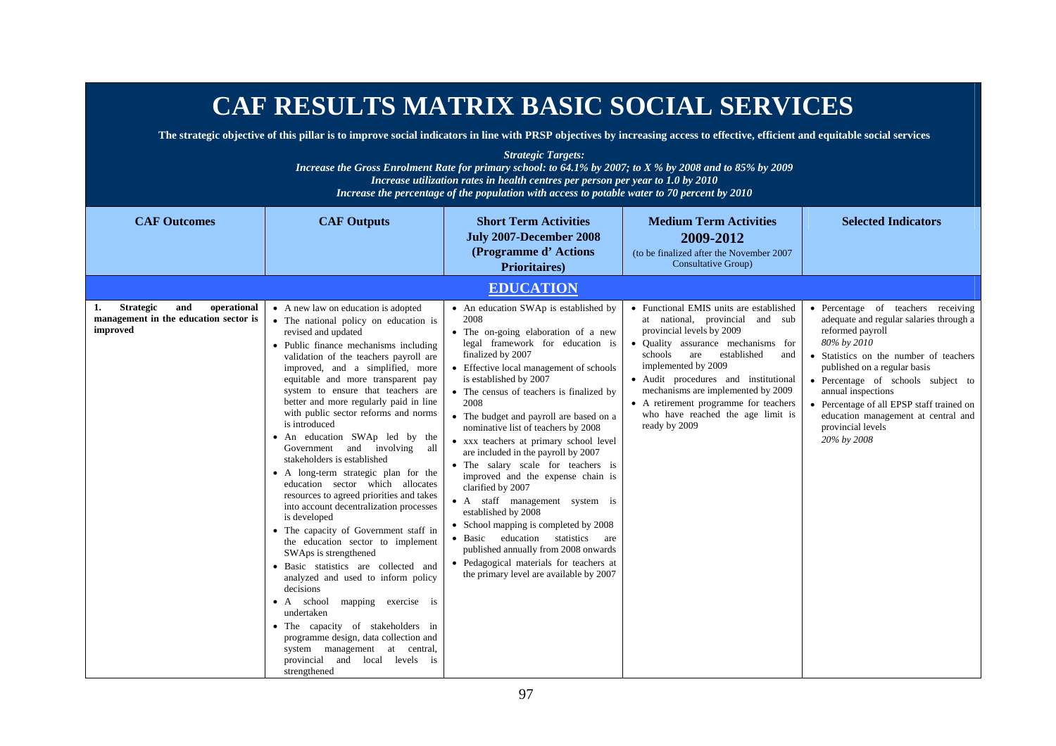# CAF RESULTS MATRIX BASIC SOCIAL SERVICES

**The strategic objective of this pillar is to improve social indicators in line with PRSP objectives by increasing access to effective, efficient and equitable social services**

***Strategic Targets:***

***Increase the Gross Enrolment Rate for primary school: to 64.1% by 2007; to X % by 2008 and to 85% by 2009***

***Increase utilization rates in health centres per person per year to 1.0 by 2010***

***Increase the percentage of the population with access to potable water to 70 percent by 2010***

| CAF Outcomes | CAF Outputs | Short Term Activities July 2007-December 2008 (Programme d' Actions Prioritaires) | Medium Term Activities 2009-2012 (to be finalized after the November 2007 Consultative Group) | Selected Indicators |
|---|---|---|---|---|
| | | **EDUCATION** | | |
| **1. Strategic and operational management in the education sector is improved** | • A new law on education is adopted<br>• The national policy on education is revised and updated<br>• Public finance mechanisms including validation of the teachers payroll are improved, and a simplified, more equitable and more transparent pay system to ensure that teachers are better and more regularly paid in line with public sector reforms and norms is introduced<br>• An education SWAp led by the Government and involving all stakeholders is established<br>• A long-term strategic plan for the education sector which allocates resources to agreed priorities and takes into account decentralization processes is developed<br>• The capacity of Government staff in the education sector to implement SWAps is strengthened<br>• Basic statistics are collected and analyzed and used to inform policy decisions<br>• A school mapping exercise is undertaken<br>• The capacity of stakeholders in programme design, data collection and system management at central, provincial and local levels is strengthened | • An education SWAp is established by 2008<br>• The on-going elaboration of a new legal framework for education is finalized by 2007<br>• Effective local management of schools is established by 2007<br>• The census of teachers is finalized by 2008<br>• The budget and payroll are based on a nominative list of teachers by 2008<br>• xxx teachers at primary school level are included in the payroll by 2007<br>• The salary scale for teachers is improved and the expense chain is clarified by 2007<br>• A staff management system is established by 2008<br>• School mapping is completed by 2008<br>• Basic education statistics are published annually from 2008 onwards<br>• Pedagogical materials for teachers at the primary level are available by 2007 | • Functional EMIS units are established at national, provincial and sub provincial levels by 2009<br>• Quality assurance mechanisms for schools are established and implemented by 2009<br>• Audit procedures and institutional mechanisms are implemented by 2009<br>• A retirement programme for teachers who have reached the age limit is ready by 2009 | • Percentage of teachers receiving adequate and regular salaries through a reformed payroll<br>*80% by 2010*<br>• Statistics on the number of teachers published on a regular basis<br>• Percentage of schools subject to annual inspections<br>• Percentage of all EPSP staff trained on education management at central and provincial levels<br>*20% by 2008* |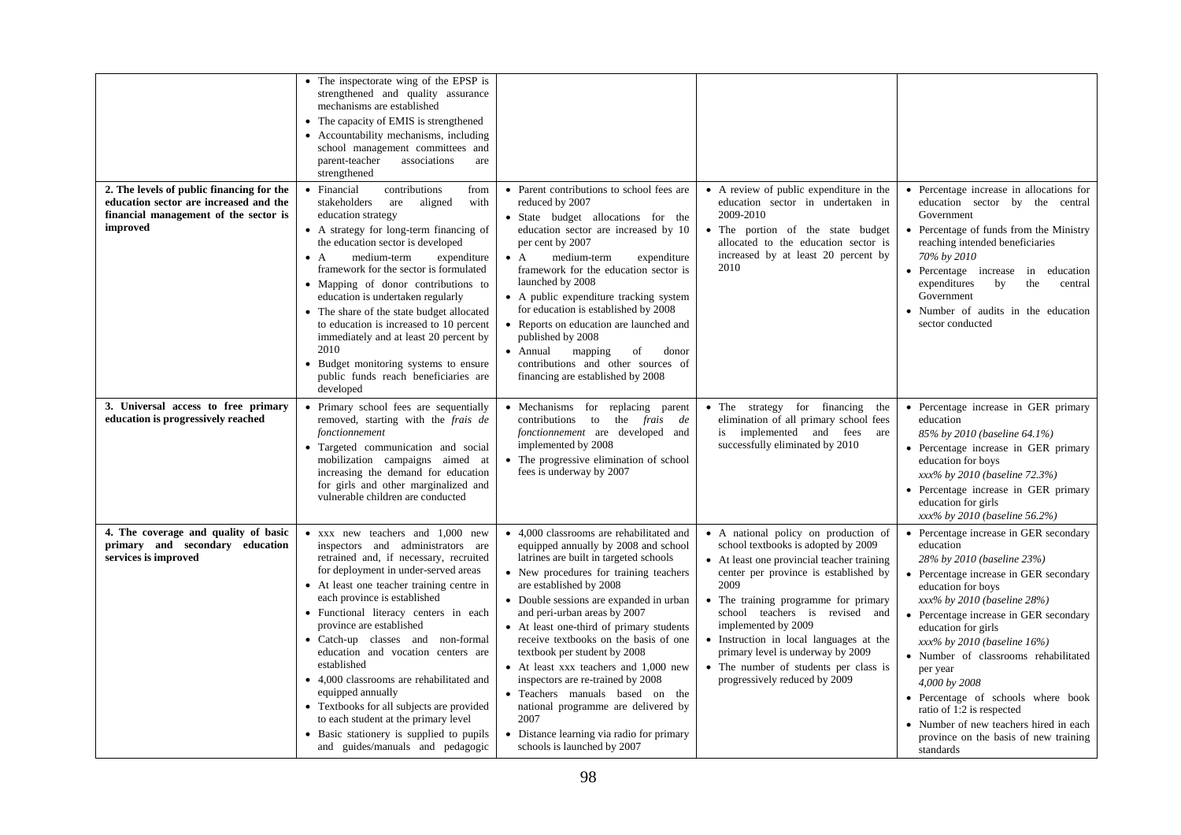| | | | | |
|---|---|---|---|---|
| | • The inspectorate wing of the EPSP is strengthened and quality assurance mechanisms are established<br>• The capacity of EMIS is strengthened<br>• Accountability mechanisms, including school management committees and parent-teacher associations are strengthened | | | |
| **2. The levels of public financing for the education sector are increased and the financial management of the sector is improved** | • Financial contributions from stakeholders are aligned with education strategy<br>• A strategy for long-term financing of the education sector is developed<br>• A medium-term expenditure framework for the sector is formulated<br>• Mapping of donor contributions to education is undertaken regularly<br>• The share of the state budget allocated to education is increased to 10 percent immediately and at least 20 percent by 2010<br>• Budget monitoring systems to ensure public funds reach beneficiaries are developed | • Parent contributions to school fees are reduced by 2007<br>• State budget allocations for the education sector are increased by 10 per cent by 2007<br>• A medium-term expenditure framework for the education sector is launched by 2008<br>• A public expenditure tracking system for education is established by 2008<br>• Reports on education are launched and published by 2008<br>• Annual mapping of donor contributions and other sources of financing are established by 2008 | • A review of public expenditure in the education sector in undertaken in 2009-2010<br>• The portion of the state budget allocated to the education sector is increased by at least 20 percent by 2010 | • Percentage increase in allocations for education sector by the central Government<br>• Percentage of funds from the Ministry reaching intended beneficiaries<br>*70% by 2010*<br>• Percentage increase in education expenditures by the central Government<br>• Number of audits in the education sector conducted |
| **3. Universal access to free primary education is progressively reached** | • Primary school fees are sequentially removed, starting with the *frais de fonctionnement*<br>• Targeted communication and social mobilization campaigns aimed at increasing the demand for education for girls and other marginalized and vulnerable children are conducted | • Mechanisms for replacing parent contributions to the *frais de fonctionnement* are developed and implemented by 2008<br>• The progressive elimination of school fees is underway by 2007 | • The strategy for financing the elimination of all primary school fees is implemented and fees are successfully eliminated by 2010 | • Percentage increase in GER primary education<br>*85% by 2010 (baseline 64.1%)*<br>• Percentage increase in GER primary education for boys<br>*xxx% by 2010 (baseline 72.3%)*<br>• Percentage increase in GER primary education for girls<br>*xxx% by 2010 (baseline 56.2%)* |
| **4. The coverage and quality of basic primary and secondary education services is improved** | • xxx new teachers and 1,000 new inspectors and administrators are retrained and, if necessary, recruited for deployment in under-served areas<br>• At least one teacher training centre in each province is established<br>• Functional literacy centers in each province are established<br>• Catch-up classes and non-formal education and vocation centers are established<br>• 4,000 classrooms are rehabilitated and equipped annually<br>• Textbooks for all subjects are provided to each student at the primary level<br>• Basic stationery is supplied to pupils and guides/manuals and pedagogic | • 4,000 classrooms are rehabilitated and equipped annually by 2008 and school latrines are built in targeted schools<br>• New procedures for training teachers are established by 2008<br>• Double sessions are expanded in urban and peri-urban areas by 2007<br>• At least one-third of primary students receive textbooks on the basis of one textbook per student by 2008<br>• At least xxx teachers and 1,000 new inspectors are re-trained by 2008<br>• Teachers manuals based on the national programme are delivered by 2007<br>• Distance learning via radio for primary schools is launched by 2007 | • A national policy on production of school textbooks is adopted by 2009<br>• At least one provincial teacher training center per province is established by 2009<br>• The training programme for primary school teachers is revised and implemented by 2009<br>• Instruction in local languages at the primary level is underway by 2009<br>• The number of students per class is progressively reduced by 2009 | • Percentage increase in GER secondary education<br>*28% by 2010 (baseline 23%)*<br>• Percentage increase in GER secondary education for boys<br>*xxx% by 2010 (baseline 28%)*<br>• Percentage increase in GER secondary education for girls<br>*xxx% by 2010 (baseline 16%)*<br>• Number of classrooms rehabilitated per year<br>*4,000 by 2008*<br>• Percentage of schools where book ratio of 1:2 is respected<br>• Number of new teachers hired in each province on the basis of new training standards |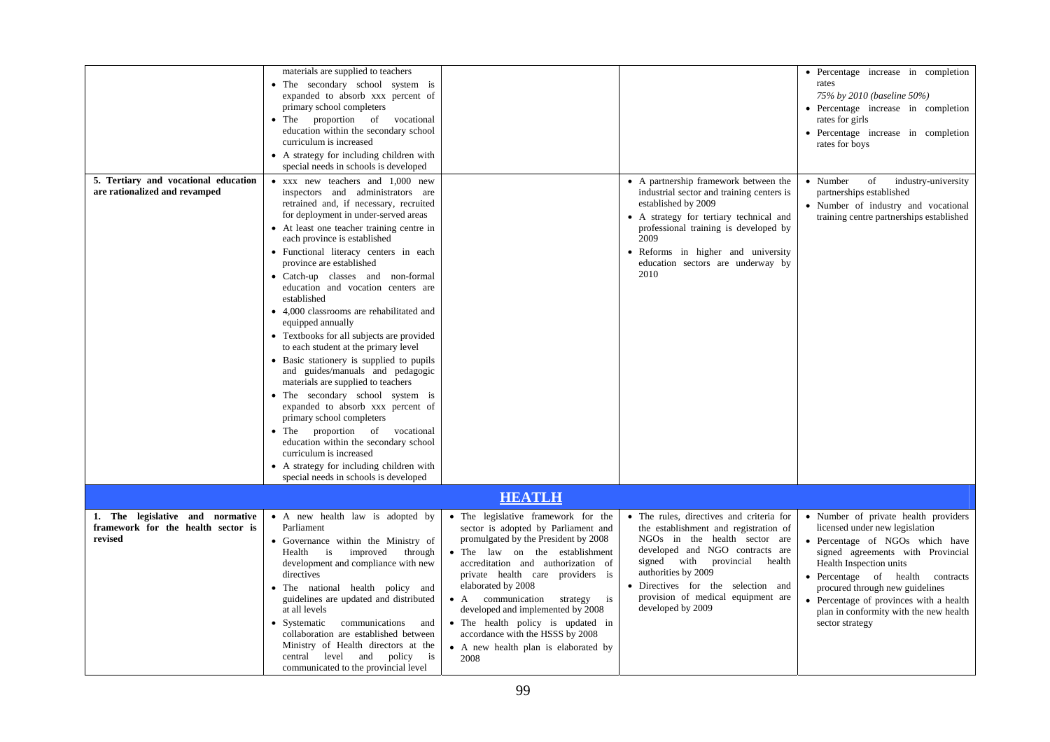| | | | | |
|---|---|---|---|---|
| | materials are supplied to teachers<br>• The secondary school system is expanded to absorb xxx percent of primary school completers<br>• The proportion of vocational education within the secondary school curriculum is increased<br>• A strategy for including children with special needs in schools is developed | | | • Percentage increase in completion rates<br>*75% by 2010 (baseline 50%)*<br>• Percentage increase in completion rates for girls<br>• Percentage increase in completion rates for boys |
| **5. Tertiary and vocational education are rationalized and revamped** | • xxx new teachers and 1,000 new inspectors and administrators are retrained and, if necessary, recruited for deployment in under-served areas<br>• At least one teacher training centre in each province is established<br>• Functional literacy centers in each province are established<br>• Catch-up classes and non-formal education and vocation centers are established<br>• 4,000 classrooms are rehabilitated and equipped annually<br>• Textbooks for all subjects are provided to each student at the primary level<br>• Basic stationery is supplied to pupils and guides/manuals and pedagogic materials are supplied to teachers<br>• The secondary school system is expanded to absorb xxx percent of primary school completers<br>• The proportion of vocational education within the secondary school curriculum is increased<br>• A strategy for including children with special needs in schools is developed | | • A partnership framework between the industrial sector and training centers is established by 2009<br>• A strategy for tertiary technical and professional training is developed by 2009<br>• Reforms in higher and university education sectors are underway by 2010 | • Number of industry-university partnerships established<br>• Number of industry and vocational training centre partnerships established |
| | | **HEATLH** | | |
| **1. The legislative and normative framework for the health sector is revised** | • A new health law is adopted by Parliament<br>• Governance within the Ministry of Health is improved through development and compliance with new directives<br>• The national health policy and guidelines are updated and distributed at all levels<br>• Systematic communications and collaboration are established between Ministry of Health directors at the central level and policy is communicated to the provincial level | • The legislative framework for the sector is adopted by Parliament and promulgated by the President by 2008<br>• The law on the establishment accreditation and authorization of private health care providers is elaborated by 2008<br>• A communication strategy is developed and implemented by 2008<br>• The health policy is updated in accordance with the HSSS by 2008<br>• A new health plan is elaborated by 2008 | • The rules, directives and criteria for the establishment and registration of NGOs in the health sector are developed and NGO contracts are signed with provincial health authorities by 2009<br>• Directives for the selection and provision of medical equipment are developed by 2009 | • Number of private health providers licensed under new legislation<br>• Percentage of NGOs which have signed agreements with Provincial Health Inspection units<br>• Percentage of health contracts procured through new guidelines<br>• Percentage of provinces with a health plan in conformity with the new health sector strategy |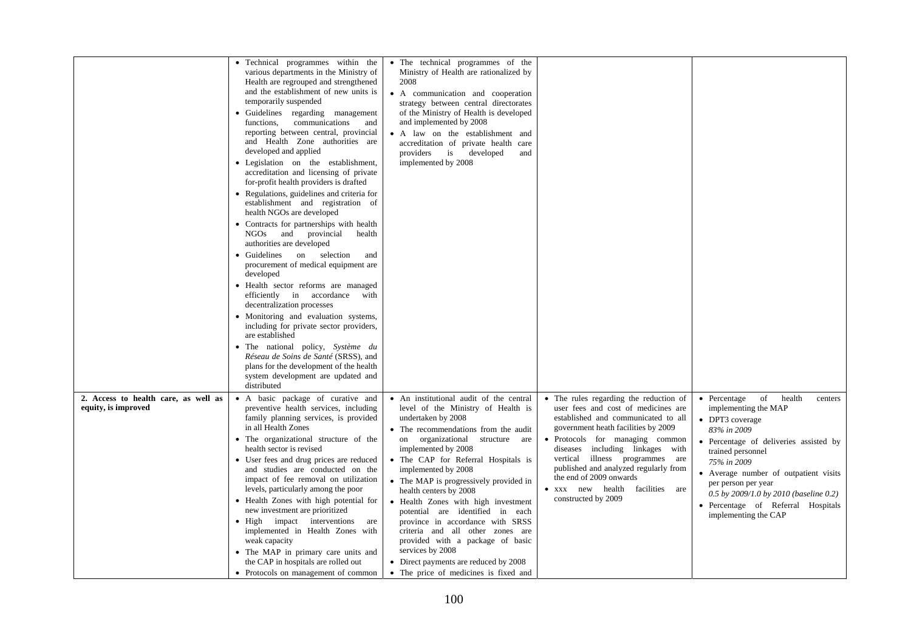| | | | | |
|---|---|---|---|---|
| | • Technical programmes within the various departments in the Ministry of Health are regrouped and strengthened and the establishment of new units is temporarily suspended<br>• Guidelines regarding management functions, communications and reporting between central, provincial and Health Zone authorities are developed and applied<br>• Legislation on the establishment, accreditation and licensing of private for-profit health providers is drafted<br>• Regulations, guidelines and criteria for establishment and registration of health NGOs are developed<br>• Contracts for partnerships with health NGOs and provincial health authorities are developed<br>• Guidelines on selection and procurement of medical equipment are developed<br>• Health sector reforms are managed efficiently in accordance with decentralization processes<br>• Monitoring and evaluation systems, including for private sector providers, are established<br>• The national policy, *Système du Réseau de Soins de Santé* (SRSS), and plans for the development of the health system development are updated and distributed | • The technical programmes of the Ministry of Health are rationalized by 2008<br>• A communication and cooperation strategy between central directorates of the Ministry of Health is developed and implemented by 2008<br>• A law on the establishment and accreditation of private health care providers is developed and implemented by 2008 | | |
| **2. Access to health care, as well as equity, is improved** | • A basic package of curative and preventive health services, including family planning services, is provided in all Health Zones<br>• The organizational structure of the health sector is revised<br>• User fees and drug prices are reduced and studies are conducted on the impact of fee removal on utilization levels, particularly among the poor<br>• Health Zones with high potential for new investment are prioritized<br>• High impact interventions are implemented in Health Zones with weak capacity<br>• The MAP in primary care units and the CAP in hospitals are rolled out<br>• Protocols on management of common | • An institutional audit of the central level of the Ministry of Health is undertaken by 2008<br>• The recommendations from the audit on organizational structure are implemented by 2008<br>• The CAP for Referral Hospitals is implemented by 2008<br>• The MAP is progressively provided in health centers by 2008<br>• Health Zones with high investment potential are identified in each province in accordance with SRSS criteria and all other zones are provided with a package of basic services by 2008<br>• Direct payments are reduced by 2008<br>• The price of medicines is fixed and | • The rules regarding the reduction of user fees and cost of medicines are established and communicated to all government heath facilities by 2009<br>• Protocols for managing common diseases including linkages with vertical illness programmes are published and analyzed regularly from the end of 2009 onwards<br>• xxx new health facilities are constructed by 2009 | • Percentage of health centers implementing the MAP<br>• DPT3 coverage<br>*83% in 2009*<br>• Percentage of deliveries assisted by trained personnel<br>*75% in 2009*<br>• Average number of outpatient visits per person per year<br>*0.5 by 2009/1.0 by 2010 (baseline 0.2)*<br>• Percentage of Referral Hospitals implementing the CAP |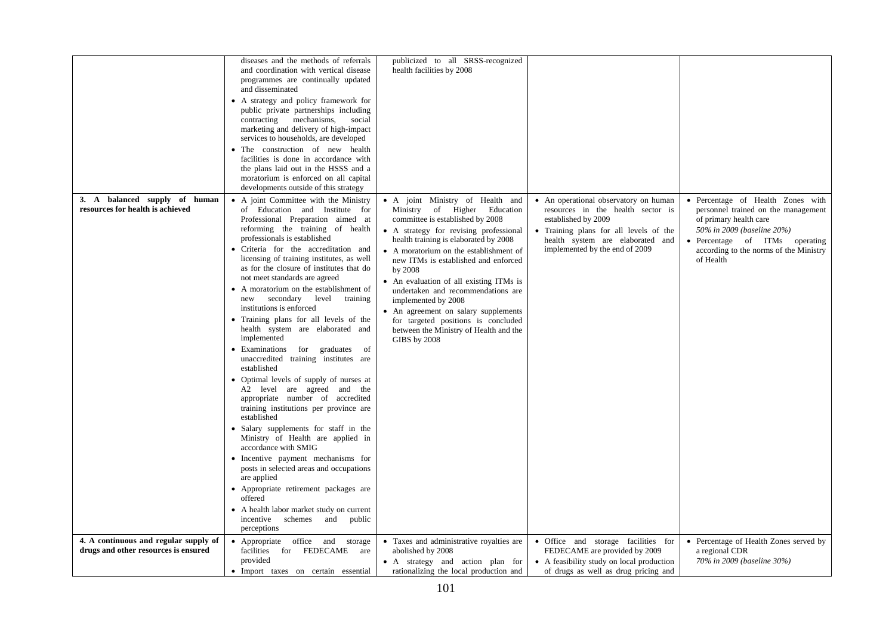| | | | | |
|---|---|---|---|---|
| | diseases and the methods of referrals and coordination with vertical disease programmes are continually updated and disseminated<br>• A strategy and policy framework for public private partnerships including contracting mechanisms, social marketing and delivery of high-impact services to households, are developed<br>• The construction of new health facilities is done in accordance with the plans laid out in the HSSS and a moratorium is enforced on all capital developments outside of this strategy | publicized to all SRSS-recognized health facilities by 2008 | | |
| **3. A balanced supply of human resources for health is achieved** | • A joint Committee with the Ministry of Education and Institute for Professional Preparation aimed at reforming the training of health professionals is established<br>• Criteria for the accreditation and licensing of training institutes, as well as for the closure of institutes that do not meet standards are agreed<br>• A moratorium on the establishment of new secondary level training institutions is enforced<br>• Training plans for all levels of the health system are elaborated and implemented<br>• Examinations for graduates of unaccredited training institutes are established<br>• Optimal levels of supply of nurses at A2 level are agreed and the appropriate number of accredited training institutions per province are established<br>• Salary supplements for staff in the Ministry of Health are applied in accordance with SMIG<br>• Incentive payment mechanisms for posts in selected areas and occupations are applied<br>• Appropriate retirement packages are offered<br>• A health labor market study on current incentive schemes and public perceptions | • A joint Ministry of Health and Ministry of Higher Education committee is established by 2008<br>• A strategy for revising professional health training is elaborated by 2008<br>• A moratorium on the establishment of new ITMs is established and enforced by 2008<br>• An evaluation of all existing ITMs is undertaken and recommendations are implemented by 2008<br>• An agreement on salary supplements for targeted positions is concluded between the Ministry of Health and the GIBS by 2008 | • An operational observatory on human resources in the health sector is established by 2009<br>• Training plans for all levels of the health system are elaborated and implemented by the end of 2009 | • Percentage of Health Zones with personnel trained on the management of primary health care<br>*50% in 2009 (baseline 20%)*<br>• Percentage of ITMs operating according to the norms of the Ministry of Health |
| **4. A continuous and regular supply of drugs and other resources is ensured** | • Appropriate office and storage facilities for FEDECAME are provided<br>• Import taxes on certain essential | • Taxes and administrative royalties are abolished by 2008<br>• A strategy and action plan for rationalizing the local production and | • Office and storage facilities for FEDECAME are provided by 2009<br>• A feasibility study on local production of drugs as well as drug pricing and | • Percentage of Health Zones served by a regional CDR<br>*70% in 2009 (baseline 30%)* |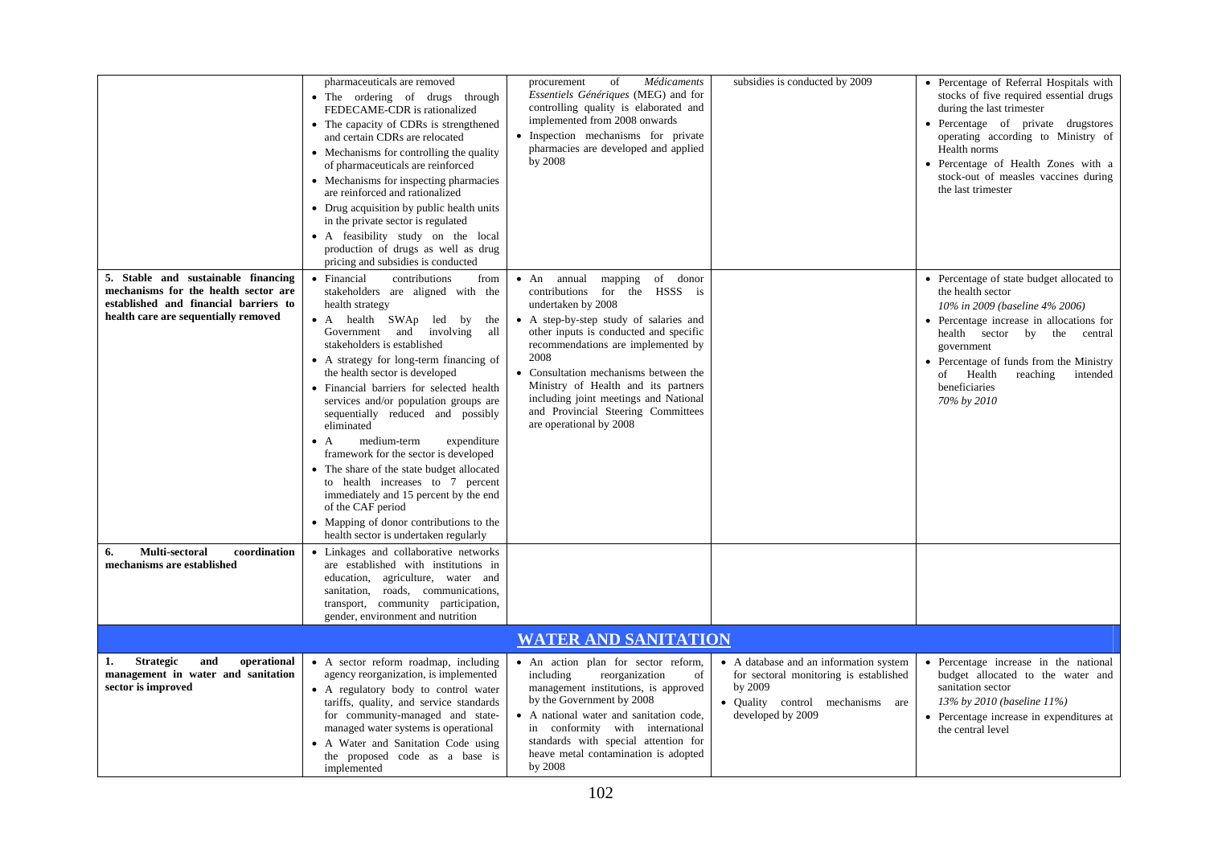|  |  |  |  |  |
|---|---|---|---|---|
|  | pharmaceuticals are removed<br>• The ordering of drugs through FEDECAME-CDR is rationalized<br>• The capacity of CDRs is strengthened and certain CDRs are relocated<br>• Mechanisms for controlling the quality of pharmaceuticals are reinforced<br>• Mechanisms for inspecting pharmacies are reinforced and rationalized<br>• Drug acquisition by public health units in the private sector is regulated<br>• A feasibility study on the local production of drugs as well as drug pricing and subsidies is conducted | procurement of *Médicaments Essentiels Génériques* (MEG) and for controlling quality is elaborated and implemented from 2008 onwards<br>• Inspection mechanisms for private pharmacies are developed and applied by 2008 | subsidies is conducted by 2009 | • Percentage of Referral Hospitals with stocks of five required essential drugs during the last trimester<br>• Percentage of private drugstores operating according to Ministry of Health norms<br>• Percentage of Health Zones with a stock-out of measles vaccines during the last trimester |
| **5. Stable and sustainable financing mechanisms for the health sector are established and financial barriers to health care are sequentially removed** | • Financial contributions from stakeholders are aligned with the health strategy<br>• A health SWAp led by the Government and involving all stakeholders is established<br>• A strategy for long-term financing of the health sector is developed<br>• Financial barriers for selected health services and/or population groups are sequentially reduced and possibly eliminated<br>• A medium-term expenditure framework for the sector is developed<br>• The share of the state budget allocated to health increases to 7 percent immediately and 15 percent by the end of the CAF period<br>• Mapping of donor contributions to the health sector is undertaken regularly | • An annual mapping of donor contributions for the HSSS is undertaken by 2008<br>• A step-by-step study of salaries and other inputs is conducted and specific recommendations are implemented by 2008<br>• Consultation mechanisms between the Ministry of Health and its partners including joint meetings and National and Provincial Steering Committees are operational by 2008 |  | • Percentage of state budget allocated to the health sector<br>*10% in 2009 (baseline 4% 2006)*<br>• Percentage increase in allocations for health sector by the central government<br>• Percentage of funds from the Ministry of Health reaching intended beneficiaries<br>*70% by 2010* |
| **6. Multi-sectoral coordination mechanisms are established** | • Linkages and collaborative networks are established with institutions in education, agriculture, water and sanitation, roads, communications, transport, community participation, gender, environment and nutrition |  |  |  |
|  |  | **WATER AND SANITATION** |  |  |
| **1. Strategic and operational management in water and sanitation sector is improved** | • A sector reform roadmap, including agency reorganization, is implemented<br>• A regulatory body to control water tariffs, quality, and service standards for community-managed and state-managed water systems is operational<br>• A Water and Sanitation Code using the proposed code as a base is implemented | • An action plan for sector reform, including reorganization of management institutions, is approved by the Government by 2008<br>• A national water and sanitation code, in conformity with international standards with special attention for heave metal contamination is adopted by 2008 | • A database and an information system for sectoral monitoring is established by 2009<br>• Quality control mechanisms are developed by 2009 | • Percentage increase in the national budget allocated to the water and sanitation sector<br>*13% by 2010 (baseline 11%)*<br>• Percentage increase in expenditures at the central level |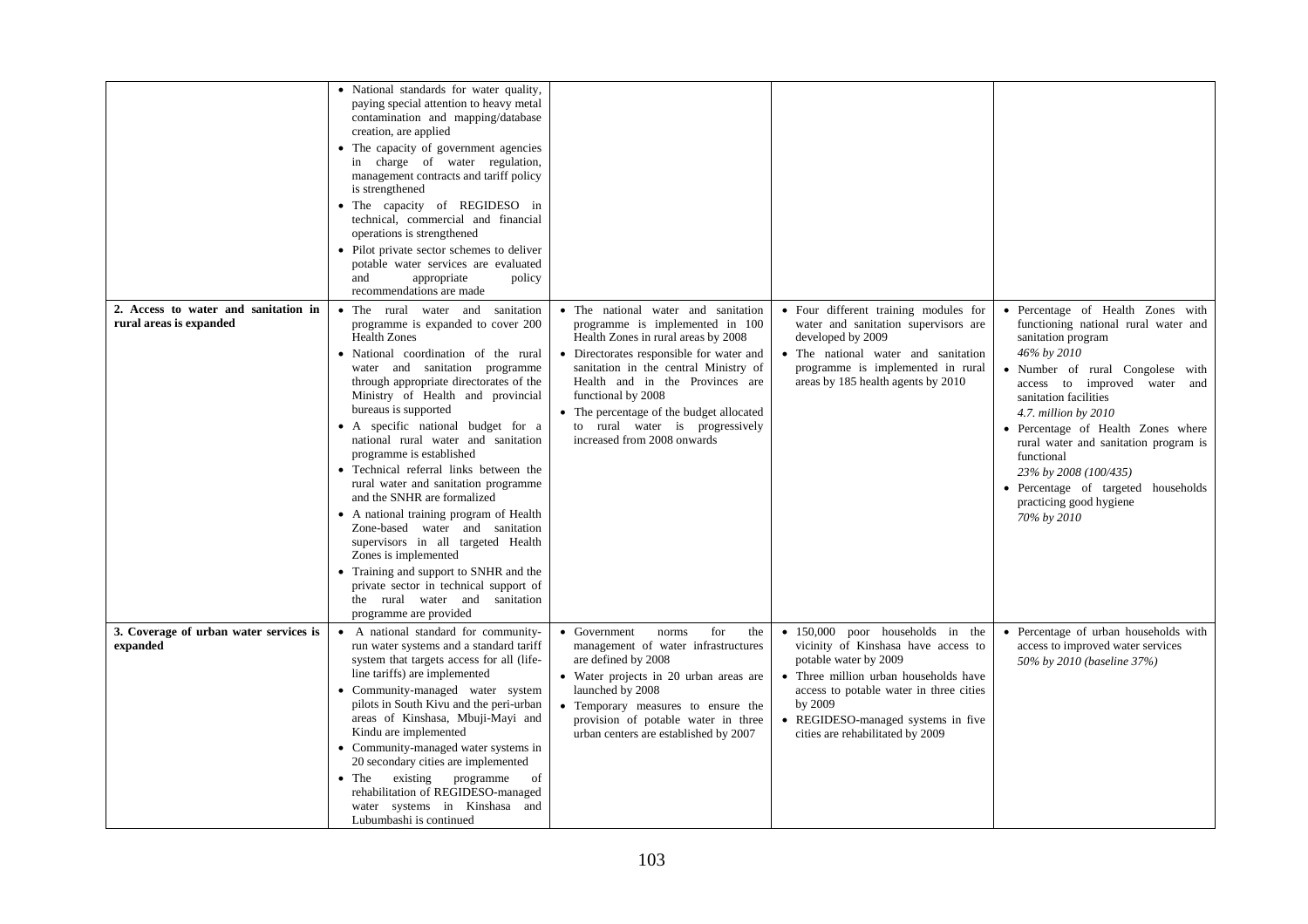| | | | | |
|---|---|---|---|---|
| | • National standards for water quality, paying special attention to heavy metal contamination and mapping/database creation, are applied<br>• The capacity of government agencies in charge of water regulation, management contracts and tariff policy is strengthened<br>• The capacity of REGIDESO in technical, commercial and financial operations is strengthened<br>• Pilot private sector schemes to deliver potable water services are evaluated and appropriate policy recommendations are made | | | |
| **2. Access to water and sanitation in rural areas is expanded** | • The rural water and sanitation programme is expanded to cover 200 Health Zones<br>• National coordination of the rural water and sanitation programme through appropriate directorates of the Ministry of Health and provincial bureaus is supported<br>• A specific national budget for a national rural water and sanitation programme is established<br>• Technical referral links between the rural water and sanitation programme and the SNHR are formalized<br>• A national training program of Health Zone-based water and sanitation supervisors in all targeted Health Zones is implemented<br>• Training and support to SNHR and the private sector in technical support of the rural water and sanitation programme are provided | • The national water and sanitation programme is implemented in 100 Health Zones in rural areas by 2008<br>• Directorates responsible for water and sanitation in the central Ministry of Health and in the Provinces are functional by 2008<br>• The percentage of the budget allocated to rural water is progressively increased from 2008 onwards | • Four different training modules for water and sanitation supervisors are developed by 2009<br>• The national water and sanitation programme is implemented in rural areas by 185 health agents by 2010 | • Percentage of Health Zones with functioning national rural water and sanitation program<br>*46% by 2010*<br>• Number of rural Congolese with access to improved water and sanitation facilities<br>*4.7. million by 2010*<br>• Percentage of Health Zones where rural water and sanitation program is functional<br>*23% by 2008 (100/435)*<br>• Percentage of targeted households practicing good hygiene<br>*70% by 2010* |
| **3. Coverage of urban water services is expanded** | • A national standard for community-run water systems and a standard tariff system that targets access for all (life-line tariffs) are implemented<br>• Community-managed water system pilots in South Kivu and the peri-urban areas of Kinshasa, Mbuji-Mayi and Kindu are implemented<br>• Community-managed water systems in 20 secondary cities are implemented<br>• The existing programme of rehabilitation of REGIDESO-managed water systems in Kinshasa and Lubumbashi is continued | • Government norms for the management of water infrastructures are defined by 2008<br>• Water projects in 20 urban areas are launched by 2008<br>• Temporary measures to ensure the provision of potable water in three urban centers are established by 2007 | • 150,000 poor households in the vicinity of Kinshasa have access to potable water by 2009<br>• Three million urban households have access to potable water in three cities by 2009<br>• REGIDESO-managed systems in five cities are rehabilitated by 2009 | • Percentage of urban households with access to improved water services<br>*50% by 2010 (baseline 37%)* |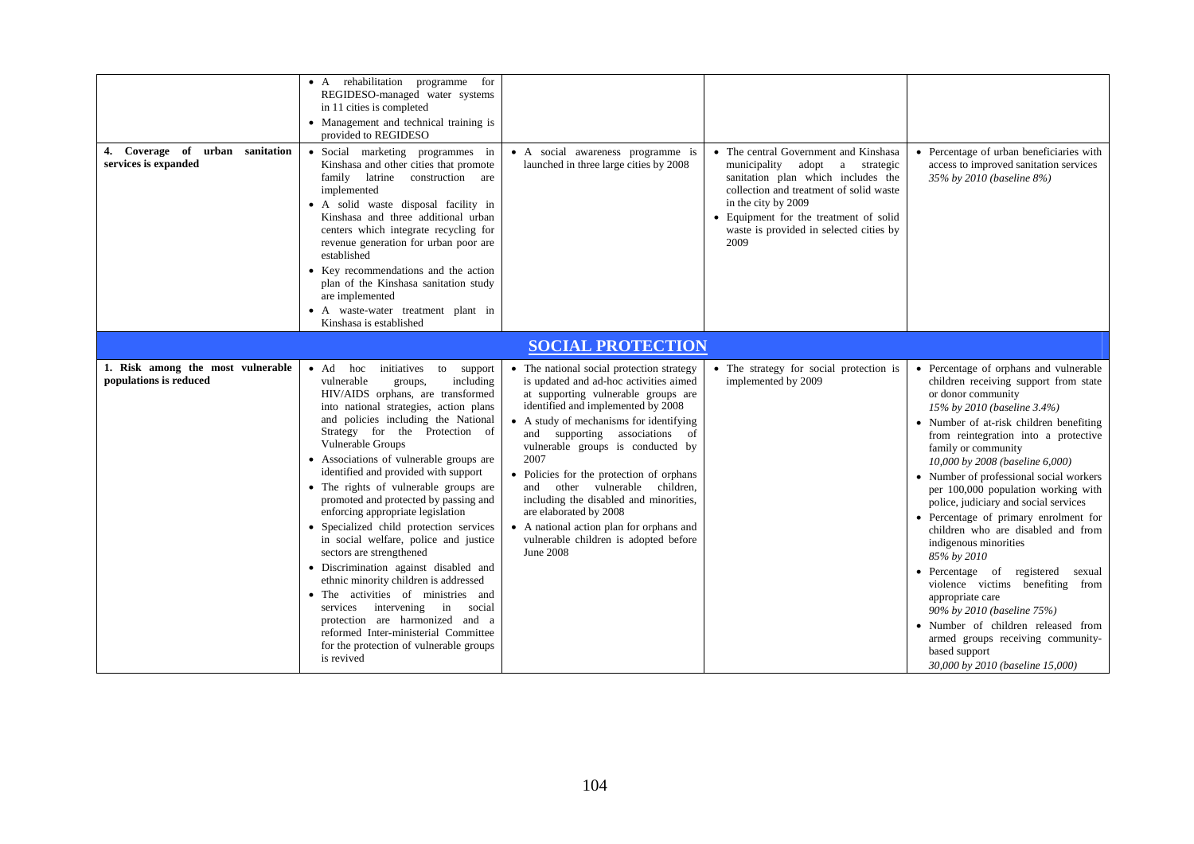| | | | | |
|---|---|---|---|---|
| | • A rehabilitation programme for REGIDESO-managed water systems in 11 cities is completed<br>• Management and technical training is provided to REGIDESO | | | |
| **4. Coverage of urban sanitation services is expanded** | • Social marketing programmes in Kinshasa and other cities that promote family latrine construction are implemented<br>• A solid waste disposal facility in Kinshasa and three additional urban centers which integrate recycling for revenue generation for urban poor are established<br>• Key recommendations and the action plan of the Kinshasa sanitation study are implemented<br>• A waste-water treatment plant in Kinshasa is established | • A social awareness programme is launched in three large cities by 2008 | • The central Government and Kinshasa municipality adopt a strategic sanitation plan which includes the collection and treatment of solid waste in the city by 2009<br>• Equipment for the treatment of solid waste is provided in selected cities by 2009 | • Percentage of urban beneficiaries with access to improved sanitation services *35% by 2010 (baseline 8%)* |
| | | **SOCIAL PROTECTION** | | |
| **1. Risk among the most vulnerable populations is reduced** | • Ad hoc initiatives to support vulnerable groups, including HIV/AIDS orphans, are transformed into national strategies, action plans and policies including the National Strategy for the Protection of Vulnerable Groups<br>• Associations of vulnerable groups are identified and provided with support<br>• The rights of vulnerable groups are promoted and protected by passing and enforcing appropriate legislation<br>• Specialized child protection services in social welfare, police and justice sectors are strengthened<br>• Discrimination against disabled and ethnic minority children is addressed<br>• The activities of ministries and services intervening in social protection are harmonized and a reformed Inter-ministerial Committee for the protection of vulnerable groups is revived | • The national social protection strategy is updated and ad-hoc activities aimed at supporting vulnerable groups are identified and implemented by 2008<br>• A study of mechanisms for identifying and supporting associations of vulnerable groups is conducted by 2007<br>• Policies for the protection of orphans and other vulnerable children, including the disabled and minorities, are elaborated by 2008<br>• A national action plan for orphans and vulnerable children is adopted before June 2008 | • The strategy for social protection is implemented by 2009 | • Percentage of orphans and vulnerable children receiving support from state or donor community *15% by 2010 (baseline 3.4%)*<br>• Number of at-risk children benefiting from reintegration into a protective family or community *10,000 by 2008 (baseline 6,000)*<br>• Number of professional social workers per 100,000 population working with police, judiciary and social services<br>• Percentage of primary enrolment for children who are disabled and from indigenous minorities *85% by 2010*<br>• Percentage of registered sexual violence victims benefiting from appropriate care *90% by 2010 (baseline 75%)*<br>• Number of children released from armed groups receiving community-based support *30,000 by 2010 (baseline 15,000)* |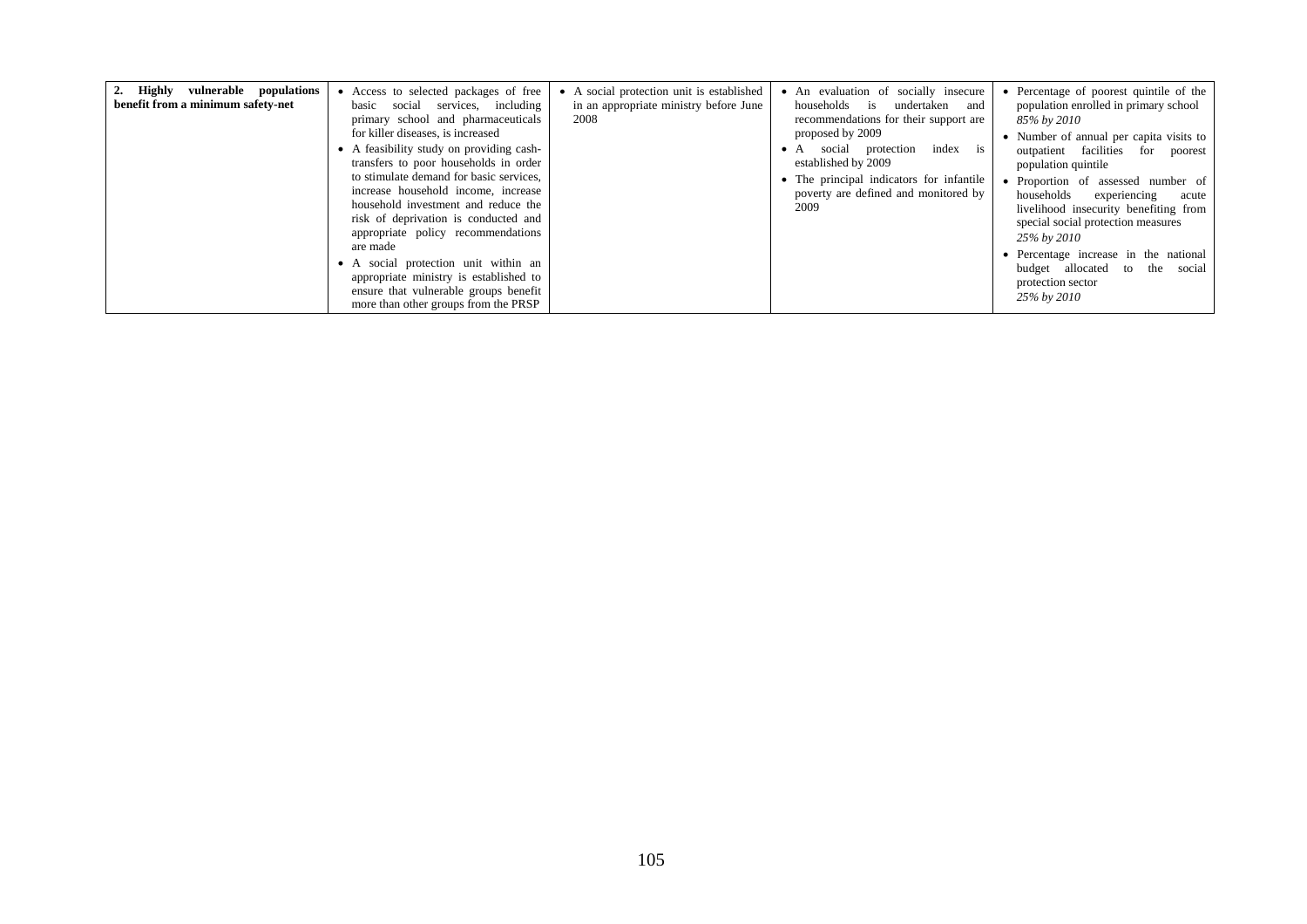| | | | | |
|---|---|---|---|---|
| **2. Highly vulnerable populations benefit from a minimum safety-net** | • Access to selected packages of free basic social services, including primary school and pharmaceuticals for killer diseases, is increased<br>• A feasibility study on providing cash-transfers to poor households in order to stimulate demand for basic services, increase household income, increase household investment and reduce the risk of deprivation is conducted and appropriate policy recommendations are made<br>• A social protection unit within an appropriate ministry is established to ensure that vulnerable groups benefit more than other groups from the PRSP | • A social protection unit is established in an appropriate ministry before June 2008 | • An evaluation of socially insecure households is undertaken and recommendations for their support are proposed by 2009<br>• A social protection index is established by 2009<br>• The principal indicators for infantile poverty are defined and monitored by 2009 | • Percentage of poorest quintile of the population enrolled in primary school *85% by 2010*<br>• Number of annual per capita visits to outpatient facilities for poorest population quintile<br>• Proportion of assessed number of households experiencing acute livelihood insecurity benefiting from special social protection measures *25% by 2010*<br>• Percentage increase in the national budget allocated to the social protection sector *25% by 2010* |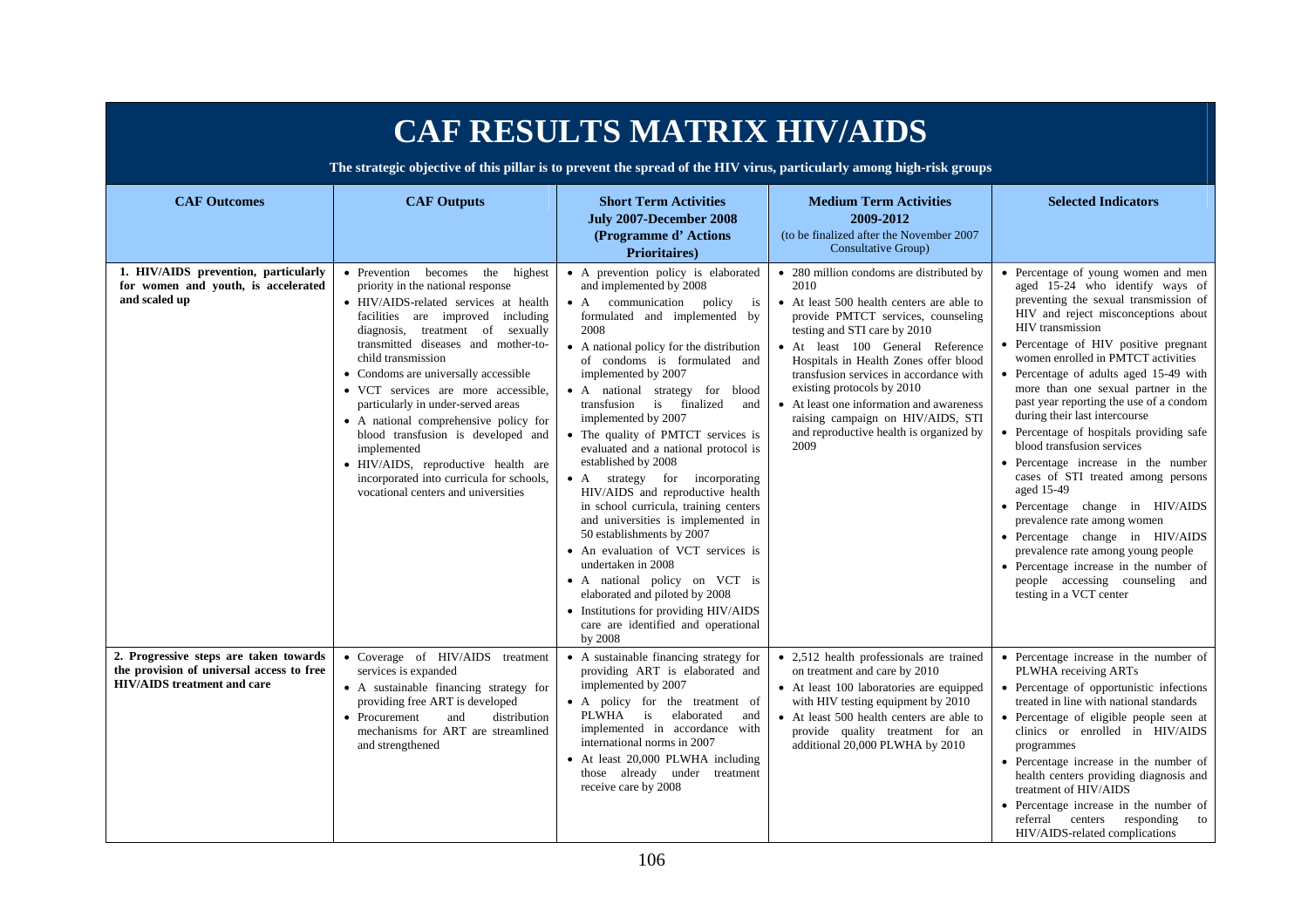# CAF RESULTS MATRIX HIV/AIDS

**The strategic objective of this pillar is to prevent the spread of the HIV virus, particularly among high-risk groups**

| CAF Outcomes | CAF Outputs | Short Term Activities July 2007-December 2008 (Programme d' Actions Prioritaires) | Medium Term Activities 2009-2012 (to be finalized after the November 2007 Consultative Group) | Selected Indicators |
|---|---|---|---|---|
| **1. HIV/AIDS prevention, particularly for women and youth, is accelerated and scaled up** | • Prevention becomes the highest priority in the national response<br>• HIV/AIDS-related services at health facilities are improved including diagnosis, treatment of sexually transmitted diseases and mother-to-child transmission<br>• Condoms are universally accessible<br>• VCT services are more accessible, particularly in under-served areas<br>• A national comprehensive policy for blood transfusion is developed and implemented<br>• HIV/AIDS, reproductive health are incorporated into curricula for schools, vocational centers and universities | • A prevention policy is elaborated and implemented by 2008<br>• A communication policy is formulated and implemented by 2008<br>• A national policy for the distribution of condoms is formulated and implemented by 2007<br>• A national strategy for blood transfusion is finalized and implemented by 2007<br>• The quality of PMTCT services is evaluated and a national protocol is established by 2008<br>• A strategy for incorporating HIV/AIDS and reproductive health in school curricula, training centers and universities is implemented in 50 establishments by 2007<br>• An evaluation of VCT services is undertaken in 2008<br>• A national policy on VCT is elaborated and piloted by 2008<br>• Institutions for providing HIV/AIDS care are identified and operational by 2008 | • 280 million condoms are distributed by 2010<br>• At least 500 health centers are able to provide PMTCT services, counseling testing and STI care by 2010<br>• At least 100 General Reference Hospitals in Health Zones offer blood transfusion services in accordance with existing protocols by 2010<br>• At least one information and awareness raising campaign on HIV/AIDS, STI and reproductive health is organized by 2009 | • Percentage of young women and men aged 15-24 who identify ways of preventing the sexual transmission of HIV and reject misconceptions about HIV transmission<br>• Percentage of HIV positive pregnant women enrolled in PMTCT activities<br>• Percentage of adults aged 15-49 with more than one sexual partner in the past year reporting the use of a condom during their last intercourse<br>• Percentage of hospitals providing safe blood transfusion services<br>• Percentage increase in the number cases of STI treated among persons aged 15-49<br>• Percentage change in HIV/AIDS prevalence rate among women<br>• Percentage change in HIV/AIDS prevalence rate among young people<br>• Percentage increase in the number of people accessing counseling and testing in a VCT center |
| **2. Progressive steps are taken towards the provision of universal access to free HIV/AIDS treatment and care** | • Coverage of HIV/AIDS treatment services is expanded<br>• A sustainable financing strategy for providing free ART is developed<br>• Procurement and distribution mechanisms for ART are streamlined and strengthened | • A sustainable financing strategy for providing ART is elaborated and implemented by 2007<br>• A policy for the treatment of PLWHA is elaborated and implemented in accordance with international norms in 2007<br>• At least 20,000 PLWHA including those already under treatment receive care by 2008 | • 2,512 health professionals are trained on treatment and care by 2010<br>• At least 100 laboratories are equipped with HIV testing equipment by 2010<br>• At least 500 health centers are able to provide quality treatment for an additional 20,000 PLWHA by 2010 | • Percentage increase in the number of PLWHA receiving ARTs<br>• Percentage of opportunistic infections treated in line with national standards<br>• Percentage of eligible people seen at clinics or enrolled in HIV/AIDS programmes<br>• Percentage increase in the number of health centers providing diagnosis and treatment of HIV/AIDS<br>• Percentage increase in the number of referral centers responding to HIV/AIDS-related complications |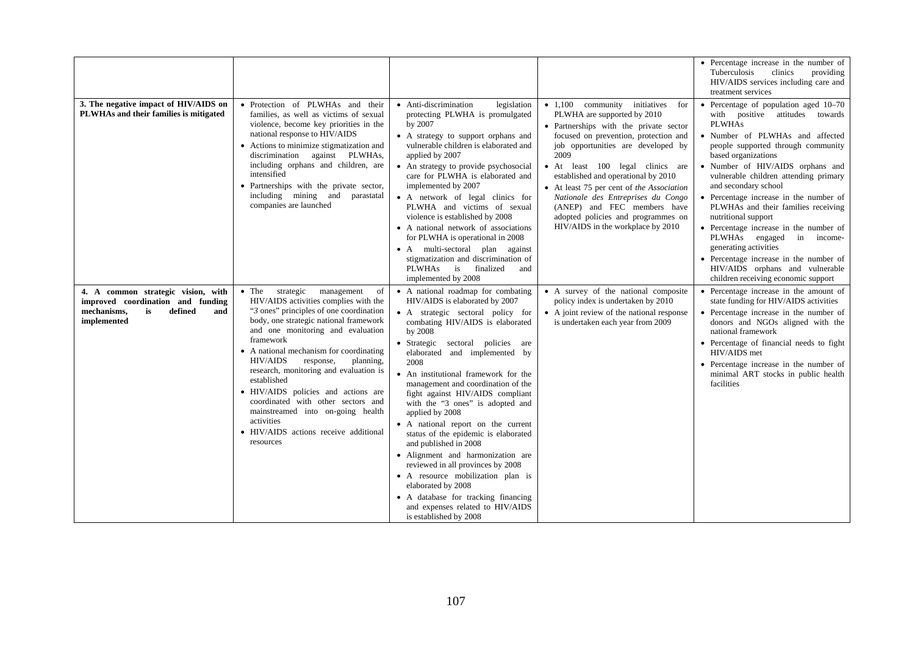| | | | | |
|---|---|---|---|---|
| | | | | • Percentage increase in the number of Tuberculosis clinics providing HIV/AIDS services including care and treatment services |
| **3. The negative impact of HIV/AIDS on PLWHAs and their families is mitigated** | • Protection of PLWHAs and their families, as well as victims of sexual violence, become key priorities in the national response to HIV/AIDS<br>• Actions to minimize stigmatization and discrimination against PLWHAs, including orphans and children, are intensified<br>• Partnerships with the private sector, including mining and parastatal companies are launched | • Anti-discrimination legislation protecting PLWHA is promulgated by 2007<br>• A strategy to support orphans and vulnerable children is elaborated and applied by 2007<br>• An strategy to provide psychosocial care for PLWHA is elaborated and implemented by 2007<br>• A network of legal clinics for PLWHA and victims of sexual violence is established by 2008<br>• A national network of associations for PLWHA is operational in 2008<br>• A multi-sectoral plan against stigmatization and discrimination of PLWHAs is finalized and implemented by 2008 | • 1,100 community initiatives for PLWHA are supported by 2010<br>• Partnerships with the private sector focused on prevention, protection and job opportunities are developed by 2009<br>• At least 100 legal clinics are established and operational by 2010<br>• At least 75 per cent of *the Association Nationale des Entreprises du Congo* (ANEP) and FEC members have adopted policies and programmes on HIV/AIDS in the workplace by 2010 | • Percentage of population aged 10–70 with positive attitudes towards PLWHAs<br>• Number of PLWHAs and affected people supported through community based organizations<br>• Number of HIV/AIDS orphans and vulnerable children attending primary and secondary school<br>• Percentage increase in the number of PLWHAs and their families receiving nutritional support<br>• Percentage increase in the number of PLWHAs engaged in income-generating activities<br>• Percentage increase in the number of HIV/AIDS orphans and vulnerable children receiving economic support |
| **4. A common strategic vision, with improved coordination and funding mechanisms, is defined and implemented** | • The strategic management of HIV/AIDS activities complies with the "3 ones" principles of one coordination body, one strategic national framework and one monitoring and evaluation framework<br>• A national mechanism for coordinating HIV/AIDS response, planning, research, monitoring and evaluation is established<br>• HIV/AIDS policies and actions are coordinated with other sectors and mainstreamed into on-going health activities<br>• HIV/AIDS actions receive additional resources | • A national roadmap for combating HIV/AIDS is elaborated by 2007<br>• A strategic sectoral policy for combating HIV/AIDS is elaborated by 2008<br>• Strategic sectoral policies are elaborated and implemented by 2008<br>• An institutional framework for the management and coordination of the fight against HIV/AIDS compliant with the "3 ones" is adopted and applied by 2008<br>• A national report on the current status of the epidemic is elaborated and published in 2008<br>• Alignment and harmonization are reviewed in all provinces by 2008<br>• A resource mobilization plan is elaborated by 2008<br>• A database for tracking financing and expenses related to HIV/AIDS is established by 2008 | • A survey of the national composite policy index is undertaken by 2010<br>• A joint review of the national response is undertaken each year from 2009 | • Percentage increase in the amount of state funding for HIV/AIDS activities<br>• Percentage increase in the number of donors and NGOs aligned with the national framework<br>• Percentage of financial needs to fight HIV/AIDS met<br>• Percentage increase in the number of minimal ART stocks in public health facilities |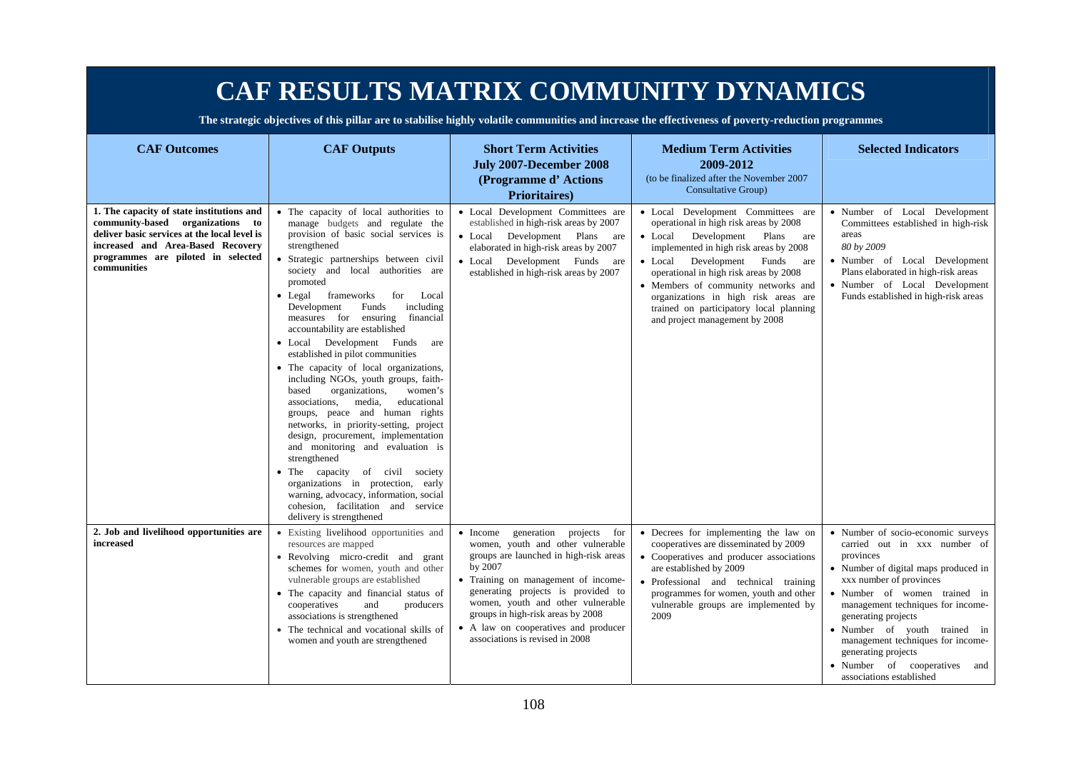# CAF RESULTS MATRIX COMMUNITY DYNAMICS

**The strategic objectives of this pillar are to stabilise highly volatile communities and increase the effectiveness of poverty-reduction programmes**

| CAF Outcomes | CAF Outputs | Short Term Activities July 2007-December 2008 (Programme d' Actions Prioritaires) | Medium Term Activities 2009-2012 (to be finalized after the November 2007 Consultative Group) | Selected Indicators |
|---|---|---|---|---|
| **1. The capacity of state institutions and community-based organizations to deliver basic services at the local level is increased and Area-Based Recovery programmes are piloted in selected communities** | • The capacity of local authorities to manage budgets and regulate the provision of basic social services is strengthened<br>• Strategic partnerships between civil society and local authorities are promoted<br>• Legal frameworks for Local Development Funds including measures for ensuring financial accountability are established<br>• Local Development Funds are established in pilot communities<br>• The capacity of local organizations, including NGOs, youth groups, faith-based organizations, women's associations, media, educational groups, peace and human rights networks, in priority-setting, project design, procurement, implementation and monitoring and evaluation is strengthened<br>• The capacity of civil society organizations in protection, early warning, advocacy, information, social cohesion, facilitation and service delivery is strengthened | • Local Development Committees are established in high-risk areas by 2007<br>• Local Development Plans are elaborated in high-risk areas by 2007<br>• Local Development Funds are established in high-risk areas by 2007 | • Local Development Committees are operational in high risk areas by 2008<br>• Local Development Plans are implemented in high risk areas by 2008<br>• Local Development Funds are operational in high risk areas by 2008<br>• Members of community networks and organizations in high risk areas are trained on participatory local planning and project management by 2008 | • Number of Local Development Committees established in high-risk areas<br>*80 by 2009*<br>• Number of Local Development Plans elaborated in high-risk areas<br>• Number of Local Development Funds established in high-risk areas |
| **2. Job and livelihood opportunities are increased** | • Existing livelihood opportunities and resources are mapped<br>• Revolving micro-credit and grant schemes for women, youth and other vulnerable groups are established<br>• The capacity and financial status of cooperatives and producers associations is strengthened<br>• The technical and vocational skills of women and youth are strengthened | • Income generation projects for women, youth and other vulnerable groups are launched in high-risk areas by 2007<br>• Training on management of income-generating projects is provided to women, youth and other vulnerable groups in high-risk areas by 2008<br>• A law on cooperatives and producer associations is revised in 2008 | • Decrees for implementing the law on cooperatives are disseminated by 2009<br>• Cooperatives and producer associations are established by 2009<br>• Professional and technical training programmes for women, youth and other vulnerable groups are implemented by 2009 | • Number of socio-economic surveys carried out in xxx number of provinces<br>• Number of digital maps produced in xxx number of provinces<br>• Number of women trained in management techniques for income-generating projects<br>• Number of youth trained in management techniques for income-generating projects<br>• Number of cooperatives and associations established |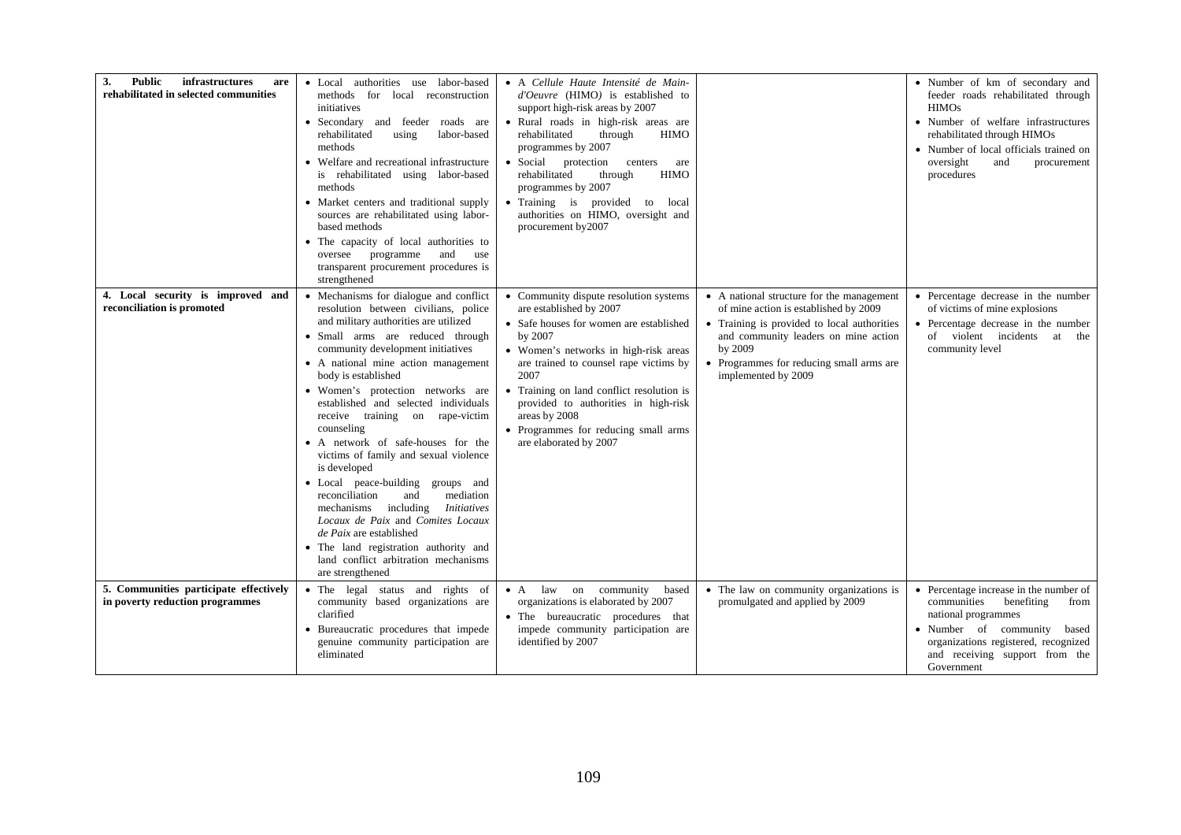| | | | | |
|---|---|---|---|---|
| **3. Public infrastructures are rehabilitated in selected communities** | • Local authorities use labor-based methods for local reconstruction initiatives<br>• Secondary and feeder roads are rehabilitated using labor-based methods<br>• Welfare and recreational infrastructure is rehabilitated using labor-based methods<br>• Market centers and traditional supply sources are rehabilitated using labor-based methods<br>• The capacity of local authorities to oversee programme and use transparent procurement procedures is strengthened | • A *Cellule Haute Intensité de Main-d'Oeuvre* (HIMO) is established to support high-risk areas by 2007<br>• Rural roads in high-risk areas are rehabilitated through HIMO programmes by 2007<br>• Social protection centers are rehabilitated through HIMO programmes by 2007<br>• Training is provided to local authorities on HIMO, oversight and procurement by2007 | | • Number of km of secondary and feeder roads rehabilitated through HIMOs<br>• Number of welfare infrastructures rehabilitated through HIMOs<br>• Number of local officials trained on oversight and procurement procedures |
| **4. Local security is improved and reconciliation is promoted** | • Mechanisms for dialogue and conflict resolution between civilians, police and military authorities are utilized<br>• Small arms are reduced through community development initiatives<br>• A national mine action management body is established<br>• Women's protection networks are established and selected individuals receive training on rape-victim counseling<br>• A network of safe-houses for the victims of family and sexual violence is developed<br>• Local peace-building groups and reconciliation and mediation mechanisms including *Initiatives Locaux de Paix* and *Comites Locaux de Paix* are established<br>• The land registration authority and land conflict arbitration mechanisms are strengthened | • Community dispute resolution systems are established by 2007<br>• Safe houses for women are established by 2007<br>• Women's networks in high-risk areas are trained to counsel rape victims by 2007<br>• Training on land conflict resolution is provided to authorities in high-risk areas by 2008<br>• Programmes for reducing small arms are elaborated by 2007 | • A national structure for the management of mine action is established by 2009<br>• Training is provided to local authorities and community leaders on mine action by 2009<br>• Programmes for reducing small arms are implemented by 2009 | • Percentage decrease in the number of victims of mine explosions<br>• Percentage decrease in the number of violent incidents at the community level |
| **5. Communities participate effectively in poverty reduction programmes** | • The legal status and rights of community based organizations are clarified<br>• Bureaucratic procedures that impede genuine community participation are eliminated | • A law on community based organizations is elaborated by 2007<br>• The bureaucratic procedures that impede community participation are identified by 2007 | • The law on community organizations is promulgated and applied by 2009 | • Percentage increase in the number of communities benefiting from national programmes<br>• Number of community based organizations registered, recognized and receiving support from the Government |